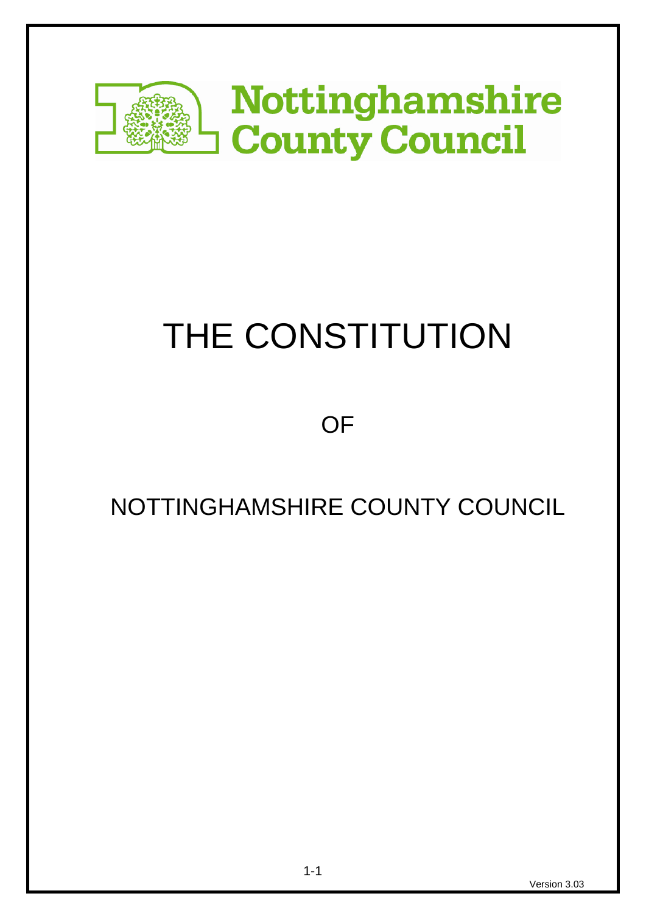Nottinghamshire County Council

# THE CONSTITUTION

OF

NOTTINGHAMSHIRE COUNTY COUNCIL

Version 3.03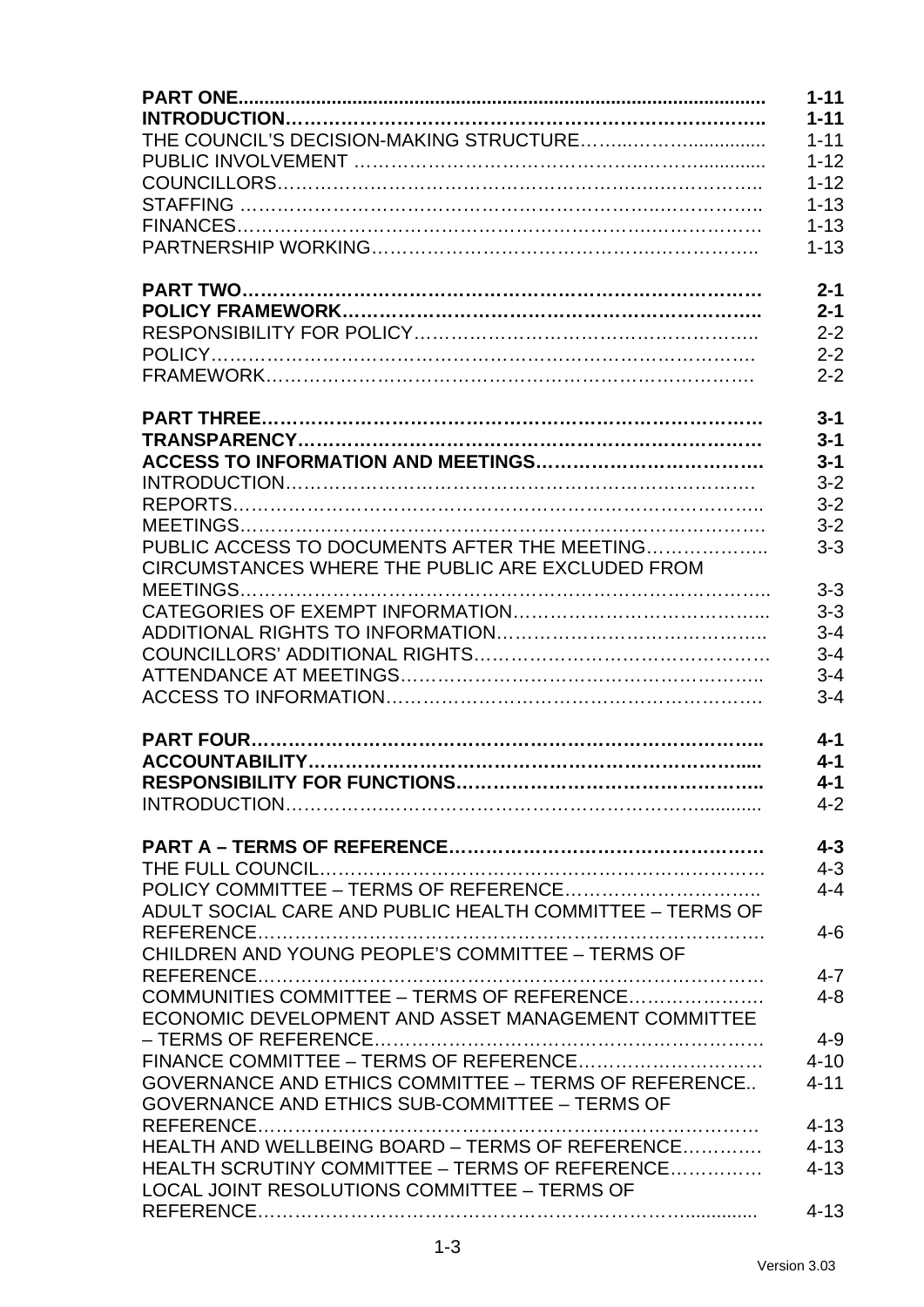| | |
|---|---|
| **PART ONE** | **1-11** |
| **INTRODUCTION** | **1-11** |
| THE COUNCIL'S DECISION-MAKING STRUCTURE | 1-11 |
| PUBLIC INVOLVEMENT | 1-12 |
| COUNCILLORS | 1-12 |
| STAFFING | 1-13 |
| FINANCES | 1-13 |
| PARTNERSHIP WORKING | 1-13 |
| | |
| **PART TWO** | **2-1** |
| **POLICY FRAMEWORK** | **2-1** |
| RESPONSIBILITY FOR POLICY | 2-2 |
| POLICY | 2-2 |
| FRAMEWORK | 2-2 |
| | |
| **PART THREE** | **3-1** |
| **TRANSPARENCY** | **3-1** |
| **ACCESS TO INFORMATION AND MEETINGS** | **3-1** |
| INTRODUCTION | 3-2 |
| REPORTS | 3-2 |
| MEETINGS | 3-2 |
| PUBLIC ACCESS TO DOCUMENTS AFTER THE MEETING | 3-3 |
| CIRCUMSTANCES WHERE THE PUBLIC ARE EXCLUDED FROM MEETINGS | 3-3 |
| CATEGORIES OF EXEMPT INFORMATION | 3-3 |
| ADDITIONAL RIGHTS TO INFORMATION | 3-4 |
| COUNCILLORS' ADDITIONAL RIGHTS | 3-4 |
| ATTENDANCE AT MEETINGS | 3-4 |
| ACCESS TO INFORMATION | 3-4 |
| | |
| **PART FOUR** | **4-1** |
| **ACCOUNTABILITY** | **4-1** |
| **RESPONSIBILITY FOR FUNCTIONS** | **4-1** |
| INTRODUCTION | 4-2 |
| | |
| **PART A – TERMS OF REFERENCE** | **4-3** |
| THE FULL COUNCIL | 4-3 |
| POLICY COMMITTEE – TERMS OF REFERENCE | 4-4 |
| ADULT SOCIAL CARE AND PUBLIC HEALTH COMMITTEE – TERMS OF REFERENCE | 4-6 |
| CHILDREN AND YOUNG PEOPLE'S COMMITTEE – TERMS OF REFERENCE | 4-7 |
| COMMUNITIES COMMITTEE – TERMS OF REFERENCE | 4-8 |
| ECONOMIC DEVELOPMENT AND ASSET MANAGEMENT COMMITTEE – TERMS OF REFERENCE | 4-9 |
| FINANCE COMMITTEE – TERMS OF REFERENCE | 4-10 |
| GOVERNANCE AND ETHICS COMMITTEE – TERMS OF REFERENCE | 4-11 |
| GOVERNANCE AND ETHICS SUB-COMMITTEE – TERMS OF REFERENCE | 4-13 |
| HEALTH AND WELLBEING BOARD – TERMS OF REFERENCE | 4-13 |
| HEALTH SCRUTINY COMMITTEE – TERMS OF REFERENCE | 4-13 |
| LOCAL JOINT RESOLUTIONS COMMITTEE – TERMS OF REFERENCE | 4-13 |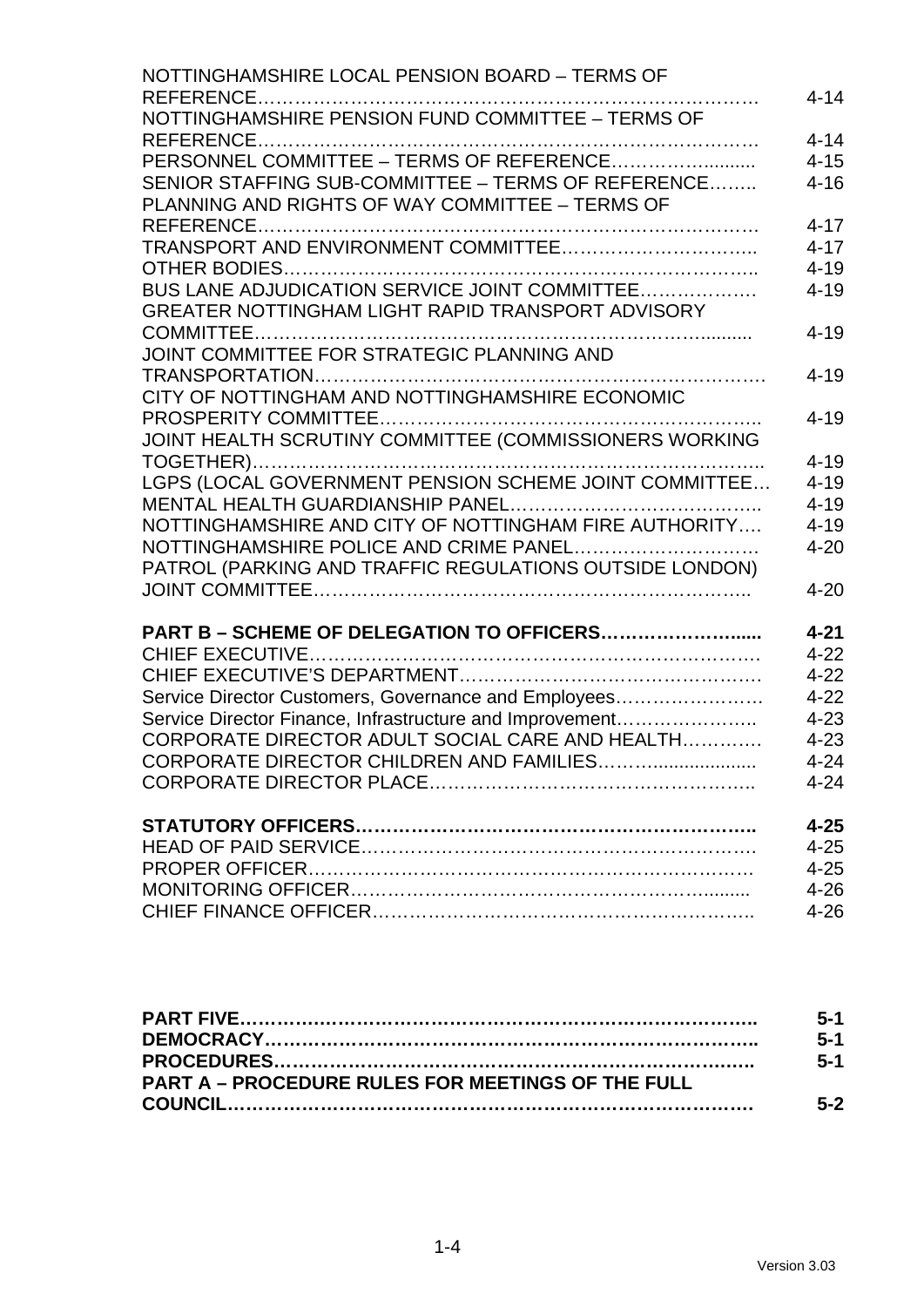| | |
|---|---|
| NOTTINGHAMSHIRE LOCAL PENSION BOARD – TERMS OF REFERENCE………………………………………………………………………… | 4-14 |
| NOTTINGHAMSHIRE PENSION FUND COMMITTEE – TERMS OF REFERENCE………………………………………………………………………… | 4-14 |
| PERSONNEL COMMITTEE – TERMS OF REFERENCE…………............ | 4-15 |
| SENIOR STAFFING SUB-COMMITTEE – TERMS OF REFERENCE…….. | 4-16 |
| PLANNING AND RIGHTS OF WAY COMMITTEE – TERMS OF REFERENCE………………………………………………………………………… | 4-17 |
| TRANSPORT AND ENVIRONMENT COMMITTEE………………………….. | 4-17 |
| OTHER BODIES………………………………………………………………….. | 4-19 |
| BUS LANE ADJUDICATION SERVICE JOINT COMMITTEE………………. | 4-19 |
| GREATER NOTTINGHAM LIGHT RAPID TRANSPORT ADVISORY COMMITTEE……………………………………………………………….......... | 4-19 |
| JOINT COMMITTEE FOR STRATEGIC PLANNING AND TRANSPORTATION……………………………………………………………… | 4-19 |
| CITY OF NOTTINGHAM AND NOTTINGHAMSHIRE ECONOMIC PROSPERITY COMMITTEE……………………………………………………….. | 4-19 |
| JOINT HEALTH SCRUTINY COMMITTEE (COMMISSIONERS WORKING TOGETHER)…………………………………………………………………….. | 4-19 |
| LGPS (LOCAL GOVERNMENT PENSION SCHEME JOINT COMMITTEE… | 4-19 |
| MENTAL HEALTH GUARDIANSHIP PANEL………………………………….. | 4-19 |
| NOTTINGHAMSHIRE AND CITY OF NOTTINGHAM FIRE AUTHORITY…. | 4-19 |
| NOTTINGHAMSHIRE POLICE AND CRIME PANEL……………………….. | 4-20 |
| PATROL (PARKING AND TRAFFIC REGULATIONS OUTSIDE LONDON) JOINT COMMITTEE……………………………………………………………….. | 4-20 |
| **PART B – SCHEME OF DELEGATION TO OFFICERS…………………......** | **4-21** |
| CHIEF EXECUTIVE………………………………………………………………. | 4-22 |
| CHIEF EXECUTIVE'S DEPARTMENT………………………………………. | 4-22 |
| Service Director Customers, Governance and Employees…………………. | 4-22 |
| Service Director Finance, Infrastructure and Improvement………………….. | 4-23 |
| CORPORATE DIRECTOR ADULT SOCIAL CARE AND HEALTH…………. | 4-23 |
| CORPORATE DIRECTOR CHILDREN AND FAMILIES……….................. | 4-24 |
| CORPORATE DIRECTOR PLACE…………………………………………….. | 4-24 |
| **STATUTORY OFFICERS………………………………………………………..** | **4-25** |
| HEAD OF PAID SERVICE……………………………………………………… | 4-25 |
| PROPER OFFICER………………………………………………………………. | 4-25 |
| MONITORING OFFICER………………………………………………........ | 4-26 |
| CHIEF FINANCE OFFICER…………………………………………………….. | 4-26 |

| | |
|---|---|
| **PART FIVE……………………………………………………………………….** | **5-1** |
| **DEMOCRACY…………………………………………………………………….** | **5-1** |
| **PROCEDURES…………………………………………………………………..** | **5-1** |
| **PART A – PROCEDURE RULES FOR MEETINGS OF THE FULL COUNCIL……………………………………………………………………….** | **5-2** |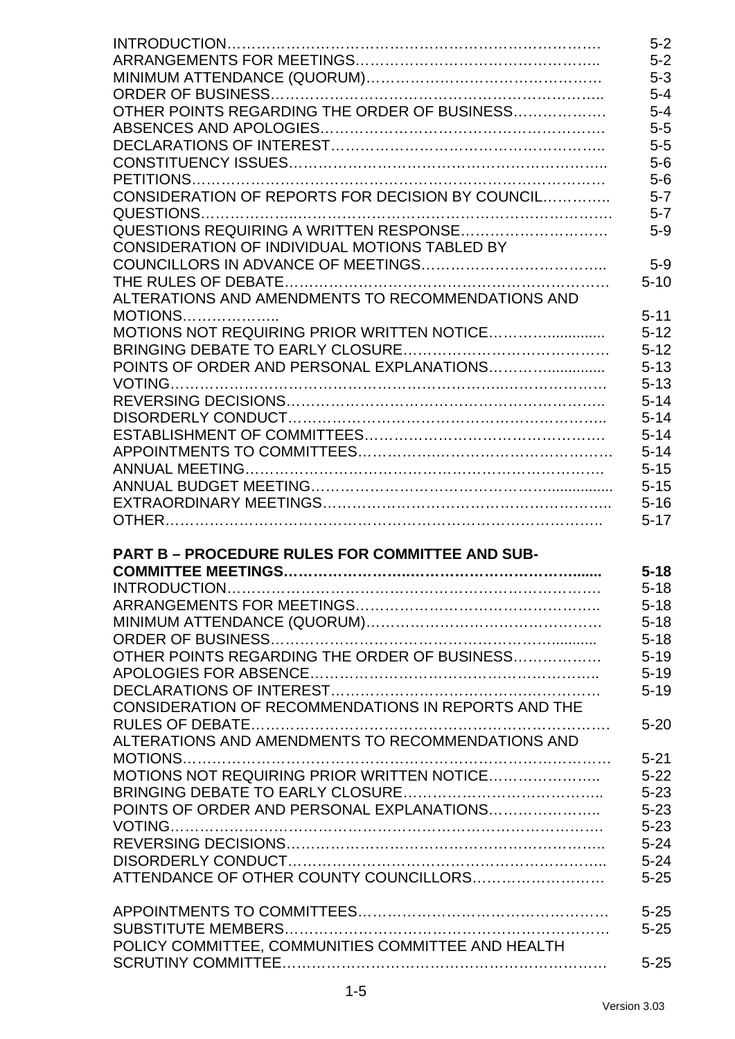| | |
|---|---|
| INTRODUCTION | 5-2 |
| ARRANGEMENTS FOR MEETINGS | 5-2 |
| MINIMUM ATTENDANCE (QUORUM) | 5-3 |
| ORDER OF BUSINESS | 5-4 |
| OTHER POINTS REGARDING THE ORDER OF BUSINESS | 5-4 |
| ABSENCES AND APOLOGIES | 5-5 |
| DECLARATIONS OF INTEREST | 5-5 |
| CONSTITUENCY ISSUES | 5-6 |
| PETITIONS | 5-6 |
| CONSIDERATION OF REPORTS FOR DECISION BY COUNCIL | 5-7 |
| QUESTIONS | 5-7 |
| QUESTIONS REQUIRING A WRITTEN RESPONSE | 5-9 |
| CONSIDERATION OF INDIVIDUAL MOTIONS TABLED BY COUNCILLORS IN ADVANCE OF MEETINGS | 5-9 |
| THE RULES OF DEBATE | 5-10 |
| ALTERATIONS AND AMENDMENTS TO RECOMMENDATIONS AND MOTIONS | 5-11 |
| MOTIONS NOT REQUIRING PRIOR WRITTEN NOTICE | 5-12 |
| BRINGING DEBATE TO EARLY CLOSURE | 5-12 |
| POINTS OF ORDER AND PERSONAL EXPLANATIONS | 5-13 |
| VOTING | 5-13 |
| REVERSING DECISIONS | 5-14 |
| DISORDERLY CONDUCT | 5-14 |
| ESTABLISHMENT OF COMMITTEES | 5-14 |
| APPOINTMENTS TO COMMITTEES | 5-14 |
| ANNUAL MEETING | 5-15 |
| ANNUAL BUDGET MEETING | 5-15 |
| EXTRAORDINARY MEETINGS | 5-16 |
| OTHER | 5-17 |

| | |
|---|---|
| **PART B – PROCEDURE RULES FOR COMMITTEE AND SUB-COMMITTEE MEETINGS** | **5-18** |
| INTRODUCTION | 5-18 |
| ARRANGEMENTS FOR MEETINGS | 5-18 |
| MINIMUM ATTENDANCE (QUORUM) | 5-18 |
| ORDER OF BUSINESS | 5-18 |
| OTHER POINTS REGARDING THE ORDER OF BUSINESS | 5-19 |
| APOLOGIES FOR ABSENCE | 5-19 |
| DECLARATIONS OF INTEREST | 5-19 |
| CONSIDERATION OF RECOMMENDATIONS IN REPORTS AND THE RULES OF DEBATE | 5-20 |
| ALTERATIONS AND AMENDMENTS TO RECOMMENDATIONS AND MOTIONS | 5-21 |
| MOTIONS NOT REQUIRING PRIOR WRITTEN NOTICE | 5-22 |
| BRINGING DEBATE TO EARLY CLOSURE | 5-23 |
| POINTS OF ORDER AND PERSONAL EXPLANATIONS | 5-23 |
| VOTING | 5-23 |
| REVERSING DECISIONS | 5-24 |
| DISORDERLY CONDUCT | 5-24 |
| ATTENDANCE OF OTHER COUNTY COUNCILLORS | 5-25 |
| | |
| APPOINTMENTS TO COMMITTEES | 5-25 |
| SUBSTITUTE MEMBERS | 5-25 |
| POLICY COMMITTEE, COMMUNITIES COMMITTEE AND HEALTH SCRUTINY COMMITTEE | 5-25 |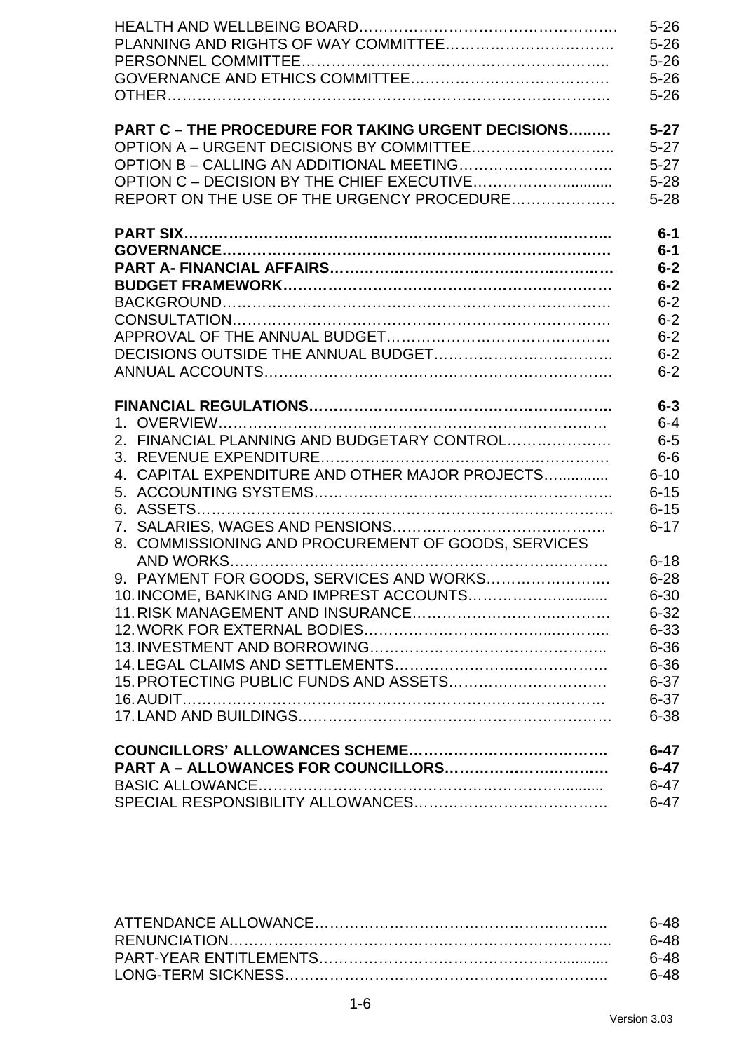| | |
|---|---|
| HEALTH AND WELLBEING BOARD…………………………………………… | 5-26 |
| PLANNING AND RIGHTS OF WAY COMMITTEE……………………………. | 5-26 |
| PERSONNEL COMMITTEE……………………………………………………….. | 5-26 |
| GOVERNANCE AND ETHICS COMMITTEE………………………………. | 5-26 |
| OTHER……………………………………………………………………………….. | 5-26 |
| | |
| **PART C – THE PROCEDURE FOR TAKING URGENT DECISIONS……..** | **5-27** |
| OPTION A – URGENT DECISIONS BY COMMITTEE……………………….. | 5-27 |
| OPTION B – CALLING AN ADDITIONAL MEETING…………………………. | 5-27 |
| OPTION C – DECISION BY THE CHIEF EXECUTIVE………………........... | 5-28 |
| REPORT ON THE USE OF THE URGENCY PROCEDURE………………. | 5-28 |
| | |
| **PART SIX……………………………………………………………………………..** | **6-1** |
| **GOVERNANCE…………………………………………………………………….** | **6-1** |
| **PART A- FINANCIAL AFFAIRS……………………………………………….** | **6-2** |
| **BUDGET FRAMEWORK………………………………………………………** | **6-2** |
| BACKGROUND……………………………………………………………………. | 6-2 |
| CONSULTATION…………………………………………………………………. | 6-2 |
| APPROVAL OF THE ANNUAL BUDGET……………………………………… | 6-2 |
| DECISIONS OUTSIDE THE ANNUAL BUDGET…………………………… | 6-2 |
| ANNUAL ACCOUNTS……………………………………………………………. | 6-2 |
| | |
| **FINANCIAL REGULATIONS………………………………………………….** | **6-3** |
| 1. OVERVIEW………………………………………………………………… | 6-4 |
| 2. FINANCIAL PLANNING AND BUDGETARY CONTROL………………… | 6-5 |
| 3. REVENUE EXPENDITURE……………………………………………… | 6-6 |
| 4. CAPITAL EXPENDITURE AND OTHER MAJOR PROJECTS…........... | 6-10 |
| 5. ACCOUNTING SYSTEMS……………………………………………… | 6-15 |
| 6. ASSETS……………………………………………………………………. | 6-15 |
| 7. SALARIES, WAGES AND PENSIONS…………………………………. | 6-17 |
| 8. COMMISSIONING AND PROCUREMENT OF GOODS, SERVICES AND WORKS…………………………………………………………… | 6-18 |
| 9. PAYMENT FOR GOODS, SERVICES AND WORKS……………………. | 6-28 |
| 10. INCOME, BANKING AND IMPREST ACCOUNTS……………........... | 6-30 |
| 11. RISK MANAGEMENT AND INSURANCE…………………………………. | 6-32 |
| 12. WORK FOR EXTERNAL BODIES………………………………………….. | 6-33 |
| 13. INVESTMENT AND BORROWING………………………………………….. | 6-36 |
| 14. LEGAL CLAIMS AND SETTLEMENTS…………………………………… | 6-36 |
| 15. PROTECTING PUBLIC FUNDS AND ASSETS…………………………… | 6-37 |
| 16. AUDIT……………………………………………………………………. | 6-37 |
| 17. LAND AND BUILDINGS…………………………………………………… | 6-38 |
| | |
| **COUNCILLORS' ALLOWANCES SCHEME………………………………….** | **6-47** |
| **PART A – ALLOWANCES FOR COUNCILLORS…………………………..** | **6-47** |
| BASIC ALLOWANCE…………………………………………………........... | 6-47 |
| SPECIAL RESPONSIBILITY ALLOWANCES………………………………… | 6-47 |
| | |
| ATTENDANCE ALLOWANCE……………………………………………….. | 6-48 |
| RENUNCIATION…………………………………………………………………….. | 6-48 |
| PART-YEAR ENTITLEMENTS……………………………………………........... | 6-48 |
| LONG-TERM SICKNESS……………………………………………………….. | 6-48 |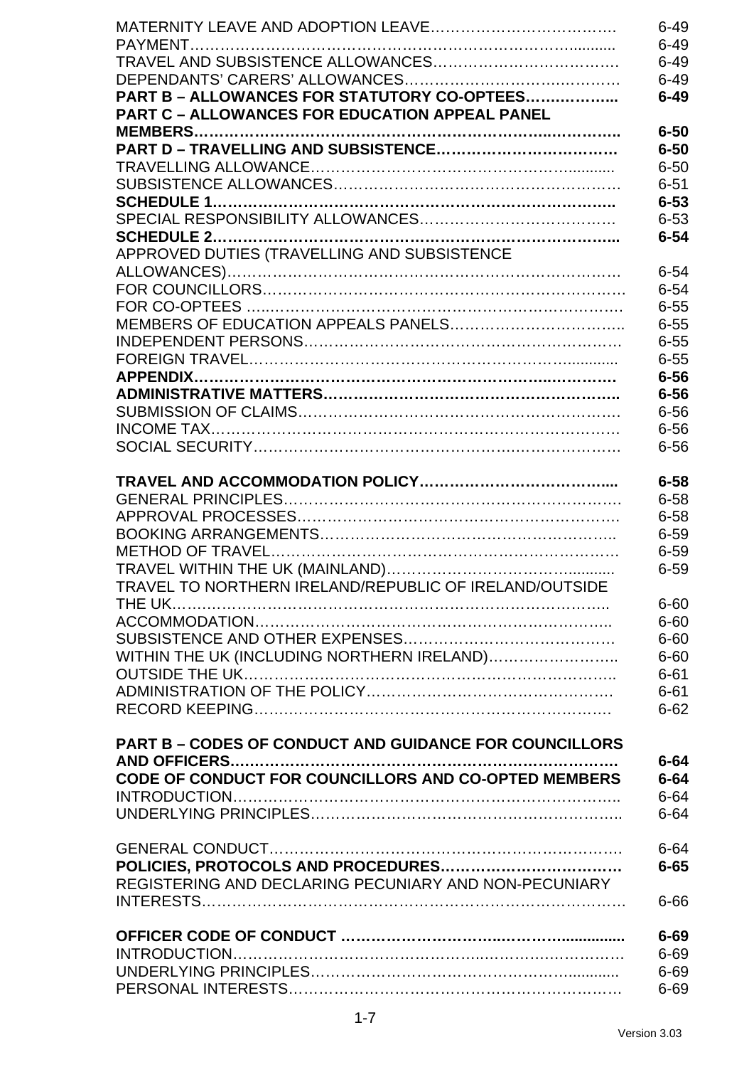| | |
|---|---|
| MATERNITY LEAVE AND ADOPTION LEAVE | 6-49 |
| PAYMENT | 6-49 |
| TRAVEL AND SUBSISTENCE ALLOWANCES | 6-49 |
| DEPENDANTS' CARERS' ALLOWANCES | 6-49 |
| **PART B – ALLOWANCES FOR STATUTORY CO-OPTEES** | **6-49** |
| **PART C – ALLOWANCES FOR EDUCATION APPEAL PANEL MEMBERS** | **6-50** |
| **PART D – TRAVELLING AND SUBSISTENCE** | **6-50** |
| TRAVELLING ALLOWANCE | 6-50 |
| SUBSISTENCE ALLOWANCES | 6-51 |
| **SCHEDULE 1** | **6-53** |
| SPECIAL RESPONSIBILITY ALLOWANCES | 6-53 |
| **SCHEDULE 2** | **6-54** |
| APPROVED DUTIES (TRAVELLING AND SUBSISTENCE ALLOWANCES) | 6-54 |
| FOR COUNCILLORS | 6-54 |
| FOR CO-OPTEES | 6-55 |
| MEMBERS OF EDUCATION APPEALS PANELS | 6-55 |
| INDEPENDENT PERSONS | 6-55 |
| FOREIGN TRAVEL | 6-55 |
| **APPENDIX** | **6-56** |
| **ADMINISTRATIVE MATTERS** | **6-56** |
| SUBMISSION OF CLAIMS | 6-56 |
| INCOME TAX | 6-56 |
| SOCIAL SECURITY | 6-56 |
| | |
| **TRAVEL AND ACCOMMODATION POLICY** | **6-58** |
| GENERAL PRINCIPLES | 6-58 |
| APPROVAL PROCESSES | 6-58 |
| BOOKING ARRANGEMENTS | 6-59 |
| METHOD OF TRAVEL | 6-59 |
| TRAVEL WITHIN THE UK (MAINLAND) | 6-59 |
| TRAVEL TO NORTHERN IRELAND/REPUBLIC OF IRELAND/OUTSIDE THE UK | 6-60 |
| ACCOMMODATION | 6-60 |
| SUBSISTENCE AND OTHER EXPENSES | 6-60 |
| WITHIN THE UK (INCLUDING NORTHERN IRELAND) | 6-60 |
| OUTSIDE THE UK | 6-61 |
| ADMINISTRATION OF THE POLICY | 6-61 |
| RECORD KEEPING | 6-62 |
| | |
| **PART B – CODES OF CONDUCT AND GUIDANCE FOR COUNCILLORS AND OFFICERS** | **6-64** |
| **CODE OF CONDUCT FOR COUNCILLORS AND CO-OPTED MEMBERS** | **6-64** |
| INTRODUCTION | 6-64 |
| UNDERLYING PRINCIPLES | 6-64 |
| | |
| GENERAL CONDUCT | 6-64 |
| **POLICIES, PROTOCOLS AND PROCEDURES** | **6-65** |
| REGISTERING AND DECLARING PECUNIARY AND NON-PECUNIARY INTERESTS | 6-66 |
| | |
| **OFFICER CODE OF CONDUCT** | **6-69** |
| INTRODUCTION | 6-69 |
| UNDERLYING PRINCIPLES | 6-69 |
| PERSONAL INTERESTS | 6-69 |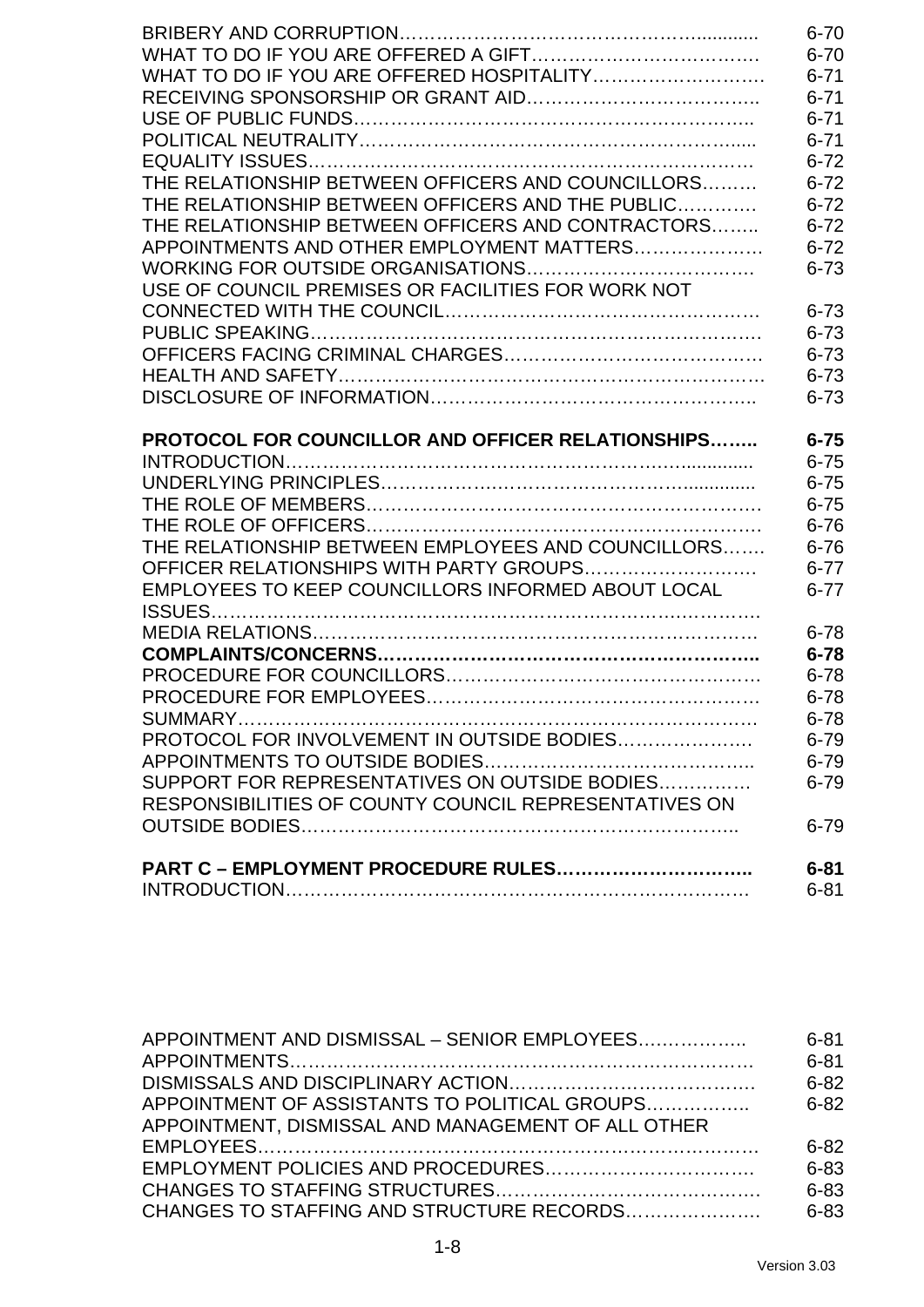| | |
|---|---|
| BRIBERY AND CORRUPTION | 6-70 |
| WHAT TO DO IF YOU ARE OFFERED A GIFT | 6-70 |
| WHAT TO DO IF YOU ARE OFFERED HOSPITALITY | 6-71 |
| RECEIVING SPONSORSHIP OR GRANT AID | 6-71 |
| USE OF PUBLIC FUNDS | 6-71 |
| POLITICAL NEUTRALITY | 6-71 |
| EQUALITY ISSUES | 6-72 |
| THE RELATIONSHIP BETWEEN OFFICERS AND COUNCILLORS | 6-72 |
| THE RELATIONSHIP BETWEEN OFFICERS AND THE PUBLIC | 6-72 |
| THE RELATIONSHIP BETWEEN OFFICERS AND CONTRACTORS | 6-72 |
| APPOINTMENTS AND OTHER EMPLOYMENT MATTERS | 6-72 |
| WORKING FOR OUTSIDE ORGANISATIONS | 6-73 |
| USE OF COUNCIL PREMISES OR FACILITIES FOR WORK NOT CONNECTED WITH THE COUNCIL | 6-73 |
| PUBLIC SPEAKING | 6-73 |
| OFFICERS FACING CRIMINAL CHARGES | 6-73 |
| HEALTH AND SAFETY | 6-73 |
| DISCLOSURE OF INFORMATION | 6-73 |
| **PROTOCOL FOR COUNCILLOR AND OFFICER RELATIONSHIPS** | **6-75** |
| INTRODUCTION | 6-75 |
| UNDERLYING PRINCIPLES | 6-75 |
| THE ROLE OF MEMBERS | 6-75 |
| THE ROLE OF OFFICERS | 6-76 |
| THE RELATIONSHIP BETWEEN EMPLOYEES AND COUNCILLORS | 6-76 |
| OFFICER RELATIONSHIPS WITH PARTY GROUPS | 6-77 |
| EMPLOYEES TO KEEP COUNCILLORS INFORMED ABOUT LOCAL ISSUES | 6-77 |
| MEDIA RELATIONS | 6-78 |
| **COMPLAINTS/CONCERNS** | **6-78** |
| PROCEDURE FOR COUNCILLORS | 6-78 |
| PROCEDURE FOR EMPLOYEES | 6-78 |
| SUMMARY | 6-78 |
| PROTOCOL FOR INVOLVEMENT IN OUTSIDE BODIES | 6-79 |
| APPOINTMENTS TO OUTSIDE BODIES | 6-79 |
| SUPPORT FOR REPRESENTATIVES ON OUTSIDE BODIES | 6-79 |
| RESPONSIBILITIES OF COUNTY COUNCIL REPRESENTATIVES ON OUTSIDE BODIES | 6-79 |
| **PART C – EMPLOYMENT PROCEDURE RULES** | **6-81** |
| INTRODUCTION | 6-81 |
| APPOINTMENT AND DISMISSAL – SENIOR EMPLOYEES | 6-81 |
| APPOINTMENTS | 6-81 |
| DISMISSALS AND DISCIPLINARY ACTION | 6-82 |
| APPOINTMENT OF ASSISTANTS TO POLITICAL GROUPS | 6-82 |
| APPOINTMENT, DISMISSAL AND MANAGEMENT OF ALL OTHER EMPLOYEES | 6-82 |
| EMPLOYMENT POLICIES AND PROCEDURES | 6-83 |
| CHANGES TO STAFFING STRUCTURES | 6-83 |
| CHANGES TO STAFFING AND STRUCTURE RECORDS | 6-83 |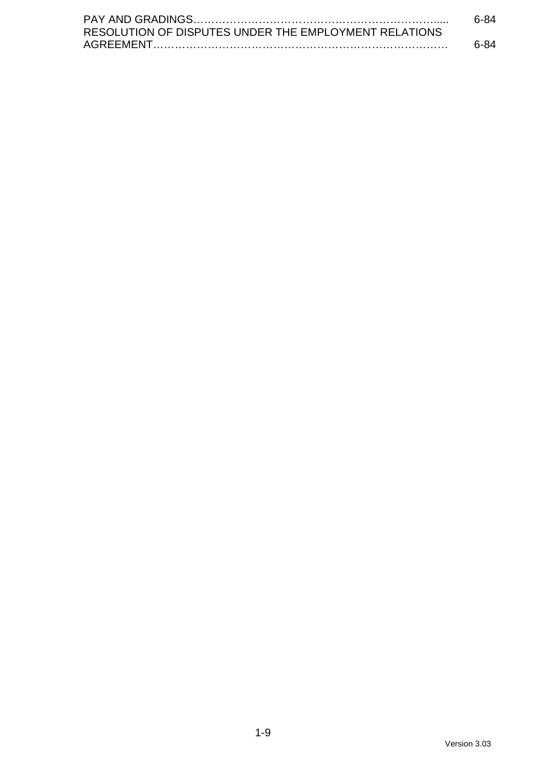PAY AND GRADINGS………………………………………………………….....  6-84

RESOLUTION OF DISPUTES UNDER THE EMPLOYMENT RELATIONS AGREEMENT……………………………………………………………………  6-84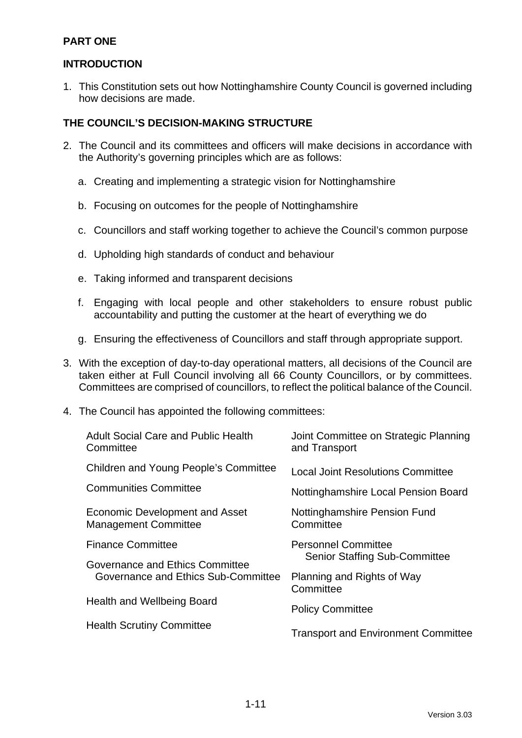## PART ONE

## INTRODUCTION

1. This Constitution sets out how Nottinghamshire County Council is governed including how decisions are made.

## THE COUNCIL'S DECISION-MAKING STRUCTURE

2. The Council and its committees and officers will make decisions in accordance with the Authority's governing principles which are as follows:

   a. Creating and implementing a strategic vision for Nottinghamshire

   b. Focusing on outcomes for the people of Nottinghamshire

   c. Councillors and staff working together to achieve the Council's common purpose

   d. Upholding high standards of conduct and behaviour

   e. Taking informed and transparent decisions

   f. Engaging with local people and other stakeholders to ensure robust public accountability and putting the customer at the heart of everything we do

   g. Ensuring the effectiveness of Councillors and staff through appropriate support.

3. With the exception of day-to-day operational matters, all decisions of the Council are taken either at Full Council involving all 66 County Councillors, or by committees. Committees are comprised of councillors, to reflect the political balance of the Council.

4. The Council has appointed the following committees:

   - Adult Social Care and Public Health Committee
   - Children and Young People's Committee
   - Communities Committee
   - Economic Development and Asset Management Committee
   - Finance Committee
   - Governance and Ethics Committee
     - Governance and Ethics Sub-Committee
   - Health and Wellbeing Board
   - Health Scrutiny Committee
   - Joint Committee on Strategic Planning and Transport
   - Local Joint Resolutions Committee
   - Nottinghamshire Local Pension Board
   - Nottinghamshire Pension Fund Committee
   - Personnel Committee
     - Senior Staffing Sub-Committee
   - Planning and Rights of Way Committee
   - Policy Committee
   - Transport and Environment Committee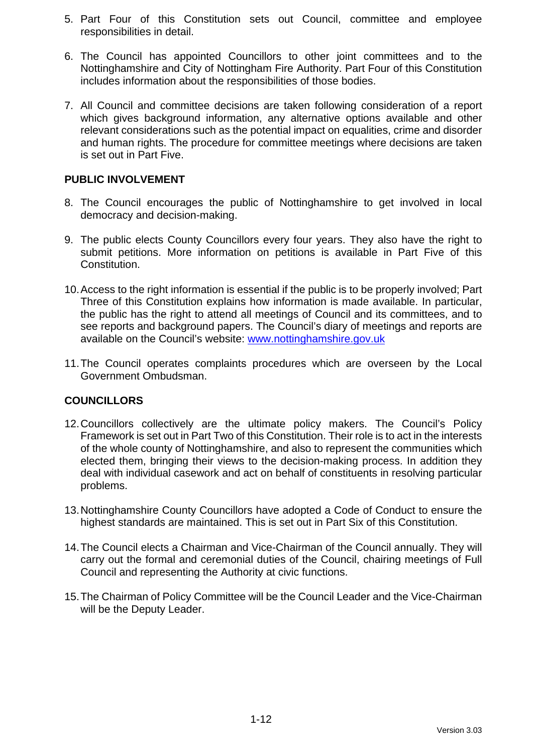5. Part Four of this Constitution sets out Council, committee and employee responsibilities in detail.

6. The Council has appointed Councillors to other joint committees and to the Nottinghamshire and City of Nottingham Fire Authority. Part Four of this Constitution includes information about the responsibilities of those bodies.

7. All Council and committee decisions are taken following consideration of a report which gives background information, any alternative options available and other relevant considerations such as the potential impact on equalities, crime and disorder and human rights. The procedure for committee meetings where decisions are taken is set out in Part Five.

**PUBLIC INVOLVEMENT**

8. The Council encourages the public of Nottinghamshire to get involved in local democracy and decision-making.

9. The public elects County Councillors every four years. They also have the right to submit petitions. More information on petitions is available in Part Five of this Constitution.

10. Access to the right information is essential if the public is to be properly involved; Part Three of this Constitution explains how information is made available. In particular, the public has the right to attend all meetings of Council and its committees, and to see reports and background papers. The Council's diary of meetings and reports are available on the Council's website: [www.nottinghamshire.gov.uk](http://www.nottinghamshire.gov.uk)

11. The Council operates complaints procedures which are overseen by the Local Government Ombudsman.

**COUNCILLORS**

12. Councillors collectively are the ultimate policy makers. The Council's Policy Framework is set out in Part Two of this Constitution. Their role is to act in the interests of the whole county of Nottinghamshire, and also to represent the communities which elected them, bringing their views to the decision-making process. In addition they deal with individual casework and act on behalf of constituents in resolving particular problems.

13. Nottinghamshire County Councillors have adopted a Code of Conduct to ensure the highest standards are maintained. This is set out in Part Six of this Constitution.

14. The Council elects a Chairman and Vice-Chairman of the Council annually. They will carry out the formal and ceremonial duties of the Council, chairing meetings of Full Council and representing the Authority at civic functions.

15. The Chairman of Policy Committee will be the Council Leader and the Vice-Chairman will be the Deputy Leader.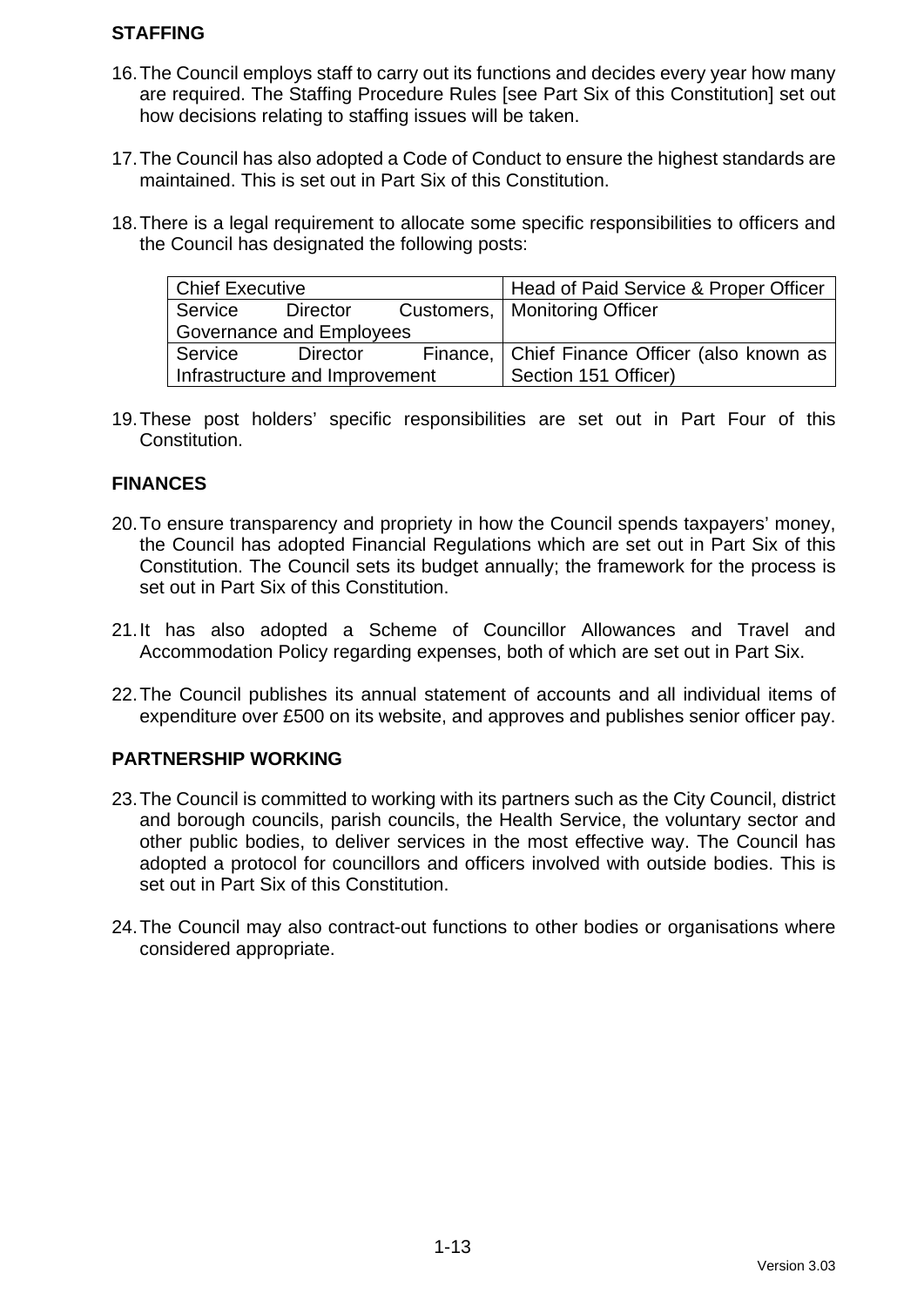## STAFFING

16. The Council employs staff to carry out its functions and decides every year how many are required. The Staffing Procedure Rules [see Part Six of this Constitution] set out how decisions relating to staffing issues will be taken.

17. The Council has also adopted a Code of Conduct to ensure the highest standards are maintained. This is set out in Part Six of this Constitution.

18. There is a legal requirement to allocate some specific responsibilities to officers and the Council has designated the following posts:

| Chief Executive | Head of Paid Service & Proper Officer |
|---|---|
| Service Director Customers, Governance and Employees | Monitoring Officer |
| Service Director Finance, Infrastructure and Improvement | Chief Finance Officer (also known as Section 151 Officer) |

19. These post holders' specific responsibilities are set out in Part Four of this Constitution.

## FINANCES

20. To ensure transparency and propriety in how the Council spends taxpayers' money, the Council has adopted Financial Regulations which are set out in Part Six of this Constitution. The Council sets its budget annually; the framework for the process is set out in Part Six of this Constitution.

21. It has also adopted a Scheme of Councillor Allowances and Travel and Accommodation Policy regarding expenses, both of which are set out in Part Six.

22. The Council publishes its annual statement of accounts and all individual items of expenditure over £500 on its website, and approves and publishes senior officer pay.

## PARTNERSHIP WORKING

23. The Council is committed to working with its partners such as the City Council, district and borough councils, parish councils, the Health Service, the voluntary sector and other public bodies, to deliver services in the most effective way. The Council has adopted a protocol for councillors and officers involved with outside bodies. This is set out in Part Six of this Constitution.

24. The Council may also contract-out functions to other bodies or organisations where considered appropriate.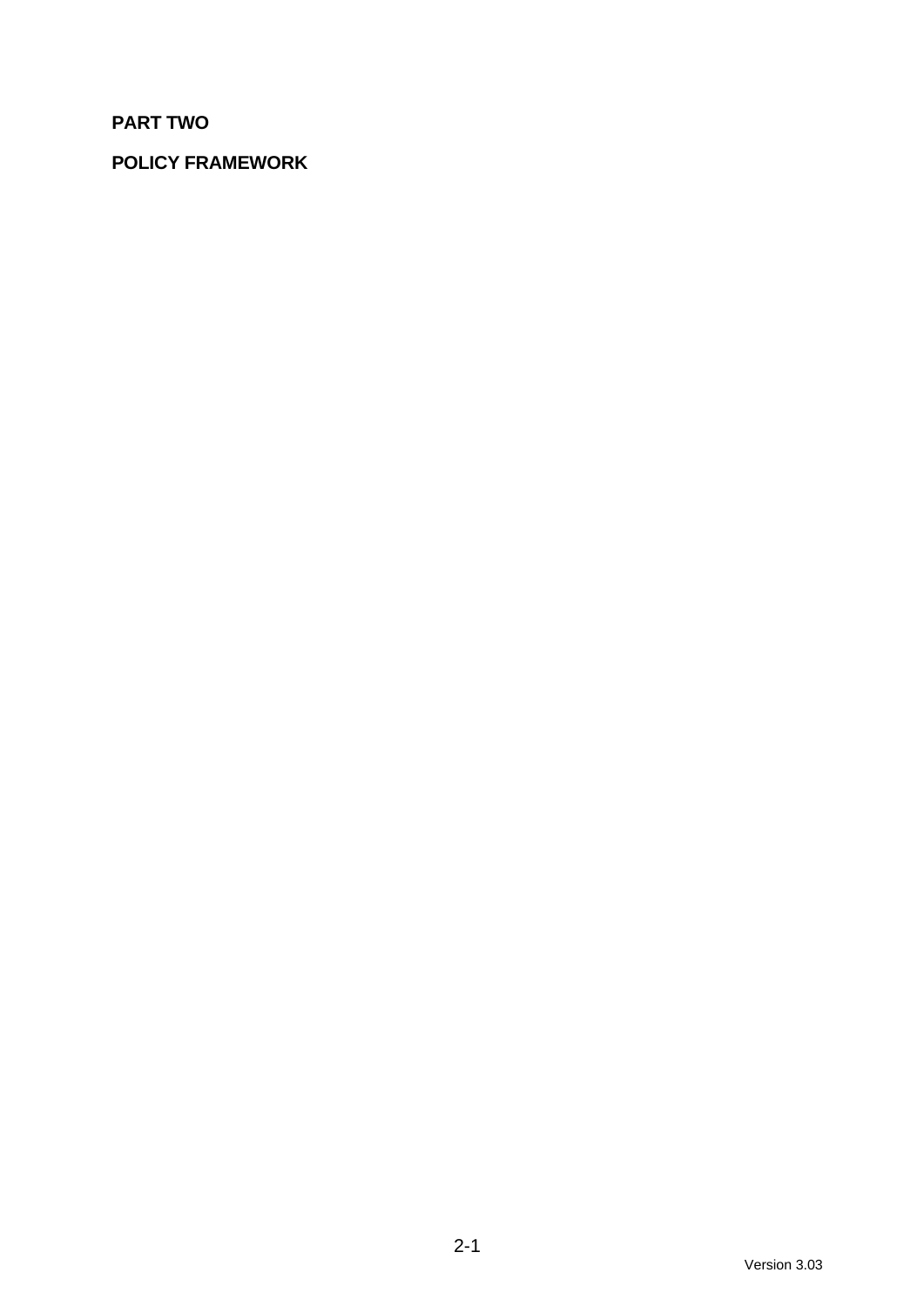**PART TWO**

**POLICY FRAMEWORK**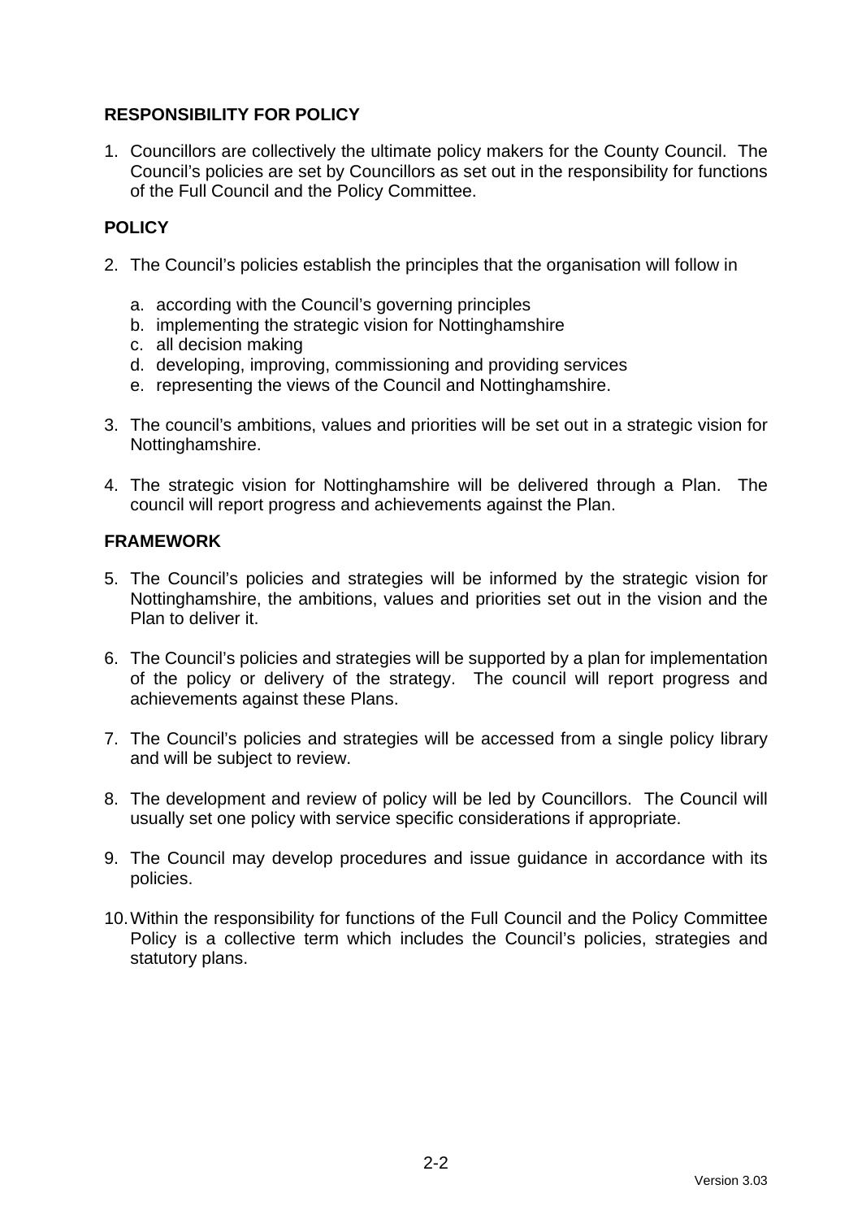## RESPONSIBILITY FOR POLICY

1. Councillors are collectively the ultimate policy makers for the County Council. The Council's policies are set by Councillors as set out in the responsibility for functions of the Full Council and the Policy Committee.

## POLICY

2. The Council's policies establish the principles that the organisation will follow in

   a. according with the Council's governing principles
   b. implementing the strategic vision for Nottinghamshire
   c. all decision making
   d. developing, improving, commissioning and providing services
   e. representing the views of the Council and Nottinghamshire.

3. The council's ambitions, values and priorities will be set out in a strategic vision for Nottinghamshire.

4. The strategic vision for Nottinghamshire will be delivered through a Plan. The council will report progress and achievements against the Plan.

## FRAMEWORK

5. The Council's policies and strategies will be informed by the strategic vision for Nottinghamshire, the ambitions, values and priorities set out in the vision and the Plan to deliver it.

6. The Council's policies and strategies will be supported by a plan for implementation of the policy or delivery of the strategy. The council will report progress and achievements against these Plans.

7. The Council's policies and strategies will be accessed from a single policy library and will be subject to review.

8. The development and review of policy will be led by Councillors. The Council will usually set one policy with service specific considerations if appropriate.

9. The Council may develop procedures and issue guidance in accordance with its policies.

10. Within the responsibility for functions of the Full Council and the Policy Committee Policy is a collective term which includes the Council's policies, strategies and statutory plans.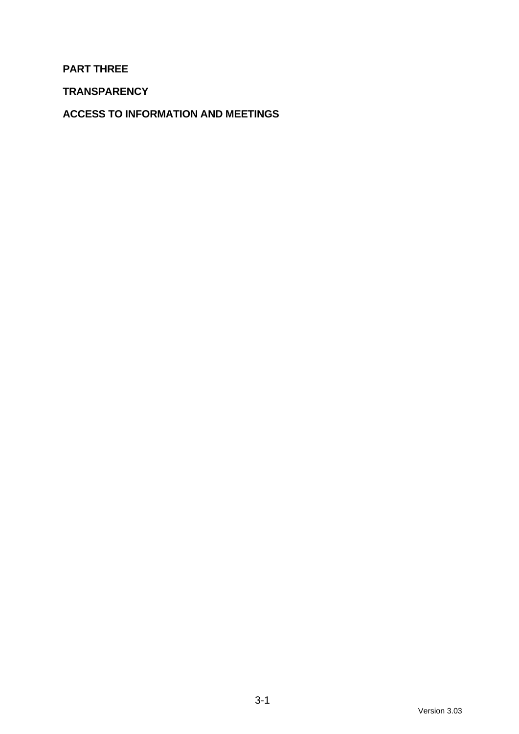# PART THREE

## TRANSPARENCY

## ACCESS TO INFORMATION AND MEETINGS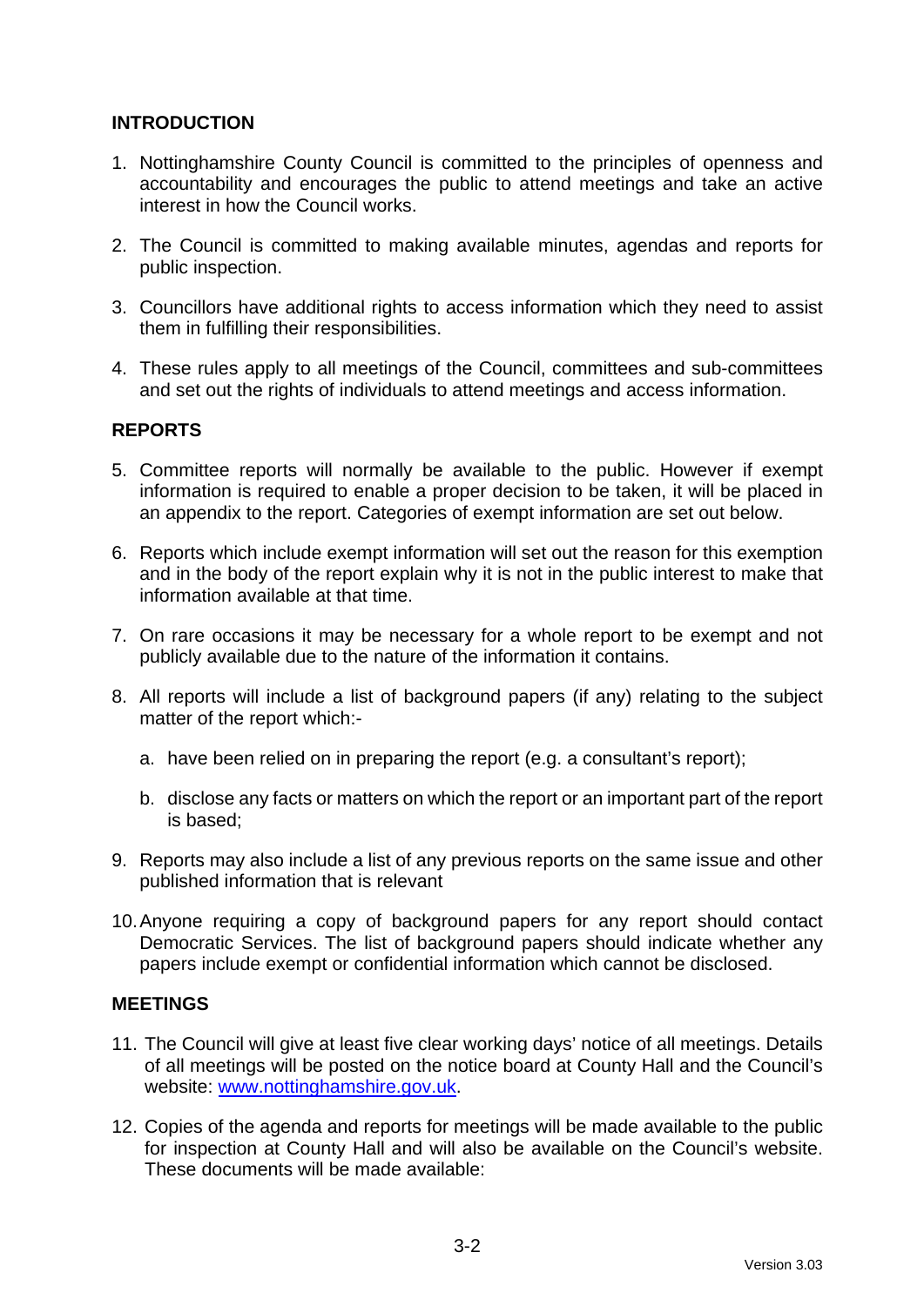## INTRODUCTION

1. Nottinghamshire County Council is committed to the principles of openness and accountability and encourages the public to attend meetings and take an active interest in how the Council works.

2. The Council is committed to making available minutes, agendas and reports for public inspection.

3. Councillors have additional rights to access information which they need to assist them in fulfilling their responsibilities.

4. These rules apply to all meetings of the Council, committees and sub-committees and set out the rights of individuals to attend meetings and access information.

## REPORTS

5. Committee reports will normally be available to the public. However if exempt information is required to enable a proper decision to be taken, it will be placed in an appendix to the report. Categories of exempt information are set out below.

6. Reports which include exempt information will set out the reason for this exemption and in the body of the report explain why it is not in the public interest to make that information available at that time.

7. On rare occasions it may be necessary for a whole report to be exempt and not publicly available due to the nature of the information it contains.

8. All reports will include a list of background papers (if any) relating to the subject matter of the report which:-

   a. have been relied on in preparing the report (e.g. a consultant's report);

   b. disclose any facts or matters on which the report or an important part of the report is based;

9. Reports may also include a list of any previous reports on the same issue and other published information that is relevant

10. Anyone requiring a copy of background papers for any report should contact Democratic Services. The list of background papers should indicate whether any papers include exempt or confidential information which cannot be disclosed.

## MEETINGS

11. The Council will give at least five clear working days' notice of all meetings. Details of all meetings will be posted on the notice board at County Hall and the Council's website: [www.nottinghamshire.gov.uk](http://www.nottinghamshire.gov.uk).

12. Copies of the agenda and reports for meetings will be made available to the public for inspection at County Hall and will also be available on the Council's website. These documents will be made available: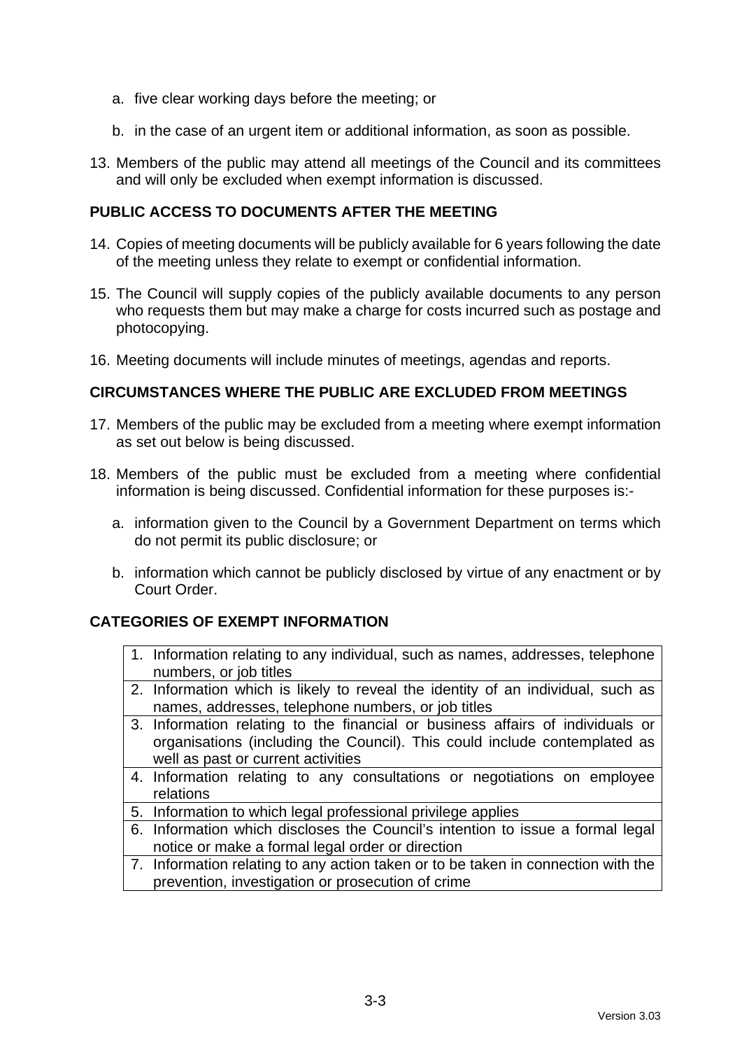a. five clear working days before the meeting; or

b. in the case of an urgent item or additional information, as soon as possible.

13. Members of the public may attend all meetings of the Council and its committees and will only be excluded when exempt information is discussed.

## PUBLIC ACCESS TO DOCUMENTS AFTER THE MEETING

14. Copies of meeting documents will be publicly available for 6 years following the date of the meeting unless they relate to exempt or confidential information.

15. The Council will supply copies of the publicly available documents to any person who requests them but may make a charge for costs incurred such as postage and photocopying.

16. Meeting documents will include minutes of meetings, agendas and reports.

## CIRCUMSTANCES WHERE THE PUBLIC ARE EXCLUDED FROM MEETINGS

17. Members of the public may be excluded from a meeting where exempt information as set out below is being discussed.

18. Members of the public must be excluded from a meeting where confidential information is being discussed. Confidential information for these purposes is:-

    a. information given to the Council by a Government Department on terms which do not permit its public disclosure; or

    b. information which cannot be publicly disclosed by virtue of any enactment or by Court Order.

## CATEGORIES OF EXEMPT INFORMATION

| |
|---|
| 1. Information relating to any individual, such as names, addresses, telephone numbers, or job titles |
| 2. Information which is likely to reveal the identity of an individual, such as names, addresses, telephone numbers, or job titles |
| 3. Information relating to the financial or business affairs of individuals or organisations (including the Council). This could include contemplated as well as past or current activities |
| 4. Information relating to any consultations or negotiations on employee relations |
| 5. Information to which legal professional privilege applies |
| 6. Information which discloses the Council's intention to issue a formal legal notice or make a formal legal order or direction |
| 7. Information relating to any action taken or to be taken in connection with the prevention, investigation or prosecution of crime |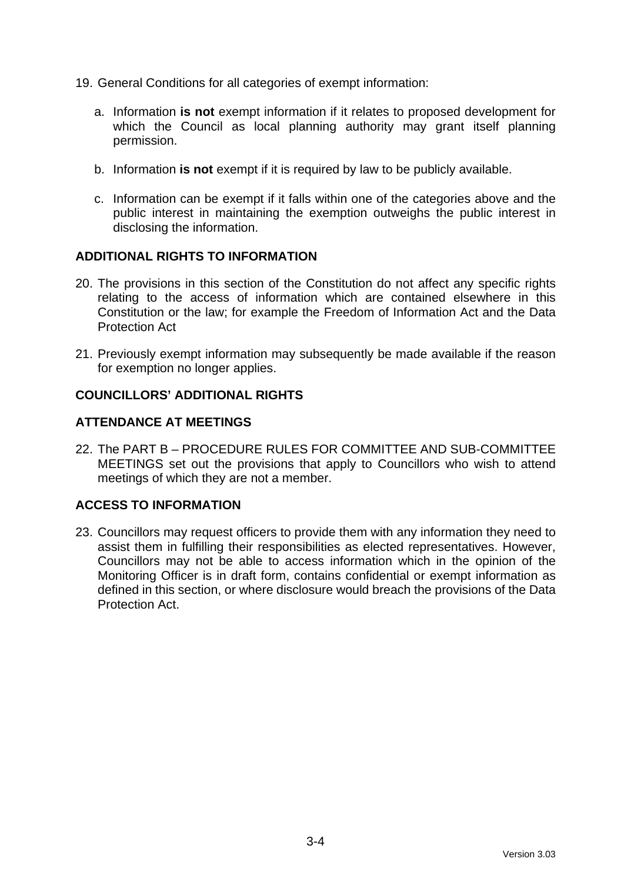19. General Conditions for all categories of exempt information:

    a. Information **is not** exempt information if it relates to proposed development for which the Council as local planning authority may grant itself planning permission.

    b. Information **is not** exempt if it is required by law to be publicly available.

    c. Information can be exempt if it falls within one of the categories above and the public interest in maintaining the exemption outweighs the public interest in disclosing the information.

**ADDITIONAL RIGHTS TO INFORMATION**

20. The provisions in this section of the Constitution do not affect any specific rights relating to the access of information which are contained elsewhere in this Constitution or the law; for example the Freedom of Information Act and the Data Protection Act

21. Previously exempt information may subsequently be made available if the reason for exemption no longer applies.

**COUNCILLORS' ADDITIONAL RIGHTS**

**ATTENDANCE AT MEETINGS**

22. The PART B – PROCEDURE RULES FOR COMMITTEE AND SUB-COMMITTEE MEETINGS set out the provisions that apply to Councillors who wish to attend meetings of which they are not a member.

**ACCESS TO INFORMATION**

23. Councillors may request officers to provide them with any information they need to assist them in fulfilling their responsibilities as elected representatives. However, Councillors may not be able to access information which in the opinion of the Monitoring Officer is in draft form, contains confidential or exempt information as defined in this section, or where disclosure would breach the provisions of the Data Protection Act.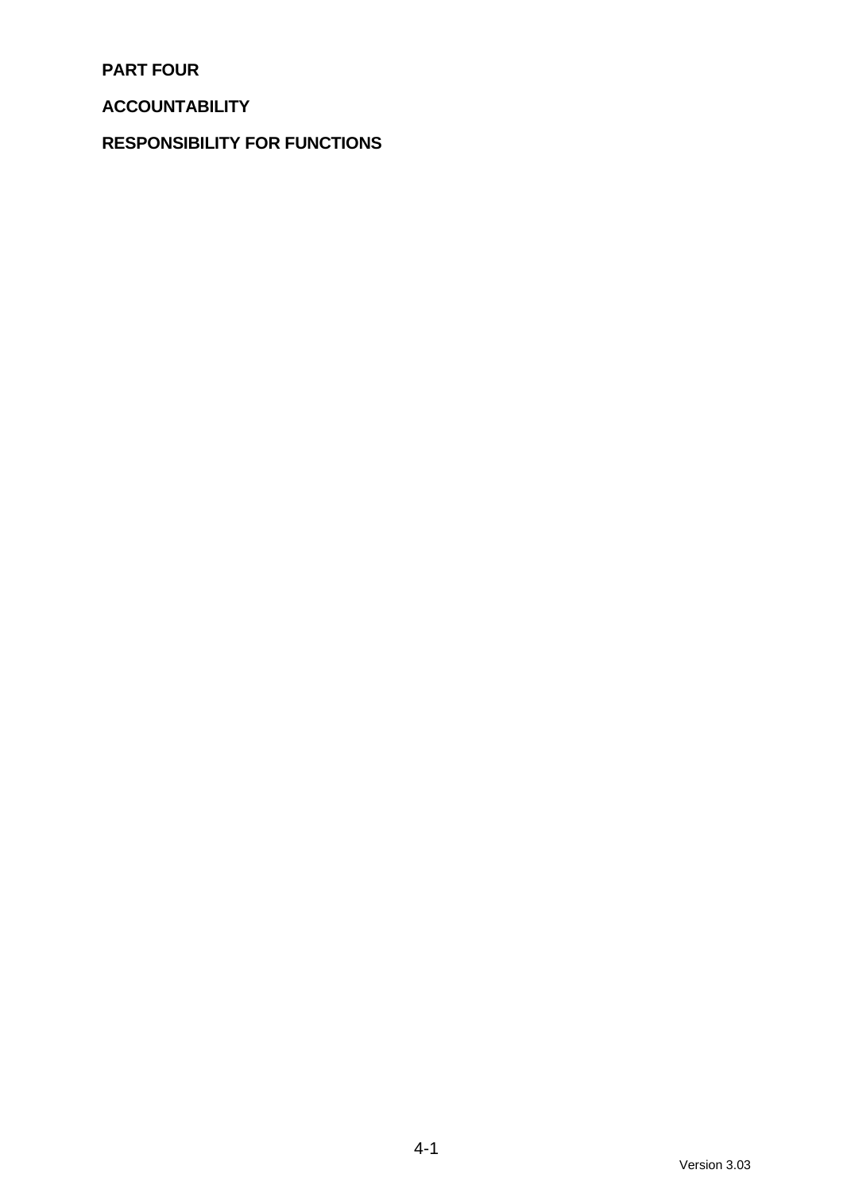# PART FOUR

## ACCOUNTABILITY

## RESPONSIBILITY FOR FUNCTIONS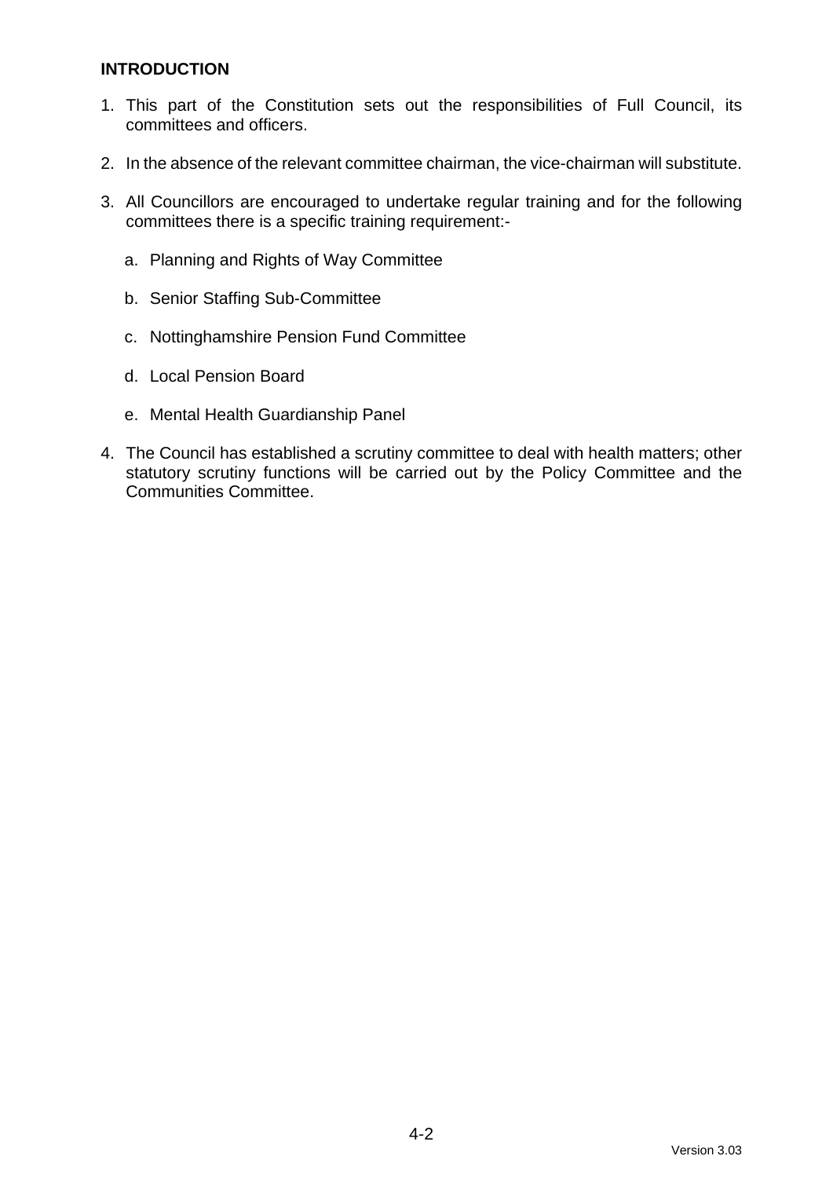## INTRODUCTION

1. This part of the Constitution sets out the responsibilities of Full Council, its committees and officers.

2. In the absence of the relevant committee chairman, the vice-chairman will substitute.

3. All Councillors are encouraged to undertake regular training and for the following committees there is a specific training requirement:-

   a. Planning and Rights of Way Committee

   b. Senior Staffing Sub-Committee

   c. Nottinghamshire Pension Fund Committee

   d. Local Pension Board

   e. Mental Health Guardianship Panel

4. The Council has established a scrutiny committee to deal with health matters; other statutory scrutiny functions will be carried out by the Policy Committee and the Communities Committee.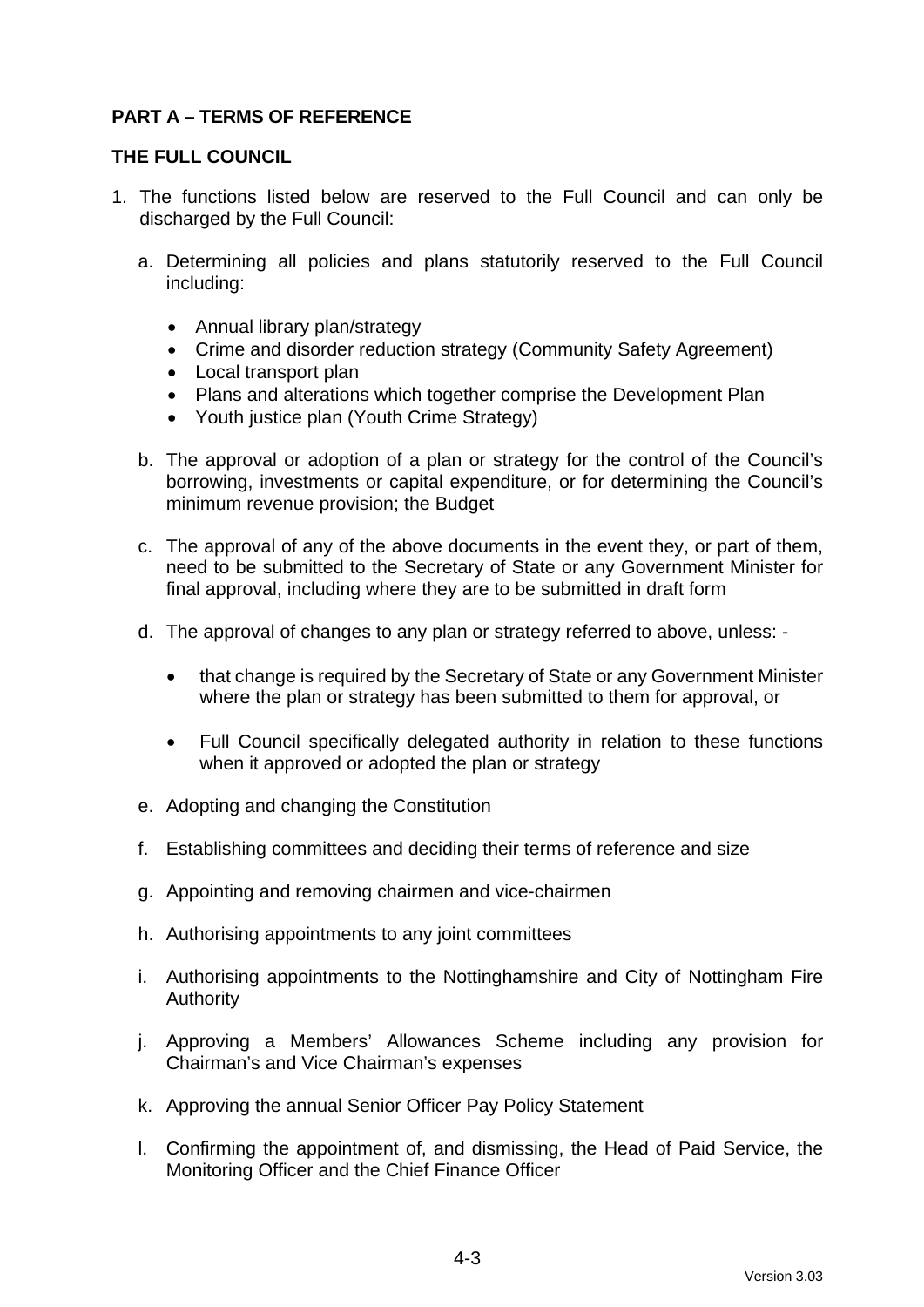## PART A – TERMS OF REFERENCE

### THE FULL COUNCIL

1. The functions listed below are reserved to the Full Council and can only be discharged by the Full Council:

   a. Determining all policies and plans statutorily reserved to the Full Council including:

      - Annual library plan/strategy
      - Crime and disorder reduction strategy (Community Safety Agreement)
      - Local transport plan
      - Plans and alterations which together comprise the Development Plan
      - Youth justice plan (Youth Crime Strategy)

   b. The approval or adoption of a plan or strategy for the control of the Council's borrowing, investments or capital expenditure, or for determining the Council's minimum revenue provision; the Budget

   c. The approval of any of the above documents in the event they, or part of them, need to be submitted to the Secretary of State or any Government Minister for final approval, including where they are to be submitted in draft form

   d. The approval of changes to any plan or strategy referred to above, unless: -

      - that change is required by the Secretary of State or any Government Minister where the plan or strategy has been submitted to them for approval, or

      - Full Council specifically delegated authority in relation to these functions when it approved or adopted the plan or strategy

   e. Adopting and changing the Constitution

   f. Establishing committees and deciding their terms of reference and size

   g. Appointing and removing chairmen and vice-chairmen

   h. Authorising appointments to any joint committees

   i. Authorising appointments to the Nottinghamshire and City of Nottingham Fire Authority

   j. Approving a Members' Allowances Scheme including any provision for Chairman's and Vice Chairman's expenses

   k. Approving the annual Senior Officer Pay Policy Statement

   l. Confirming the appointment of, and dismissing, the Head of Paid Service, the Monitoring Officer and the Chief Finance Officer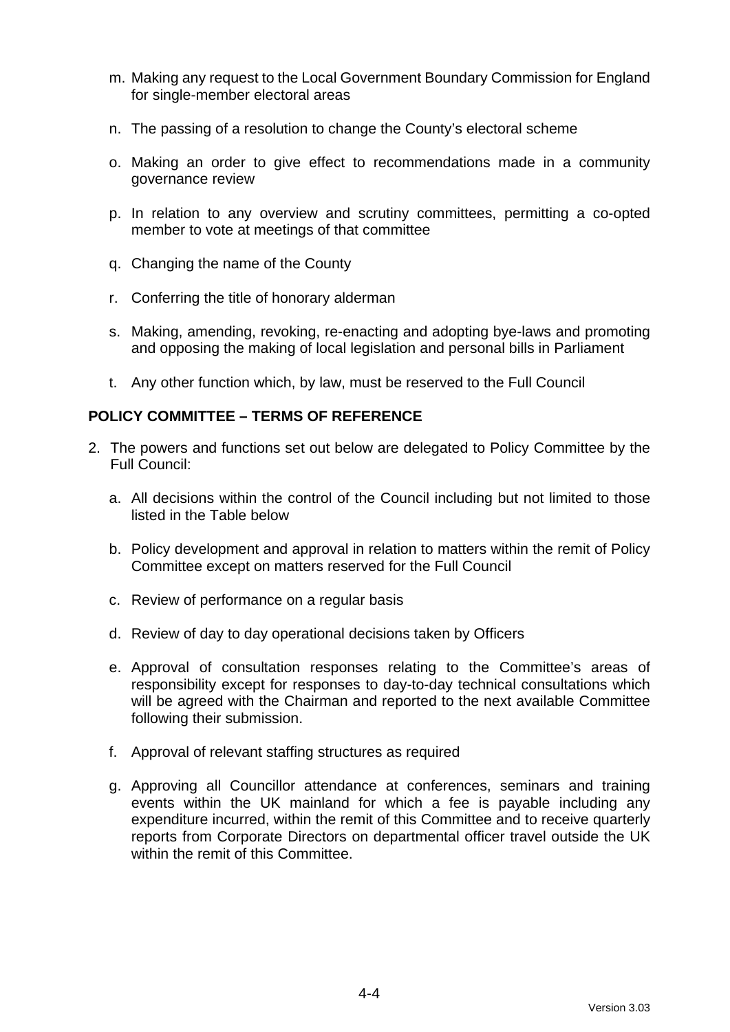m. Making any request to the Local Government Boundary Commission for England for single-member electoral areas

n. The passing of a resolution to change the County's electoral scheme

o. Making an order to give effect to recommendations made in a community governance review

p. In relation to any overview and scrutiny committees, permitting a co-opted member to vote at meetings of that committee

q. Changing the name of the County

r. Conferring the title of honorary alderman

s. Making, amending, revoking, re-enacting and adopting bye-laws and promoting and opposing the making of local legislation and personal bills in Parliament

t. Any other function which, by law, must be reserved to the Full Council

**POLICY COMMITTEE – TERMS OF REFERENCE**

2. The powers and functions set out below are delegated to Policy Committee by the Full Council:

   a. All decisions within the control of the Council including but not limited to those listed in the Table below

   b. Policy development and approval in relation to matters within the remit of Policy Committee except on matters reserved for the Full Council

   c. Review of performance on a regular basis

   d. Review of day to day operational decisions taken by Officers

   e. Approval of consultation responses relating to the Committee's areas of responsibility except for responses to day-to-day technical consultations which will be agreed with the Chairman and reported to the next available Committee following their submission.

   f. Approval of relevant staffing structures as required

   g. Approving all Councillor attendance at conferences, seminars and training events within the UK mainland for which a fee is payable including any expenditure incurred, within the remit of this Committee and to receive quarterly reports from Corporate Directors on departmental officer travel outside the UK within the remit of this Committee.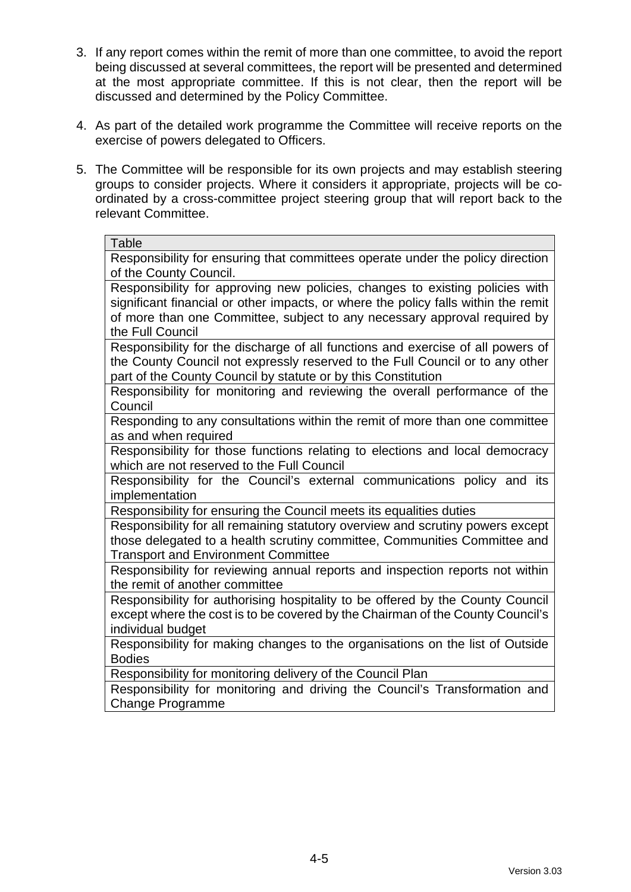3. If any report comes within the remit of more than one committee, to avoid the report being discussed at several committees, the report will be presented and determined at the most appropriate committee. If this is not clear, then the report will be discussed and determined by the Policy Committee.

4. As part of the detailed work programme the Committee will receive reports on the exercise of powers delegated to Officers.

5. The Committee will be responsible for its own projects and may establish steering groups to consider projects. Where it considers it appropriate, projects will be co-ordinated by a cross-committee project steering group that will report back to the relevant Committee.

| Table |
|---|
| Responsibility for ensuring that committees operate under the policy direction of the County Council. |
| Responsibility for approving new policies, changes to existing policies with significant financial or other impacts, or where the policy falls within the remit of more than one Committee, subject to any necessary approval required by the Full Council |
| Responsibility for the discharge of all functions and exercise of all powers of the County Council not expressly reserved to the Full Council or to any other part of the County Council by statute or by this Constitution |
| Responsibility for monitoring and reviewing the overall performance of the Council |
| Responding to any consultations within the remit of more than one committee as and when required |
| Responsibility for those functions relating to elections and local democracy which are not reserved to the Full Council |
| Responsibility for the Council's external communications policy and its implementation |
| Responsibility for ensuring the Council meets its equalities duties |
| Responsibility for all remaining statutory overview and scrutiny powers except those delegated to a health scrutiny committee, Communities Committee and Transport and Environment Committee |
| Responsibility for reviewing annual reports and inspection reports not within the remit of another committee |
| Responsibility for authorising hospitality to be offered by the County Council except where the cost is to be covered by the Chairman of the County Council's individual budget |
| Responsibility for making changes to the organisations on the list of Outside Bodies |
| Responsibility for monitoring delivery of the Council Plan |
| Responsibility for monitoring and driving the Council's Transformation and Change Programme |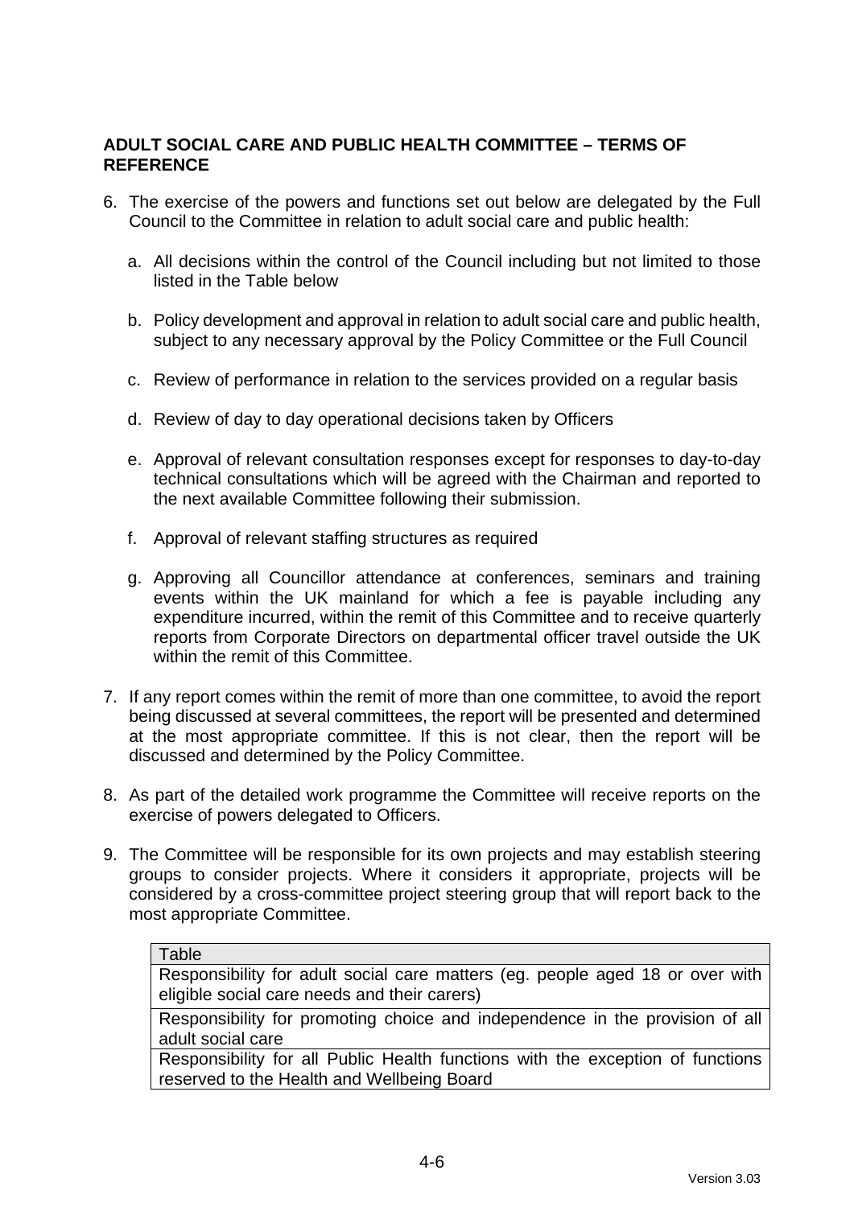**ADULT SOCIAL CARE AND PUBLIC HEALTH COMMITTEE – TERMS OF REFERENCE**

6. The exercise of the powers and functions set out below are delegated by the Full Council to the Committee in relation to adult social care and public health:

   a. All decisions within the control of the Council including but not limited to those listed in the Table below

   b. Policy development and approval in relation to adult social care and public health, subject to any necessary approval by the Policy Committee or the Full Council

   c. Review of performance in relation to the services provided on a regular basis

   d. Review of day to day operational decisions taken by Officers

   e. Approval of relevant consultation responses except for responses to day-to-day technical consultations which will be agreed with the Chairman and reported to the next available Committee following their submission.

   f. Approval of relevant staffing structures as required

   g. Approving all Councillor attendance at conferences, seminars and training events within the UK mainland for which a fee is payable including any expenditure incurred, within the remit of this Committee and to receive quarterly reports from Corporate Directors on departmental officer travel outside the UK within the remit of this Committee.

7. If any report comes within the remit of more than one committee, to avoid the report being discussed at several committees, the report will be presented and determined at the most appropriate committee. If this is not clear, then the report will be discussed and determined by the Policy Committee.

8. As part of the detailed work programme the Committee will receive reports on the exercise of powers delegated to Officers.

9. The Committee will be responsible for its own projects and may establish steering groups to consider projects. Where it considers it appropriate, projects will be considered by a cross-committee project steering group that will report back to the most appropriate Committee.

| Table |
|---|
| Responsibility for adult social care matters (eg. people aged 18 or over with eligible social care needs and their carers) |
| Responsibility for promoting choice and independence in the provision of all adult social care |
| Responsibility for all Public Health functions with the exception of functions reserved to the Health and Wellbeing Board |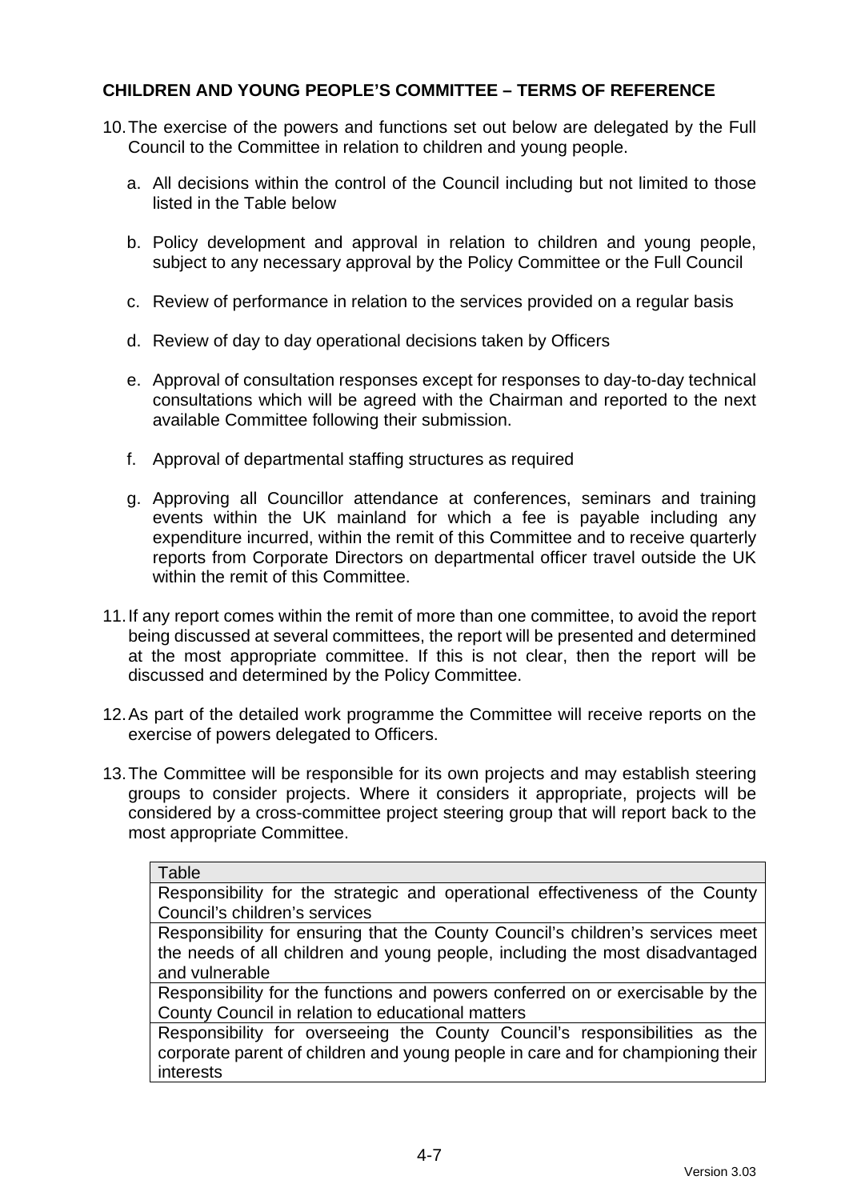**CHILDREN AND YOUNG PEOPLE'S COMMITTEE – TERMS OF REFERENCE**

10. The exercise of the powers and functions set out below are delegated by the Full Council to the Committee in relation to children and young people.

    a. All decisions within the control of the Council including but not limited to those listed in the Table below

    b. Policy development and approval in relation to children and young people, subject to any necessary approval by the Policy Committee or the Full Council

    c. Review of performance in relation to the services provided on a regular basis

    d. Review of day to day operational decisions taken by Officers

    e. Approval of consultation responses except for responses to day-to-day technical consultations which will be agreed with the Chairman and reported to the next available Committee following their submission.

    f. Approval of departmental staffing structures as required

    g. Approving all Councillor attendance at conferences, seminars and training events within the UK mainland for which a fee is payable including any expenditure incurred, within the remit of this Committee and to receive quarterly reports from Corporate Directors on departmental officer travel outside the UK within the remit of this Committee.

11. If any report comes within the remit of more than one committee, to avoid the report being discussed at several committees, the report will be presented and determined at the most appropriate committee. If this is not clear, then the report will be discussed and determined by the Policy Committee.

12. As part of the detailed work programme the Committee will receive reports on the exercise of powers delegated to Officers.

13. The Committee will be responsible for its own projects and may establish steering groups to consider projects. Where it considers it appropriate, projects will be considered by a cross-committee project steering group that will report back to the most appropriate Committee.

| Table |
| --- |
| Responsibility for the strategic and operational effectiveness of the County Council's children's services |
| Responsibility for ensuring that the County Council's children's services meet the needs of all children and young people, including the most disadvantaged and vulnerable |
| Responsibility for the functions and powers conferred on or exercisable by the County Council in relation to educational matters |
| Responsibility for overseeing the County Council's responsibilities as the corporate parent of children and young people in care and for championing their interests |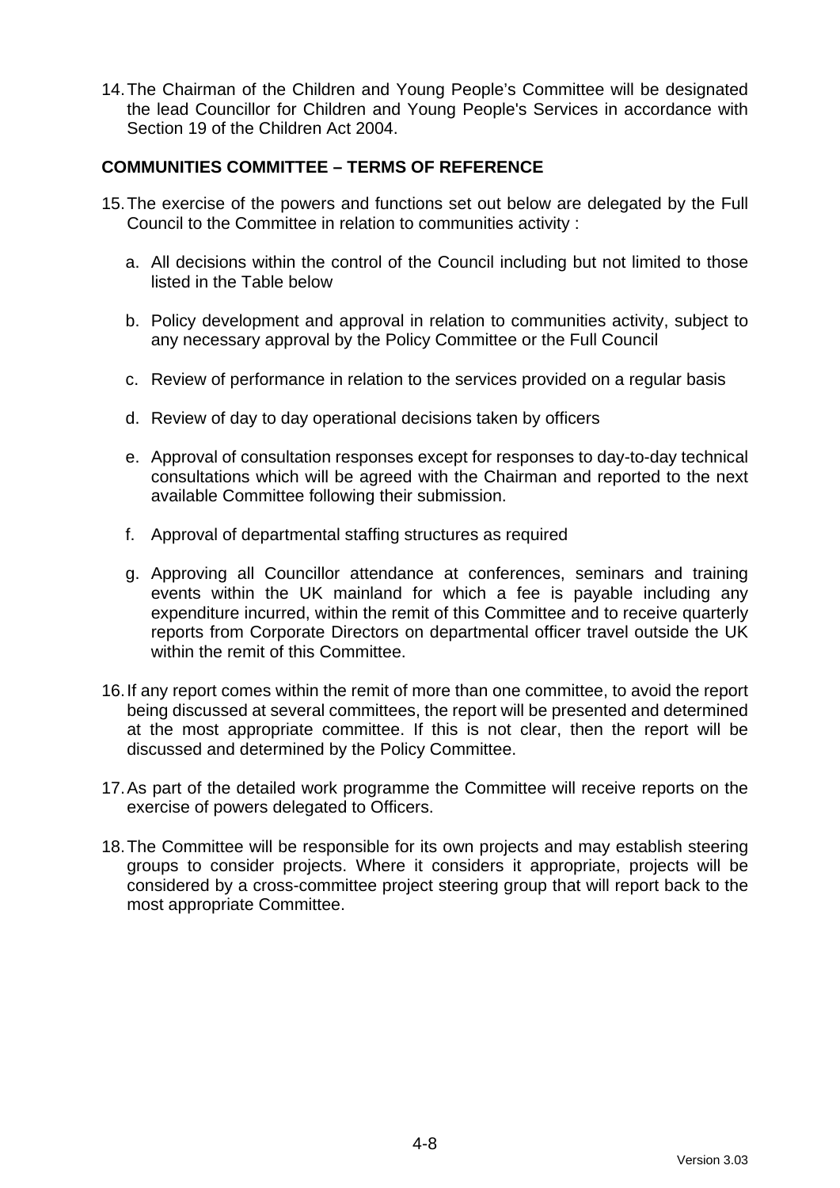14. The Chairman of the Children and Young People's Committee will be designated the lead Councillor for Children and Young People's Services in accordance with Section 19 of the Children Act 2004.

**COMMUNITIES COMMITTEE – TERMS OF REFERENCE**

15. The exercise of the powers and functions set out below are delegated by the Full Council to the Committee in relation to communities activity :

    a. All decisions within the control of the Council including but not limited to those listed in the Table below

    b. Policy development and approval in relation to communities activity, subject to any necessary approval by the Policy Committee or the Full Council

    c. Review of performance in relation to the services provided on a regular basis

    d. Review of day to day operational decisions taken by officers

    e. Approval of consultation responses except for responses to day-to-day technical consultations which will be agreed with the Chairman and reported to the next available Committee following their submission.

    f. Approval of departmental staffing structures as required

    g. Approving all Councillor attendance at conferences, seminars and training events within the UK mainland for which a fee is payable including any expenditure incurred, within the remit of this Committee and to receive quarterly reports from Corporate Directors on departmental officer travel outside the UK within the remit of this Committee.

16. If any report comes within the remit of more than one committee, to avoid the report being discussed at several committees, the report will be presented and determined at the most appropriate committee. If this is not clear, then the report will be discussed and determined by the Policy Committee.

17. As part of the detailed work programme the Committee will receive reports on the exercise of powers delegated to Officers.

18. The Committee will be responsible for its own projects and may establish steering groups to consider projects. Where it considers it appropriate, projects will be considered by a cross-committee project steering group that will report back to the most appropriate Committee.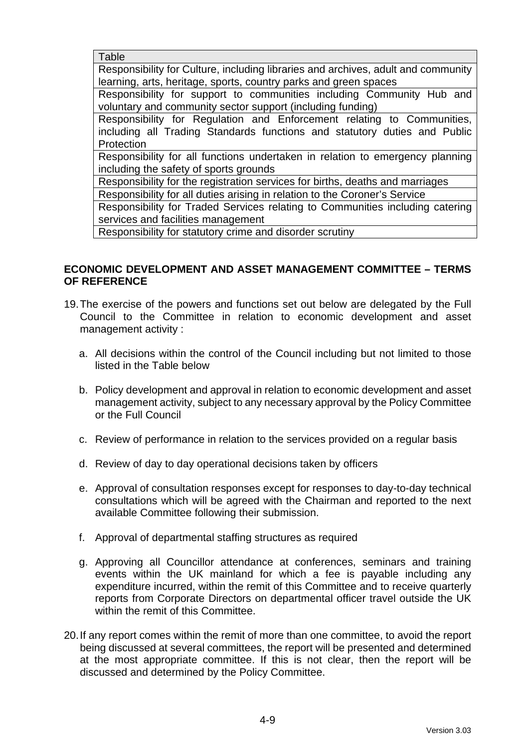| Table |
| --- |
| Responsibility for Culture, including libraries and archives, adult and community learning, arts, heritage, sports, country parks and green spaces |
| Responsibility for support to communities including Community Hub and voluntary and community sector support (including funding) |
| Responsibility for Regulation and Enforcement relating to Communities, including all Trading Standards functions and statutory duties and Public Protection |
| Responsibility for all functions undertaken in relation to emergency planning including the safety of sports grounds |
| Responsibility for the registration services for births, deaths and marriages |
| Responsibility for all duties arising in relation to the Coroner's Service |
| Responsibility for Traded Services relating to Communities including catering services and facilities management |
| Responsibility for statutory crime and disorder scrutiny |

**ECONOMIC DEVELOPMENT AND ASSET MANAGEMENT COMMITTEE – TERMS OF REFERENCE**

19. The exercise of the powers and functions set out below are delegated by the Full Council to the Committee in relation to economic development and asset management activity :

    a. All decisions within the control of the Council including but not limited to those listed in the Table below

    b. Policy development and approval in relation to economic development and asset management activity, subject to any necessary approval by the Policy Committee or the Full Council

    c. Review of performance in relation to the services provided on a regular basis

    d. Review of day to day operational decisions taken by officers

    e. Approval of consultation responses except for responses to day-to-day technical consultations which will be agreed with the Chairman and reported to the next available Committee following their submission.

    f. Approval of departmental staffing structures as required

    g. Approving all Councillor attendance at conferences, seminars and training events within the UK mainland for which a fee is payable including any expenditure incurred, within the remit of this Committee and to receive quarterly reports from Corporate Directors on departmental officer travel outside the UK within the remit of this Committee.

20. If any report comes within the remit of more than one committee, to avoid the report being discussed at several committees, the report will be presented and determined at the most appropriate committee. If this is not clear, then the report will be discussed and determined by the Policy Committee.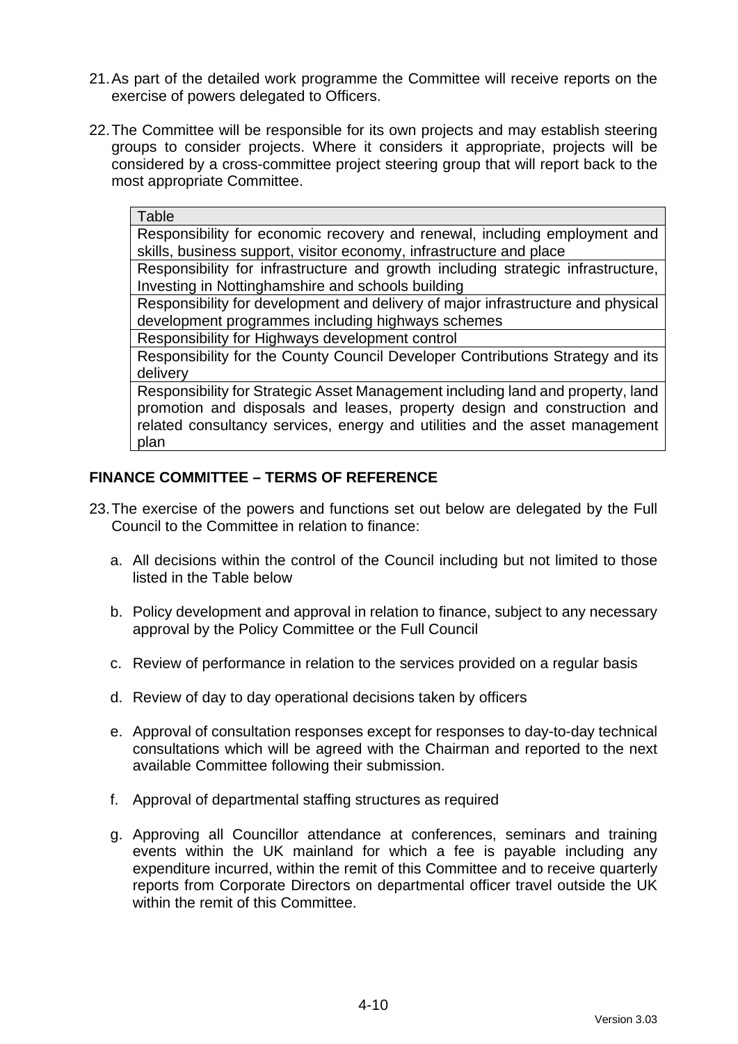21. As part of the detailed work programme the Committee will receive reports on the exercise of powers delegated to Officers.

22. The Committee will be responsible for its own projects and may establish steering groups to consider projects. Where it considers it appropriate, projects will be considered by a cross-committee project steering group that will report back to the most appropriate Committee.

| Table |
|---|
| Responsibility for economic recovery and renewal, including employment and skills, business support, visitor economy, infrastructure and place |
| Responsibility for infrastructure and growth including strategic infrastructure, Investing in Nottinghamshire and schools building |
| Responsibility for development and delivery of major infrastructure and physical development programmes including highways schemes |
| Responsibility for Highways development control |
| Responsibility for the County Council Developer Contributions Strategy and its delivery |
| Responsibility for Strategic Asset Management including land and property, land promotion and disposals and leases, property design and construction and related consultancy services, energy and utilities and the asset management plan |

## FINANCE COMMITTEE – TERMS OF REFERENCE

23. The exercise of the powers and functions set out below are delegated by the Full Council to the Committee in relation to finance:

    a. All decisions within the control of the Council including but not limited to those listed in the Table below

    b. Policy development and approval in relation to finance, subject to any necessary approval by the Policy Committee or the Full Council

    c. Review of performance in relation to the services provided on a regular basis

    d. Review of day to day operational decisions taken by officers

    e. Approval of consultation responses except for responses to day-to-day technical consultations which will be agreed with the Chairman and reported to the next available Committee following their submission.

    f. Approval of departmental staffing structures as required

    g. Approving all Councillor attendance at conferences, seminars and training events within the UK mainland for which a fee is payable including any expenditure incurred, within the remit of this Committee and to receive quarterly reports from Corporate Directors on departmental officer travel outside the UK within the remit of this Committee.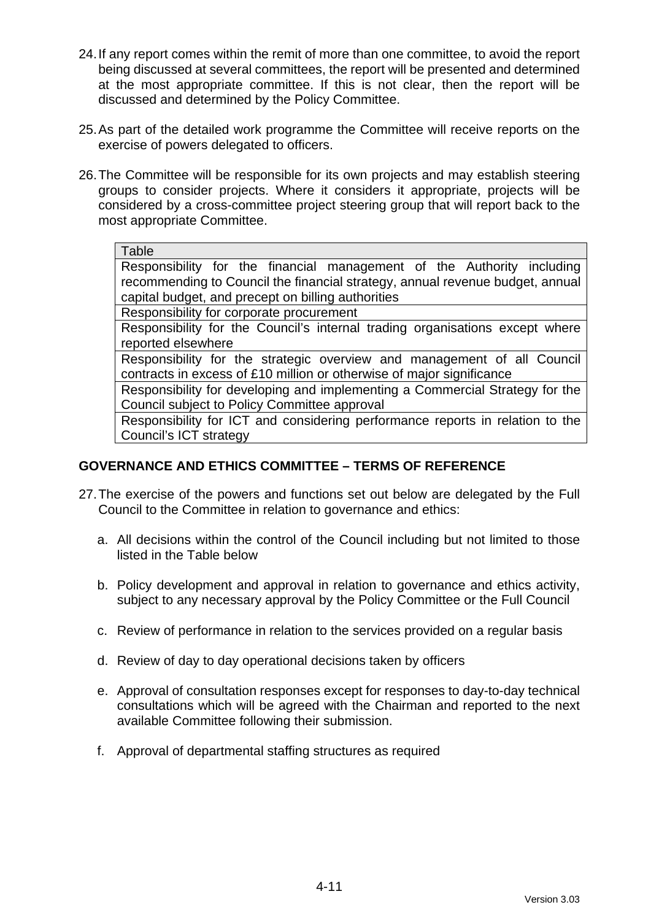24. If any report comes within the remit of more than one committee, to avoid the report being discussed at several committees, the report will be presented and determined at the most appropriate committee. If this is not clear, then the report will be discussed and determined by the Policy Committee.

25. As part of the detailed work programme the Committee will receive reports on the exercise of powers delegated to officers.

26. The Committee will be responsible for its own projects and may establish steering groups to consider projects. Where it considers it appropriate, projects will be considered by a cross-committee project steering group that will report back to the most appropriate Committee.

| Table |
|---|
| Responsibility for the financial management of the Authority including recommending to Council the financial strategy, annual revenue budget, annual capital budget, and precept on billing authorities |
| Responsibility for corporate procurement |
| Responsibility for the Council's internal trading organisations except where reported elsewhere |
| Responsibility for the strategic overview and management of all Council contracts in excess of £10 million or otherwise of major significance |
| Responsibility for developing and implementing a Commercial Strategy for the Council subject to Policy Committee approval |
| Responsibility for ICT and considering performance reports in relation to the Council's ICT strategy |

## GOVERNANCE AND ETHICS COMMITTEE – TERMS OF REFERENCE

27. The exercise of the powers and functions set out below are delegated by the Full Council to the Committee in relation to governance and ethics:

    a. All decisions within the control of the Council including but not limited to those listed in the Table below

    b. Policy development and approval in relation to governance and ethics activity, subject to any necessary approval by the Policy Committee or the Full Council

    c. Review of performance in relation to the services provided on a regular basis

    d. Review of day to day operational decisions taken by officers

    e. Approval of consultation responses except for responses to day-to-day technical consultations which will be agreed with the Chairman and reported to the next available Committee following their submission.

    f. Approval of departmental staffing structures as required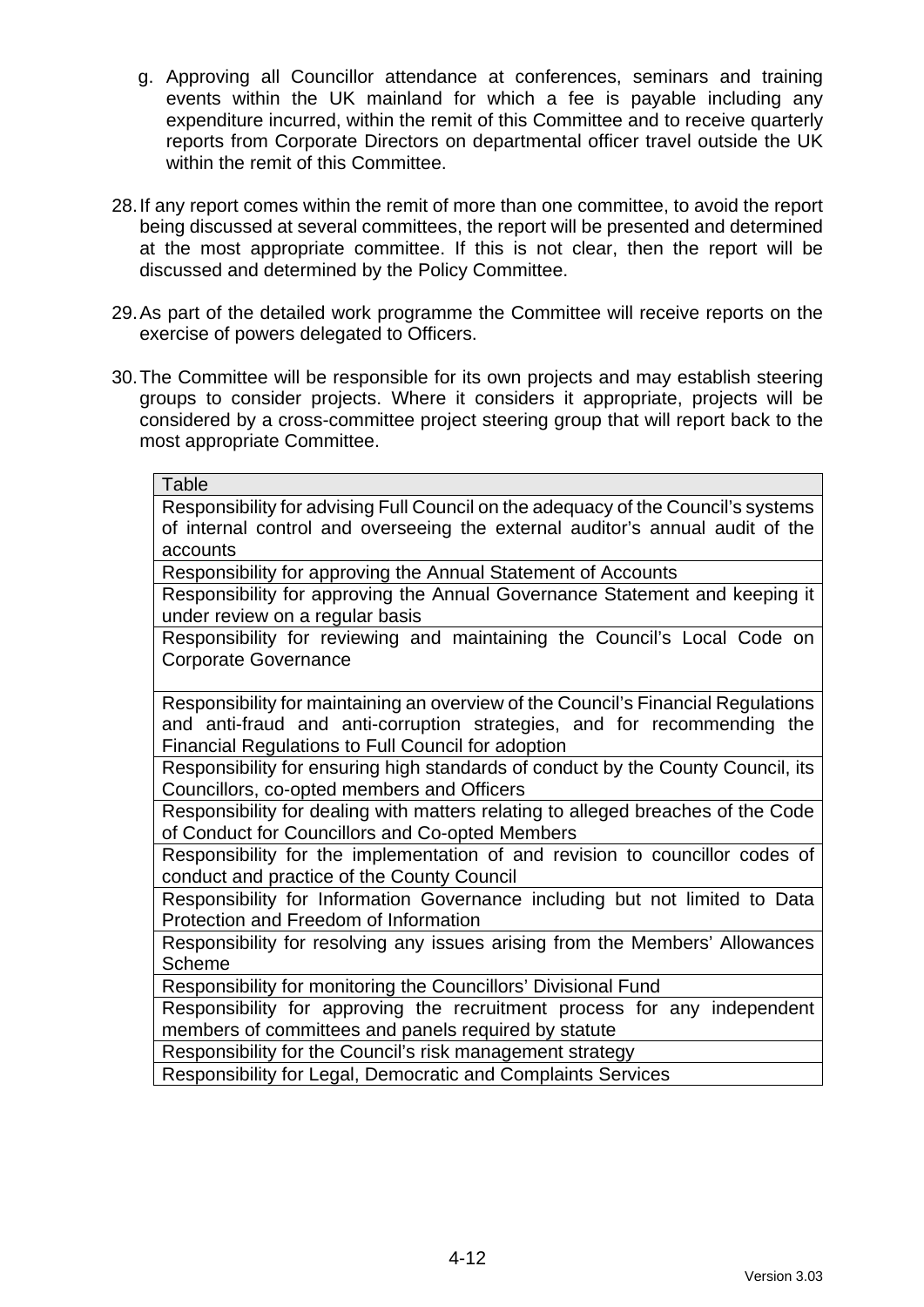g. Approving all Councillor attendance at conferences, seminars and training events within the UK mainland for which a fee is payable including any expenditure incurred, within the remit of this Committee and to receive quarterly reports from Corporate Directors on departmental officer travel outside the UK within the remit of this Committee.

28. If any report comes within the remit of more than one committee, to avoid the report being discussed at several committees, the report will be presented and determined at the most appropriate committee. If this is not clear, then the report will be discussed and determined by the Policy Committee.

29. As part of the detailed work programme the Committee will receive reports on the exercise of powers delegated to Officers.

30. The Committee will be responsible for its own projects and may establish steering groups to consider projects. Where it considers it appropriate, projects will be considered by a cross-committee project steering group that will report back to the most appropriate Committee.

| Table |
|---|
| Responsibility for advising Full Council on the adequacy of the Council's systems of internal control and overseeing the external auditor's annual audit of the accounts |
| Responsibility for approving the Annual Statement of Accounts |
| Responsibility for approving the Annual Governance Statement and keeping it under review on a regular basis |
| Responsibility for reviewing and maintaining the Council's Local Code on Corporate Governance |
| Responsibility for maintaining an overview of the Council's Financial Regulations and anti-fraud and anti-corruption strategies, and for recommending the Financial Regulations to Full Council for adoption |
| Responsibility for ensuring high standards of conduct by the County Council, its Councillors, co-opted members and Officers |
| Responsibility for dealing with matters relating to alleged breaches of the Code of Conduct for Councillors and Co-opted Members |
| Responsibility for the implementation of and revision to councillor codes of conduct and practice of the County Council |
| Responsibility for Information Governance including but not limited to Data Protection and Freedom of Information |
| Responsibility for resolving any issues arising from the Members' Allowances Scheme |
| Responsibility for monitoring the Councillors' Divisional Fund |
| Responsibility for approving the recruitment process for any independent members of committees and panels required by statute |
| Responsibility for the Council's risk management strategy |
| Responsibility for Legal, Democratic and Complaints Services |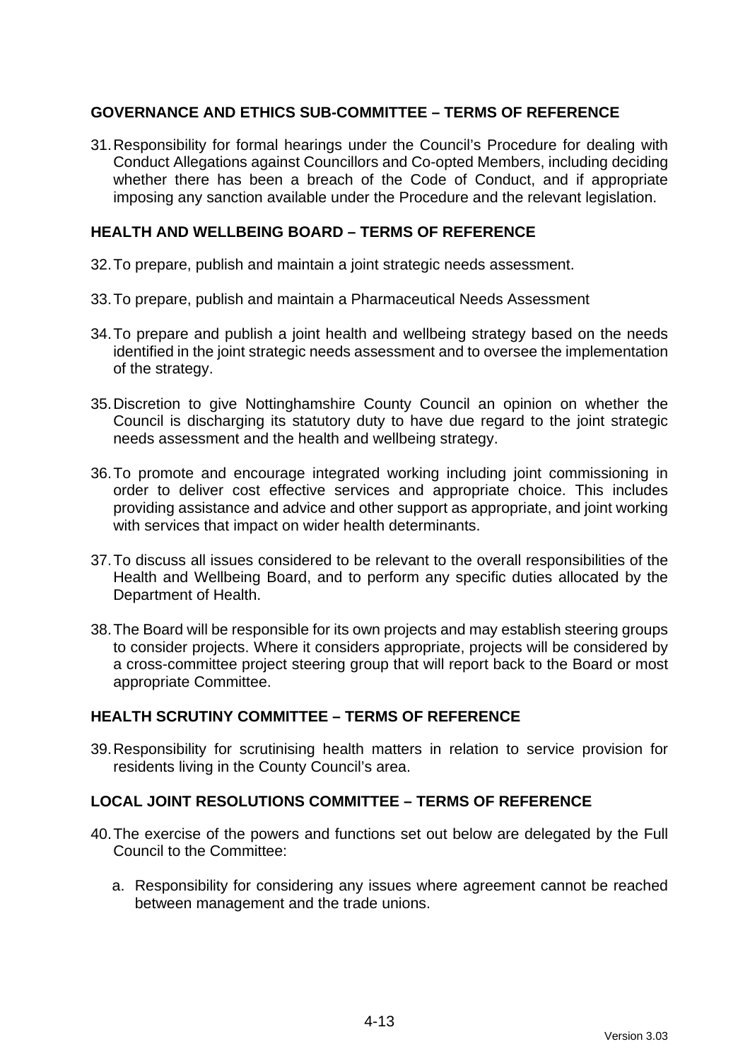## GOVERNANCE AND ETHICS SUB-COMMITTEE – TERMS OF REFERENCE

31. Responsibility for formal hearings under the Council's Procedure for dealing with Conduct Allegations against Councillors and Co-opted Members, including deciding whether there has been a breach of the Code of Conduct, and if appropriate imposing any sanction available under the Procedure and the relevant legislation.

## HEALTH AND WELLBEING BOARD – TERMS OF REFERENCE

32. To prepare, publish and maintain a joint strategic needs assessment.

33. To prepare, publish and maintain a Pharmaceutical Needs Assessment

34. To prepare and publish a joint health and wellbeing strategy based on the needs identified in the joint strategic needs assessment and to oversee the implementation of the strategy.

35. Discretion to give Nottinghamshire County Council an opinion on whether the Council is discharging its statutory duty to have due regard to the joint strategic needs assessment and the health and wellbeing strategy.

36. To promote and encourage integrated working including joint commissioning in order to deliver cost effective services and appropriate choice. This includes providing assistance and advice and other support as appropriate, and joint working with services that impact on wider health determinants.

37. To discuss all issues considered to be relevant to the overall responsibilities of the Health and Wellbeing Board, and to perform any specific duties allocated by the Department of Health.

38. The Board will be responsible for its own projects and may establish steering groups to consider projects. Where it considers appropriate, projects will be considered by a cross-committee project steering group that will report back to the Board or most appropriate Committee.

## HEALTH SCRUTINY COMMITTEE – TERMS OF REFERENCE

39. Responsibility for scrutinising health matters in relation to service provision for residents living in the County Council's area.

## LOCAL JOINT RESOLUTIONS COMMITTEE – TERMS OF REFERENCE

40. The exercise of the powers and functions set out below are delegated by the Full Council to the Committee:

    a. Responsibility for considering any issues where agreement cannot be reached between management and the trade unions.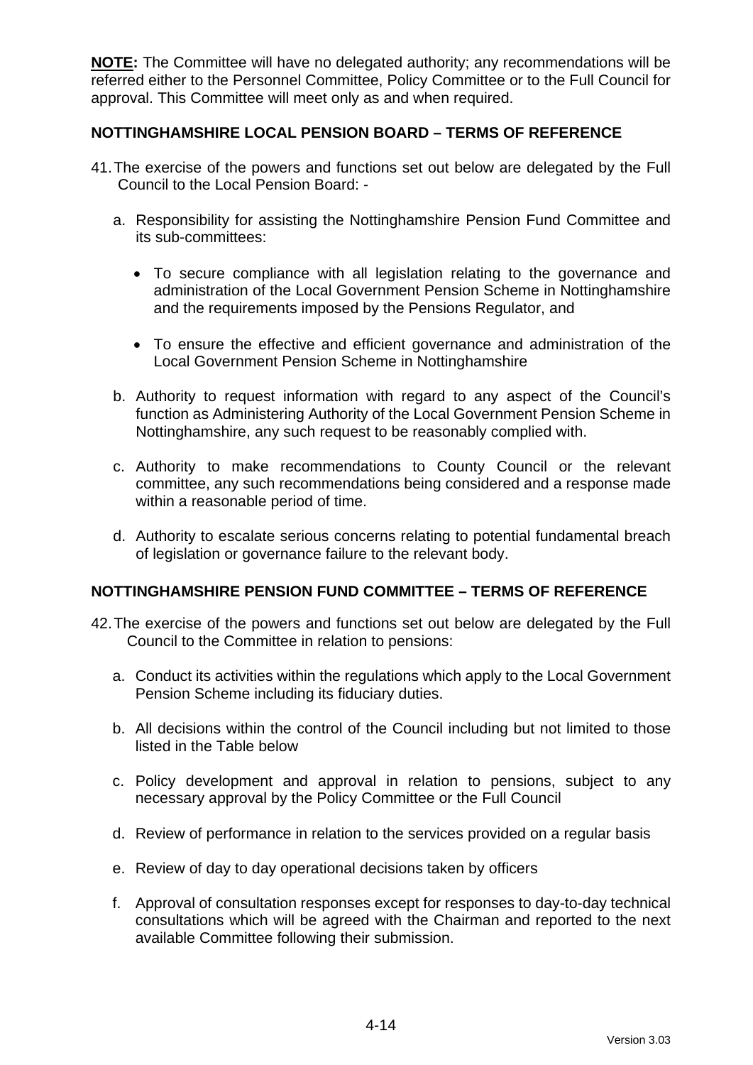**NOTE:** The Committee will have no delegated authority; any recommendations will be referred either to the Personnel Committee, Policy Committee or to the Full Council for approval. This Committee will meet only as and when required.

## NOTTINGHAMSHIRE LOCAL PENSION BOARD – TERMS OF REFERENCE

41. The exercise of the powers and functions set out below are delegated by the Full Council to the Local Pension Board: -

    a. Responsibility for assisting the Nottinghamshire Pension Fund Committee and its sub-committees:

        - To secure compliance with all legislation relating to the governance and administration of the Local Government Pension Scheme in Nottinghamshire and the requirements imposed by the Pensions Regulator, and

        - To ensure the effective and efficient governance and administration of the Local Government Pension Scheme in Nottinghamshire

    b. Authority to request information with regard to any aspect of the Council's function as Administering Authority of the Local Government Pension Scheme in Nottinghamshire, any such request to be reasonably complied with.

    c. Authority to make recommendations to County Council or the relevant committee, any such recommendations being considered and a response made within a reasonable period of time.

    d. Authority to escalate serious concerns relating to potential fundamental breach of legislation or governance failure to the relevant body.

## NOTTINGHAMSHIRE PENSION FUND COMMITTEE – TERMS OF REFERENCE

42. The exercise of the powers and functions set out below are delegated by the Full Council to the Committee in relation to pensions:

    a. Conduct its activities within the regulations which apply to the Local Government Pension Scheme including its fiduciary duties.

    b. All decisions within the control of the Council including but not limited to those listed in the Table below

    c. Policy development and approval in relation to pensions, subject to any necessary approval by the Policy Committee or the Full Council

    d. Review of performance in relation to the services provided on a regular basis

    e. Review of day to day operational decisions taken by officers

    f. Approval of consultation responses except for responses to day-to-day technical consultations which will be agreed with the Chairman and reported to the next available Committee following their submission.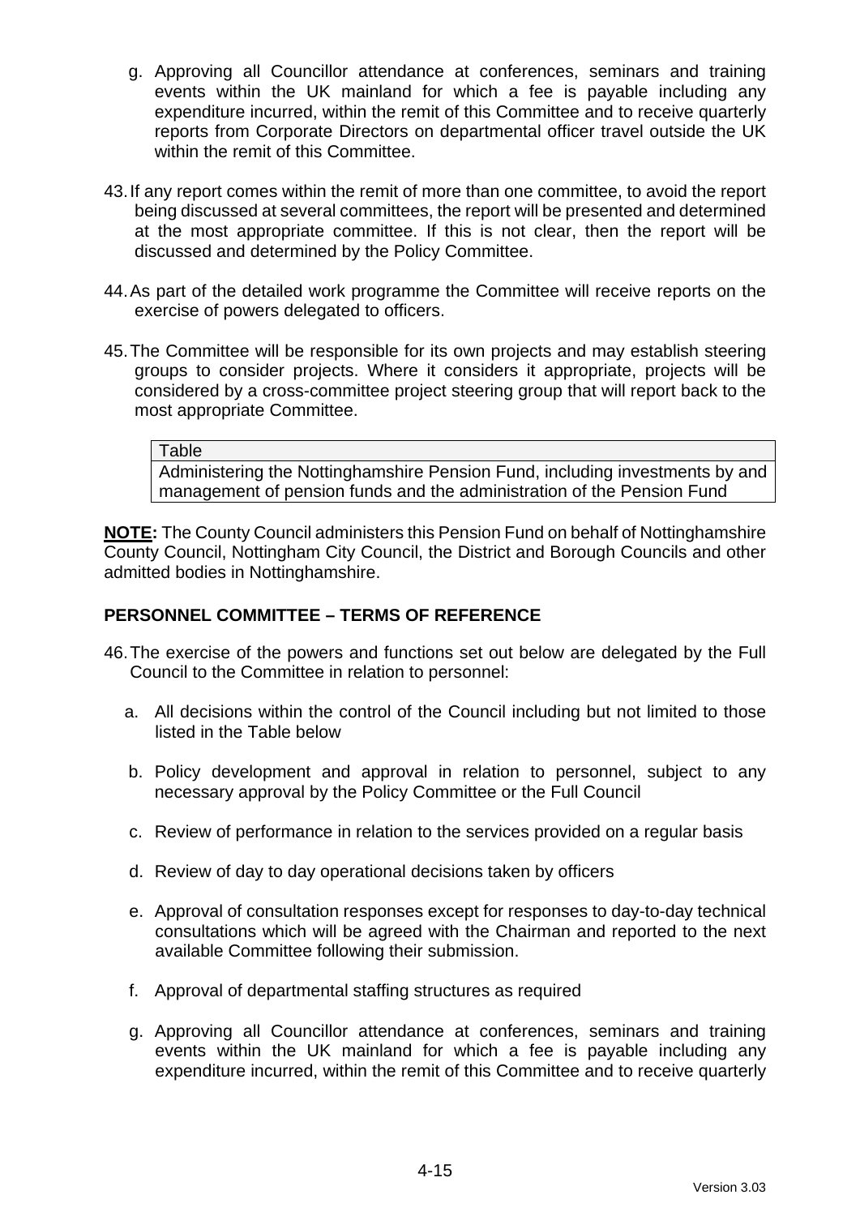g. Approving all Councillor attendance at conferences, seminars and training events within the UK mainland for which a fee is payable including any expenditure incurred, within the remit of this Committee and to receive quarterly reports from Corporate Directors on departmental officer travel outside the UK within the remit of this Committee.

43. If any report comes within the remit of more than one committee, to avoid the report being discussed at several committees, the report will be presented and determined at the most appropriate committee. If this is not clear, then the report will be discussed and determined by the Policy Committee.

44. As part of the detailed work programme the Committee will receive reports on the exercise of powers delegated to officers.

45. The Committee will be responsible for its own projects and may establish steering groups to consider projects. Where it considers it appropriate, projects will be considered by a cross-committee project steering group that will report back to the most appropriate Committee.

| Table |
| --- |
| Administering the Nottinghamshire Pension Fund, including investments by and management of pension funds and the administration of the Pension Fund |

**NOTE:** The County Council administers this Pension Fund on behalf of Nottinghamshire County Council, Nottingham City Council, the District and Borough Councils and other admitted bodies in Nottinghamshire.

## PERSONNEL COMMITTEE – TERMS OF REFERENCE

46. The exercise of the powers and functions set out below are delegated by the Full Council to the Committee in relation to personnel:

   a. All decisions within the control of the Council including but not limited to those listed in the Table below

   b. Policy development and approval in relation to personnel, subject to any necessary approval by the Policy Committee or the Full Council

   c. Review of performance in relation to the services provided on a regular basis

   d. Review of day to day operational decisions taken by officers

   e. Approval of consultation responses except for responses to day-to-day technical consultations which will be agreed with the Chairman and reported to the next available Committee following their submission.

   f. Approval of departmental staffing structures as required

   g. Approving all Councillor attendance at conferences, seminars and training events within the UK mainland for which a fee is payable including any expenditure incurred, within the remit of this Committee and to receive quarterly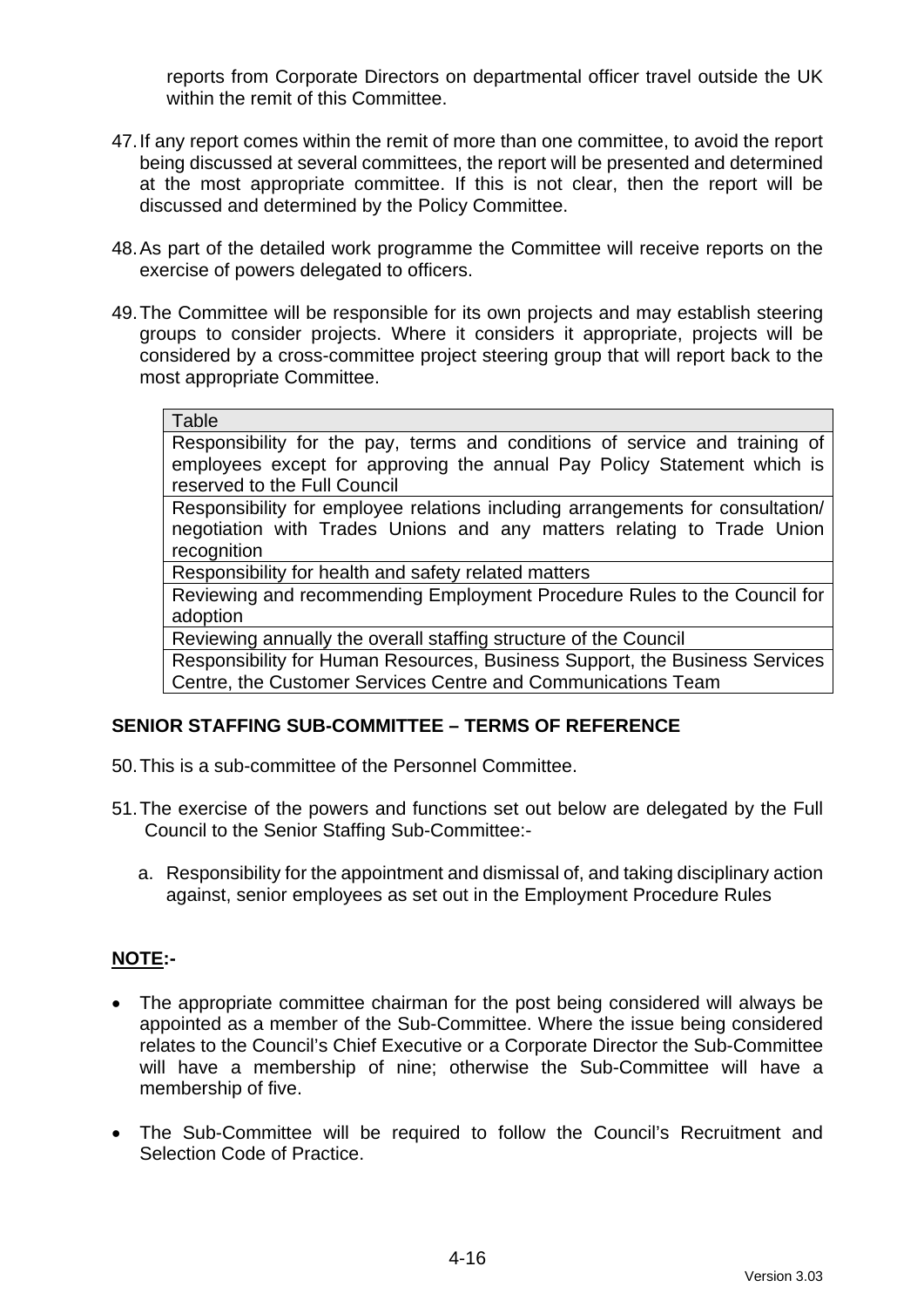reports from Corporate Directors on departmental officer travel outside the UK within the remit of this Committee.

47. If any report comes within the remit of more than one committee, to avoid the report being discussed at several committees, the report will be presented and determined at the most appropriate committee. If this is not clear, then the report will be discussed and determined by the Policy Committee.

48. As part of the detailed work programme the Committee will receive reports on the exercise of powers delegated to officers.

49. The Committee will be responsible for its own projects and may establish steering groups to consider projects. Where it considers it appropriate, projects will be considered by a cross-committee project steering group that will report back to the most appropriate Committee.

| Table |
|---|
| Responsibility for the pay, terms and conditions of service and training of employees except for approving the annual Pay Policy Statement which is reserved to the Full Council |
| Responsibility for employee relations including arrangements for consultation/ negotiation with Trades Unions and any matters relating to Trade Union recognition |
| Responsibility for health and safety related matters |
| Reviewing and recommending Employment Procedure Rules to the Council for adoption |
| Reviewing annually the overall staffing structure of the Council |
| Responsibility for Human Resources, Business Support, the Business Services Centre, the Customer Services Centre and Communications Team |

## SENIOR STAFFING SUB-COMMITTEE – TERMS OF REFERENCE

50. This is a sub-committee of the Personnel Committee.

51. The exercise of the powers and functions set out below are delegated by the Full Council to the Senior Staffing Sub-Committee:-

    a. Responsibility for the appointment and dismissal of, and taking disciplinary action against, senior employees as set out in the Employment Procedure Rules

**NOTE:-**

- The appropriate committee chairman for the post being considered will always be appointed as a member of the Sub-Committee. Where the issue being considered relates to the Council's Chief Executive or a Corporate Director the Sub-Committee will have a membership of nine; otherwise the Sub-Committee will have a membership of five.

- The Sub-Committee will be required to follow the Council's Recruitment and Selection Code of Practice.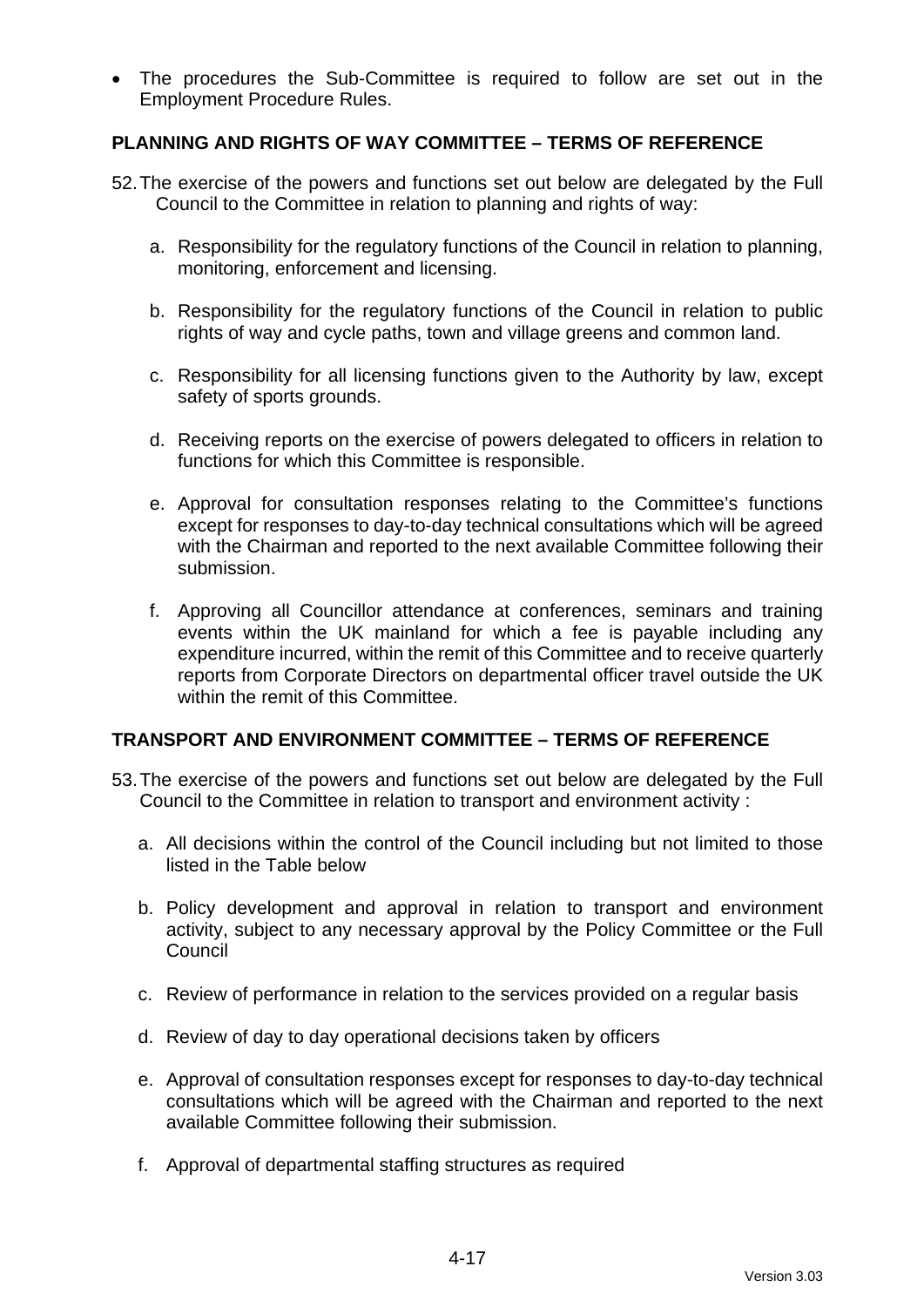- The procedures the Sub-Committee is required to follow are set out in the Employment Procedure Rules.

## PLANNING AND RIGHTS OF WAY COMMITTEE – TERMS OF REFERENCE

52. The exercise of the powers and functions set out below are delegated by the Full Council to the Committee in relation to planning and rights of way:

    a. Responsibility for the regulatory functions of the Council in relation to planning, monitoring, enforcement and licensing.

    b. Responsibility for the regulatory functions of the Council in relation to public rights of way and cycle paths, town and village greens and common land.

    c. Responsibility for all licensing functions given to the Authority by law, except safety of sports grounds.

    d. Receiving reports on the exercise of powers delegated to officers in relation to functions for which this Committee is responsible.

    e. Approval for consultation responses relating to the Committee's functions except for responses to day-to-day technical consultations which will be agreed with the Chairman and reported to the next available Committee following their submission.

    f. Approving all Councillor attendance at conferences, seminars and training events within the UK mainland for which a fee is payable including any expenditure incurred, within the remit of this Committee and to receive quarterly reports from Corporate Directors on departmental officer travel outside the UK within the remit of this Committee.

## TRANSPORT AND ENVIRONMENT COMMITTEE – TERMS OF REFERENCE

53. The exercise of the powers and functions set out below are delegated by the Full Council to the Committee in relation to transport and environment activity :

    a. All decisions within the control of the Council including but not limited to those listed in the Table below

    b. Policy development and approval in relation to transport and environment activity, subject to any necessary approval by the Policy Committee or the Full Council

    c. Review of performance in relation to the services provided on a regular basis

    d. Review of day to day operational decisions taken by officers

    e. Approval of consultation responses except for responses to day-to-day technical consultations which will be agreed with the Chairman and reported to the next available Committee following their submission.

    f. Approval of departmental staffing structures as required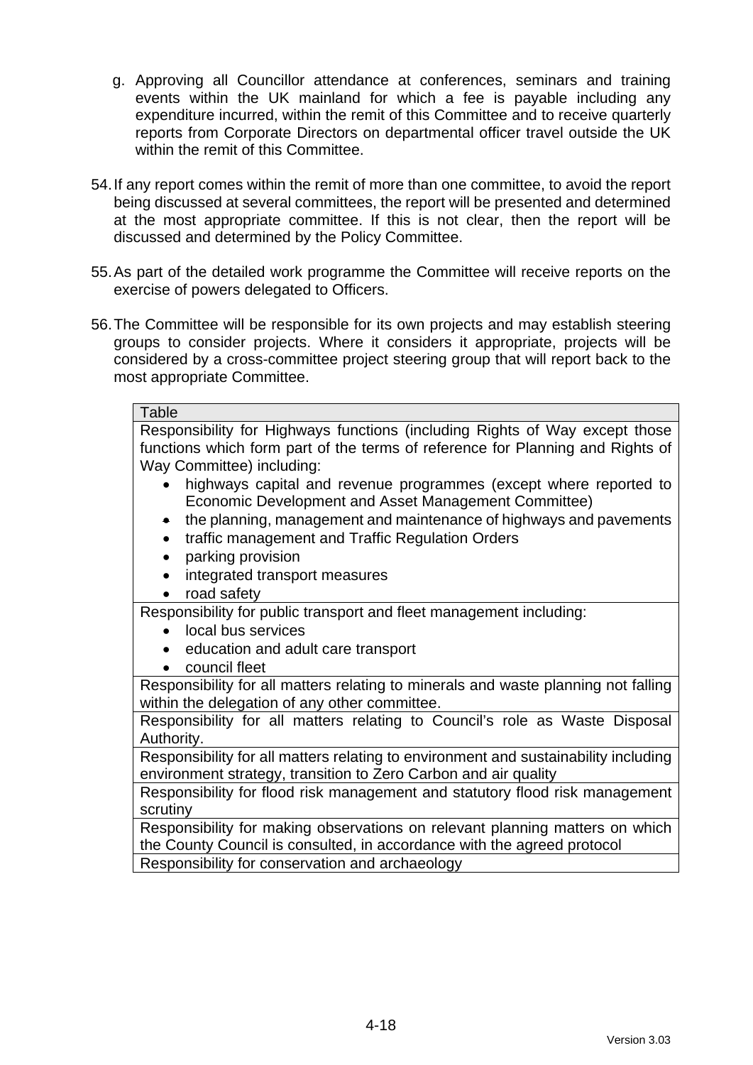g. Approving all Councillor attendance at conferences, seminars and training events within the UK mainland for which a fee is payable including any expenditure incurred, within the remit of this Committee and to receive quarterly reports from Corporate Directors on departmental officer travel outside the UK within the remit of this Committee.

54. If any report comes within the remit of more than one committee, to avoid the report being discussed at several committees, the report will be presented and determined at the most appropriate committee. If this is not clear, then the report will be discussed and determined by the Policy Committee.

55. As part of the detailed work programme the Committee will receive reports on the exercise of powers delegated to Officers.

56. The Committee will be responsible for its own projects and may establish steering groups to consider projects. Where it considers it appropriate, projects will be considered by a cross-committee project steering group that will report back to the most appropriate Committee.

| Table |
|---|
| Responsibility for Highways functions (including Rights of Way except those functions which form part of the terms of reference for Planning and Rights of Way Committee) including:<br>• highways capital and revenue programmes (except where reported to Economic Development and Asset Management Committee)<br>• the planning, management and maintenance of highways and pavements<br>• traffic management and Traffic Regulation Orders<br>• parking provision<br>• integrated transport measures<br>• road safety |
| Responsibility for public transport and fleet management including:<br>• local bus services<br>• education and adult care transport<br>• council fleet |
| Responsibility for all matters relating to minerals and waste planning not falling within the delegation of any other committee. |
| Responsibility for all matters relating to Council's role as Waste Disposal Authority. |
| Responsibility for all matters relating to environment and sustainability including environment strategy, transition to Zero Carbon and air quality |
| Responsibility for flood risk management and statutory flood risk management scrutiny |
| Responsibility for making observations on relevant planning matters on which the County Council is consulted, in accordance with the agreed protocol |
| Responsibility for conservation and archaeology |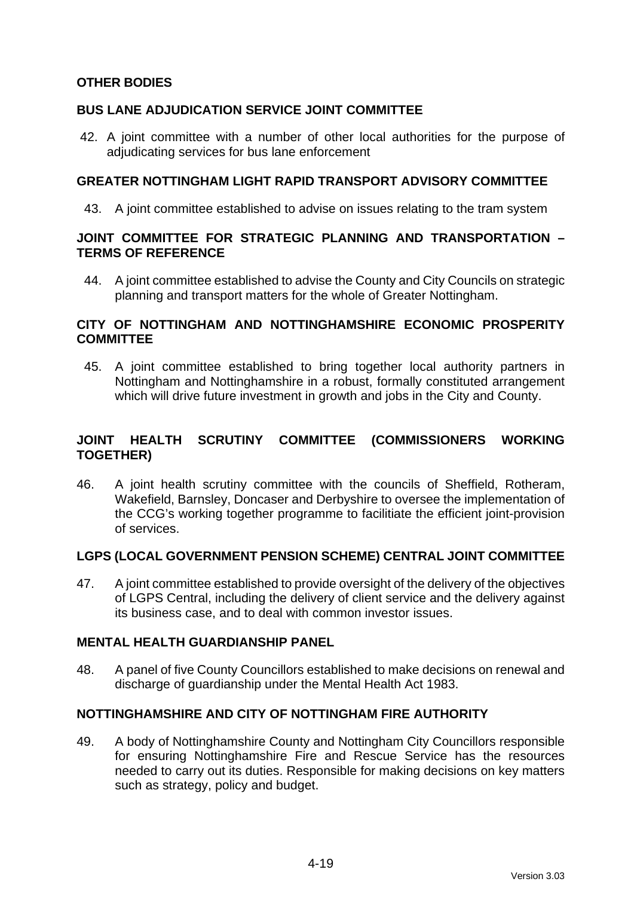## OTHER BODIES

### BUS LANE ADJUDICATION SERVICE JOINT COMMITTEE

42. A joint committee with a number of other local authorities for the purpose of adjudicating services for bus lane enforcement

### GREATER NOTTINGHAM LIGHT RAPID TRANSPORT ADVISORY COMMITTEE

43. A joint committee established to advise on issues relating to the tram system

### JOINT COMMITTEE FOR STRATEGIC PLANNING AND TRANSPORTATION – TERMS OF REFERENCE

44. A joint committee established to advise the County and City Councils on strategic planning and transport matters for the whole of Greater Nottingham.

### CITY OF NOTTINGHAM AND NOTTINGHAMSHIRE ECONOMIC PROSPERITY COMMITTEE

45. A joint committee established to bring together local authority partners in Nottingham and Nottinghamshire in a robust, formally constituted arrangement which will drive future investment in growth and jobs in the City and County.

### JOINT HEALTH SCRUTINY COMMITTEE (COMMISSIONERS WORKING TOGETHER)

46. A joint health scrutiny committee with the councils of Sheffield, Rotheram, Wakefield, Barnsley, Doncaser and Derbyshire to oversee the implementation of the CCG's working together programme to facilitiate the efficient joint-provision of services.

### LGPS (LOCAL GOVERNMENT PENSION SCHEME) CENTRAL JOINT COMMITTEE

47. A joint committee established to provide oversight of the delivery of the objectives of LGPS Central, including the delivery of client service and the delivery against its business case, and to deal with common investor issues.

### MENTAL HEALTH GUARDIANSHIP PANEL

48. A panel of five County Councillors established to make decisions on renewal and discharge of guardianship under the Mental Health Act 1983.

### NOTTINGHAMSHIRE AND CITY OF NOTTINGHAM FIRE AUTHORITY

49. A body of Nottinghamshire County and Nottingham City Councillors responsible for ensuring Nottinghamshire Fire and Rescue Service has the resources needed to carry out its duties. Responsible for making decisions on key matters such as strategy, policy and budget.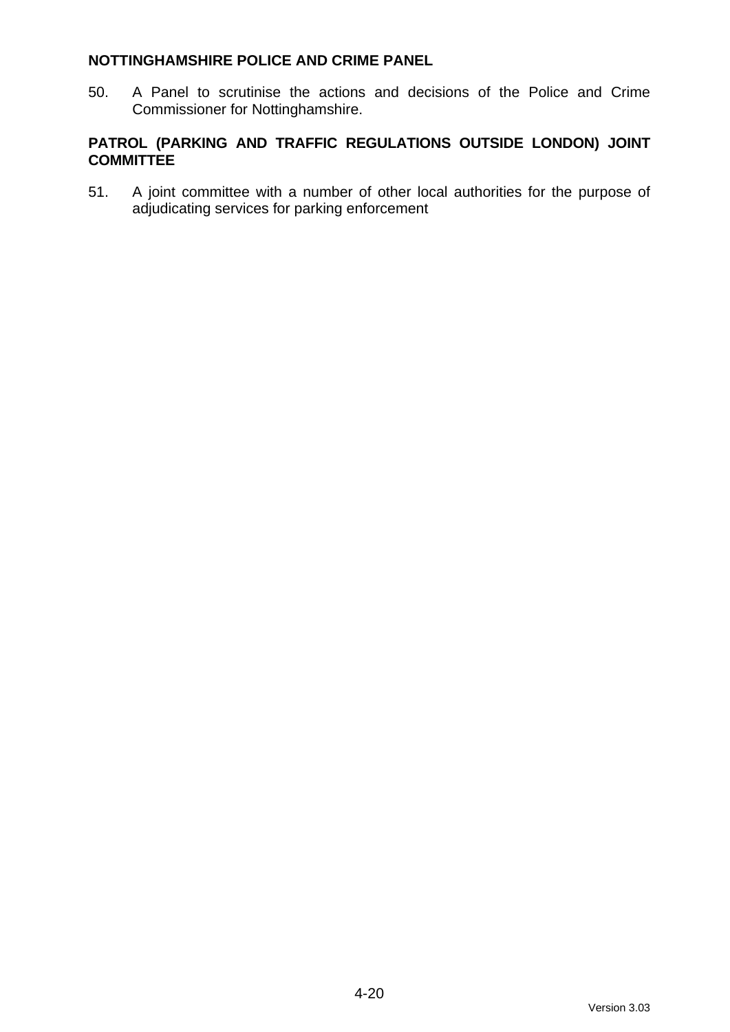**NOTTINGHAMSHIRE POLICE AND CRIME PANEL**

50. A Panel to scrutinise the actions and decisions of the Police and Crime Commissioner for Nottinghamshire.

**PATROL (PARKING AND TRAFFIC REGULATIONS OUTSIDE LONDON) JOINT COMMITTEE**

51. A joint committee with a number of other local authorities for the purpose of adjudicating services for parking enforcement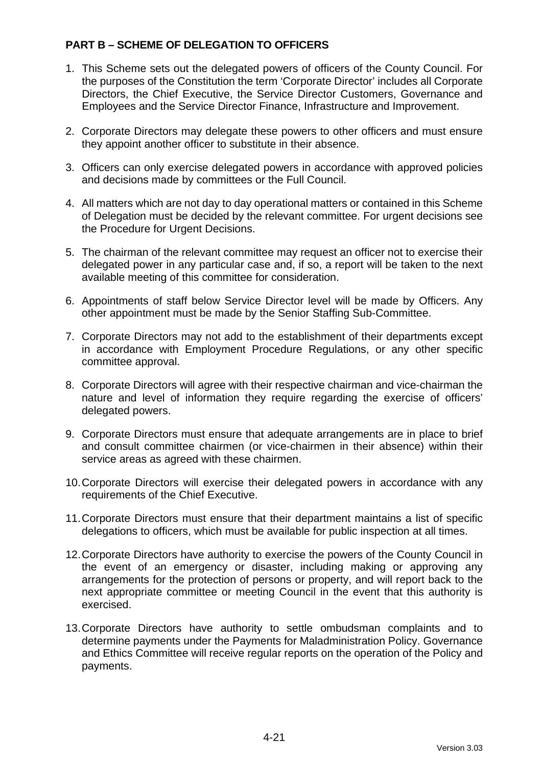**PART B – SCHEME OF DELEGATION TO OFFICERS**

1. This Scheme sets out the delegated powers of officers of the County Council. For the purposes of the Constitution the term 'Corporate Director' includes all Corporate Directors, the Chief Executive, the Service Director Customers, Governance and Employees and the Service Director Finance, Infrastructure and Improvement.

2. Corporate Directors may delegate these powers to other officers and must ensure they appoint another officer to substitute in their absence.

3. Officers can only exercise delegated powers in accordance with approved policies and decisions made by committees or the Full Council.

4. All matters which are not day to day operational matters or contained in this Scheme of Delegation must be decided by the relevant committee. For urgent decisions see the Procedure for Urgent Decisions.

5. The chairman of the relevant committee may request an officer not to exercise their delegated power in any particular case and, if so, a report will be taken to the next available meeting of this committee for consideration.

6. Appointments of staff below Service Director level will be made by Officers. Any other appointment must be made by the Senior Staffing Sub-Committee.

7. Corporate Directors may not add to the establishment of their departments except in accordance with Employment Procedure Regulations, or any other specific committee approval.

8. Corporate Directors will agree with their respective chairman and vice-chairman the nature and level of information they require regarding the exercise of officers' delegated powers.

9. Corporate Directors must ensure that adequate arrangements are in place to brief and consult committee chairmen (or vice-chairmen in their absence) within their service areas as agreed with these chairmen.

10. Corporate Directors will exercise their delegated powers in accordance with any requirements of the Chief Executive.

11. Corporate Directors must ensure that their department maintains a list of specific delegations to officers, which must be available for public inspection at all times.

12. Corporate Directors have authority to exercise the powers of the County Council in the event of an emergency or disaster, including making or approving any arrangements for the protection of persons or property, and will report back to the next appropriate committee or meeting Council in the event that this authority is exercised.

13. Corporate Directors have authority to settle ombudsman complaints and to determine payments under the Payments for Maladministration Policy. Governance and Ethics Committee will receive regular reports on the operation of the Policy and payments.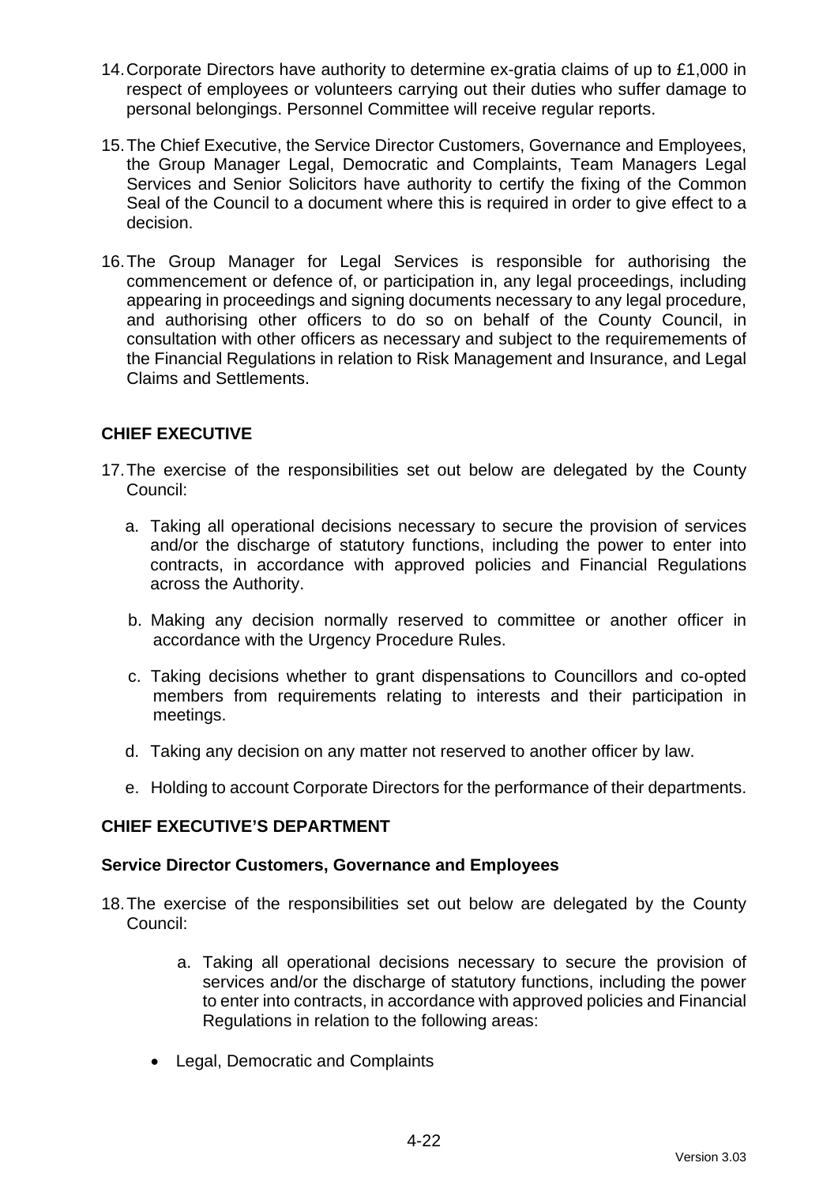14. Corporate Directors have authority to determine ex-gratia claims of up to £1,000 in respect of employees or volunteers carrying out their duties who suffer damage to personal belongings. Personnel Committee will receive regular reports.

15. The Chief Executive, the Service Director Customers, Governance and Employees, the Group Manager Legal, Democratic and Complaints, Team Managers Legal Services and Senior Solicitors have authority to certify the fixing of the Common Seal of the Council to a document where this is required in order to give effect to a decision.

16. The Group Manager for Legal Services is responsible for authorising the commencement or defence of, or participation in, any legal proceedings, including appearing in proceedings and signing documents necessary to any legal procedure, and authorising other officers to do so on behalf of the County Council, in consultation with other officers as necessary and subject to the requirememts of the Financial Regulations in relation to Risk Management and Insurance, and Legal Claims and Settlements.

## CHIEF EXECUTIVE

17. The exercise of the responsibilities set out below are delegated by the County Council:

    a. Taking all operational decisions necessary to secure the provision of services and/or the discharge of statutory functions, including the power to enter into contracts, in accordance with approved policies and Financial Regulations across the Authority.

    b. Making any decision normally reserved to committee or another officer in accordance with the Urgency Procedure Rules.

    c. Taking decisions whether to grant dispensations to Councillors and co-opted members from requirements relating to interests and their participation in meetings.

    d. Taking any decision on any matter not reserved to another officer by law.

    e. Holding to account Corporate Directors for the performance of their departments.

## CHIEF EXECUTIVE'S DEPARTMENT

### Service Director Customers, Governance and Employees

18. The exercise of the responsibilities set out below are delegated by the County Council:

    a. Taking all operational decisions necessary to secure the provision of services and/or the discharge of statutory functions, including the power to enter into contracts, in accordance with approved policies and Financial Regulations in relation to the following areas:

    - Legal, Democratic and Complaints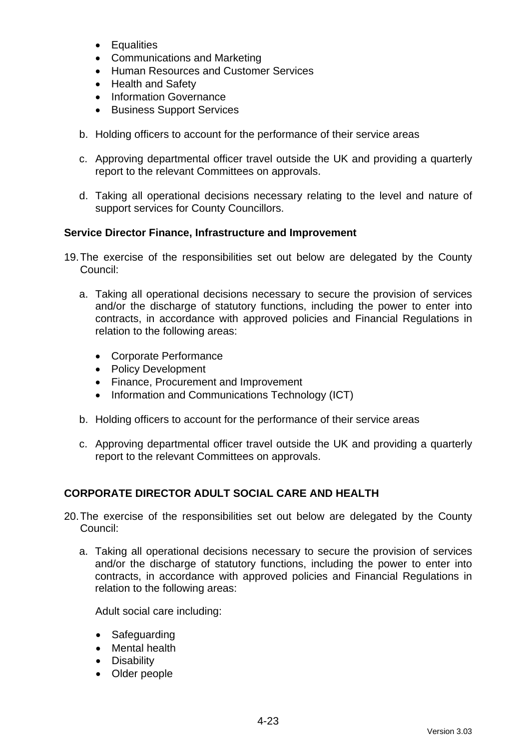- Equalities
- Communications and Marketing
- Human Resources and Customer Services
- Health and Safety
- Information Governance
- Business Support Services

b. Holding officers to account for the performance of their service areas

c. Approving departmental officer travel outside the UK and providing a quarterly report to the relevant Committees on approvals.

d. Taking all operational decisions necessary relating to the level and nature of support services for County Councillors.

**Service Director Finance, Infrastructure and Improvement**

19. The exercise of the responsibilities set out below are delegated by the County Council:

a. Taking all operational decisions necessary to secure the provision of services and/or the discharge of statutory functions, including the power to enter into contracts, in accordance with approved policies and Financial Regulations in relation to the following areas:

- Corporate Performance
- Policy Development
- Finance, Procurement and Improvement
- Information and Communications Technology (ICT)

b. Holding officers to account for the performance of their service areas

c. Approving departmental officer travel outside the UK and providing a quarterly report to the relevant Committees on approvals.

**CORPORATE DIRECTOR ADULT SOCIAL CARE AND HEALTH**

20. The exercise of the responsibilities set out below are delegated by the County Council:

a. Taking all operational decisions necessary to secure the provision of services and/or the discharge of statutory functions, including the power to enter into contracts, in accordance with approved policies and Financial Regulations in relation to the following areas:

Adult social care including:

- Safeguarding
- Mental health
- Disability
- Older people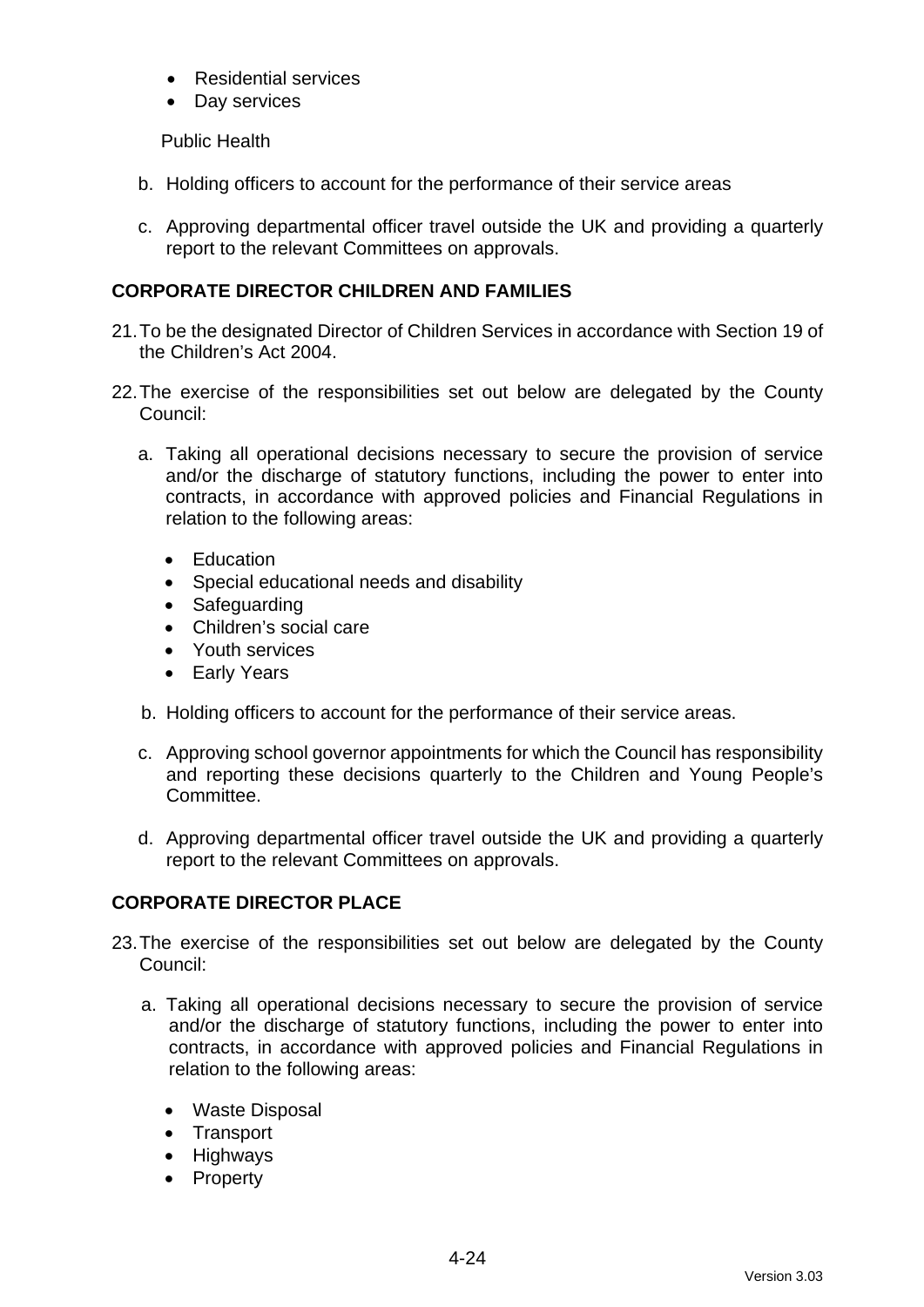- Residential services
- Day services

Public Health

b. Holding officers to account for the performance of their service areas

c. Approving departmental officer travel outside the UK and providing a quarterly report to the relevant Committees on approvals.

**CORPORATE DIRECTOR CHILDREN AND FAMILIES**

21. To be the designated Director of Children Services in accordance with Section 19 of the Children's Act 2004.

22. The exercise of the responsibilities set out below are delegated by the County Council:

    a. Taking all operational decisions necessary to secure the provision of service and/or the discharge of statutory functions, including the power to enter into contracts, in accordance with approved policies and Financial Regulations in relation to the following areas:

        - Education
        - Special educational needs and disability
        - Safeguarding
        - Children's social care
        - Youth services
        - Early Years

    b. Holding officers to account for the performance of their service areas.

    c. Approving school governor appointments for which the Council has responsibility and reporting these decisions quarterly to the Children and Young People's Committee.

    d. Approving departmental officer travel outside the UK and providing a quarterly report to the relevant Committees on approvals.

**CORPORATE DIRECTOR PLACE**

23. The exercise of the responsibilities set out below are delegated by the County Council:

    a. Taking all operational decisions necessary to secure the provision of service and/or the discharge of statutory functions, including the power to enter into contracts, in accordance with approved policies and Financial Regulations in relation to the following areas:

        - Waste Disposal
        - Transport
        - Highways
        - Property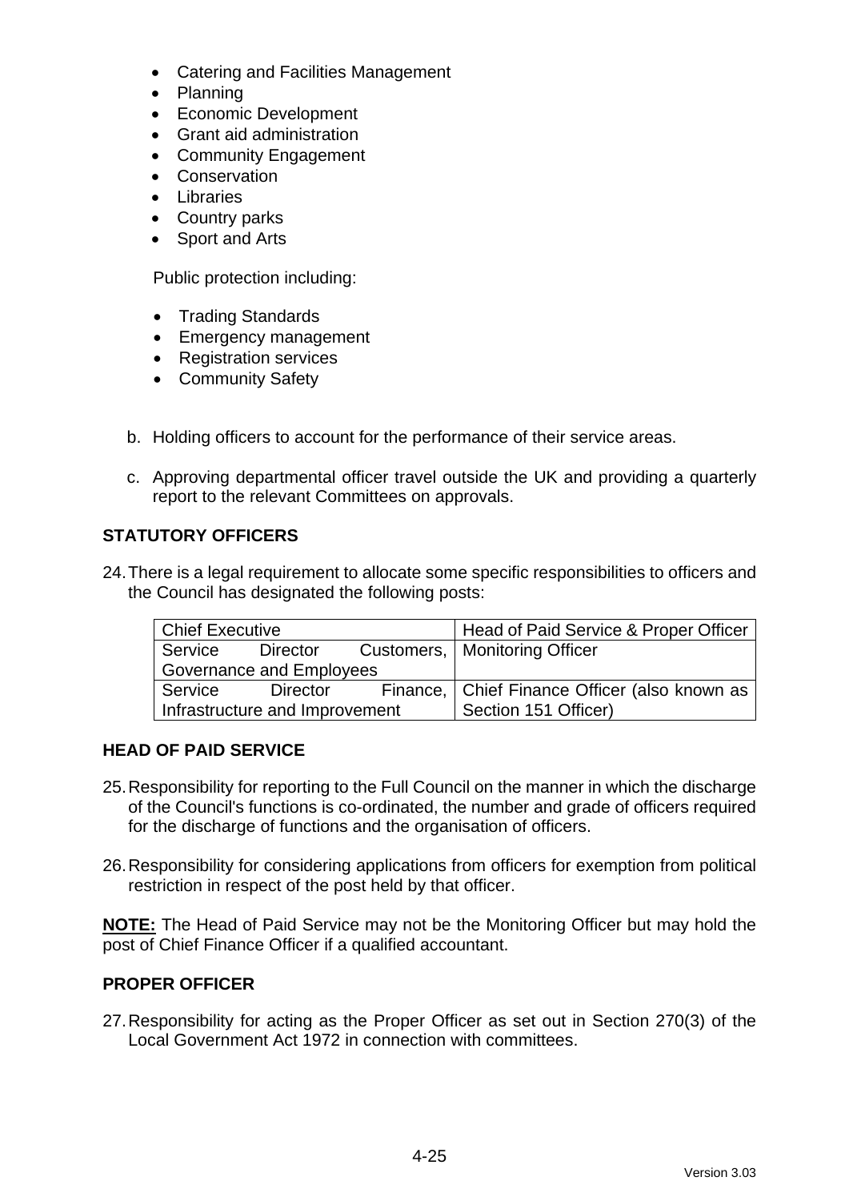- Catering and Facilities Management
- Planning
- Economic Development
- Grant aid administration
- Community Engagement
- Conservation
- Libraries
- Country parks
- Sport and Arts

Public protection including:

- Trading Standards
- Emergency management
- Registration services
- Community Safety

b. Holding officers to account for the performance of their service areas.

c. Approving departmental officer travel outside the UK and providing a quarterly report to the relevant Committees on approvals.

**STATUTORY OFFICERS**

24. There is a legal requirement to allocate some specific responsibilities to officers and the Council has designated the following posts:

| Chief Executive | Head of Paid Service & Proper Officer |
|---|---|
| Service Director Customers, Governance and Employees | Monitoring Officer |
| Service Director Finance, Infrastructure and Improvement | Chief Finance Officer (also known as Section 151 Officer) |

**HEAD OF PAID SERVICE**

25. Responsibility for reporting to the Full Council on the manner in which the discharge of the Council's functions is co-ordinated, the number and grade of officers required for the discharge of functions and the organisation of officers.

26. Responsibility for considering applications from officers for exemption from political restriction in respect of the post held by that officer.

**NOTE:** The Head of Paid Service may not be the Monitoring Officer but may hold the post of Chief Finance Officer if a qualified accountant.

**PROPER OFFICER**

27. Responsibility for acting as the Proper Officer as set out in Section 270(3) of the Local Government Act 1972 in connection with committees.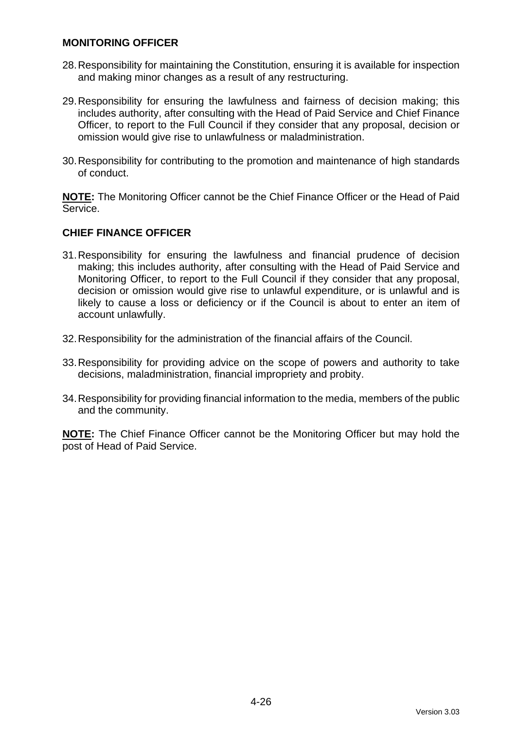## MONITORING OFFICER

28. Responsibility for maintaining the Constitution, ensuring it is available for inspection and making minor changes as a result of any restructuring.

29. Responsibility for ensuring the lawfulness and fairness of decision making; this includes authority, after consulting with the Head of Paid Service and Chief Finance Officer, to report to the Full Council if they consider that any proposal, decision or omission would give rise to unlawfulness or maladministration.

30. Responsibility for contributing to the promotion and maintenance of high standards of conduct.

**NOTE:** The Monitoring Officer cannot be the Chief Finance Officer or the Head of Paid Service.

## CHIEF FINANCE OFFICER

31. Responsibility for ensuring the lawfulness and financial prudence of decision making; this includes authority, after consulting with the Head of Paid Service and Monitoring Officer, to report to the Full Council if they consider that any proposal, decision or omission would give rise to unlawful expenditure, or is unlawful and is likely to cause a loss or deficiency or if the Council is about to enter an item of account unlawfully.

32. Responsibility for the administration of the financial affairs of the Council.

33. Responsibility for providing advice on the scope of powers and authority to take decisions, maladministration, financial impropriety and probity.

34. Responsibility for providing financial information to the media, members of the public and the community.

**NOTE:** The Chief Finance Officer cannot be the Monitoring Officer but may hold the post of Head of Paid Service.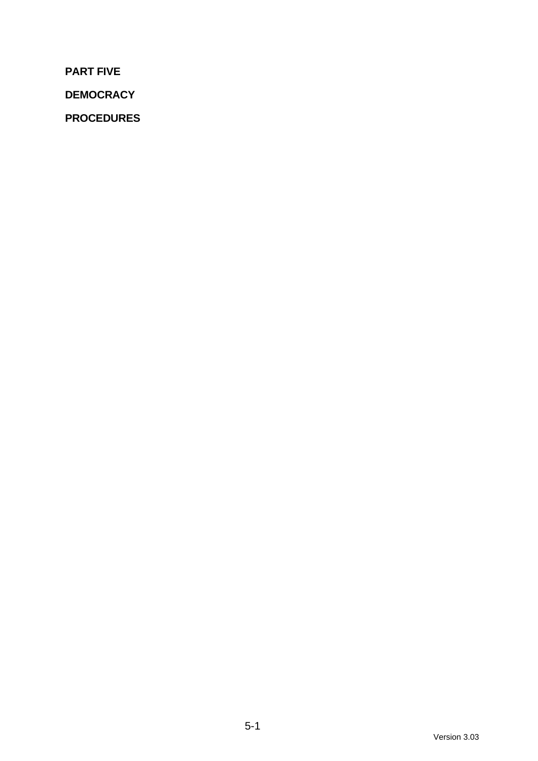**PART FIVE**

**DEMOCRACY**

**PROCEDURES**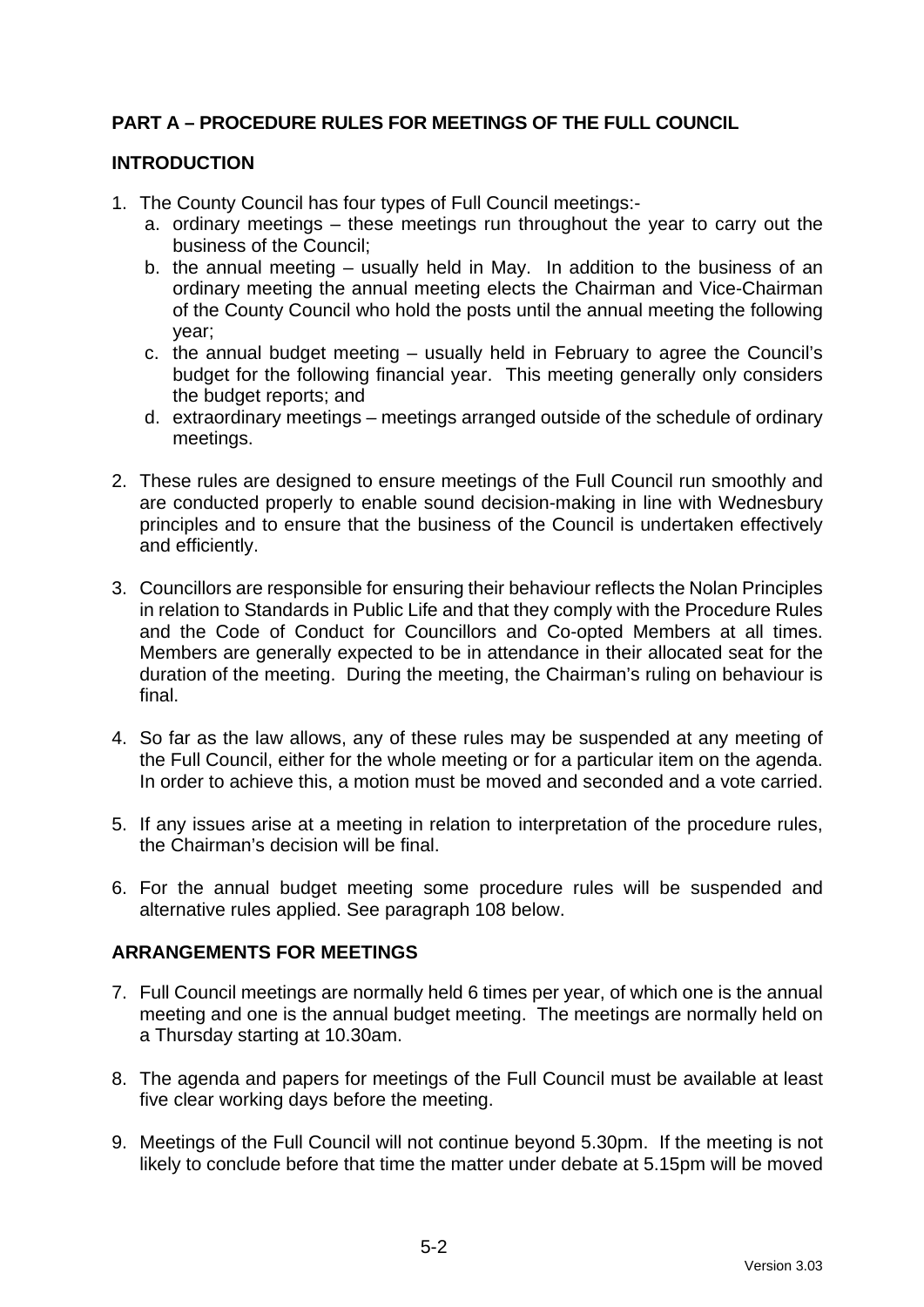**PART A – PROCEDURE RULES FOR MEETINGS OF THE FULL COUNCIL**

**INTRODUCTION**

1. The County Council has four types of Full Council meetings:-
   a. ordinary meetings – these meetings run throughout the year to carry out the business of the Council;
   b. the annual meeting – usually held in May. In addition to the business of an ordinary meeting the annual meeting elects the Chairman and Vice-Chairman of the County Council who hold the posts until the annual meeting the following year;
   c. the annual budget meeting – usually held in February to agree the Council's budget for the following financial year. This meeting generally only considers the budget reports; and
   d. extraordinary meetings – meetings arranged outside of the schedule of ordinary meetings.

2. These rules are designed to ensure meetings of the Full Council run smoothly and are conducted properly to enable sound decision-making in line with Wednesbury principles and to ensure that the business of the Council is undertaken effectively and efficiently.

3. Councillors are responsible for ensuring their behaviour reflects the Nolan Principles in relation to Standards in Public Life and that they comply with the Procedure Rules and the Code of Conduct for Councillors and Co-opted Members at all times. Members are generally expected to be in attendance in their allocated seat for the duration of the meeting. During the meeting, the Chairman's ruling on behaviour is final.

4. So far as the law allows, any of these rules may be suspended at any meeting of the Full Council, either for the whole meeting or for a particular item on the agenda. In order to achieve this, a motion must be moved and seconded and a vote carried.

5. If any issues arise at a meeting in relation to interpretation of the procedure rules, the Chairman's decision will be final.

6. For the annual budget meeting some procedure rules will be suspended and alternative rules applied. See paragraph 108 below.

**ARRANGEMENTS FOR MEETINGS**

7. Full Council meetings are normally held 6 times per year, of which one is the annual meeting and one is the annual budget meeting. The meetings are normally held on a Thursday starting at 10.30am.

8. The agenda and papers for meetings of the Full Council must be available at least five clear working days before the meeting.

9. Meetings of the Full Council will not continue beyond 5.30pm. If the meeting is not likely to conclude before that time the matter under debate at 5.15pm will be moved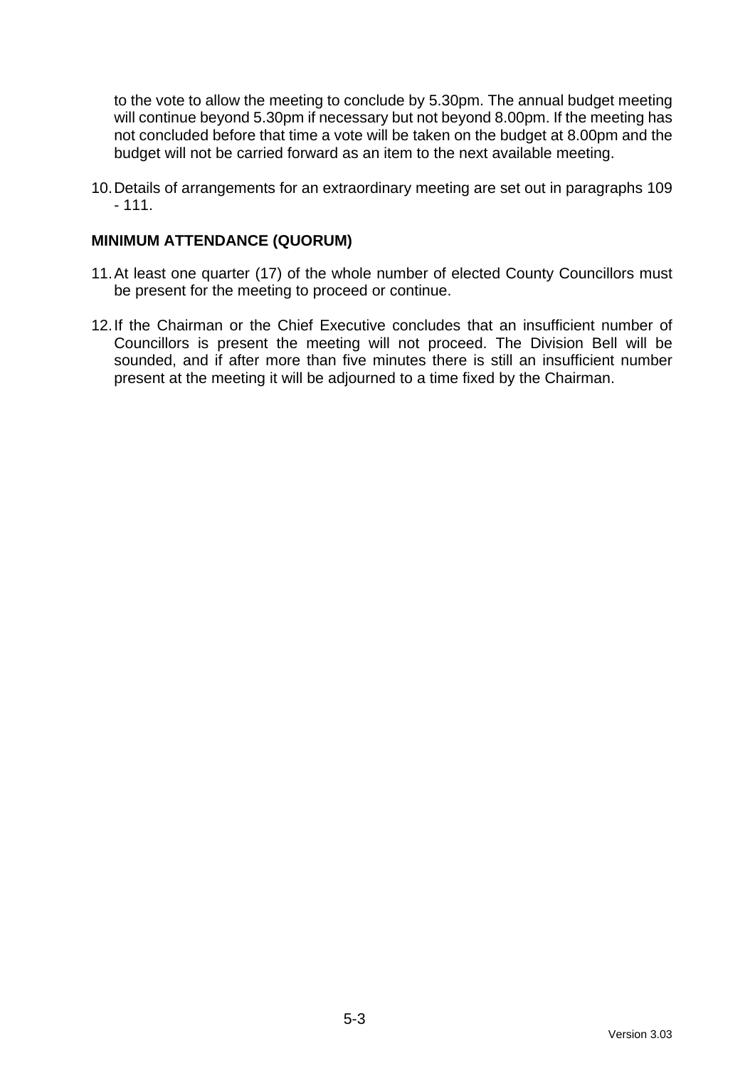to the vote to allow the meeting to conclude by 5.30pm. The annual budget meeting will continue beyond 5.30pm if necessary but not beyond 8.00pm. If the meeting has not concluded before that time a vote will be taken on the budget at 8.00pm and the budget will not be carried forward as an item to the next available meeting.

10. Details of arrangements for an extraordinary meeting are set out in paragraphs 109 - 111.

**MINIMUM ATTENDANCE (QUORUM)**

11. At least one quarter (17) of the whole number of elected County Councillors must be present for the meeting to proceed or continue.

12. If the Chairman or the Chief Executive concludes that an insufficient number of Councillors is present the meeting will not proceed. The Division Bell will be sounded, and if after more than five minutes there is still an insufficient number present at the meeting it will be adjourned to a time fixed by the Chairman.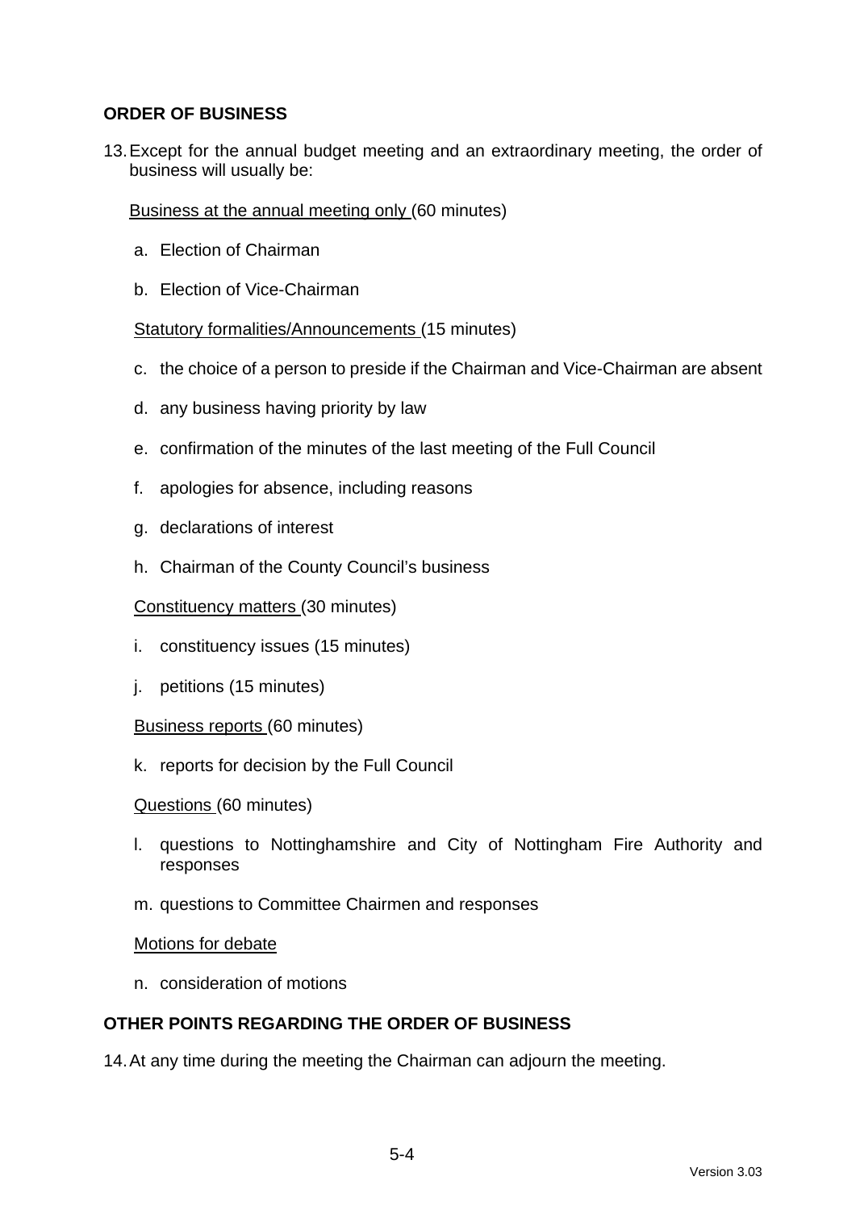## ORDER OF BUSINESS

13. Except for the annual budget meeting and an extraordinary meeting, the order of business will usually be:

    Business at the annual meeting only (60 minutes)

    a. Election of Chairman

    b. Election of Vice-Chairman

    Statutory formalities/Announcements (15 minutes)

    c. the choice of a person to preside if the Chairman and Vice-Chairman are absent

    d. any business having priority by law

    e. confirmation of the minutes of the last meeting of the Full Council

    f. apologies for absence, including reasons

    g. declarations of interest

    h. Chairman of the County Council's business

    Constituency matters (30 minutes)

    i. constituency issues (15 minutes)

    j. petitions (15 minutes)

    Business reports (60 minutes)

    k. reports for decision by the Full Council

    Questions (60 minutes)

    l. questions to Nottinghamshire and City of Nottingham Fire Authority and responses

    m. questions to Committee Chairmen and responses

    Motions for debate

    n. consideration of motions

## OTHER POINTS REGARDING THE ORDER OF BUSINESS

14. At any time during the meeting the Chairman can adjourn the meeting.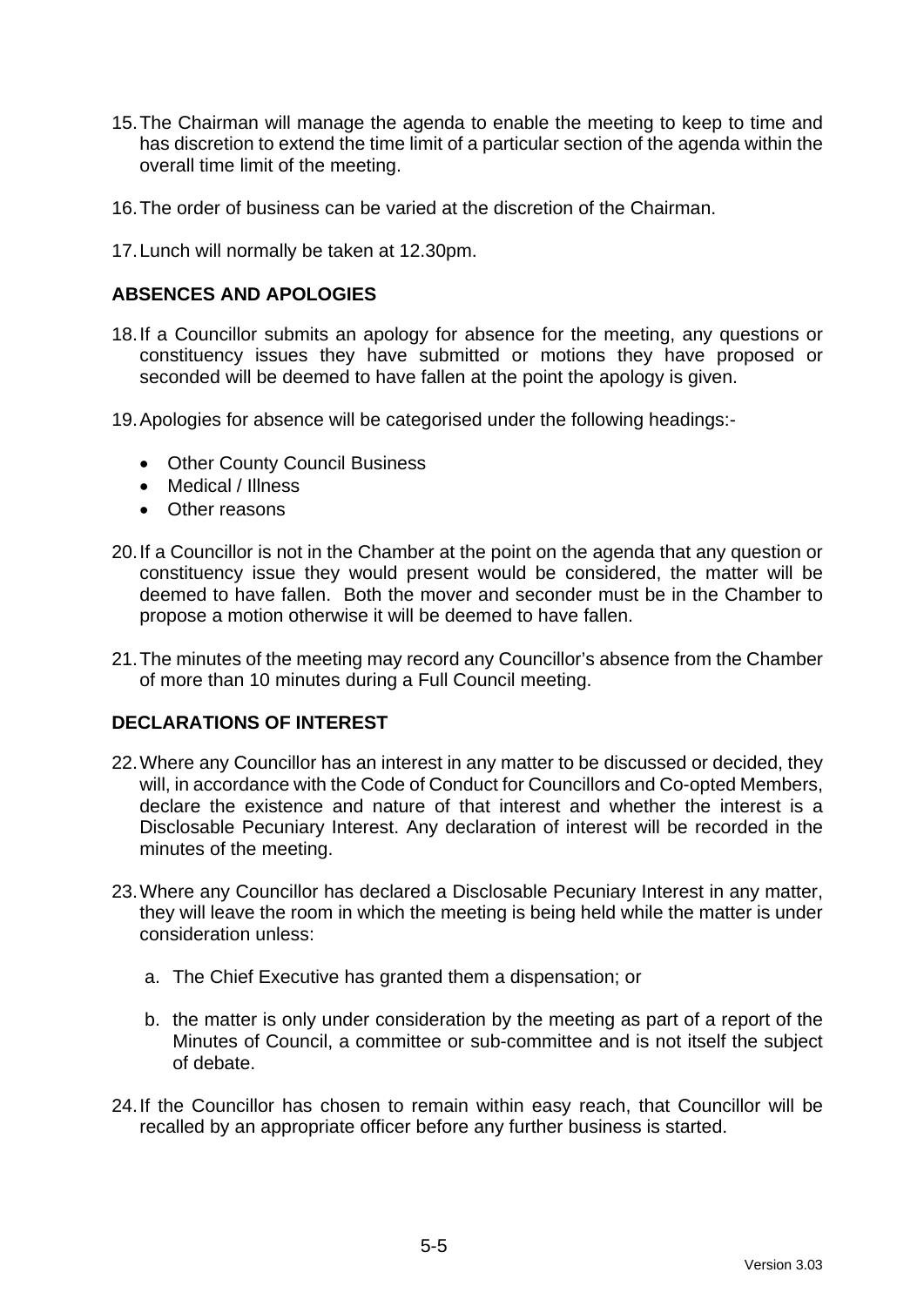15. The Chairman will manage the agenda to enable the meeting to keep to time and has discretion to extend the time limit of a particular section of the agenda within the overall time limit of the meeting.

16. The order of business can be varied at the discretion of the Chairman.

17. Lunch will normally be taken at 12.30pm.

## ABSENCES AND APOLOGIES

18. If a Councillor submits an apology for absence for the meeting, any questions or constituency issues they have submitted or motions they have proposed or seconded will be deemed to have fallen at the point the apology is given.

19. Apologies for absence will be categorised under the following headings:-

    - Other County Council Business
    - Medical / Illness
    - Other reasons

20. If a Councillor is not in the Chamber at the point on the agenda that any question or constituency issue they would present would be considered, the matter will be deemed to have fallen. Both the mover and seconder must be in the Chamber to propose a motion otherwise it will be deemed to have fallen.

21. The minutes of the meeting may record any Councillor's absence from the Chamber of more than 10 minutes during a Full Council meeting.

## DECLARATIONS OF INTEREST

22. Where any Councillor has an interest in any matter to be discussed or decided, they will, in accordance with the Code of Conduct for Councillors and Co-opted Members, declare the existence and nature of that interest and whether the interest is a Disclosable Pecuniary Interest. Any declaration of interest will be recorded in the minutes of the meeting.

23. Where any Councillor has declared a Disclosable Pecuniary Interest in any matter, they will leave the room in which the meeting is being held while the matter is under consideration unless:

    a. The Chief Executive has granted them a dispensation; or

    b. the matter is only under consideration by the meeting as part of a report of the Minutes of Council, a committee or sub-committee and is not itself the subject of debate.

24. If the Councillor has chosen to remain within easy reach, that Councillor will be recalled by an appropriate officer before any further business is started.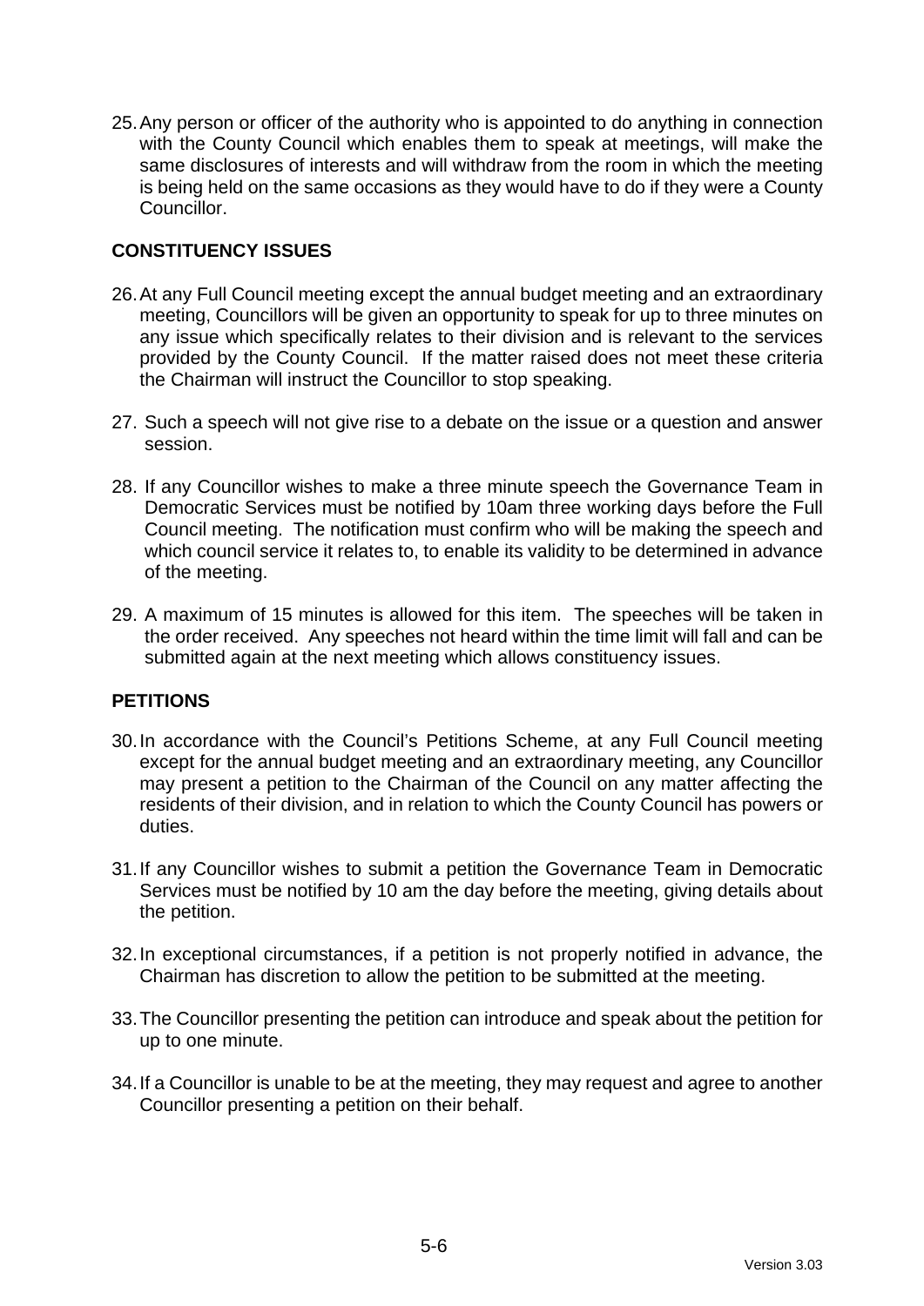25. Any person or officer of the authority who is appointed to do anything in connection with the County Council which enables them to speak at meetings, will make the same disclosures of interests and will withdraw from the room in which the meeting is being held on the same occasions as they would have to do if they were a County Councillor.

**CONSTITUENCY ISSUES**

26. At any Full Council meeting except the annual budget meeting and an extraordinary meeting, Councillors will be given an opportunity to speak for up to three minutes on any issue which specifically relates to their division and is relevant to the services provided by the County Council. If the matter raised does not meet these criteria the Chairman will instruct the Councillor to stop speaking.

27. Such a speech will not give rise to a debate on the issue or a question and answer session.

28. If any Councillor wishes to make a three minute speech the Governance Team in Democratic Services must be notified by 10am three working days before the Full Council meeting. The notification must confirm who will be making the speech and which council service it relates to, to enable its validity to be determined in advance of the meeting.

29. A maximum of 15 minutes is allowed for this item. The speeches will be taken in the order received. Any speeches not heard within the time limit will fall and can be submitted again at the next meeting which allows constituency issues.

**PETITIONS**

30. In accordance with the Council's Petitions Scheme, at any Full Council meeting except for the annual budget meeting and an extraordinary meeting, any Councillor may present a petition to the Chairman of the Council on any matter affecting the residents of their division, and in relation to which the County Council has powers or duties.

31. If any Councillor wishes to submit a petition the Governance Team in Democratic Services must be notified by 10 am the day before the meeting, giving details about the petition.

32. In exceptional circumstances, if a petition is not properly notified in advance, the Chairman has discretion to allow the petition to be submitted at the meeting.

33. The Councillor presenting the petition can introduce and speak about the petition for up to one minute.

34. If a Councillor is unable to be at the meeting, they may request and agree to another Councillor presenting a petition on their behalf.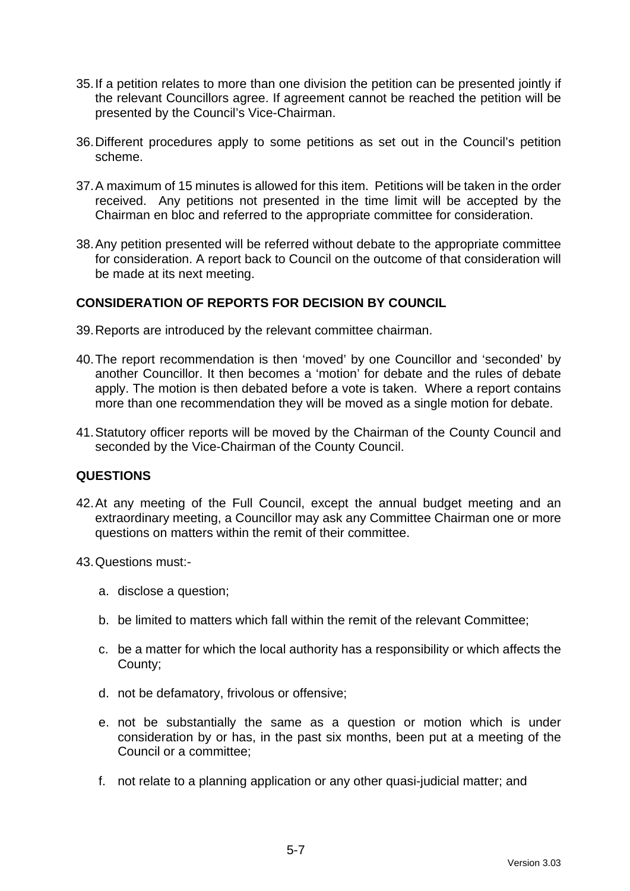35. If a petition relates to more than one division the petition can be presented jointly if the relevant Councillors agree. If agreement cannot be reached the petition will be presented by the Council's Vice-Chairman.

36. Different procedures apply to some petitions as set out in the Council's petition scheme.

37. A maximum of 15 minutes is allowed for this item. Petitions will be taken in the order received. Any petitions not presented in the time limit will be accepted by the Chairman en bloc and referred to the appropriate committee for consideration.

38. Any petition presented will be referred without debate to the appropriate committee for consideration. A report back to Council on the outcome of that consideration will be made at its next meeting.

**CONSIDERATION OF REPORTS FOR DECISION BY COUNCIL**

39. Reports are introduced by the relevant committee chairman.

40. The report recommendation is then 'moved' by one Councillor and 'seconded' by another Councillor. It then becomes a 'motion' for debate and the rules of debate apply. The motion is then debated before a vote is taken. Where a report contains more than one recommendation they will be moved as a single motion for debate.

41. Statutory officer reports will be moved by the Chairman of the County Council and seconded by the Vice-Chairman of the County Council.

**QUESTIONS**

42. At any meeting of the Full Council, except the annual budget meeting and an extraordinary meeting, a Councillor may ask any Committee Chairman one or more questions on matters within the remit of their committee.

43. Questions must:-

    a. disclose a question;

    b. be limited to matters which fall within the remit of the relevant Committee;

    c. be a matter for which the local authority has a responsibility or which affects the County;

    d. not be defamatory, frivolous or offensive;

    e. not be substantially the same as a question or motion which is under consideration by or has, in the past six months, been put at a meeting of the Council or a committee;

    f. not relate to a planning application or any other quasi-judicial matter; and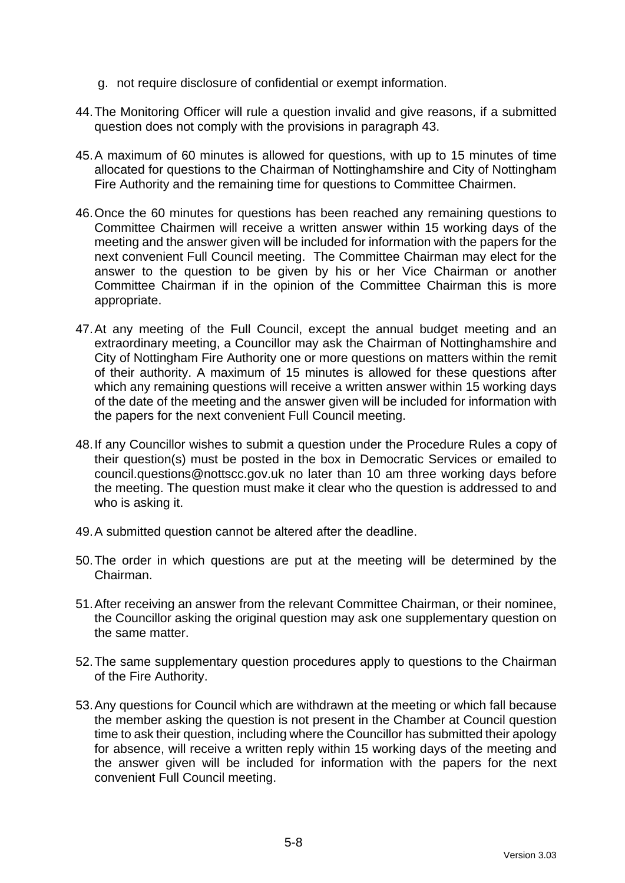g. not require disclosure of confidential or exempt information.

44. The Monitoring Officer will rule a question invalid and give reasons, if a submitted question does not comply with the provisions in paragraph 43.

45. A maximum of 60 minutes is allowed for questions, with up to 15 minutes of time allocated for questions to the Chairman of Nottinghamshire and City of Nottingham Fire Authority and the remaining time for questions to Committee Chairmen.

46. Once the 60 minutes for questions has been reached any remaining questions to Committee Chairmen will receive a written answer within 15 working days of the meeting and the answer given will be included for information with the papers for the next convenient Full Council meeting. The Committee Chairman may elect for the answer to the question to be given by his or her Vice Chairman or another Committee Chairman if in the opinion of the Committee Chairman this is more appropriate.

47. At any meeting of the Full Council, except the annual budget meeting and an extraordinary meeting, a Councillor may ask the Chairman of Nottinghamshire and City of Nottingham Fire Authority one or more questions on matters within the remit of their authority. A maximum of 15 minutes is allowed for these questions after which any remaining questions will receive a written answer within 15 working days of the date of the meeting and the answer given will be included for information with the papers for the next convenient Full Council meeting.

48. If any Councillor wishes to submit a question under the Procedure Rules a copy of their question(s) must be posted in the box in Democratic Services or emailed to council.questions@nottscc.gov.uk no later than 10 am three working days before the meeting. The question must make it clear who the question is addressed to and who is asking it.

49. A submitted question cannot be altered after the deadline.

50. The order in which questions are put at the meeting will be determined by the Chairman.

51. After receiving an answer from the relevant Committee Chairman, or their nominee, the Councillor asking the original question may ask one supplementary question on the same matter.

52. The same supplementary question procedures apply to questions to the Chairman of the Fire Authority.

53. Any questions for Council which are withdrawn at the meeting or which fall because the member asking the question is not present in the Chamber at Council question time to ask their question, including where the Councillor has submitted their apology for absence, will receive a written reply within 15 working days of the meeting and the answer given will be included for information with the papers for the next convenient Full Council meeting.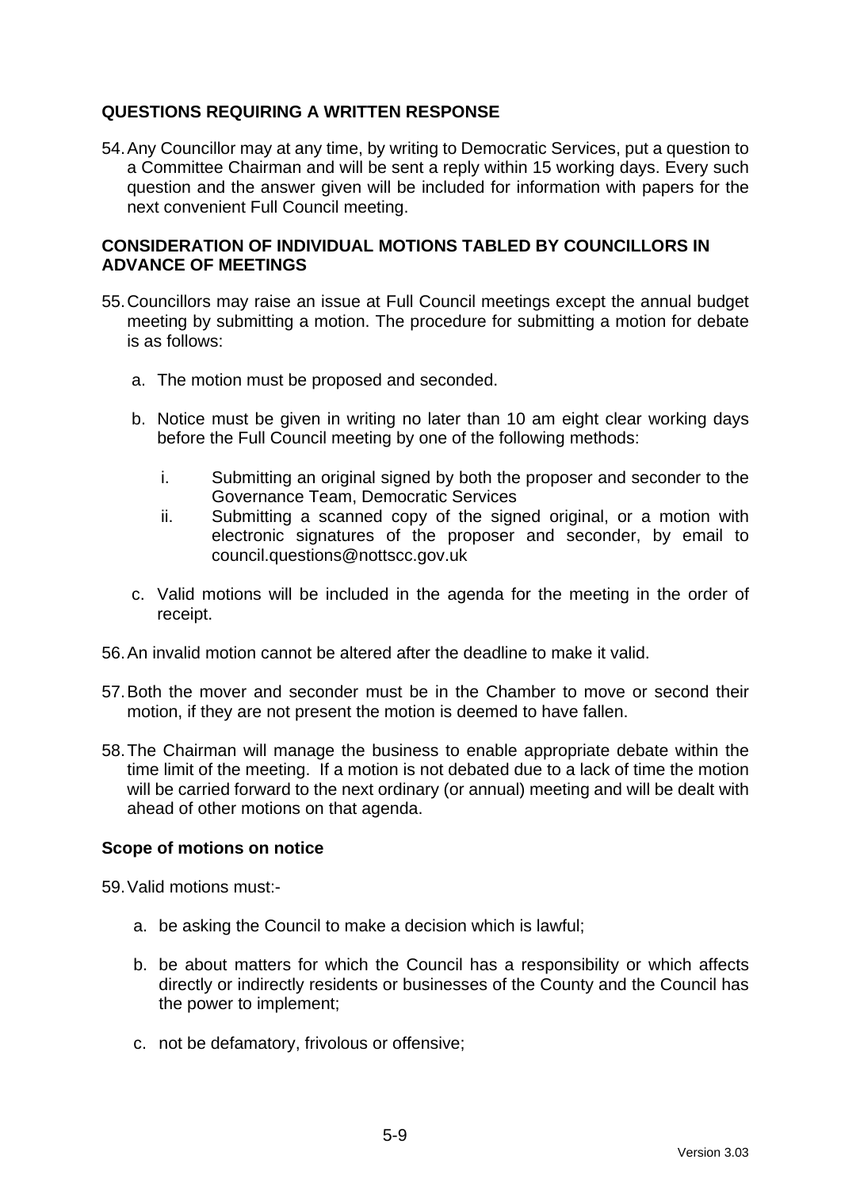## QUESTIONS REQUIRING A WRITTEN RESPONSE

54. Any Councillor may at any time, by writing to Democratic Services, put a question to a Committee Chairman and will be sent a reply within 15 working days. Every such question and the answer given will be included for information with papers for the next convenient Full Council meeting.

## CONSIDERATION OF INDIVIDUAL MOTIONS TABLED BY COUNCILLORS IN ADVANCE OF MEETINGS

55. Councillors may raise an issue at Full Council meetings except the annual budget meeting by submitting a motion. The procedure for submitting a motion for debate is as follows:

    a. The motion must be proposed and seconded.

    b. Notice must be given in writing no later than 10 am eight clear working days before the Full Council meeting by one of the following methods:

        i. Submitting an original signed by both the proposer and seconder to the Governance Team, Democratic Services
        ii. Submitting a scanned copy of the signed original, or a motion with electronic signatures of the proposer and seconder, by email to council.questions@nottscc.gov.uk

    c. Valid motions will be included in the agenda for the meeting in the order of receipt.

56. An invalid motion cannot be altered after the deadline to make it valid.

57. Both the mover and seconder must be in the Chamber to move or second their motion, if they are not present the motion is deemed to have fallen.

58. The Chairman will manage the business to enable appropriate debate within the time limit of the meeting. If a motion is not debated due to a lack of time the motion will be carried forward to the next ordinary (or annual) meeting and will be dealt with ahead of other motions on that agenda.

### Scope of motions on notice

59. Valid motions must:-

    a. be asking the Council to make a decision which is lawful;

    b. be about matters for which the Council has a responsibility or which affects directly or indirectly residents or businesses of the County and the Council has the power to implement;

    c. not be defamatory, frivolous or offensive;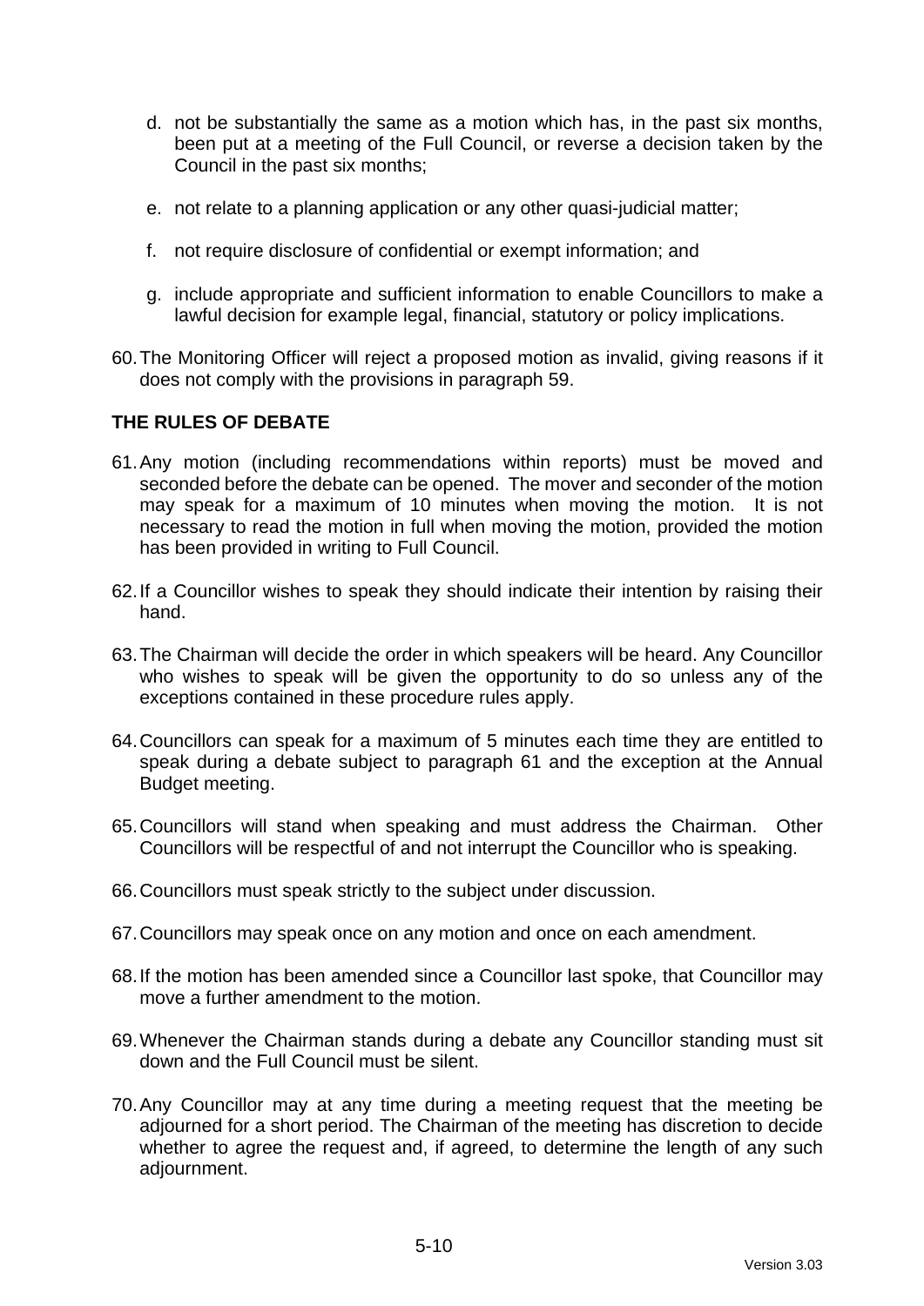d. not be substantially the same as a motion which has, in the past six months, been put at a meeting of the Full Council, or reverse a decision taken by the Council in the past six months;

e. not relate to a planning application or any other quasi-judicial matter;

f. not require disclosure of confidential or exempt information; and

g. include appropriate and sufficient information to enable Councillors to make a lawful decision for example legal, financial, statutory or policy implications.

60. The Monitoring Officer will reject a proposed motion as invalid, giving reasons if it does not comply with the provisions in paragraph 59.

**THE RULES OF DEBATE**

61. Any motion (including recommendations within reports) must be moved and seconded before the debate can be opened. The mover and seconder of the motion may speak for a maximum of 10 minutes when moving the motion. It is not necessary to read the motion in full when moving the motion, provided the motion has been provided in writing to Full Council.

62. If a Councillor wishes to speak they should indicate their intention by raising their hand.

63. The Chairman will decide the order in which speakers will be heard. Any Councillor who wishes to speak will be given the opportunity to do so unless any of the exceptions contained in these procedure rules apply.

64. Councillors can speak for a maximum of 5 minutes each time they are entitled to speak during a debate subject to paragraph 61 and the exception at the Annual Budget meeting.

65. Councillors will stand when speaking and must address the Chairman. Other Councillors will be respectful of and not interrupt the Councillor who is speaking.

66. Councillors must speak strictly to the subject under discussion.

67. Councillors may speak once on any motion and once on each amendment.

68. If the motion has been amended since a Councillor last spoke, that Councillor may move a further amendment to the motion.

69. Whenever the Chairman stands during a debate any Councillor standing must sit down and the Full Council must be silent.

70. Any Councillor may at any time during a meeting request that the meeting be adjourned for a short period. The Chairman of the meeting has discretion to decide whether to agree the request and, if agreed, to determine the length of any such adjournment.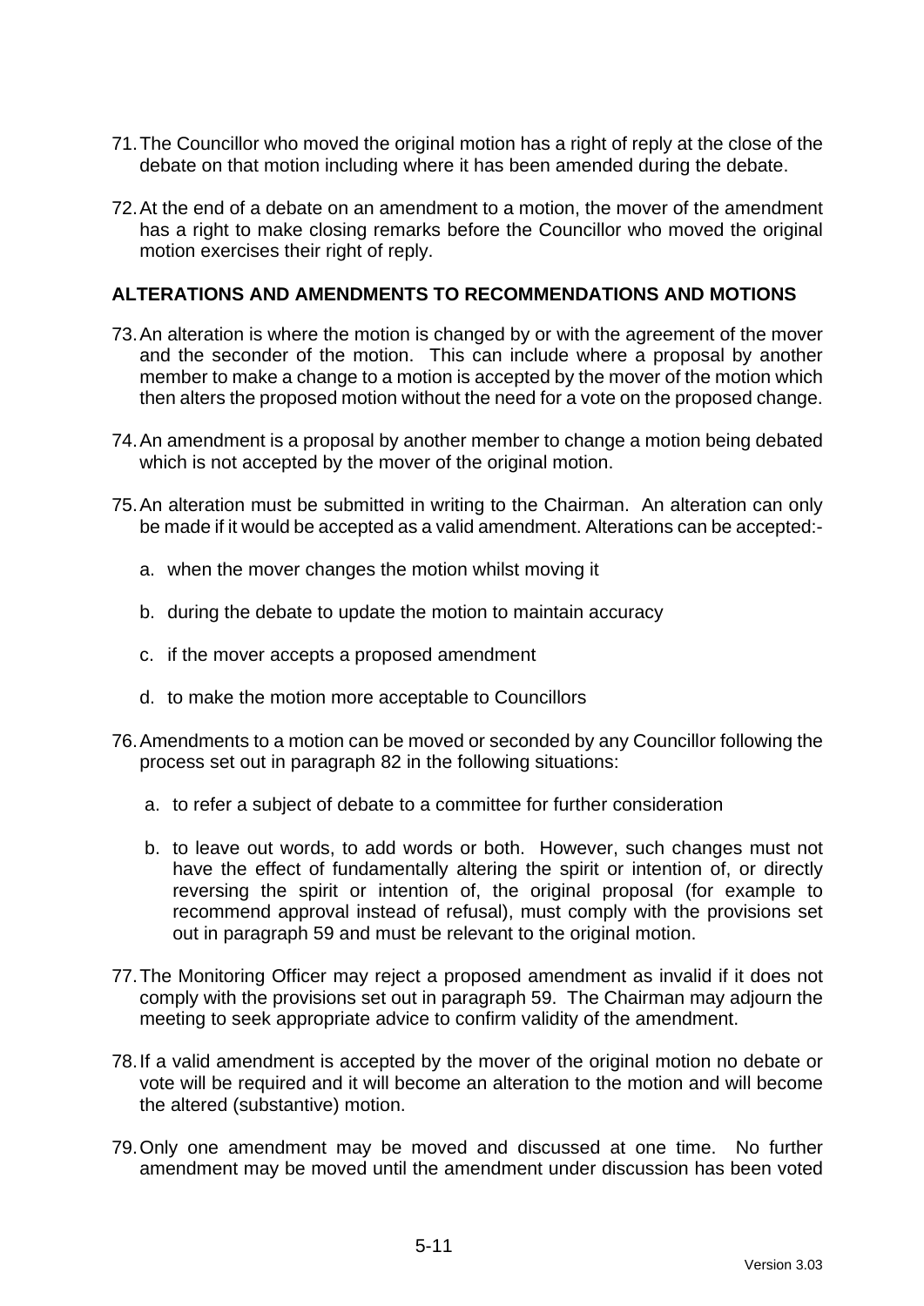71. The Councillor who moved the original motion has a right of reply at the close of the debate on that motion including where it has been amended during the debate.

72. At the end of a debate on an amendment to a motion, the mover of the amendment has a right to make closing remarks before the Councillor who moved the original motion exercises their right of reply.

## ALTERATIONS AND AMENDMENTS TO RECOMMENDATIONS AND MOTIONS

73. An alteration is where the motion is changed by or with the agreement of the mover and the seconder of the motion. This can include where a proposal by another member to make a change to a motion is accepted by the mover of the motion which then alters the proposed motion without the need for a vote on the proposed change.

74. An amendment is a proposal by another member to change a motion being debated which is not accepted by the mover of the original motion.

75. An alteration must be submitted in writing to the Chairman. An alteration can only be made if it would be accepted as a valid amendment. Alterations can be accepted:-

    a. when the mover changes the motion whilst moving it

    b. during the debate to update the motion to maintain accuracy

    c. if the mover accepts a proposed amendment

    d. to make the motion more acceptable to Councillors

76. Amendments to a motion can be moved or seconded by any Councillor following the process set out in paragraph 82 in the following situations:

    a. to refer a subject of debate to a committee for further consideration

    b. to leave out words, to add words or both. However, such changes must not have the effect of fundamentally altering the spirit or intention of, or directly reversing the spirit or intention of, the original proposal (for example to recommend approval instead of refusal), must comply with the provisions set out in paragraph 59 and must be relevant to the original motion.

77. The Monitoring Officer may reject a proposed amendment as invalid if it does not comply with the provisions set out in paragraph 59. The Chairman may adjourn the meeting to seek appropriate advice to confirm validity of the amendment.

78. If a valid amendment is accepted by the mover of the original motion no debate or vote will be required and it will become an alteration to the motion and will become the altered (substantive) motion.

79. Only one amendment may be moved and discussed at one time. No further amendment may be moved until the amendment under discussion has been voted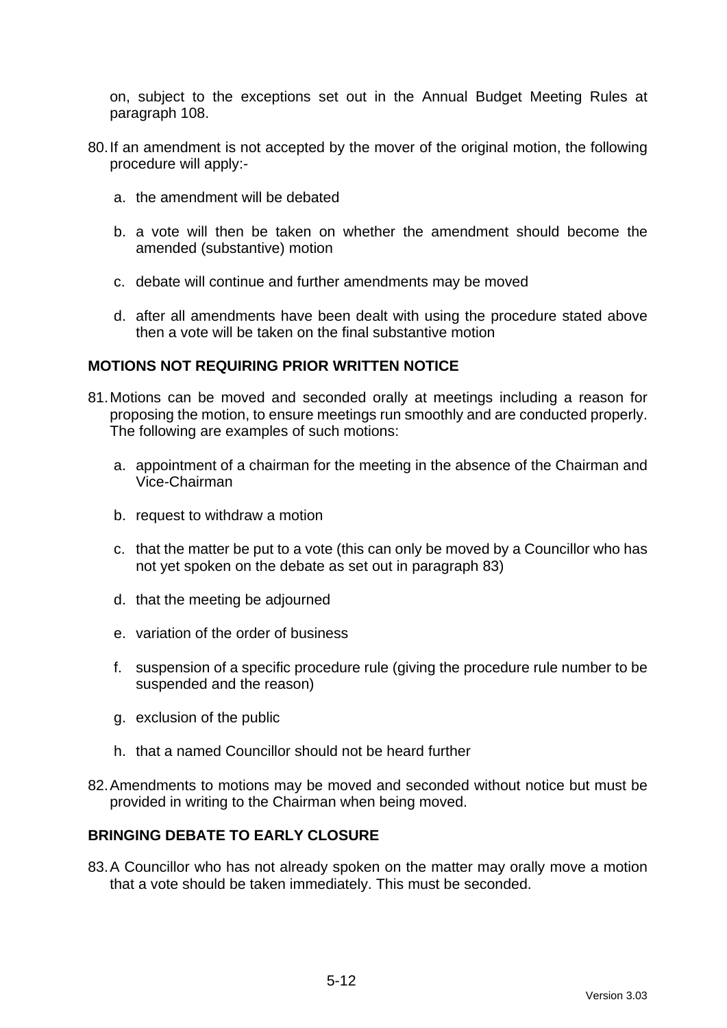on, subject to the exceptions set out in the Annual Budget Meeting Rules at paragraph 108.

80. If an amendment is not accepted by the mover of the original motion, the following procedure will apply:-

    a. the amendment will be debated

    b. a vote will then be taken on whether the amendment should become the amended (substantive) motion

    c. debate will continue and further amendments may be moved

    d. after all amendments have been dealt with using the procedure stated above then a vote will be taken on the final substantive motion

## MOTIONS NOT REQUIRING PRIOR WRITTEN NOTICE

81. Motions can be moved and seconded orally at meetings including a reason for proposing the motion, to ensure meetings run smoothly and are conducted properly. The following are examples of such motions:

    a. appointment of a chairman for the meeting in the absence of the Chairman and Vice-Chairman

    b. request to withdraw a motion

    c. that the matter be put to a vote (this can only be moved by a Councillor who has not yet spoken on the debate as set out in paragraph 83)

    d. that the meeting be adjourned

    e. variation of the order of business

    f. suspension of a specific procedure rule (giving the procedure rule number to be suspended and the reason)

    g. exclusion of the public

    h. that a named Councillor should not be heard further

82. Amendments to motions may be moved and seconded without notice but must be provided in writing to the Chairman when being moved.

## BRINGING DEBATE TO EARLY CLOSURE

83. A Councillor who has not already spoken on the matter may orally move a motion that a vote should be taken immediately. This must be seconded.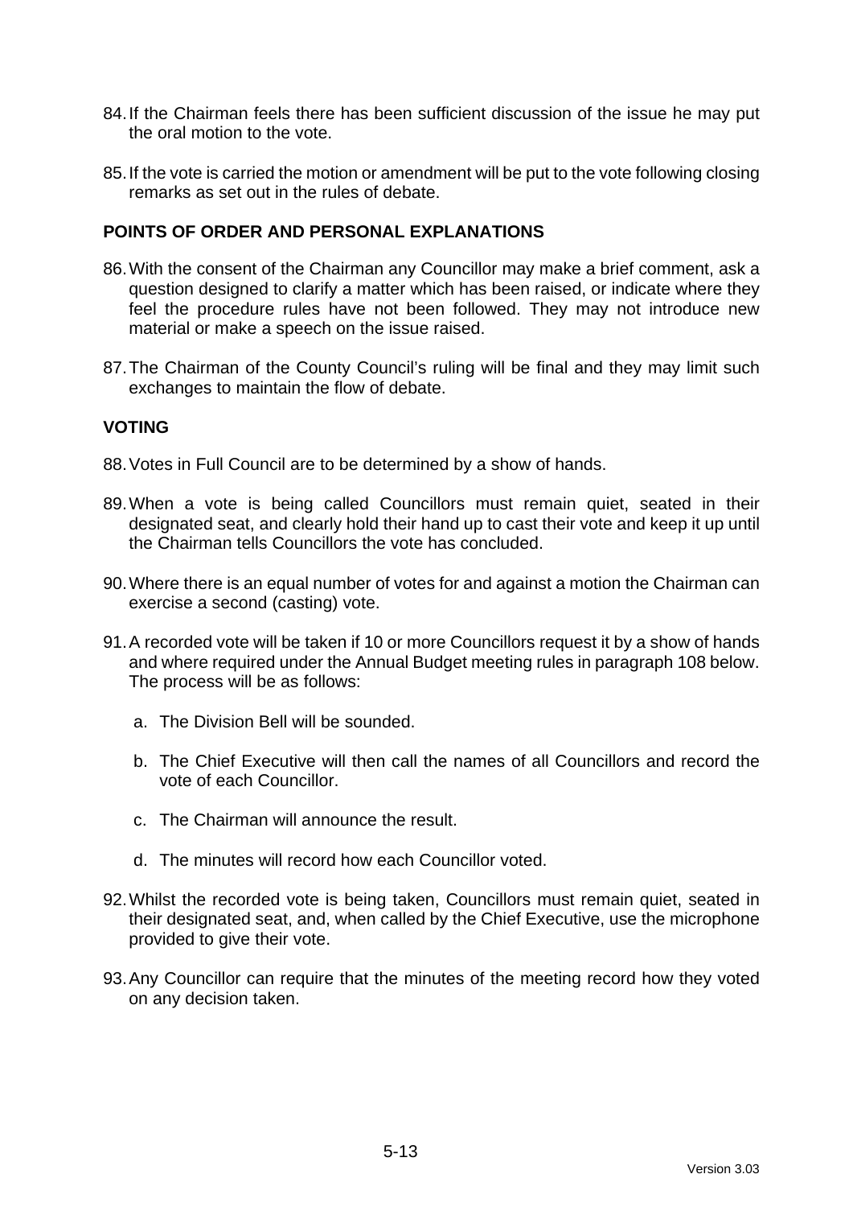84. If the Chairman feels there has been sufficient discussion of the issue he may put the oral motion to the vote.

85. If the vote is carried the motion or amendment will be put to the vote following closing remarks as set out in the rules of debate.

**POINTS OF ORDER AND PERSONAL EXPLANATIONS**

86. With the consent of the Chairman any Councillor may make a brief comment, ask a question designed to clarify a matter which has been raised, or indicate where they feel the procedure rules have not been followed. They may not introduce new material or make a speech on the issue raised.

87. The Chairman of the County Council's ruling will be final and they may limit such exchanges to maintain the flow of debate.

**VOTING**

88. Votes in Full Council are to be determined by a show of hands.

89. When a vote is being called Councillors must remain quiet, seated in their designated seat, and clearly hold their hand up to cast their vote and keep it up until the Chairman tells Councillors the vote has concluded.

90. Where there is an equal number of votes for and against a motion the Chairman can exercise a second (casting) vote.

91. A recorded vote will be taken if 10 or more Councillors request it by a show of hands and where required under the Annual Budget meeting rules in paragraph 108 below. The process will be as follows:

    a. The Division Bell will be sounded.

    b. The Chief Executive will then call the names of all Councillors and record the vote of each Councillor.

    c. The Chairman will announce the result.

    d. The minutes will record how each Councillor voted.

92. Whilst the recorded vote is being taken, Councillors must remain quiet, seated in their designated seat, and, when called by the Chief Executive, use the microphone provided to give their vote.

93. Any Councillor can require that the minutes of the meeting record how they voted on any decision taken.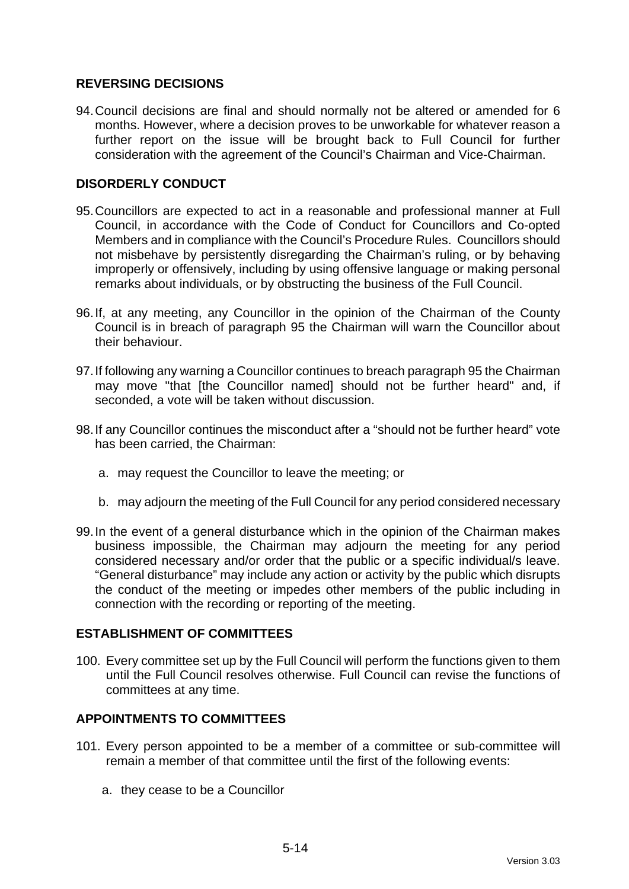## REVERSING DECISIONS

94. Council decisions are final and should normally not be altered or amended for 6 months. However, where a decision proves to be unworkable for whatever reason a further report on the issue will be brought back to Full Council for further consideration with the agreement of the Council's Chairman and Vice-Chairman.

## DISORDERLY CONDUCT

95. Councillors are expected to act in a reasonable and professional manner at Full Council, in accordance with the Code of Conduct for Councillors and Co-opted Members and in compliance with the Council's Procedure Rules. Councillors should not misbehave by persistently disregarding the Chairman's ruling, or by behaving improperly or offensively, including by using offensive language or making personal remarks about individuals, or by obstructing the business of the Full Council.

96. If, at any meeting, any Councillor in the opinion of the Chairman of the County Council is in breach of paragraph 95 the Chairman will warn the Councillor about their behaviour.

97. If following any warning a Councillor continues to breach paragraph 95 the Chairman may move "that [the Councillor named] should not be further heard" and, if seconded, a vote will be taken without discussion.

98. If any Councillor continues the misconduct after a "should not be further heard" vote has been carried, the Chairman:

    a. may request the Councillor to leave the meeting; or

    b. may adjourn the meeting of the Full Council for any period considered necessary

99. In the event of a general disturbance which in the opinion of the Chairman makes business impossible, the Chairman may adjourn the meeting for any period considered necessary and/or order that the public or a specific individual/s leave. "General disturbance" may include any action or activity by the public which disrupts the conduct of the meeting or impedes other members of the public including in connection with the recording or reporting of the meeting.

## ESTABLISHMENT OF COMMITTEES

100. Every committee set up by the Full Council will perform the functions given to them until the Full Council resolves otherwise. Full Council can revise the functions of committees at any time.

## APPOINTMENTS TO COMMITTEES

101. Every person appointed to be a member of a committee or sub-committee will remain a member of that committee until the first of the following events:

    a. they cease to be a Councillor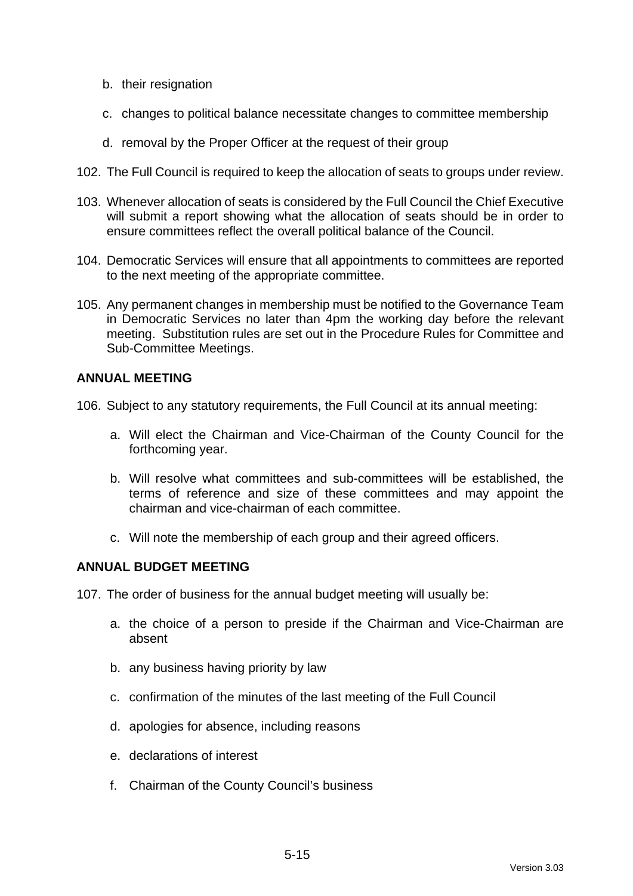b. their resignation

c. changes to political balance necessitate changes to committee membership

d. removal by the Proper Officer at the request of their group

102. The Full Council is required to keep the allocation of seats to groups under review.

103. Whenever allocation of seats is considered by the Full Council the Chief Executive will submit a report showing what the allocation of seats should be in order to ensure committees reflect the overall political balance of the Council.

104. Democratic Services will ensure that all appointments to committees are reported to the next meeting of the appropriate committee.

105. Any permanent changes in membership must be notified to the Governance Team in Democratic Services no later than 4pm the working day before the relevant meeting. Substitution rules are set out in the Procedure Rules for Committee and Sub-Committee Meetings.

**ANNUAL MEETING**

106. Subject to any statutory requirements, the Full Council at its annual meeting:

   a. Will elect the Chairman and Vice-Chairman of the County Council for the forthcoming year.

   b. Will resolve what committees and sub-committees will be established, the terms of reference and size of these committees and may appoint the chairman and vice-chairman of each committee.

   c. Will note the membership of each group and their agreed officers.

**ANNUAL BUDGET MEETING**

107. The order of business for the annual budget meeting will usually be:

   a. the choice of a person to preside if the Chairman and Vice-Chairman are absent

   b. any business having priority by law

   c. confirmation of the minutes of the last meeting of the Full Council

   d. apologies for absence, including reasons

   e. declarations of interest

   f. Chairman of the County Council's business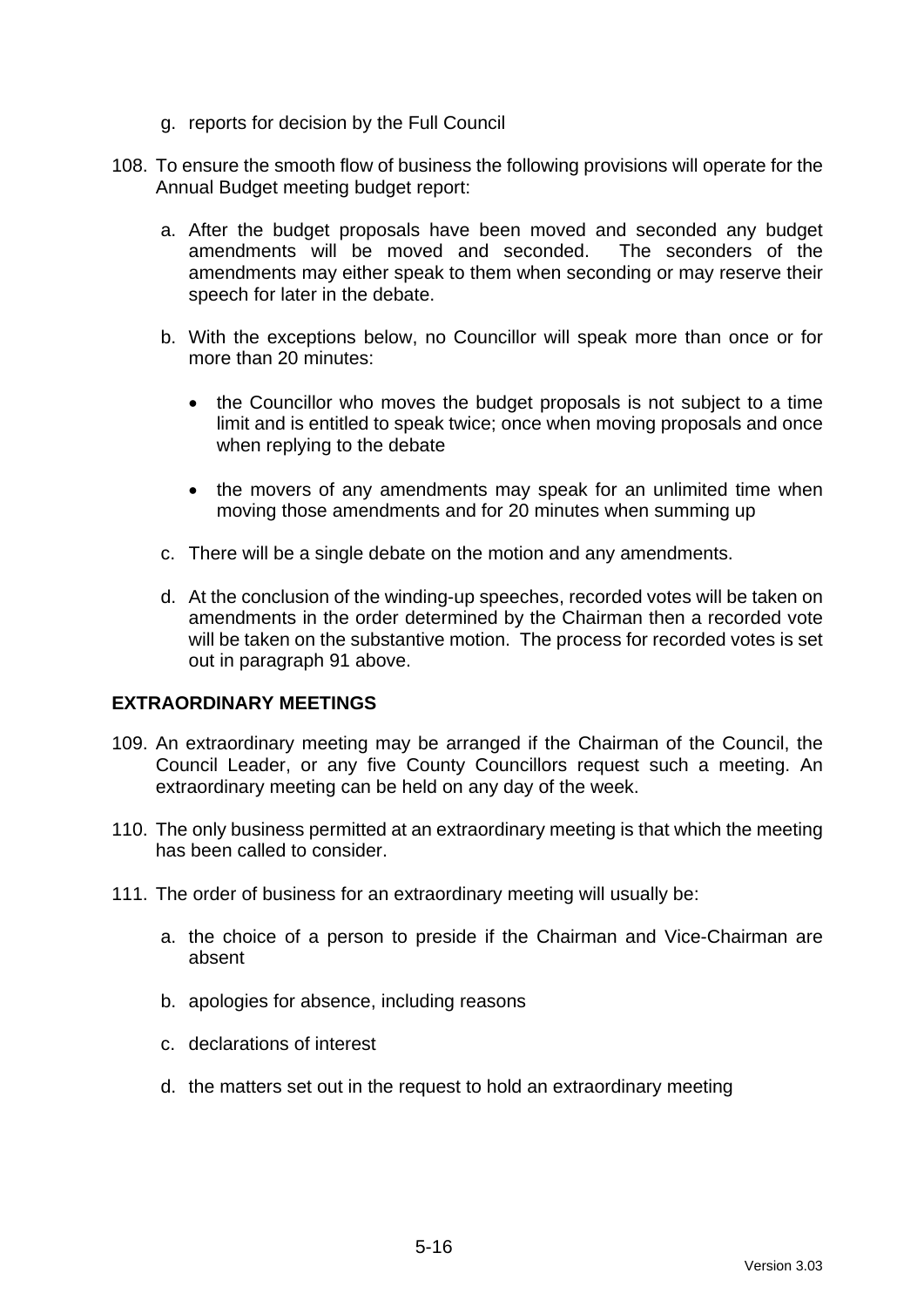g. reports for decision by the Full Council

108. To ensure the smooth flow of business the following provisions will operate for the Annual Budget meeting budget report:

   a. After the budget proposals have been moved and seconded any budget amendments will be moved and seconded. The seconders of the amendments may either speak to them when seconding or may reserve their speech for later in the debate.

   b. With the exceptions below, no Councillor will speak more than once or for more than 20 minutes:

      - the Councillor who moves the budget proposals is not subject to a time limit and is entitled to speak twice; once when moving proposals and once when replying to the debate

      - the movers of any amendments may speak for an unlimited time when moving those amendments and for 20 minutes when summing up

   c. There will be a single debate on the motion and any amendments.

   d. At the conclusion of the winding-up speeches, recorded votes will be taken on amendments in the order determined by the Chairman then a recorded vote will be taken on the substantive motion. The process for recorded votes is set out in paragraph 91 above.

## EXTRAORDINARY MEETINGS

109. An extraordinary meeting may be arranged if the Chairman of the Council, the Council Leader, or any five County Councillors request such a meeting. An extraordinary meeting can be held on any day of the week.

110. The only business permitted at an extraordinary meeting is that which the meeting has been called to consider.

111. The order of business for an extraordinary meeting will usually be:

   a. the choice of a person to preside if the Chairman and Vice-Chairman are absent

   b. apologies for absence, including reasons

   c. declarations of interest

   d. the matters set out in the request to hold an extraordinary meeting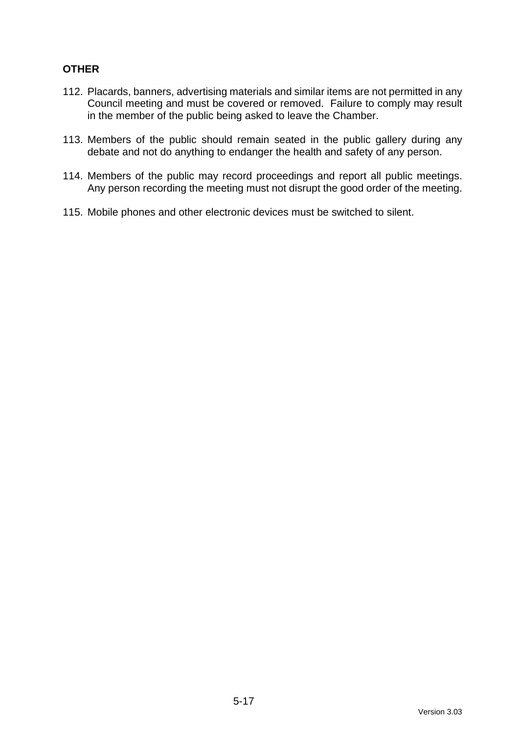**OTHER**

112. Placards, banners, advertising materials and similar items are not permitted in any Council meeting and must be covered or removed. Failure to comply may result in the member of the public being asked to leave the Chamber.

113. Members of the public should remain seated in the public gallery during any debate and not do anything to endanger the health and safety of any person.

114. Members of the public may record proceedings and report all public meetings. Any person recording the meeting must not disrupt the good order of the meeting.

115. Mobile phones and other electronic devices must be switched to silent.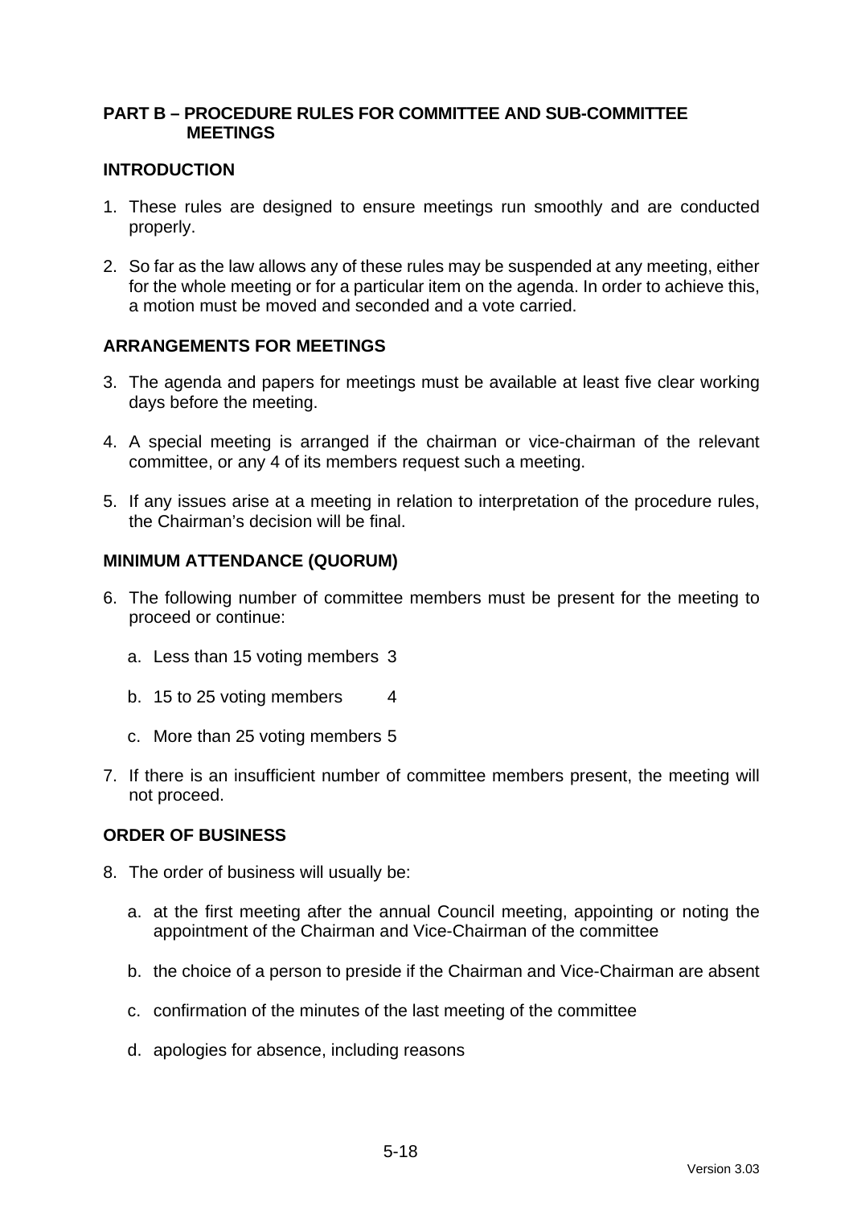## PART B – PROCEDURE RULES FOR COMMITTEE AND SUB-COMMITTEE MEETINGS

### INTRODUCTION

1. These rules are designed to ensure meetings run smoothly and are conducted properly.

2. So far as the law allows any of these rules may be suspended at any meeting, either for the whole meeting or for a particular item on the agenda. In order to achieve this, a motion must be moved and seconded and a vote carried.

### ARRANGEMENTS FOR MEETINGS

3. The agenda and papers for meetings must be available at least five clear working days before the meeting.

4. A special meeting is arranged if the chairman or vice-chairman of the relevant committee, or any 4 of its members request such a meeting.

5. If any issues arise at a meeting in relation to interpretation of the procedure rules, the Chairman's decision will be final.

### MINIMUM ATTENDANCE (QUORUM)

6. The following number of committee members must be present for the meeting to proceed or continue:

   a. Less than 15 voting members 3

   b. 15 to 25 voting members 4

   c. More than 25 voting members 5

7. If there is an insufficient number of committee members present, the meeting will not proceed.

### ORDER OF BUSINESS

8. The order of business will usually be:

   a. at the first meeting after the annual Council meeting, appointing or noting the appointment of the Chairman and Vice-Chairman of the committee

   b. the choice of a person to preside if the Chairman and Vice-Chairman are absent

   c. confirmation of the minutes of the last meeting of the committee

   d. apologies for absence, including reasons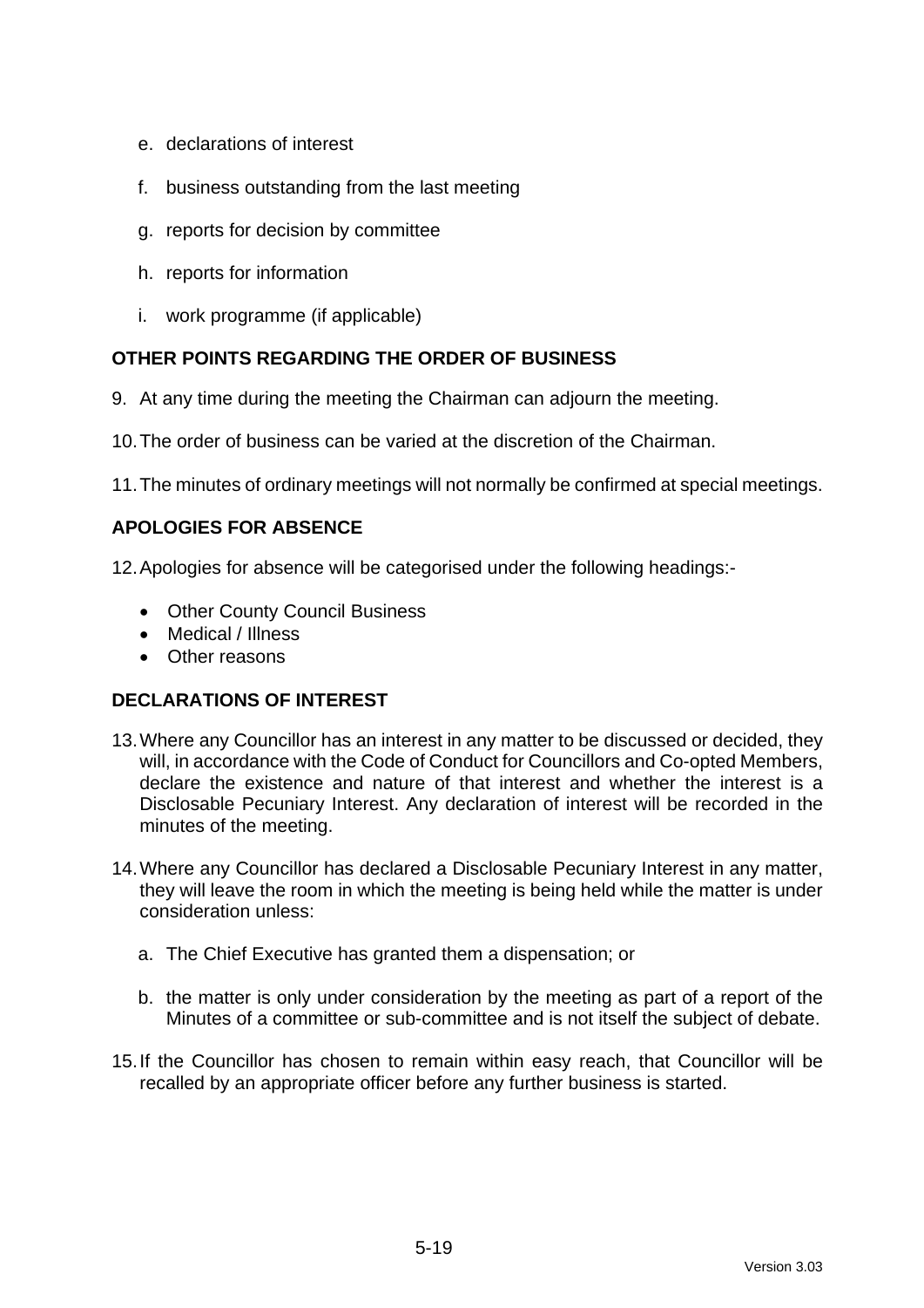e. declarations of interest

f. business outstanding from the last meeting

g. reports for decision by committee

h. reports for information

i. work programme (if applicable)

**OTHER POINTS REGARDING THE ORDER OF BUSINESS**

9. At any time during the meeting the Chairman can adjourn the meeting.

10. The order of business can be varied at the discretion of the Chairman.

11. The minutes of ordinary meetings will not normally be confirmed at special meetings.

**APOLOGIES FOR ABSENCE**

12. Apologies for absence will be categorised under the following headings:-

- Other County Council Business
- Medical / Illness
- Other reasons

**DECLARATIONS OF INTEREST**

13. Where any Councillor has an interest in any matter to be discussed or decided, they will, in accordance with the Code of Conduct for Councillors and Co-opted Members, declare the existence and nature of that interest and whether the interest is a Disclosable Pecuniary Interest. Any declaration of interest will be recorded in the minutes of the meeting.

14. Where any Councillor has declared a Disclosable Pecuniary Interest in any matter, they will leave the room in which the meeting is being held while the matter is under consideration unless:

    a. The Chief Executive has granted them a dispensation; or

    b. the matter is only under consideration by the meeting as part of a report of the Minutes of a committee or sub-committee and is not itself the subject of debate.

15. If the Councillor has chosen to remain within easy reach, that Councillor will be recalled by an appropriate officer before any further business is started.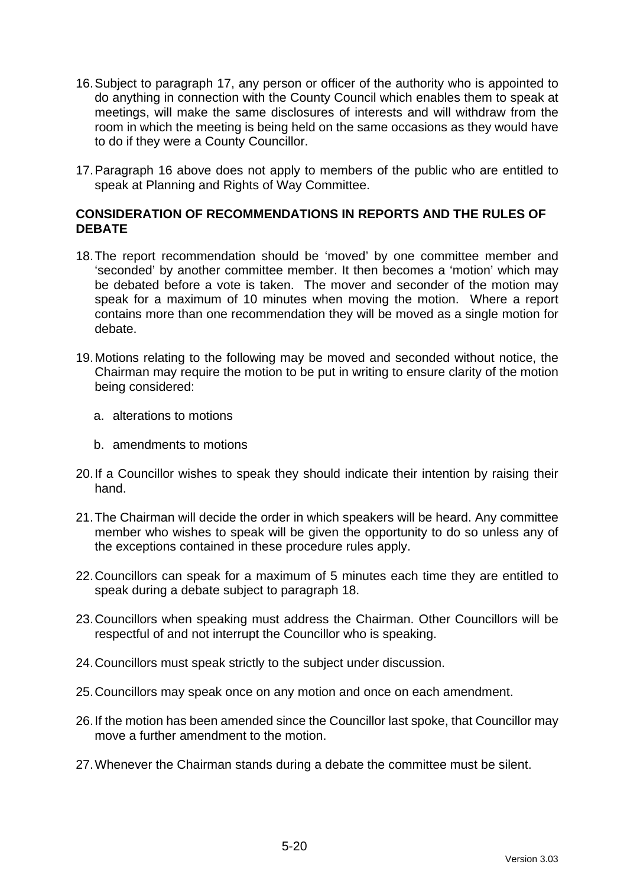16. Subject to paragraph 17, any person or officer of the authority who is appointed to do anything in connection with the County Council which enables them to speak at meetings, will make the same disclosures of interests and will withdraw from the room in which the meeting is being held on the same occasions as they would have to do if they were a County Councillor.

17. Paragraph 16 above does not apply to members of the public who are entitled to speak at Planning and Rights of Way Committee.

**CONSIDERATION OF RECOMMENDATIONS IN REPORTS AND THE RULES OF DEBATE**

18. The report recommendation should be 'moved' by one committee member and 'seconded' by another committee member. It then becomes a 'motion' which may be debated before a vote is taken. The mover and seconder of the motion may speak for a maximum of 10 minutes when moving the motion. Where a report contains more than one recommendation they will be moved as a single motion for debate.

19. Motions relating to the following may be moved and seconded without notice, the Chairman may require the motion to be put in writing to ensure clarity of the motion being considered:

    a. alterations to motions

    b. amendments to motions

20. If a Councillor wishes to speak they should indicate their intention by raising their hand.

21. The Chairman will decide the order in which speakers will be heard. Any committee member who wishes to speak will be given the opportunity to do so unless any of the exceptions contained in these procedure rules apply.

22. Councillors can speak for a maximum of 5 minutes each time they are entitled to speak during a debate subject to paragraph 18.

23. Councillors when speaking must address the Chairman. Other Councillors will be respectful of and not interrupt the Councillor who is speaking.

24. Councillors must speak strictly to the subject under discussion.

25. Councillors may speak once on any motion and once on each amendment.

26. If the motion has been amended since the Councillor last spoke, that Councillor may move a further amendment to the motion.

27. Whenever the Chairman stands during a debate the committee must be silent.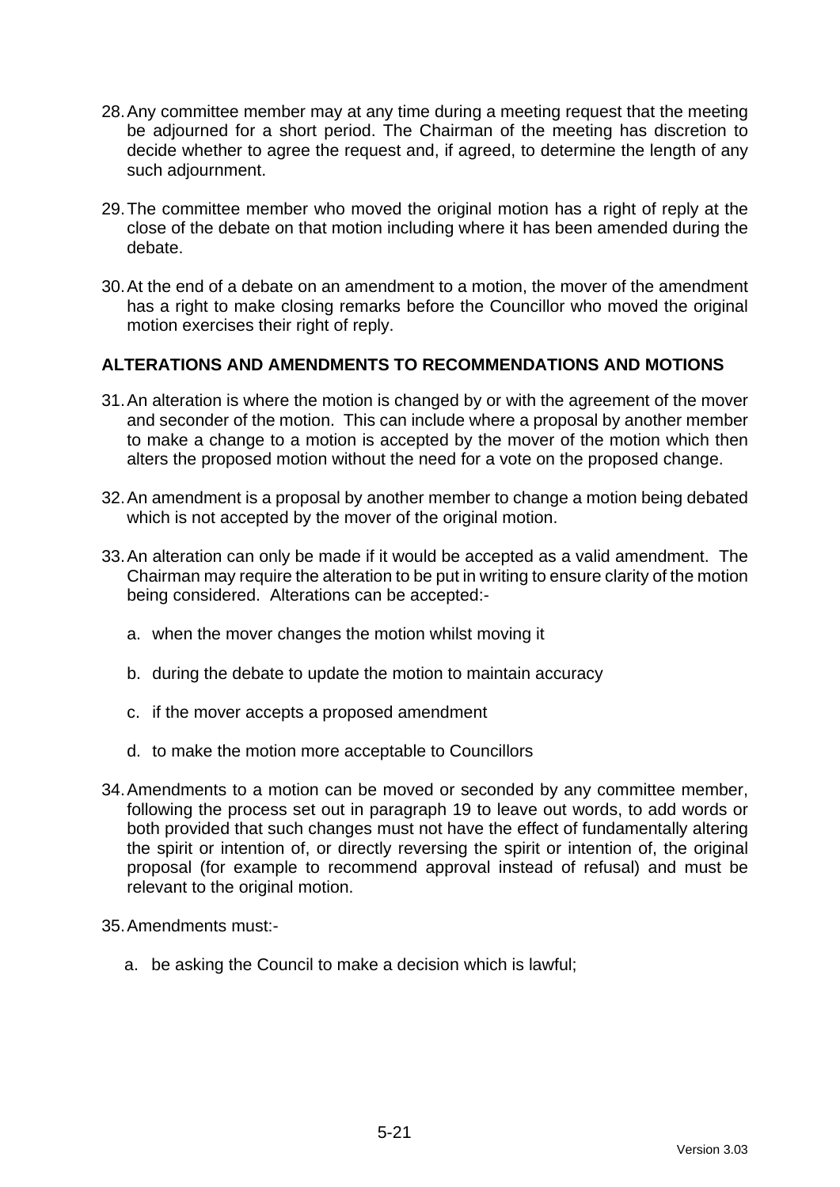28. Any committee member may at any time during a meeting request that the meeting be adjourned for a short period. The Chairman of the meeting has discretion to decide whether to agree the request and, if agreed, to determine the length of any such adjournment.

29. The committee member who moved the original motion has a right of reply at the close of the debate on that motion including where it has been amended during the debate.

30. At the end of a debate on an amendment to a motion, the mover of the amendment has a right to make closing remarks before the Councillor who moved the original motion exercises their right of reply.

## ALTERATIONS AND AMENDMENTS TO RECOMMENDATIONS AND MOTIONS

31. An alteration is where the motion is changed by or with the agreement of the mover and seconder of the motion. This can include where a proposal by another member to make a change to a motion is accepted by the mover of the motion which then alters the proposed motion without the need for a vote on the proposed change.

32. An amendment is a proposal by another member to change a motion being debated which is not accepted by the mover of the original motion.

33. An alteration can only be made if it would be accepted as a valid amendment. The Chairman may require the alteration to be put in writing to ensure clarity of the motion being considered. Alterations can be accepted:-

    a. when the mover changes the motion whilst moving it

    b. during the debate to update the motion to maintain accuracy

    c. if the mover accepts a proposed amendment

    d. to make the motion more acceptable to Councillors

34. Amendments to a motion can be moved or seconded by any committee member, following the process set out in paragraph 19 to leave out words, to add words or both provided that such changes must not have the effect of fundamentally altering the spirit or intention of, or directly reversing the spirit or intention of, the original proposal (for example to recommend approval instead of refusal) and must be relevant to the original motion.

35. Amendments must:-

    a. be asking the Council to make a decision which is lawful;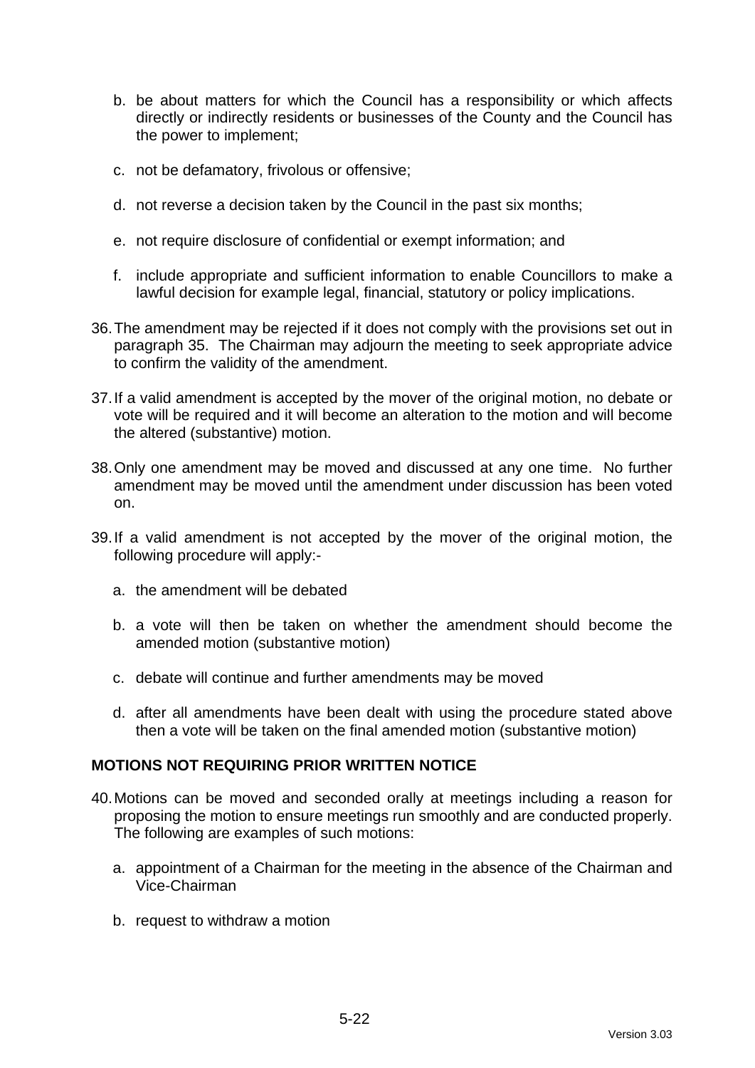b. be about matters for which the Council has a responsibility or which affects directly or indirectly residents or businesses of the County and the Council has the power to implement;

c. not be defamatory, frivolous or offensive;

d. not reverse a decision taken by the Council in the past six months;

e. not require disclosure of confidential or exempt information; and

f. include appropriate and sufficient information to enable Councillors to make a lawful decision for example legal, financial, statutory or policy implications.

36. The amendment may be rejected if it does not comply with the provisions set out in paragraph 35. The Chairman may adjourn the meeting to seek appropriate advice to confirm the validity of the amendment.

37. If a valid amendment is accepted by the mover of the original motion, no debate or vote will be required and it will become an alteration to the motion and will become the altered (substantive) motion.

38. Only one amendment may be moved and discussed at any one time. No further amendment may be moved until the amendment under discussion has been voted on.

39. If a valid amendment is not accepted by the mover of the original motion, the following procedure will apply:-

   a. the amendment will be debated

   b. a vote will then be taken on whether the amendment should become the amended motion (substantive motion)

   c. debate will continue and further amendments may be moved

   d. after all amendments have been dealt with using the procedure stated above then a vote will be taken on the final amended motion (substantive motion)

**MOTIONS NOT REQUIRING PRIOR WRITTEN NOTICE**

40. Motions can be moved and seconded orally at meetings including a reason for proposing the motion to ensure meetings run smoothly and are conducted properly. The following are examples of such motions:

   a. appointment of a Chairman for the meeting in the absence of the Chairman and Vice-Chairman

   b. request to withdraw a motion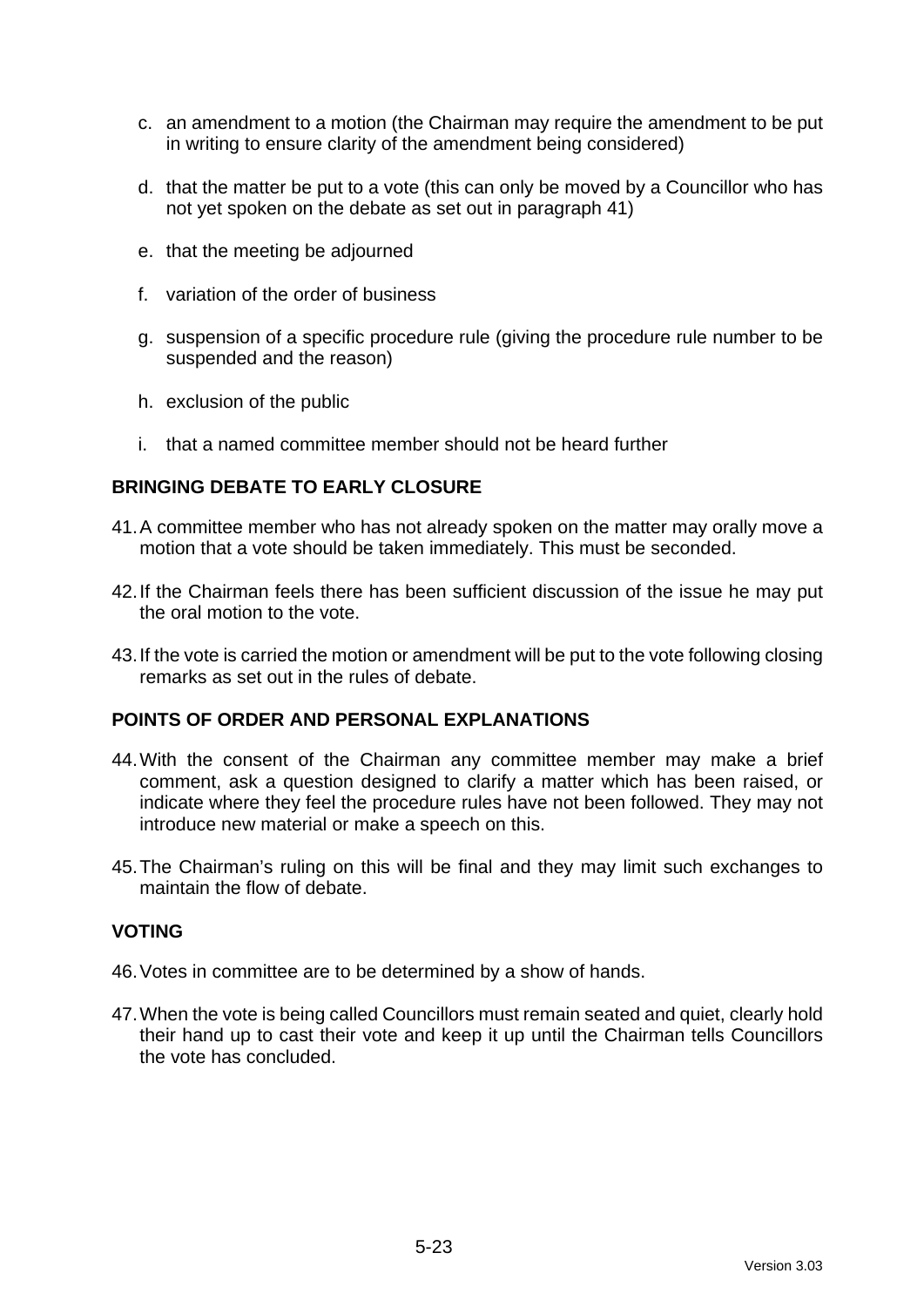c. an amendment to a motion (the Chairman may require the amendment to be put in writing to ensure clarity of the amendment being considered)

d. that the matter be put to a vote (this can only be moved by a Councillor who has not yet spoken on the debate as set out in paragraph 41)

e. that the meeting be adjourned

f. variation of the order of business

g. suspension of a specific procedure rule (giving the procedure rule number to be suspended and the reason)

h. exclusion of the public

i. that a named committee member should not be heard further

## BRINGING DEBATE TO EARLY CLOSURE

41. A committee member who has not already spoken on the matter may orally move a motion that a vote should be taken immediately. This must be seconded.

42. If the Chairman feels there has been sufficient discussion of the issue he may put the oral motion to the vote.

43. If the vote is carried the motion or amendment will be put to the vote following closing remarks as set out in the rules of debate.

## POINTS OF ORDER AND PERSONAL EXPLANATIONS

44. With the consent of the Chairman any committee member may make a brief comment, ask a question designed to clarify a matter which has been raised, or indicate where they feel the procedure rules have not been followed. They may not introduce new material or make a speech on this.

45. The Chairman's ruling on this will be final and they may limit such exchanges to maintain the flow of debate.

## VOTING

46. Votes in committee are to be determined by a show of hands.

47. When the vote is being called Councillors must remain seated and quiet, clearly hold their hand up to cast their vote and keep it up until the Chairman tells Councillors the vote has concluded.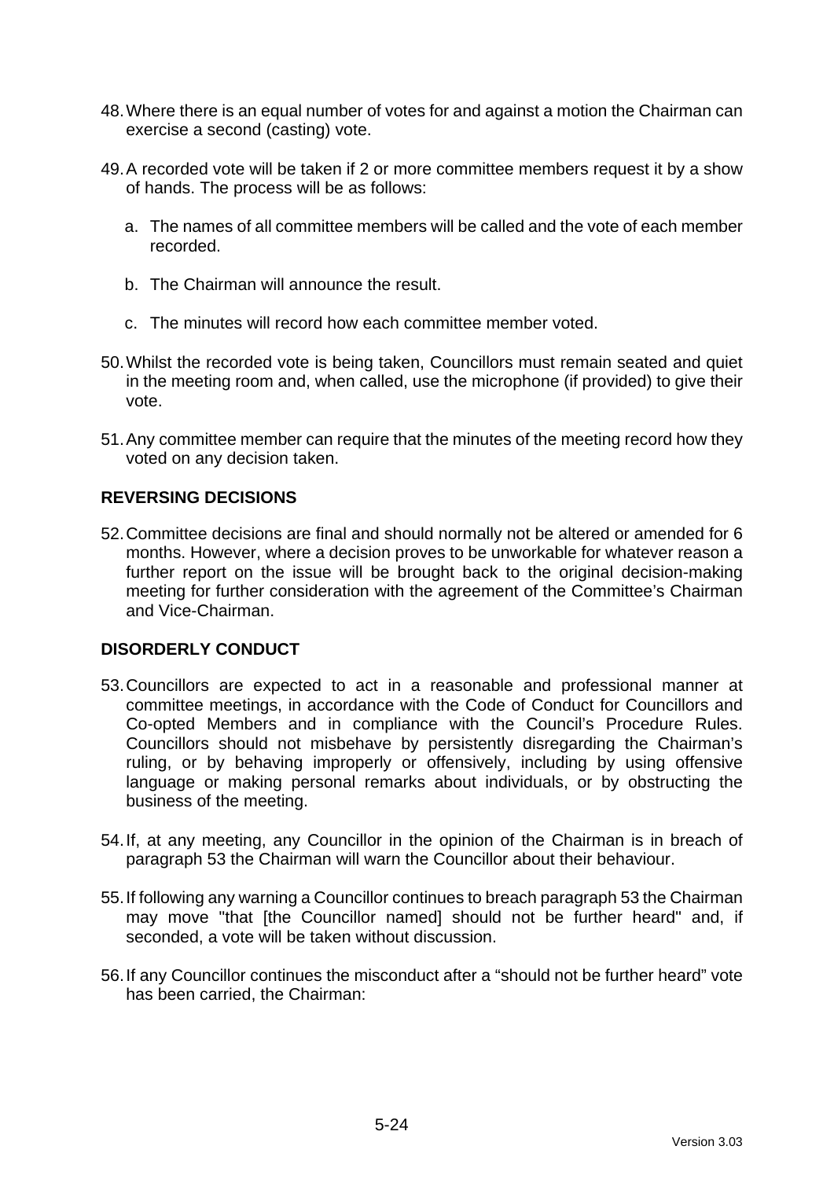48. Where there is an equal number of votes for and against a motion the Chairman can exercise a second (casting) vote.

49. A recorded vote will be taken if 2 or more committee members request it by a show of hands. The process will be as follows:

    a. The names of all committee members will be called and the vote of each member recorded.

    b. The Chairman will announce the result.

    c. The minutes will record how each committee member voted.

50. Whilst the recorded vote is being taken, Councillors must remain seated and quiet in the meeting room and, when called, use the microphone (if provided) to give their vote.

51. Any committee member can require that the minutes of the meeting record how they voted on any decision taken.

## REVERSING DECISIONS

52. Committee decisions are final and should normally not be altered or amended for 6 months. However, where a decision proves to be unworkable for whatever reason a further report on the issue will be brought back to the original decision-making meeting for further consideration with the agreement of the Committee's Chairman and Vice-Chairman.

## DISORDERLY CONDUCT

53. Councillors are expected to act in a reasonable and professional manner at committee meetings, in accordance with the Code of Conduct for Councillors and Co-opted Members and in compliance with the Council's Procedure Rules. Councillors should not misbehave by persistently disregarding the Chairman's ruling, or by behaving improperly or offensively, including by using offensive language or making personal remarks about individuals, or by obstructing the business of the meeting.

54. If, at any meeting, any Councillor in the opinion of the Chairman is in breach of paragraph 53 the Chairman will warn the Councillor about their behaviour.

55. If following any warning a Councillor continues to breach paragraph 53 the Chairman may move "that [the Councillor named] should not be further heard" and, if seconded, a vote will be taken without discussion.

56. If any Councillor continues the misconduct after a "should not be further heard" vote has been carried, the Chairman: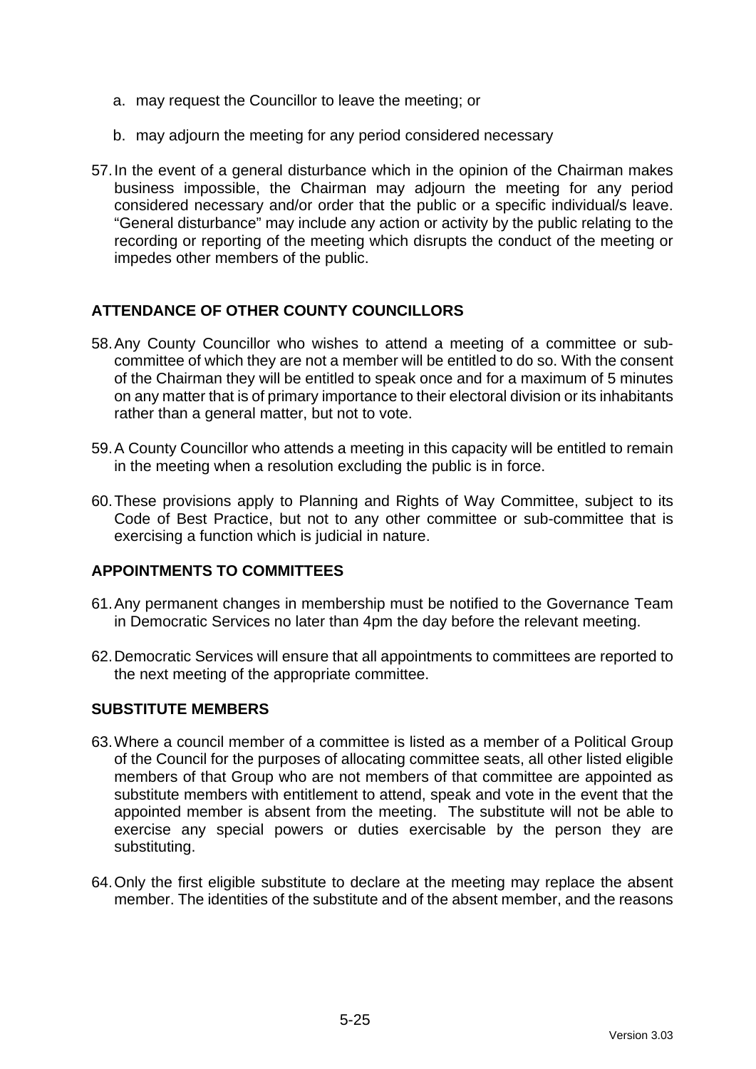a. may request the Councillor to leave the meeting; or

b. may adjourn the meeting for any period considered necessary

57. In the event of a general disturbance which in the opinion of the Chairman makes business impossible, the Chairman may adjourn the meeting for any period considered necessary and/or order that the public or a specific individual/s leave. "General disturbance" may include any action or activity by the public relating to the recording or reporting of the meeting which disrupts the conduct of the meeting or impedes other members of the public.

## ATTENDANCE OF OTHER COUNTY COUNCILLORS

58. Any County Councillor who wishes to attend a meeting of a committee or sub-committee of which they are not a member will be entitled to do so. With the consent of the Chairman they will be entitled to speak once and for a maximum of 5 minutes on any matter that is of primary importance to their electoral division or its inhabitants rather than a general matter, but not to vote.

59. A County Councillor who attends a meeting in this capacity will be entitled to remain in the meeting when a resolution excluding the public is in force.

60. These provisions apply to Planning and Rights of Way Committee, subject to its Code of Best Practice, but not to any other committee or sub-committee that is exercising a function which is judicial in nature.

## APPOINTMENTS TO COMMITTEES

61. Any permanent changes in membership must be notified to the Governance Team in Democratic Services no later than 4pm the day before the relevant meeting.

62. Democratic Services will ensure that all appointments to committees are reported to the next meeting of the appropriate committee.

## SUBSTITUTE MEMBERS

63. Where a council member of a committee is listed as a member of a Political Group of the Council for the purposes of allocating committee seats, all other listed eligible members of that Group who are not members of that committee are appointed as substitute members with entitlement to attend, speak and vote in the event that the appointed member is absent from the meeting. The substitute will not be able to exercise any special powers or duties exercisable by the person they are substituting.

64. Only the first eligible substitute to declare at the meeting may replace the absent member. The identities of the substitute and of the absent member, and the reasons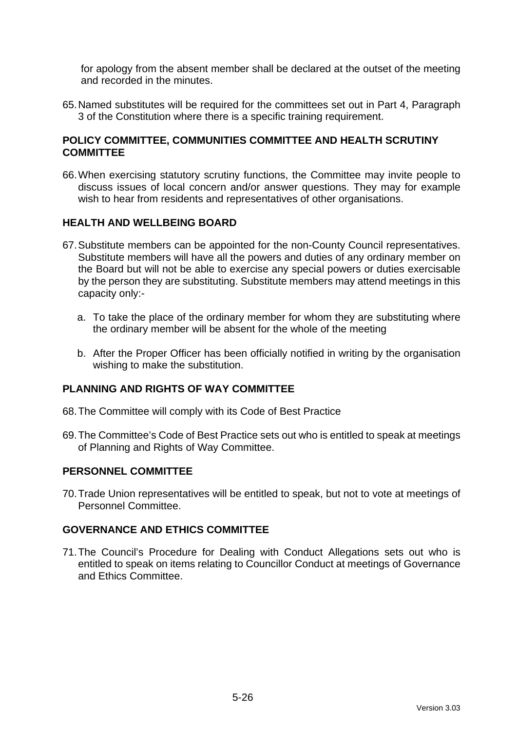for apology from the absent member shall be declared at the outset of the meeting and recorded in the minutes.

65. Named substitutes will be required for the committees set out in Part 4, Paragraph 3 of the Constitution where there is a specific training requirement.

## POLICY COMMITTEE, COMMUNITIES COMMITTEE AND HEALTH SCRUTINY COMMITTEE

66. When exercising statutory scrutiny functions, the Committee may invite people to discuss issues of local concern and/or answer questions. They may for example wish to hear from residents and representatives of other organisations.

## HEALTH AND WELLBEING BOARD

67. Substitute members can be appointed for the non-County Council representatives. Substitute members will have all the powers and duties of any ordinary member on the Board but will not be able to exercise any special powers or duties exercisable by the person they are substituting. Substitute members may attend meetings in this capacity only:-

    a. To take the place of the ordinary member for whom they are substituting where the ordinary member will be absent for the whole of the meeting

    b. After the Proper Officer has been officially notified in writing by the organisation wishing to make the substitution.

## PLANNING AND RIGHTS OF WAY COMMITTEE

68. The Committee will comply with its Code of Best Practice

69. The Committee's Code of Best Practice sets out who is entitled to speak at meetings of Planning and Rights of Way Committee.

## PERSONNEL COMMITTEE

70. Trade Union representatives will be entitled to speak, but not to vote at meetings of Personnel Committee.

## GOVERNANCE AND ETHICS COMMITTEE

71. The Council's Procedure for Dealing with Conduct Allegations sets out who is entitled to speak on items relating to Councillor Conduct at meetings of Governance and Ethics Committee.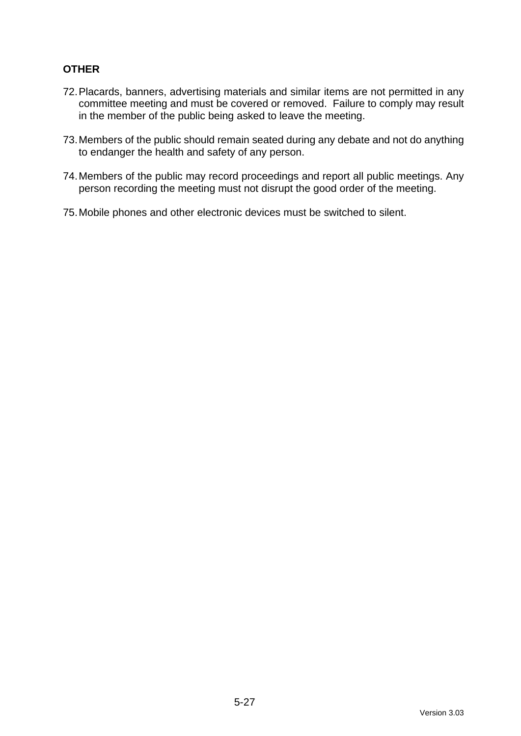**OTHER**

72. Placards, banners, advertising materials and similar items are not permitted in any committee meeting and must be covered or removed. Failure to comply may result in the member of the public being asked to leave the meeting.

73. Members of the public should remain seated during any debate and not do anything to endanger the health and safety of any person.

74. Members of the public may record proceedings and report all public meetings. Any person recording the meeting must not disrupt the good order of the meeting.

75. Mobile phones and other electronic devices must be switched to silent.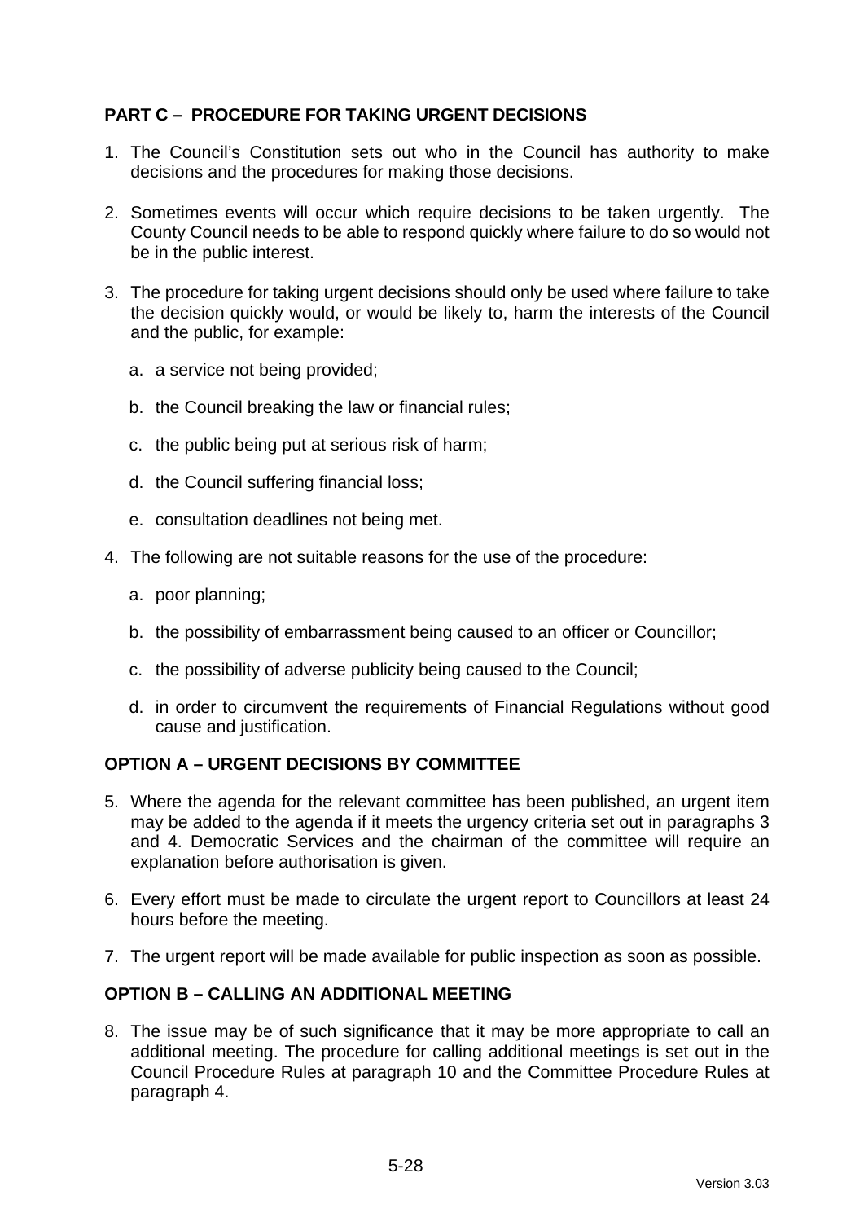## PART C – PROCEDURE FOR TAKING URGENT DECISIONS

1. The Council's Constitution sets out who in the Council has authority to make decisions and the procedures for making those decisions.

2. Sometimes events will occur which require decisions to be taken urgently. The County Council needs to be able to respond quickly where failure to do so would not be in the public interest.

3. The procedure for taking urgent decisions should only be used where failure to take the decision quickly would, or would be likely to, harm the interests of the Council and the public, for example:

   a. a service not being provided;

   b. the Council breaking the law or financial rules;

   c. the public being put at serious risk of harm;

   d. the Council suffering financial loss;

   e. consultation deadlines not being met.

4. The following are not suitable reasons for the use of the procedure:

   a. poor planning;

   b. the possibility of embarrassment being caused to an officer or Councillor;

   c. the possibility of adverse publicity being caused to the Council;

   d. in order to circumvent the requirements of Financial Regulations without good cause and justification.

### OPTION A – URGENT DECISIONS BY COMMITTEE

5. Where the agenda for the relevant committee has been published, an urgent item may be added to the agenda if it meets the urgency criteria set out in paragraphs 3 and 4. Democratic Services and the chairman of the committee will require an explanation before authorisation is given.

6. Every effort must be made to circulate the urgent report to Councillors at least 24 hours before the meeting.

7. The urgent report will be made available for public inspection as soon as possible.

### OPTION B – CALLING AN ADDITIONAL MEETING

8. The issue may be of such significance that it may be more appropriate to call an additional meeting. The procedure for calling additional meetings is set out in the Council Procedure Rules at paragraph 10 and the Committee Procedure Rules at paragraph 4.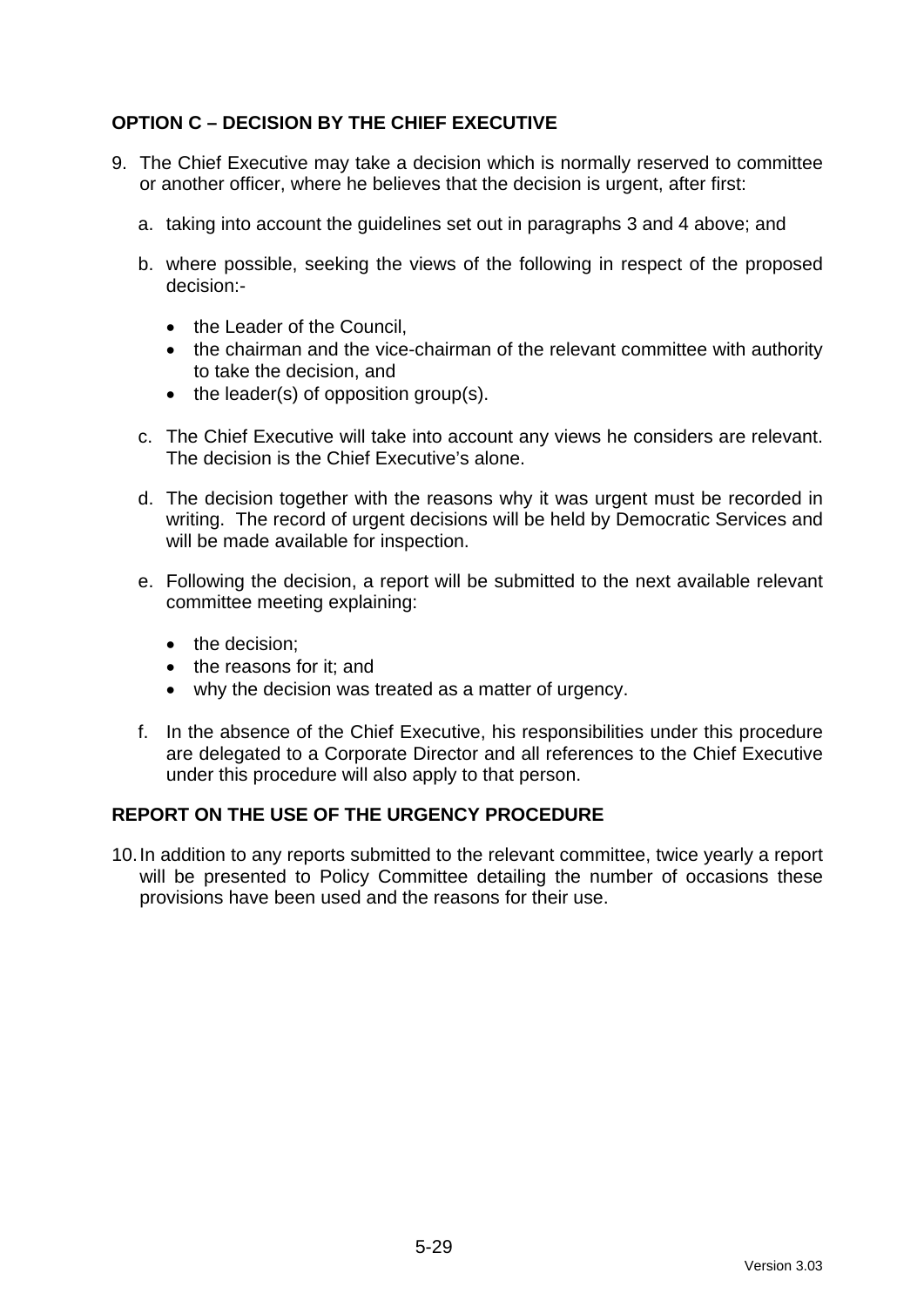## OPTION C – DECISION BY THE CHIEF EXECUTIVE

9. The Chief Executive may take a decision which is normally reserved to committee or another officer, where he believes that the decision is urgent, after first:

   a. taking into account the guidelines set out in paragraphs 3 and 4 above; and

   b. where possible, seeking the views of the following in respect of the proposed decision:-

      - the Leader of the Council,
      - the chairman and the vice-chairman of the relevant committee with authority to take the decision, and
      - the leader(s) of opposition group(s).

   c. The Chief Executive will take into account any views he considers are relevant. The decision is the Chief Executive's alone.

   d. The decision together with the reasons why it was urgent must be recorded in writing. The record of urgent decisions will be held by Democratic Services and will be made available for inspection.

   e. Following the decision, a report will be submitted to the next available relevant committee meeting explaining:

      - the decision;
      - the reasons for it; and
      - why the decision was treated as a matter of urgency.

   f. In the absence of the Chief Executive, his responsibilities under this procedure are delegated to a Corporate Director and all references to the Chief Executive under this procedure will also apply to that person.

## REPORT ON THE USE OF THE URGENCY PROCEDURE

10. In addition to any reports submitted to the relevant committee, twice yearly a report will be presented to Policy Committee detailing the number of occasions these provisions have been used and the reasons for their use.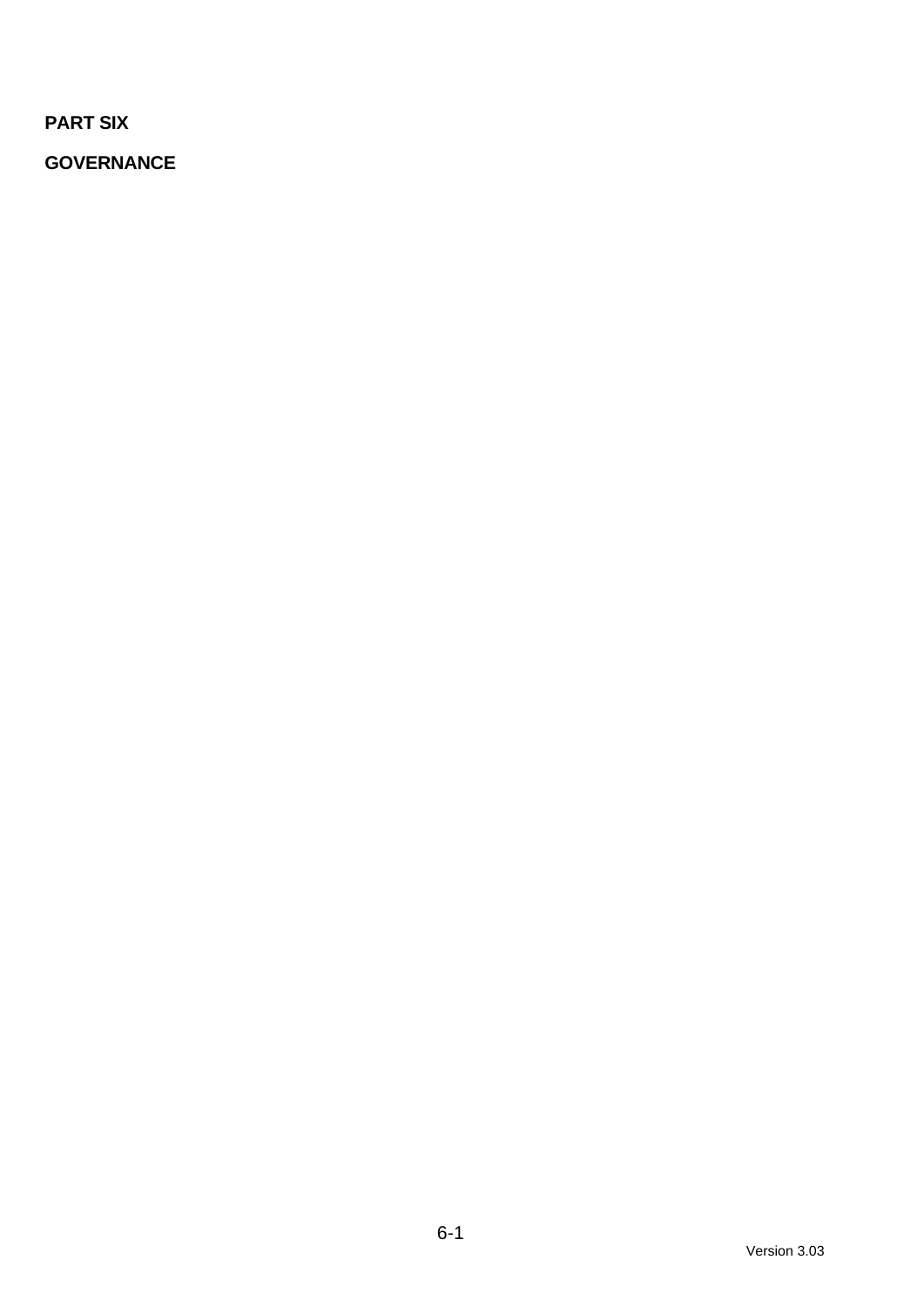**PART SIX**

**GOVERNANCE**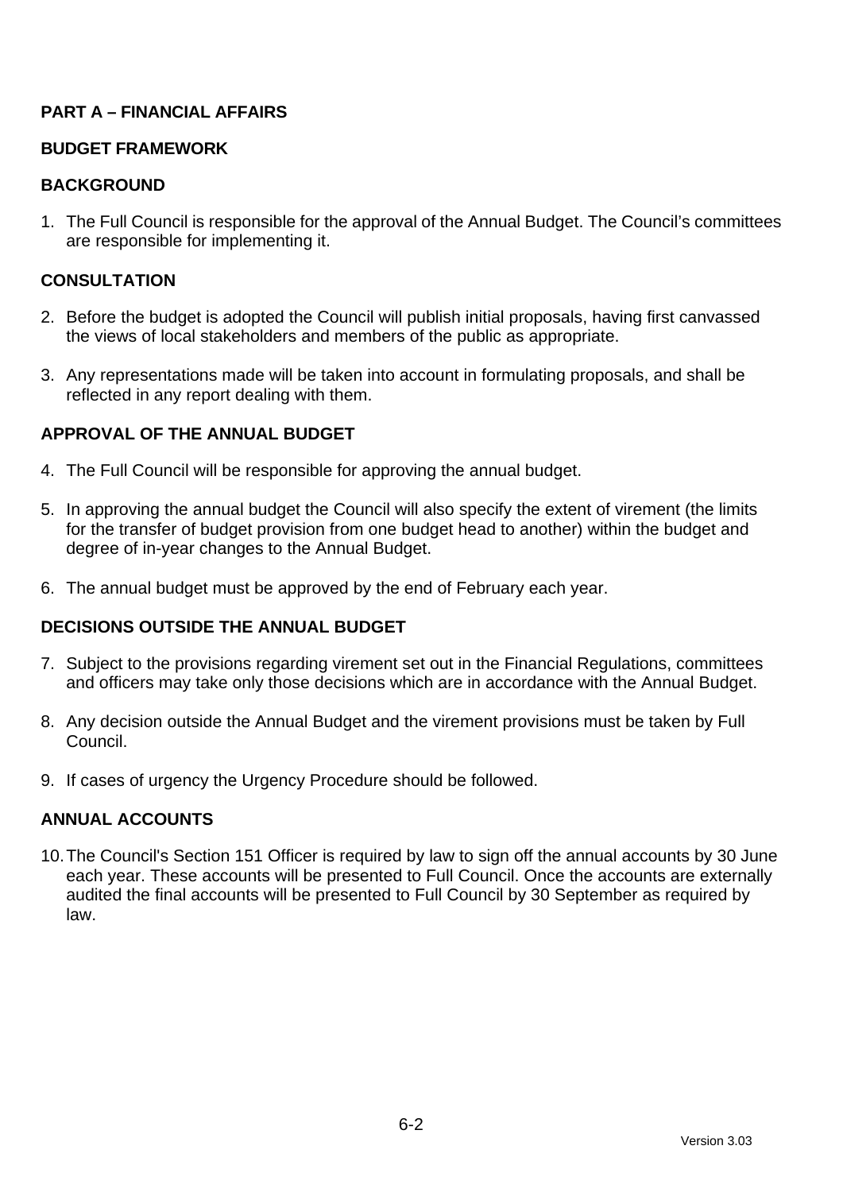## PART A – FINANCIAL AFFAIRS

### BUDGET FRAMEWORK

### BACKGROUND

1. The Full Council is responsible for the approval of the Annual Budget. The Council's committees are responsible for implementing it.

### CONSULTATION

2. Before the budget is adopted the Council will publish initial proposals, having first canvassed the views of local stakeholders and members of the public as appropriate.

3. Any representations made will be taken into account in formulating proposals, and shall be reflected in any report dealing with them.

### APPROVAL OF THE ANNUAL BUDGET

4. The Full Council will be responsible for approving the annual budget.

5. In approving the annual budget the Council will also specify the extent of virement (the limits for the transfer of budget provision from one budget head to another) within the budget and degree of in-year changes to the Annual Budget.

6. The annual budget must be approved by the end of February each year.

### DECISIONS OUTSIDE THE ANNUAL BUDGET

7. Subject to the provisions regarding virement set out in the Financial Regulations, committees and officers may take only those decisions which are in accordance with the Annual Budget.

8. Any decision outside the Annual Budget and the virement provisions must be taken by Full Council.

9. If cases of urgency the Urgency Procedure should be followed.

### ANNUAL ACCOUNTS

10. The Council's Section 151 Officer is required by law to sign off the annual accounts by 30 June each year. These accounts will be presented to Full Council. Once the accounts are externally audited the final accounts will be presented to Full Council by 30 September as required by law.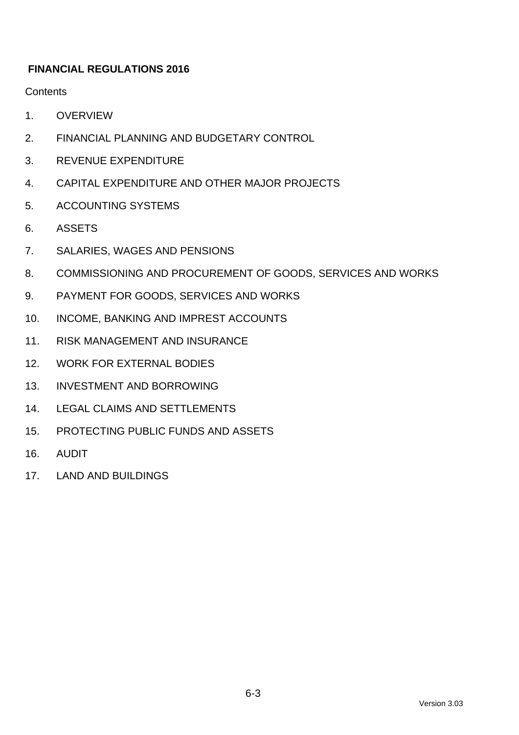## FINANCIAL REGULATIONS 2016

Contents

1. OVERVIEW
2. FINANCIAL PLANNING AND BUDGETARY CONTROL
3. REVENUE EXPENDITURE
4. CAPITAL EXPENDITURE AND OTHER MAJOR PROJECTS
5. ACCOUNTING SYSTEMS
6. ASSETS
7. SALARIES, WAGES AND PENSIONS
8. COMMISSIONING AND PROCUREMENT OF GOODS, SERVICES AND WORKS
9. PAYMENT FOR GOODS, SERVICES AND WORKS
10. INCOME, BANKING AND IMPREST ACCOUNTS
11. RISK MANAGEMENT AND INSURANCE
12. WORK FOR EXTERNAL BODIES
13. INVESTMENT AND BORROWING
14. LEGAL CLAIMS AND SETTLEMENTS
15. PROTECTING PUBLIC FUNDS AND ASSETS
16. AUDIT
17. LAND AND BUILDINGS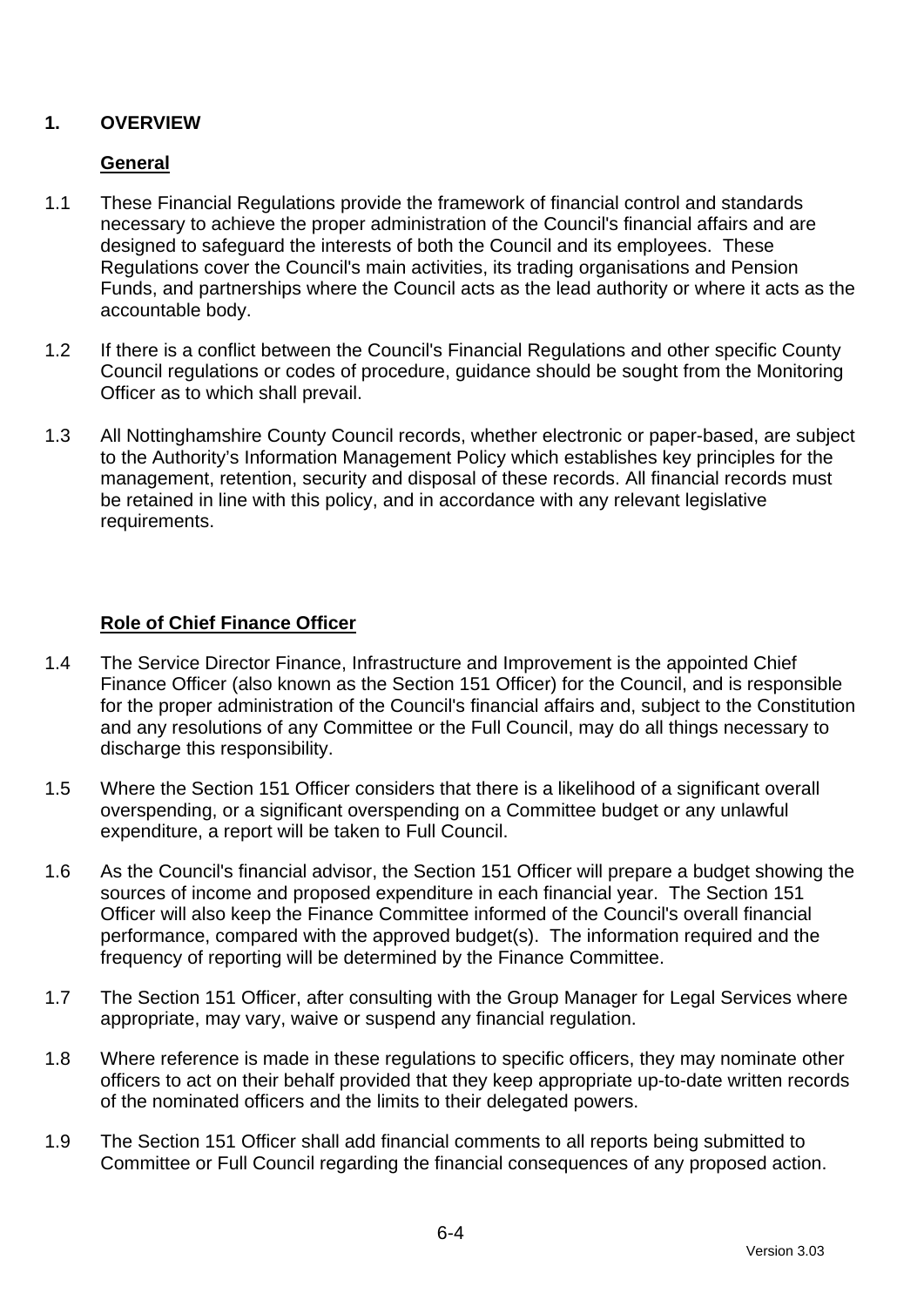## 1. OVERVIEW

### General

1.1 These Financial Regulations provide the framework of financial control and standards necessary to achieve the proper administration of the Council's financial affairs and are designed to safeguard the interests of both the Council and its employees. These Regulations cover the Council's main activities, its trading organisations and Pension Funds, and partnerships where the Council acts as the lead authority or where it acts as the accountable body.

1.2 If there is a conflict between the Council's Financial Regulations and other specific County Council regulations or codes of procedure, guidance should be sought from the Monitoring Officer as to which shall prevail.

1.3 All Nottinghamshire County Council records, whether electronic or paper-based, are subject to the Authority's Information Management Policy which establishes key principles for the management, retention, security and disposal of these records. All financial records must be retained in line with this policy, and in accordance with any relevant legislative requirements.

### Role of Chief Finance Officer

1.4 The Service Director Finance, Infrastructure and Improvement is the appointed Chief Finance Officer (also known as the Section 151 Officer) for the Council, and is responsible for the proper administration of the Council's financial affairs and, subject to the Constitution and any resolutions of any Committee or the Full Council, may do all things necessary to discharge this responsibility.

1.5 Where the Section 151 Officer considers that there is a likelihood of a significant overall overspending, or a significant overspending on a Committee budget or any unlawful expenditure, a report will be taken to Full Council.

1.6 As the Council's financial advisor, the Section 151 Officer will prepare a budget showing the sources of income and proposed expenditure in each financial year. The Section 151 Officer will also keep the Finance Committee informed of the Council's overall financial performance, compared with the approved budget(s). The information required and the frequency of reporting will be determined by the Finance Committee.

1.7 The Section 151 Officer, after consulting with the Group Manager for Legal Services where appropriate, may vary, waive or suspend any financial regulation.

1.8 Where reference is made in these regulations to specific officers, they may nominate other officers to act on their behalf provided that they keep appropriate up-to-date written records of the nominated officers and the limits to their delegated powers.

1.9 The Section 151 Officer shall add financial comments to all reports being submitted to Committee or Full Council regarding the financial consequences of any proposed action.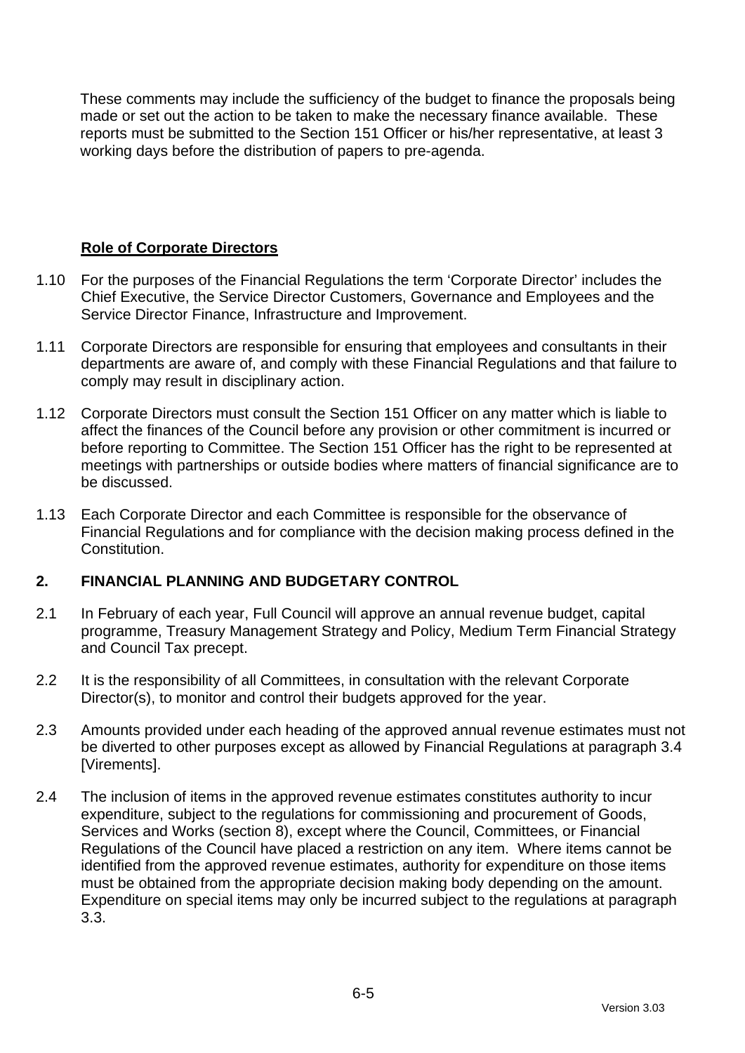These comments may include the sufficiency of the budget to finance the proposals being made or set out the action to be taken to make the necessary finance available. These reports must be submitted to the Section 151 Officer or his/her representative, at least 3 working days before the distribution of papers to pre-agenda.

**Role of Corporate Directors**

1.10 For the purposes of the Financial Regulations the term 'Corporate Director' includes the Chief Executive, the Service Director Customers, Governance and Employees and the Service Director Finance, Infrastructure and Improvement.

1.11 Corporate Directors are responsible for ensuring that employees and consultants in their departments are aware of, and comply with these Financial Regulations and that failure to comply may result in disciplinary action.

1.12 Corporate Directors must consult the Section 151 Officer on any matter which is liable to affect the finances of the Council before any provision or other commitment is incurred or before reporting to Committee. The Section 151 Officer has the right to be represented at meetings with partnerships or outside bodies where matters of financial significance are to be discussed.

1.13 Each Corporate Director and each Committee is responsible for the observance of Financial Regulations and for compliance with the decision making process defined in the Constitution.

## 2. FINANCIAL PLANNING AND BUDGETARY CONTROL

2.1 In February of each year, Full Council will approve an annual revenue budget, capital programme, Treasury Management Strategy and Policy, Medium Term Financial Strategy and Council Tax precept.

2.2 It is the responsibility of all Committees, in consultation with the relevant Corporate Director(s), to monitor and control their budgets approved for the year.

2.3 Amounts provided under each heading of the approved annual revenue estimates must not be diverted to other purposes except as allowed by Financial Regulations at paragraph 3.4 [Virements].

2.4 The inclusion of items in the approved revenue estimates constitutes authority to incur expenditure, subject to the regulations for commissioning and procurement of Goods, Services and Works (section 8), except where the Council, Committees, or Financial Regulations of the Council have placed a restriction on any item. Where items cannot be identified from the approved revenue estimates, authority for expenditure on those items must be obtained from the appropriate decision making body depending on the amount. Expenditure on special items may only be incurred subject to the regulations at paragraph 3.3.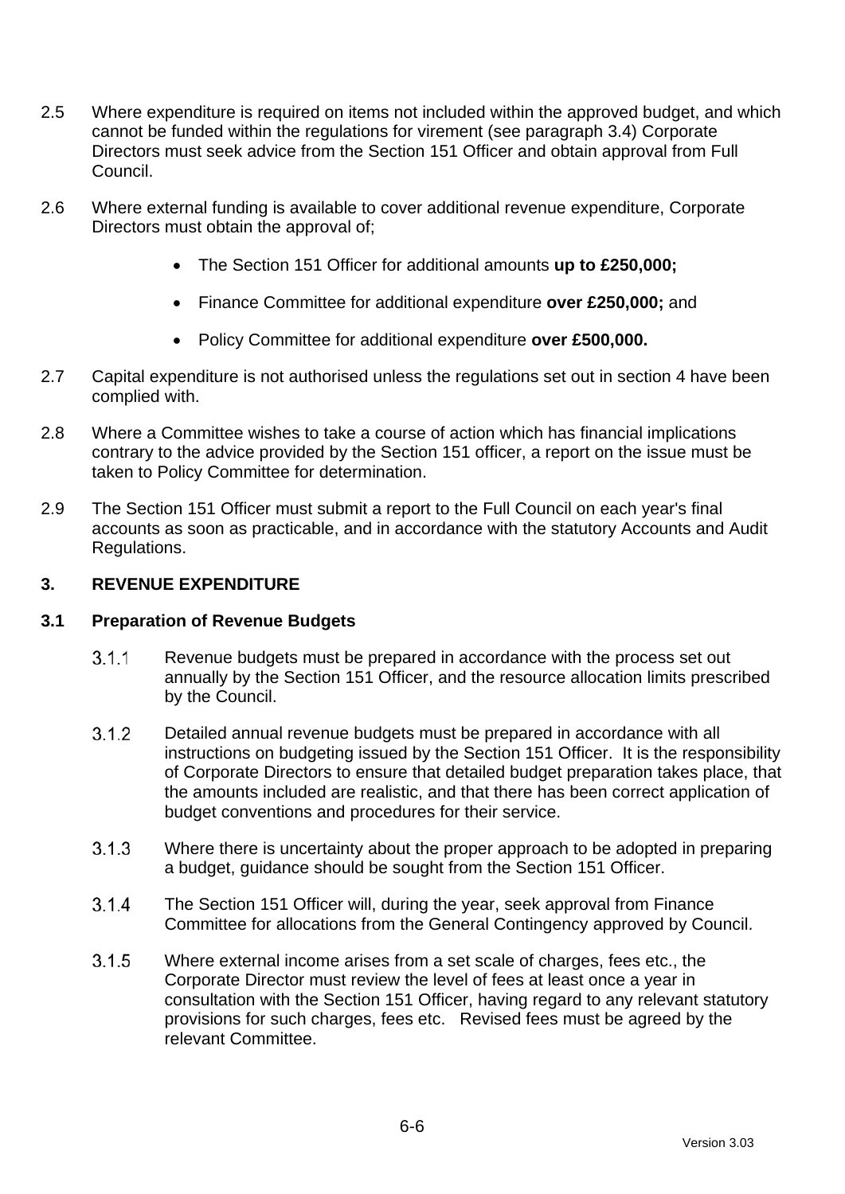2.5 Where expenditure is required on items not included within the approved budget, and which cannot be funded within the regulations for virement (see paragraph 3.4) Corporate Directors must seek advice from the Section 151 Officer and obtain approval from Full Council.

2.6 Where external funding is available to cover additional revenue expenditure, Corporate Directors must obtain the approval of;

- The Section 151 Officer for additional amounts **up to £250,000;**
- Finance Committee for additional expenditure **over £250,000;** and
- Policy Committee for additional expenditure **over £500,000.**

2.7 Capital expenditure is not authorised unless the regulations set out in section 4 have been complied with.

2.8 Where a Committee wishes to take a course of action which has financial implications contrary to the advice provided by the Section 151 officer, a report on the issue must be taken to Policy Committee for determination.

2.9 The Section 151 Officer must submit a report to the Full Council on each year's final accounts as soon as practicable, and in accordance with the statutory Accounts and Audit Regulations.

## 3. REVENUE EXPENDITURE

### 3.1 Preparation of Revenue Budgets

3.1.1 Revenue budgets must be prepared in accordance with the process set out annually by the Section 151 Officer, and the resource allocation limits prescribed by the Council.

3.1.2 Detailed annual revenue budgets must be prepared in accordance with all instructions on budgeting issued by the Section 151 Officer. It is the responsibility of Corporate Directors to ensure that detailed budget preparation takes place, that the amounts included are realistic, and that there has been correct application of budget conventions and procedures for their service.

3.1.3 Where there is uncertainty about the proper approach to be adopted in preparing a budget, guidance should be sought from the Section 151 Officer.

3.1.4 The Section 151 Officer will, during the year, seek approval from Finance Committee for allocations from the General Contingency approved by Council.

3.1.5 Where external income arises from a set scale of charges, fees etc., the Corporate Director must review the level of fees at least once a year in consultation with the Section 151 Officer, having regard to any relevant statutory provisions for such charges, fees etc. Revised fees must be agreed by the relevant Committee.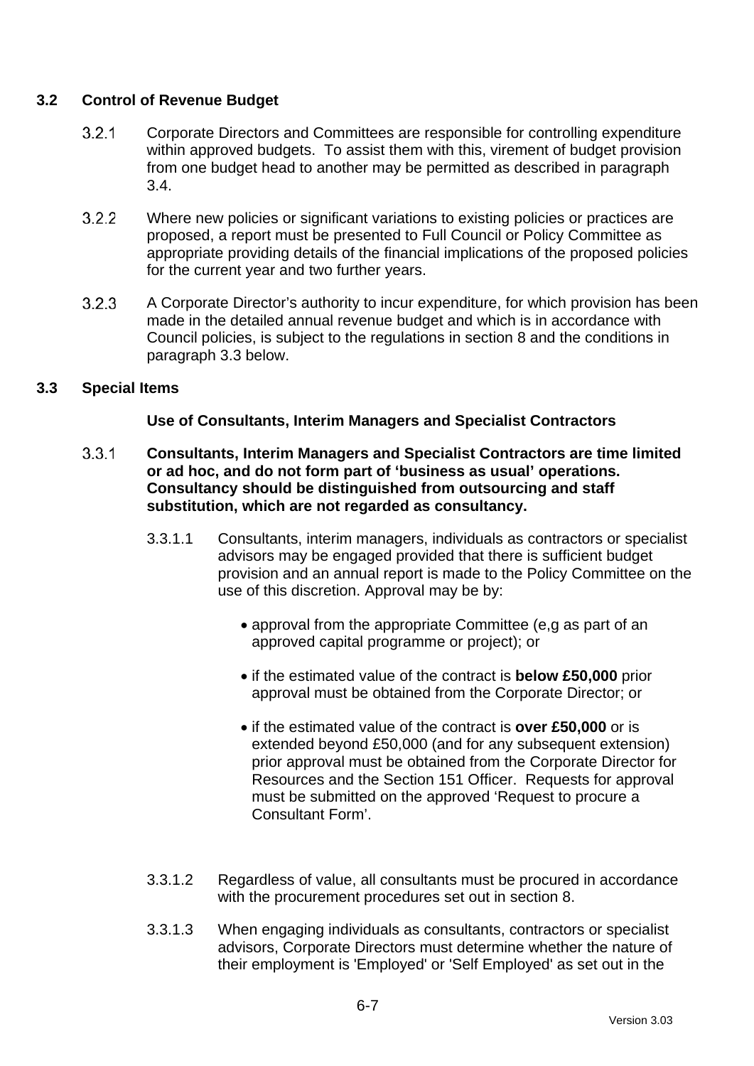### 3.2 Control of Revenue Budget

3.2.1 Corporate Directors and Committees are responsible for controlling expenditure within approved budgets. To assist them with this, virement of budget provision from one budget head to another may be permitted as described in paragraph 3.4.

3.2.2 Where new policies or significant variations to existing policies or practices are proposed, a report must be presented to Full Council or Policy Committee as appropriate providing details of the financial implications of the proposed policies for the current year and two further years.

3.2.3 A Corporate Director's authority to incur expenditure, for which provision has been made in the detailed annual revenue budget and which is in accordance with Council policies, is subject to the regulations in section 8 and the conditions in paragraph 3.3 below.

### 3.3 Special Items

**Use of Consultants, Interim Managers and Specialist Contractors**

3.3.1 **Consultants, Interim Managers and Specialist Contractors are time limited or ad hoc, and do not form part of 'business as usual' operations. Consultancy should be distinguished from outsourcing and staff substitution, which are not regarded as consultancy.**

3.3.1.1 Consultants, interim managers, individuals as contractors or specialist advisors may be engaged provided that there is sufficient budget provision and an annual report is made to the Policy Committee on the use of this discretion. Approval may be by:

- approval from the appropriate Committee (e,g as part of an approved capital programme or project); or
- if the estimated value of the contract is **below £50,000** prior approval must be obtained from the Corporate Director; or
- if the estimated value of the contract is **over £50,000** or is extended beyond £50,000 (and for any subsequent extension) prior approval must be obtained from the Corporate Director for Resources and the Section 151 Officer. Requests for approval must be submitted on the approved 'Request to procure a Consultant Form'.

3.3.1.2 Regardless of value, all consultants must be procured in accordance with the procurement procedures set out in section 8.

3.3.1.3 When engaging individuals as consultants, contractors or specialist advisors, Corporate Directors must determine whether the nature of their employment is 'Employed' or 'Self Employed' as set out in the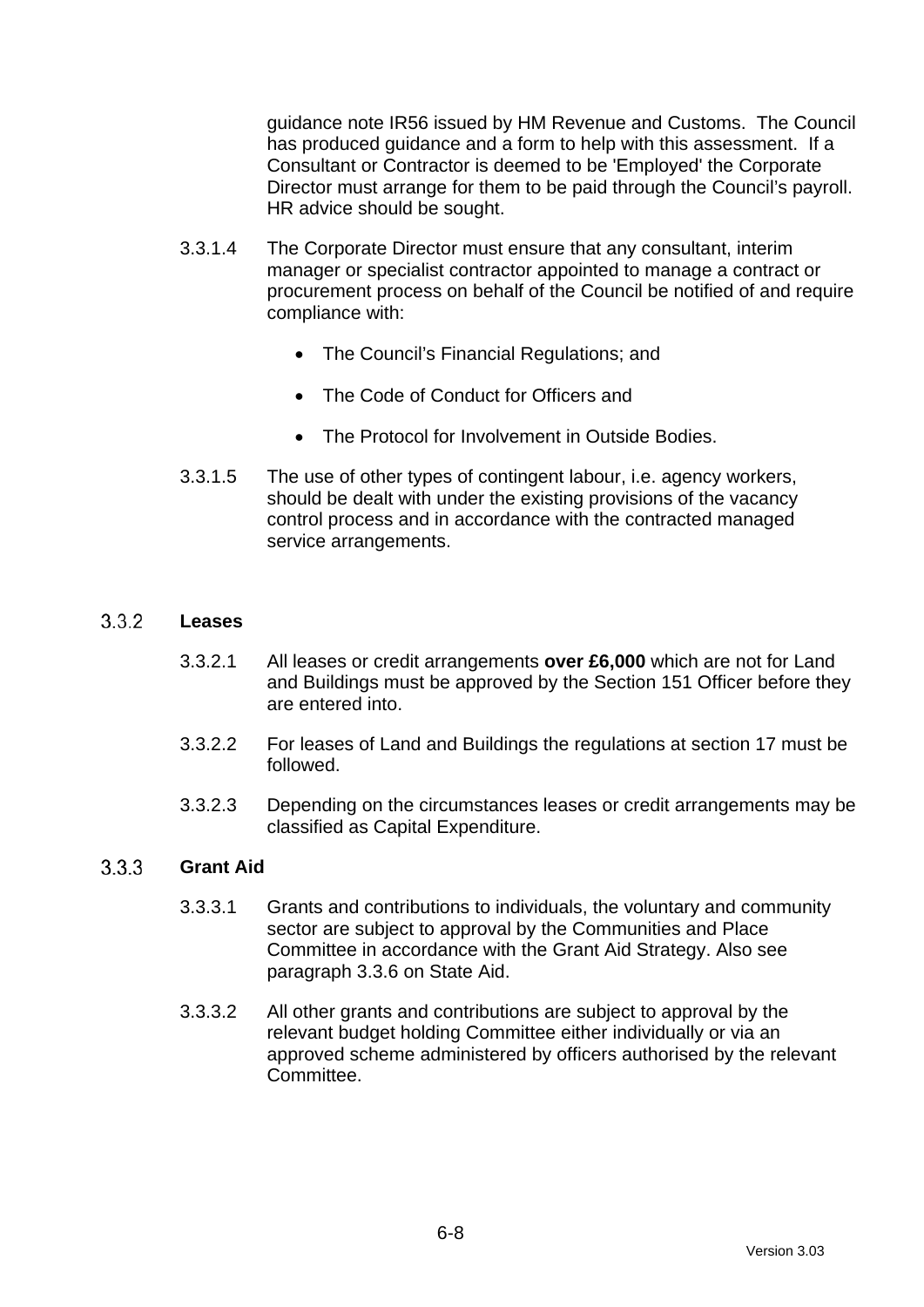guidance note IR56 issued by HM Revenue and Customs. The Council has produced guidance and a form to help with this assessment. If a Consultant or Contractor is deemed to be 'Employed' the Corporate Director must arrange for them to be paid through the Council's payroll. HR advice should be sought.

3.3.1.4 The Corporate Director must ensure that any consultant, interim manager or specialist contractor appointed to manage a contract or procurement process on behalf of the Council be notified of and require compliance with:

- The Council's Financial Regulations; and
- The Code of Conduct for Officers and
- The Protocol for Involvement in Outside Bodies.

3.3.1.5 The use of other types of contingent labour, i.e. agency workers, should be dealt with under the existing provisions of the vacancy control process and in accordance with the contracted managed service arrangements.

### 3.3.2 Leases

3.3.2.1 All leases or credit arrangements **over £6,000** which are not for Land and Buildings must be approved by the Section 151 Officer before they are entered into.

3.3.2.2 For leases of Land and Buildings the regulations at section 17 must be followed.

3.3.2.3 Depending on the circumstances leases or credit arrangements may be classified as Capital Expenditure.

### 3.3.3 Grant Aid

3.3.3.1 Grants and contributions to individuals, the voluntary and community sector are subject to approval by the Communities and Place Committee in accordance with the Grant Aid Strategy. Also see paragraph 3.3.6 on State Aid.

3.3.3.2 All other grants and contributions are subject to approval by the relevant budget holding Committee either individually or via an approved scheme administered by officers authorised by the relevant Committee.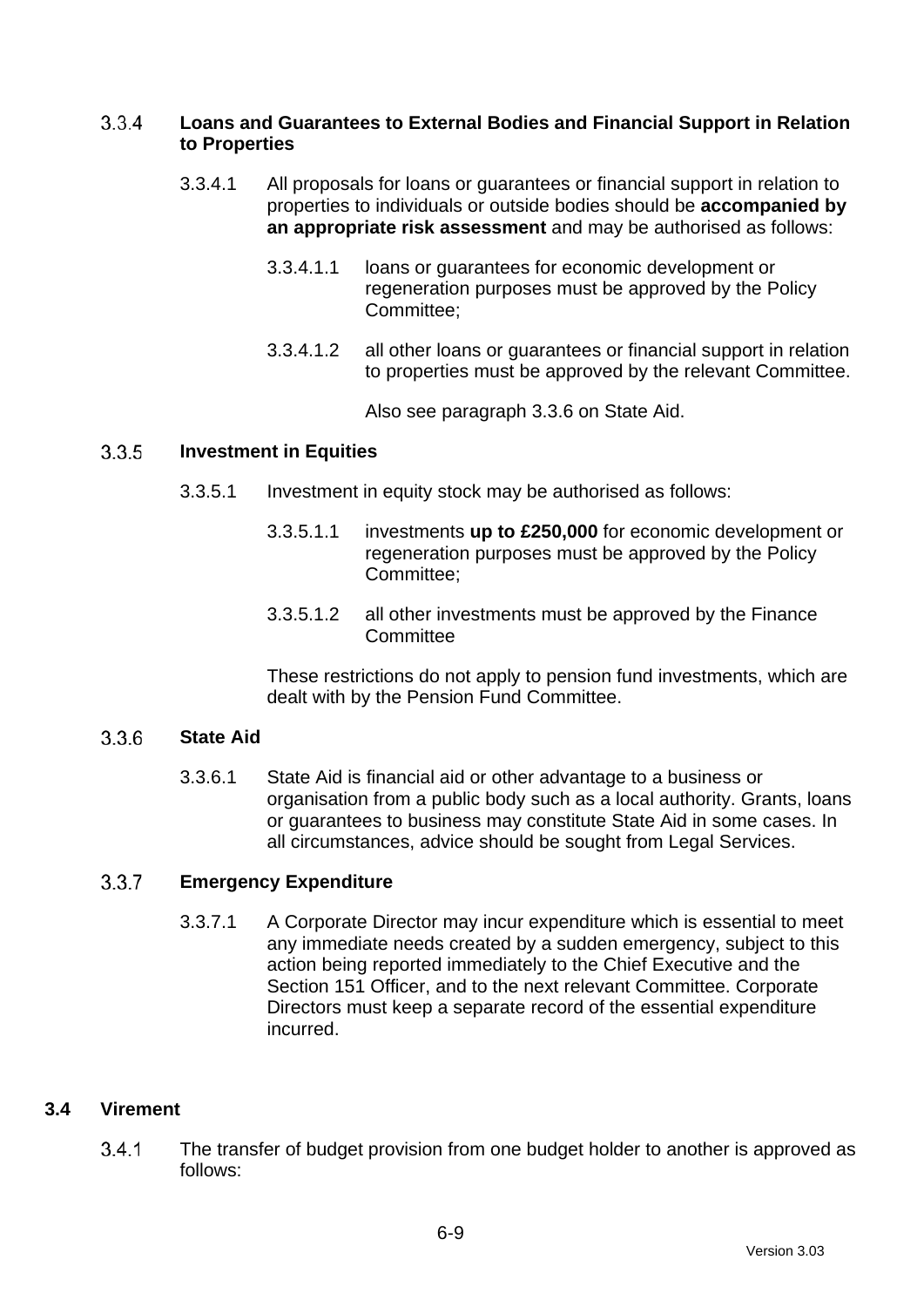#### 3.3.4 Loans and Guarantees to External Bodies and Financial Support in Relation to Properties

3.3.4.1 All proposals for loans or guarantees or financial support in relation to properties to individuals or outside bodies should be **accompanied by an appropriate risk assessment** and may be authorised as follows:

3.3.4.1.1 loans or guarantees for economic development or regeneration purposes must be approved by the Policy Committee;

3.3.4.1.2 all other loans or guarantees or financial support in relation to properties must be approved by the relevant Committee.

Also see paragraph 3.3.6 on State Aid.

#### 3.3.5 Investment in Equities

3.3.5.1 Investment in equity stock may be authorised as follows:

3.3.5.1.1 investments **up to £250,000** for economic development or regeneration purposes must be approved by the Policy Committee;

3.3.5.1.2 all other investments must be approved by the Finance Committee

These restrictions do not apply to pension fund investments, which are dealt with by the Pension Fund Committee.

#### 3.3.6 State Aid

3.3.6.1 State Aid is financial aid or other advantage to a business or organisation from a public body such as a local authority. Grants, loans or guarantees to business may constitute State Aid in some cases. In all circumstances, advice should be sought from Legal Services.

#### 3.3.7 Emergency Expenditure

3.3.7.1 A Corporate Director may incur expenditure which is essential to meet any immediate needs created by a sudden emergency, subject to this action being reported immediately to the Chief Executive and the Section 151 Officer, and to the next relevant Committee. Corporate Directors must keep a separate record of the essential expenditure incurred.

### 3.4 Virement

3.4.1 The transfer of budget provision from one budget holder to another is approved as follows: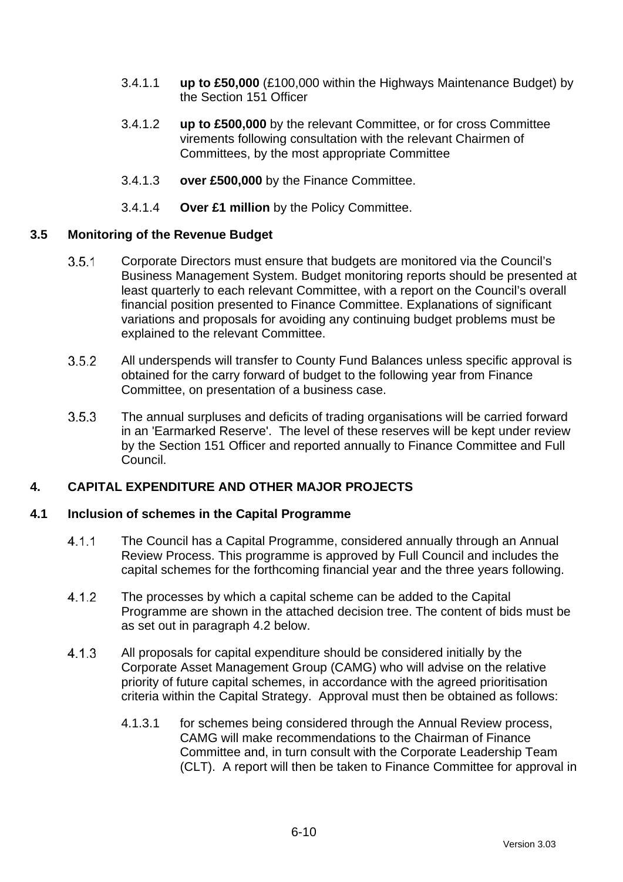3.4.1.1 **up to £50,000** (£100,000 within the Highways Maintenance Budget) by the Section 151 Officer

3.4.1.2 **up to £500,000** by the relevant Committee, or for cross Committee virements following consultation with the relevant Chairmen of Committees, by the most appropriate Committee

3.4.1.3 **over £500,000** by the Finance Committee.

3.4.1.4 **Over £1 million** by the Policy Committee.

### 3.5 Monitoring of the Revenue Budget

3.5.1 Corporate Directors must ensure that budgets are monitored via the Council's Business Management System. Budget monitoring reports should be presented at least quarterly to each relevant Committee, with a report on the Council's overall financial position presented to Finance Committee. Explanations of significant variations and proposals for avoiding any continuing budget problems must be explained to the relevant Committee.

3.5.2 All underspends will transfer to County Fund Balances unless specific approval is obtained for the carry forward of budget to the following year from Finance Committee, on presentation of a business case.

3.5.3 The annual surpluses and deficits of trading organisations will be carried forward in an 'Earmarked Reserve'. The level of these reserves will be kept under review by the Section 151 Officer and reported annually to Finance Committee and Full Council.

## 4. CAPITAL EXPENDITURE AND OTHER MAJOR PROJECTS

### 4.1 Inclusion of schemes in the Capital Programme

4.1.1 The Council has a Capital Programme, considered annually through an Annual Review Process. This programme is approved by Full Council and includes the capital schemes for the forthcoming financial year and the three years following.

4.1.2 The processes by which a capital scheme can be added to the Capital Programme are shown in the attached decision tree. The content of bids must be as set out in paragraph 4.2 below.

4.1.3 All proposals for capital expenditure should be considered initially by the Corporate Asset Management Group (CAMG) who will advise on the relative priority of future capital schemes, in accordance with the agreed prioritisation criteria within the Capital Strategy. Approval must then be obtained as follows:

4.1.3.1 for schemes being considered through the Annual Review process, CAMG will make recommendations to the Chairman of Finance Committee and, in turn consult with the Corporate Leadership Team (CLT). A report will then be taken to Finance Committee for approval in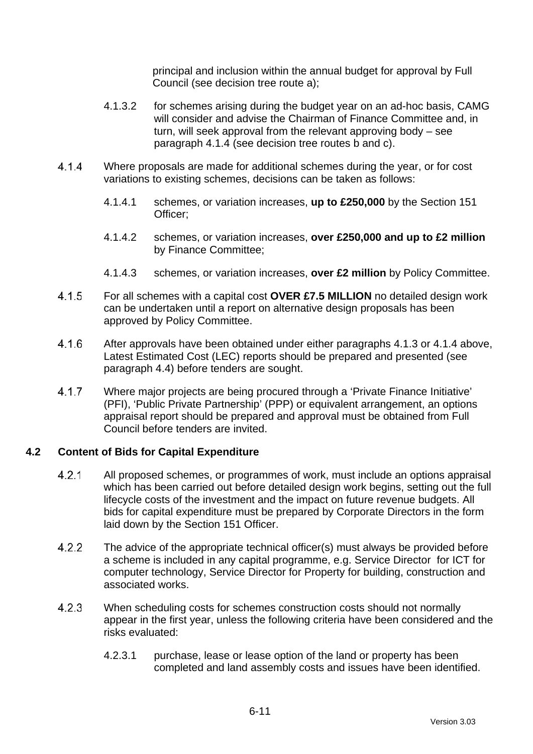principal and inclusion within the annual budget for approval by Full Council (see decision tree route a);

4.1.3.2 for schemes arising during the budget year on an ad-hoc basis, CAMG will consider and advise the Chairman of Finance Committee and, in turn, will seek approval from the relevant approving body – see paragraph 4.1.4 (see decision tree routes b and c).

4.1.4 Where proposals are made for additional schemes during the year, or for cost variations to existing schemes, decisions can be taken as follows:

4.1.4.1 schemes, or variation increases, **up to £250,000** by the Section 151 Officer;

4.1.4.2 schemes, or variation increases, **over £250,000 and up to £2 million** by Finance Committee;

4.1.4.3 schemes, or variation increases, **over £2 million** by Policy Committee.

4.1.5 For all schemes with a capital cost **OVER £7.5 MILLION** no detailed design work can be undertaken until a report on alternative design proposals has been approved by Policy Committee.

4.1.6 After approvals have been obtained under either paragraphs 4.1.3 or 4.1.4 above, Latest Estimated Cost (LEC) reports should be prepared and presented (see paragraph 4.4) before tenders are sought.

4.1.7 Where major projects are being procured through a 'Private Finance Initiative' (PFI), 'Public Private Partnership' (PPP) or equivalent arrangement, an options appraisal report should be prepared and approval must be obtained from Full Council before tenders are invited.

## 4.2 Content of Bids for Capital Expenditure

4.2.1 All proposed schemes, or programmes of work, must include an options appraisal which has been carried out before detailed design work begins, setting out the full lifecycle costs of the investment and the impact on future revenue budgets. All bids for capital expenditure must be prepared by Corporate Directors in the form laid down by the Section 151 Officer.

4.2.2 The advice of the appropriate technical officer(s) must always be provided before a scheme is included in any capital programme, e.g. Service Director for ICT for computer technology, Service Director for Property for building, construction and associated works.

4.2.3 When scheduling costs for schemes construction costs should not normally appear in the first year, unless the following criteria have been considered and the risks evaluated:

4.2.3.1 purchase, lease or lease option of the land or property has been completed and land assembly costs and issues have been identified.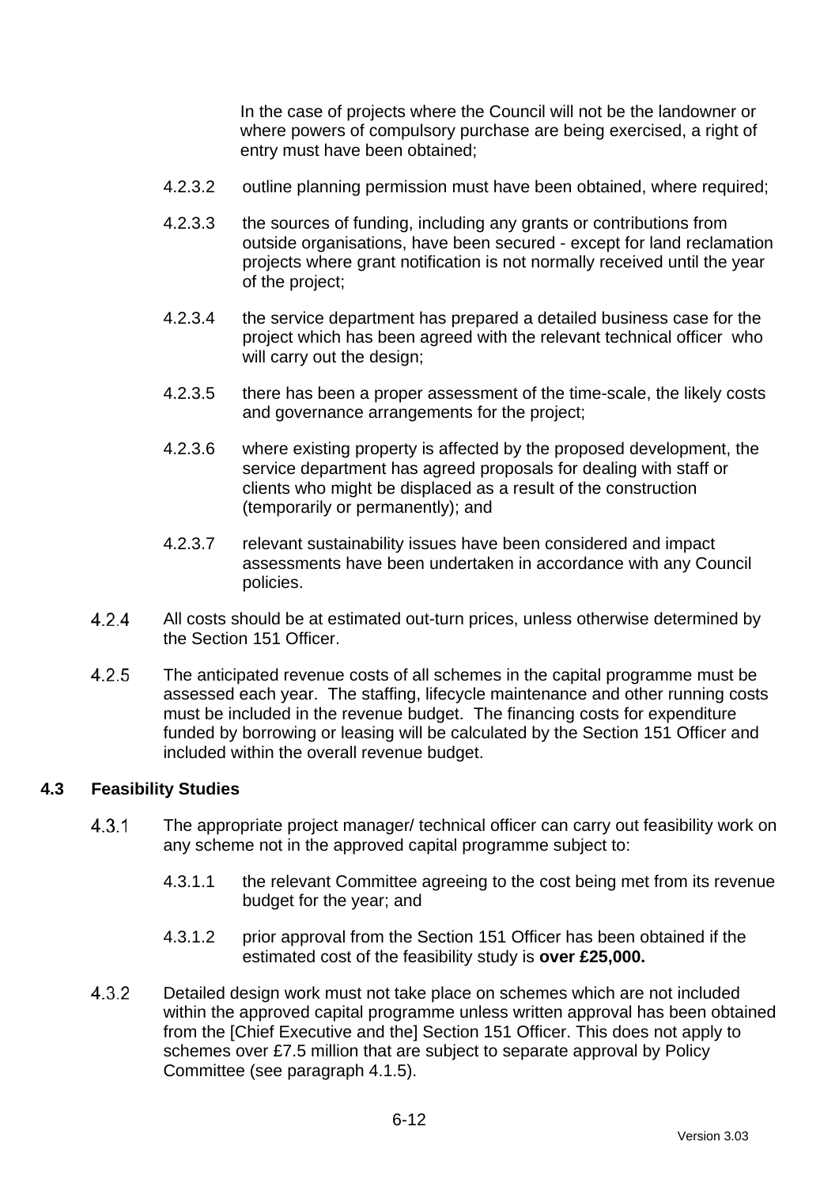In the case of projects where the Council will not be the landowner or where powers of compulsory purchase are being exercised, a right of entry must have been obtained;

4.2.3.2 outline planning permission must have been obtained, where required;

4.2.3.3 the sources of funding, including any grants or contributions from outside organisations, have been secured - except for land reclamation projects where grant notification is not normally received until the year of the project;

4.2.3.4 the service department has prepared a detailed business case for the project which has been agreed with the relevant technical officer who will carry out the design;

4.2.3.5 there has been a proper assessment of the time-scale, the likely costs and governance arrangements for the project;

4.2.3.6 where existing property is affected by the proposed development, the service department has agreed proposals for dealing with staff or clients who might be displaced as a result of the construction (temporarily or permanently); and

4.2.3.7 relevant sustainability issues have been considered and impact assessments have been undertaken in accordance with any Council policies.

4.2.4 All costs should be at estimated out-turn prices, unless otherwise determined by the Section 151 Officer.

4.2.5 The anticipated revenue costs of all schemes in the capital programme must be assessed each year. The staffing, lifecycle maintenance and other running costs must be included in the revenue budget. The financing costs for expenditure funded by borrowing or leasing will be calculated by the Section 151 Officer and included within the overall revenue budget.

## 4.3 Feasibility Studies

4.3.1 The appropriate project manager/ technical officer can carry out feasibility work on any scheme not in the approved capital programme subject to:

4.3.1.1 the relevant Committee agreeing to the cost being met from its revenue budget for the year; and

4.3.1.2 prior approval from the Section 151 Officer has been obtained if the estimated cost of the feasibility study is **over £25,000.**

4.3.2 Detailed design work must not take place on schemes which are not included within the approved capital programme unless written approval has been obtained from the [Chief Executive and the] Section 151 Officer. This does not apply to schemes over £7.5 million that are subject to separate approval by Policy Committee (see paragraph 4.1.5).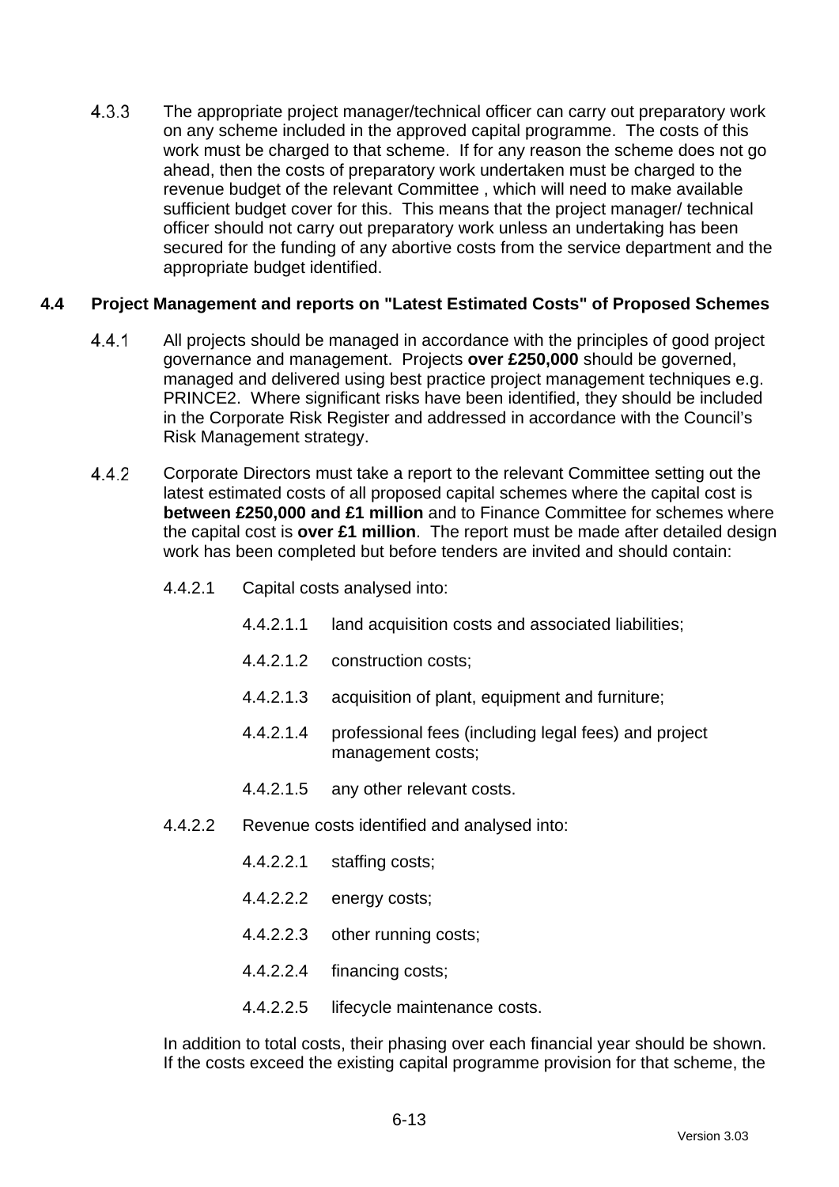4.3.3 The appropriate project manager/technical officer can carry out preparatory work on any scheme included in the approved capital programme. The costs of this work must be charged to that scheme. If for any reason the scheme does not go ahead, then the costs of preparatory work undertaken must be charged to the revenue budget of the relevant Committee , which will need to make available sufficient budget cover for this. This means that the project manager/ technical officer should not carry out preparatory work unless an undertaking has been secured for the funding of any abortive costs from the service department and the appropriate budget identified.

### 4.4 Project Management and reports on "Latest Estimated Costs" of Proposed Schemes

4.4.1 All projects should be managed in accordance with the principles of good project governance and management. Projects **over £250,000** should be governed, managed and delivered using best practice project management techniques e.g. PRINCE2. Where significant risks have been identified, they should be included in the Corporate Risk Register and addressed in accordance with the Council's Risk Management strategy.

4.4.2 Corporate Directors must take a report to the relevant Committee setting out the latest estimated costs of all proposed capital schemes where the capital cost is **between £250,000 and £1 million** and to Finance Committee for schemes where the capital cost is **over £1 million**. The report must be made after detailed design work has been completed but before tenders are invited and should contain:

4.4.2.1 Capital costs analysed into:

4.4.2.1.1 land acquisition costs and associated liabilities;

4.4.2.1.2 construction costs;

4.4.2.1.3 acquisition of plant, equipment and furniture;

4.4.2.1.4 professional fees (including legal fees) and project management costs;

4.4.2.1.5 any other relevant costs.

4.4.2.2 Revenue costs identified and analysed into:

4.4.2.2.1 staffing costs;

4.4.2.2.2 energy costs;

4.4.2.2.3 other running costs;

4.4.2.2.4 financing costs;

4.4.2.2.5 lifecycle maintenance costs.

In addition to total costs, their phasing over each financial year should be shown. If the costs exceed the existing capital programme provision for that scheme, the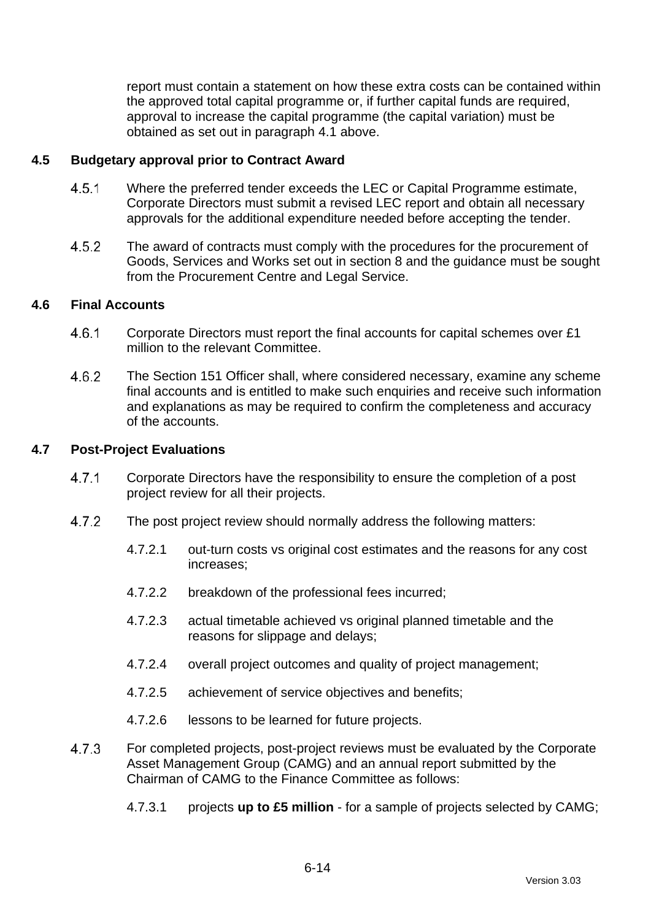report must contain a statement on how these extra costs can be contained within the approved total capital programme or, if further capital funds are required, approval to increase the capital programme (the capital variation) must be obtained as set out in paragraph 4.1 above.

### 4.5 Budgetary approval prior to Contract Award

4.5.1 Where the preferred tender exceeds the LEC or Capital Programme estimate, Corporate Directors must submit a revised LEC report and obtain all necessary approvals for the additional expenditure needed before accepting the tender.

4.5.2 The award of contracts must comply with the procedures for the procurement of Goods, Services and Works set out in section 8 and the guidance must be sought from the Procurement Centre and Legal Service.

### 4.6 Final Accounts

4.6.1 Corporate Directors must report the final accounts for capital schemes over £1 million to the relevant Committee.

4.6.2 The Section 151 Officer shall, where considered necessary, examine any scheme final accounts and is entitled to make such enquiries and receive such information and explanations as may be required to confirm the completeness and accuracy of the accounts.

### 4.7 Post-Project Evaluations

4.7.1 Corporate Directors have the responsibility to ensure the completion of a post project review for all their projects.

4.7.2 The post project review should normally address the following matters:

4.7.2.1 out-turn costs vs original cost estimates and the reasons for any cost increases;

4.7.2.2 breakdown of the professional fees incurred;

4.7.2.3 actual timetable achieved vs original planned timetable and the reasons for slippage and delays;

4.7.2.4 overall project outcomes and quality of project management;

4.7.2.5 achievement of service objectives and benefits;

4.7.2.6 lessons to be learned for future projects.

4.7.3 For completed projects, post-project reviews must be evaluated by the Corporate Asset Management Group (CAMG) and an annual report submitted by the Chairman of CAMG to the Finance Committee as follows:

4.7.3.1 projects **up to £5 million** - for a sample of projects selected by CAMG;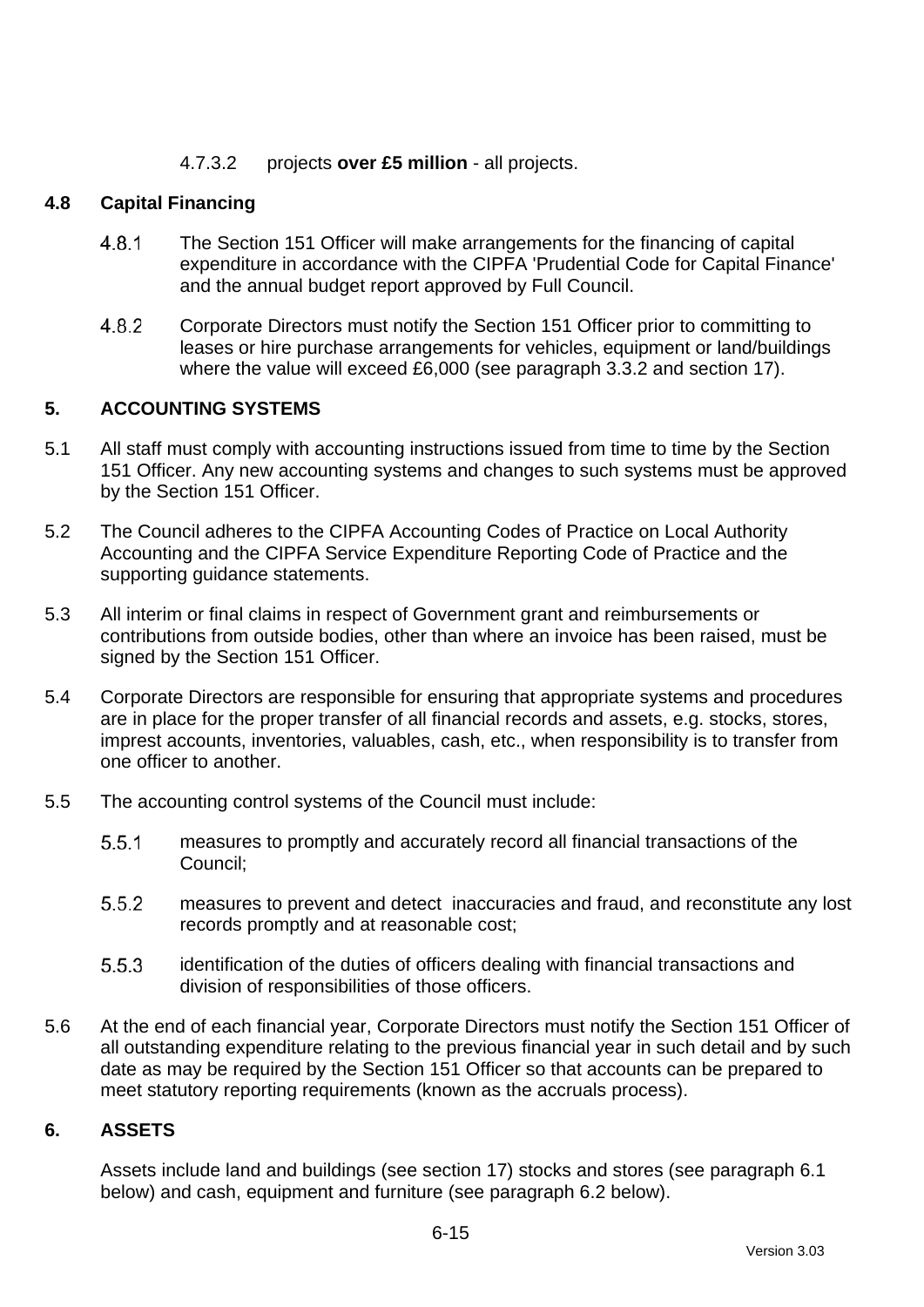4.7.3.2 projects **over £5 million** - all projects.

### 4.8 Capital Financing

4.8.1 The Section 151 Officer will make arrangements for the financing of capital expenditure in accordance with the CIPFA 'Prudential Code for Capital Finance' and the annual budget report approved by Full Council.

4.8.2 Corporate Directors must notify the Section 151 Officer prior to committing to leases or hire purchase arrangements for vehicles, equipment or land/buildings where the value will exceed £6,000 (see paragraph 3.3.2 and section 17).

## 5. ACCOUNTING SYSTEMS

5.1 All staff must comply with accounting instructions issued from time to time by the Section 151 Officer. Any new accounting systems and changes to such systems must be approved by the Section 151 Officer.

5.2 The Council adheres to the CIPFA Accounting Codes of Practice on Local Authority Accounting and the CIPFA Service Expenditure Reporting Code of Practice and the supporting guidance statements.

5.3 All interim or final claims in respect of Government grant and reimbursements or contributions from outside bodies, other than where an invoice has been raised, must be signed by the Section 151 Officer.

5.4 Corporate Directors are responsible for ensuring that appropriate systems and procedures are in place for the proper transfer of all financial records and assets, e.g. stocks, stores, imprest accounts, inventories, valuables, cash, etc., when responsibility is to transfer from one officer to another.

5.5 The accounting control systems of the Council must include:

5.5.1 measures to promptly and accurately record all financial transactions of the Council;

5.5.2 measures to prevent and detect inaccuracies and fraud, and reconstitute any lost records promptly and at reasonable cost;

5.5.3 identification of the duties of officers dealing with financial transactions and division of responsibilities of those officers.

5.6 At the end of each financial year, Corporate Directors must notify the Section 151 Officer of all outstanding expenditure relating to the previous financial year in such detail and by such date as may be required by the Section 151 Officer so that accounts can be prepared to meet statutory reporting requirements (known as the accruals process).

## 6. ASSETS

Assets include land and buildings (see section 17) stocks and stores (see paragraph 6.1 below) and cash, equipment and furniture (see paragraph 6.2 below).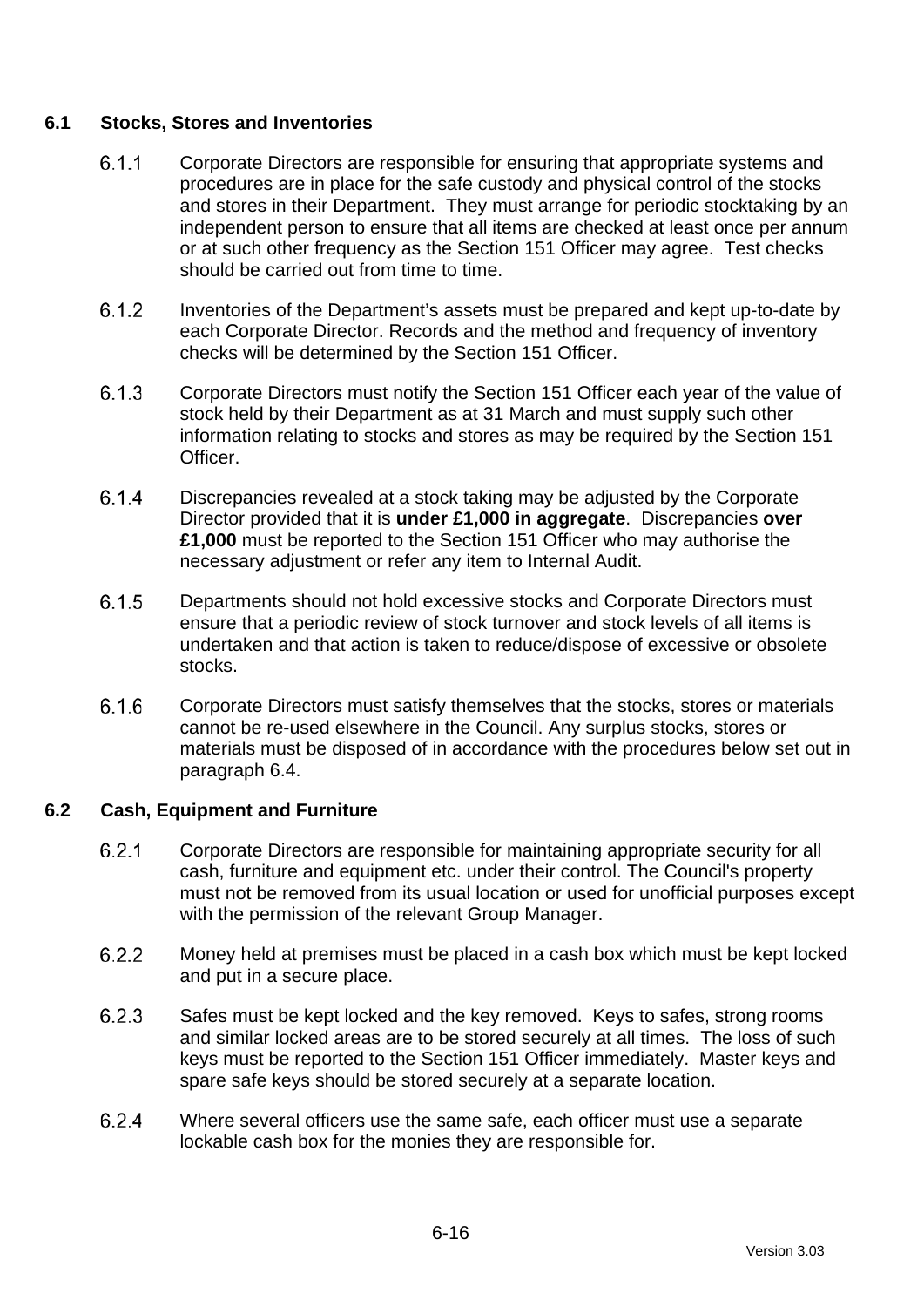### 6.1 Stocks, Stores and Inventories

6.1.1 Corporate Directors are responsible for ensuring that appropriate systems and procedures are in place for the safe custody and physical control of the stocks and stores in their Department. They must arrange for periodic stocktaking by an independent person to ensure that all items are checked at least once per annum or at such other frequency as the Section 151 Officer may agree. Test checks should be carried out from time to time.

6.1.2 Inventories of the Department's assets must be prepared and kept up-to-date by each Corporate Director. Records and the method and frequency of inventory checks will be determined by the Section 151 Officer.

6.1.3 Corporate Directors must notify the Section 151 Officer each year of the value of stock held by their Department as at 31 March and must supply such other information relating to stocks and stores as may be required by the Section 151 Officer.

6.1.4 Discrepancies revealed at a stock taking may be adjusted by the Corporate Director provided that it is **under £1,000 in aggregate**. Discrepancies **over £1,000** must be reported to the Section 151 Officer who may authorise the necessary adjustment or refer any item to Internal Audit.

6.1.5 Departments should not hold excessive stocks and Corporate Directors must ensure that a periodic review of stock turnover and stock levels of all items is undertaken and that action is taken to reduce/dispose of excessive or obsolete stocks.

6.1.6 Corporate Directors must satisfy themselves that the stocks, stores or materials cannot be re-used elsewhere in the Council. Any surplus stocks, stores or materials must be disposed of in accordance with the procedures below set out in paragraph 6.4.

### 6.2 Cash, Equipment and Furniture

6.2.1 Corporate Directors are responsible for maintaining appropriate security for all cash, furniture and equipment etc. under their control. The Council's property must not be removed from its usual location or used for unofficial purposes except with the permission of the relevant Group Manager.

6.2.2 Money held at premises must be placed in a cash box which must be kept locked and put in a secure place.

6.2.3 Safes must be kept locked and the key removed. Keys to safes, strong rooms and similar locked areas are to be stored securely at all times. The loss of such keys must be reported to the Section 151 Officer immediately. Master keys and spare safe keys should be stored securely at a separate location.

6.2.4 Where several officers use the same safe, each officer must use a separate lockable cash box for the monies they are responsible for.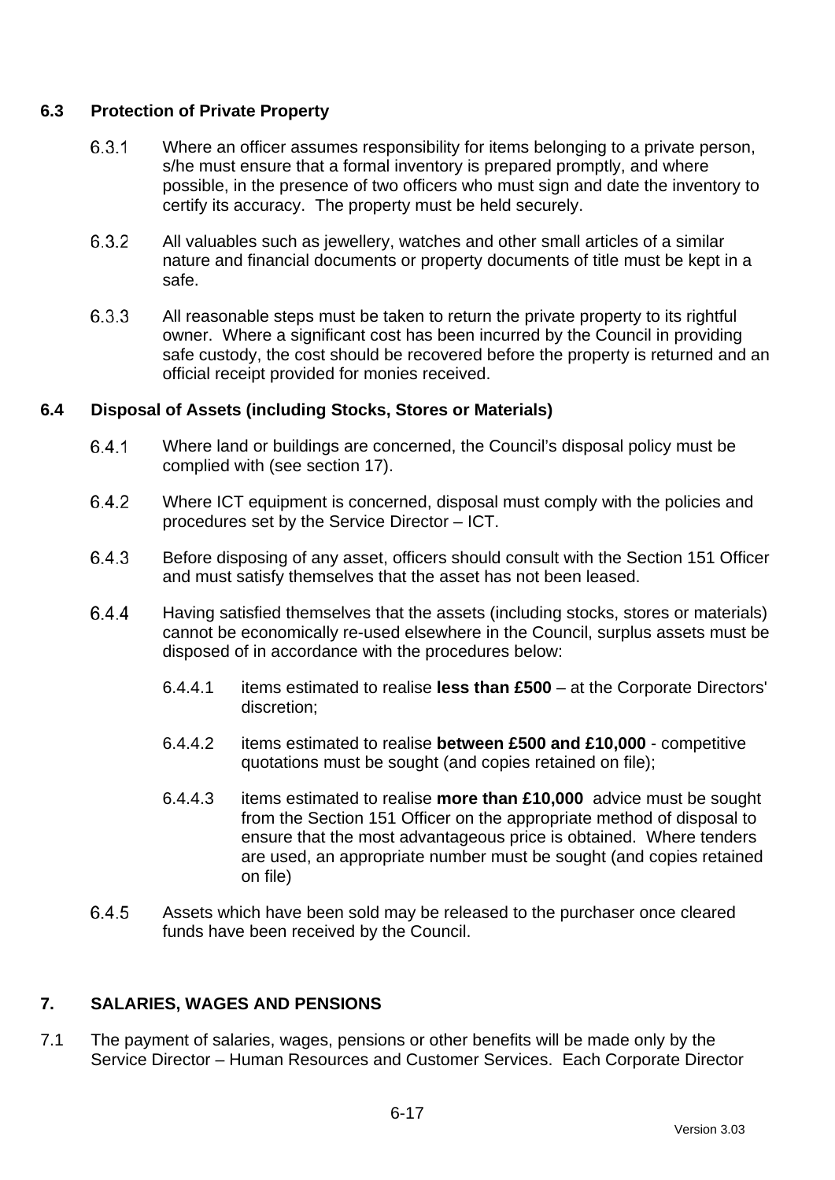### 6.3 Protection of Private Property

6.3.1 Where an officer assumes responsibility for items belonging to a private person, s/he must ensure that a formal inventory is prepared promptly, and where possible, in the presence of two officers who must sign and date the inventory to certify its accuracy. The property must be held securely.

6.3.2 All valuables such as jewellery, watches and other small articles of a similar nature and financial documents or property documents of title must be kept in a safe.

6.3.3 All reasonable steps must be taken to return the private property to its rightful owner. Where a significant cost has been incurred by the Council in providing safe custody, the cost should be recovered before the property is returned and an official receipt provided for monies received.

### 6.4 Disposal of Assets (including Stocks, Stores or Materials)

6.4.1 Where land or buildings are concerned, the Council's disposal policy must be complied with (see section 17).

6.4.2 Where ICT equipment is concerned, disposal must comply with the policies and procedures set by the Service Director – ICT.

6.4.3 Before disposing of any asset, officers should consult with the Section 151 Officer and must satisfy themselves that the asset has not been leased.

6.4.4 Having satisfied themselves that the assets (including stocks, stores or materials) cannot be economically re-used elsewhere in the Council, surplus assets must be disposed of in accordance with the procedures below:

6.4.4.1 items estimated to realise **less than £500** – at the Corporate Directors' discretion;

6.4.4.2 items estimated to realise **between £500 and £10,000** - competitive quotations must be sought (and copies retained on file);

6.4.4.3 items estimated to realise **more than £10,000** advice must be sought from the Section 151 Officer on the appropriate method of disposal to ensure that the most advantageous price is obtained. Where tenders are used, an appropriate number must be sought (and copies retained on file)

6.4.5 Assets which have been sold may be released to the purchaser once cleared funds have been received by the Council.

## 7. SALARIES, WAGES AND PENSIONS

7.1 The payment of salaries, wages, pensions or other benefits will be made only by the Service Director – Human Resources and Customer Services. Each Corporate Director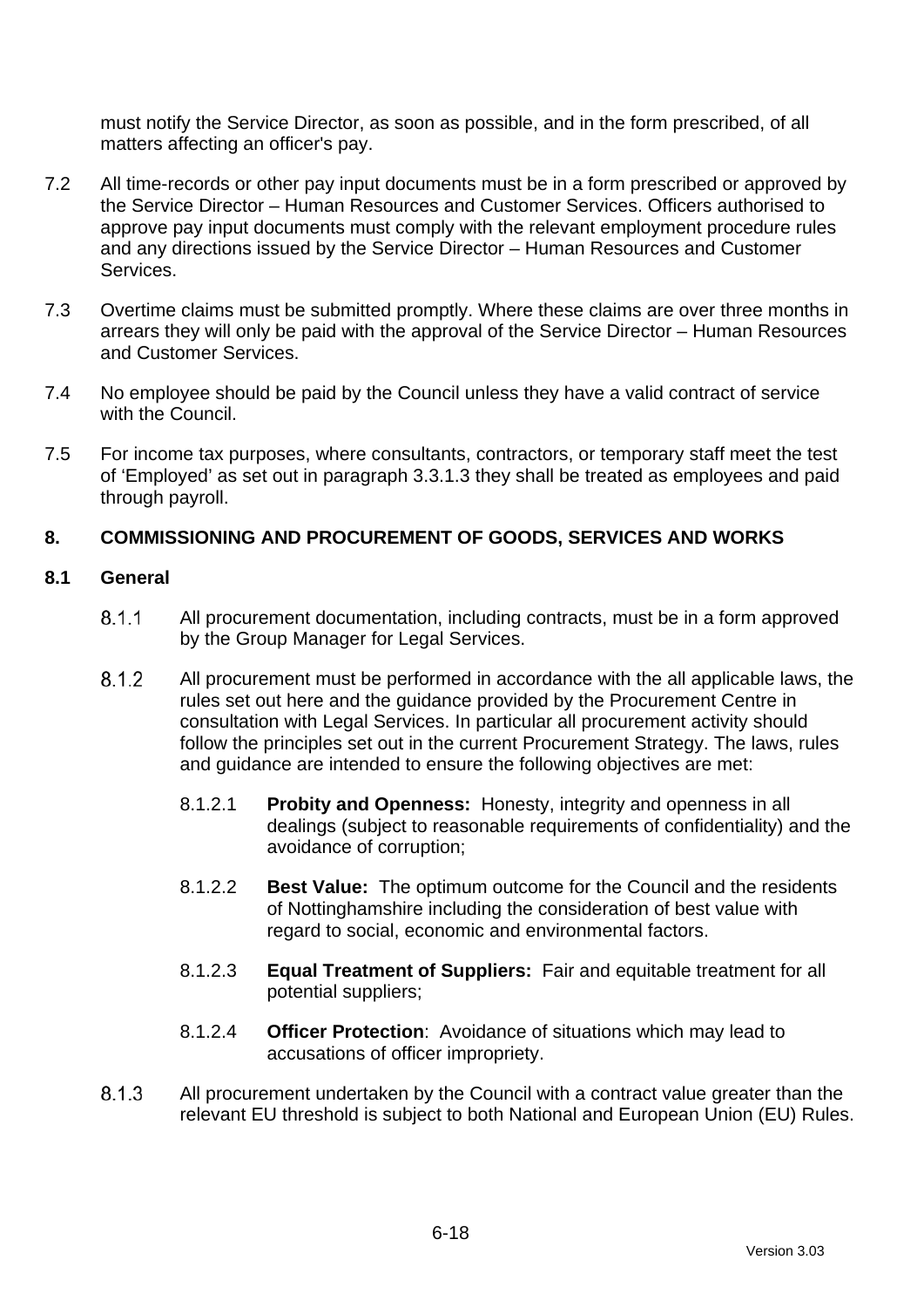must notify the Service Director, as soon as possible, and in the form prescribed, of all matters affecting an officer's pay.

7.2 All time-records or other pay input documents must be in a form prescribed or approved by the Service Director – Human Resources and Customer Services. Officers authorised to approve pay input documents must comply with the relevant employment procedure rules and any directions issued by the Service Director – Human Resources and Customer Services.

7.3 Overtime claims must be submitted promptly. Where these claims are over three months in arrears they will only be paid with the approval of the Service Director – Human Resources and Customer Services.

7.4 No employee should be paid by the Council unless they have a valid contract of service with the Council.

7.5 For income tax purposes, where consultants, contractors, or temporary staff meet the test of 'Employed' as set out in paragraph 3.3.1.3 they shall be treated as employees and paid through payroll.

## 8. COMMISSIONING AND PROCUREMENT OF GOODS, SERVICES AND WORKS

### 8.1 General

8.1.1 All procurement documentation, including contracts, must be in a form approved by the Group Manager for Legal Services.

8.1.2 All procurement must be performed in accordance with the all applicable laws, the rules set out here and the guidance provided by the Procurement Centre in consultation with Legal Services. In particular all procurement activity should follow the principles set out in the current Procurement Strategy. The laws, rules and guidance are intended to ensure the following objectives are met:

8.1.2.1 **Probity and Openness:** Honesty, integrity and openness in all dealings (subject to reasonable requirements of confidentiality) and the avoidance of corruption;

8.1.2.2 **Best Value:** The optimum outcome for the Council and the residents of Nottinghamshire including the consideration of best value with regard to social, economic and environmental factors.

8.1.2.3 **Equal Treatment of Suppliers:** Fair and equitable treatment for all potential suppliers;

8.1.2.4 **Officer Protection**: Avoidance of situations which may lead to accusations of officer impropriety.

8.1.3 All procurement undertaken by the Council with a contract value greater than the relevant EU threshold is subject to both National and European Union (EU) Rules.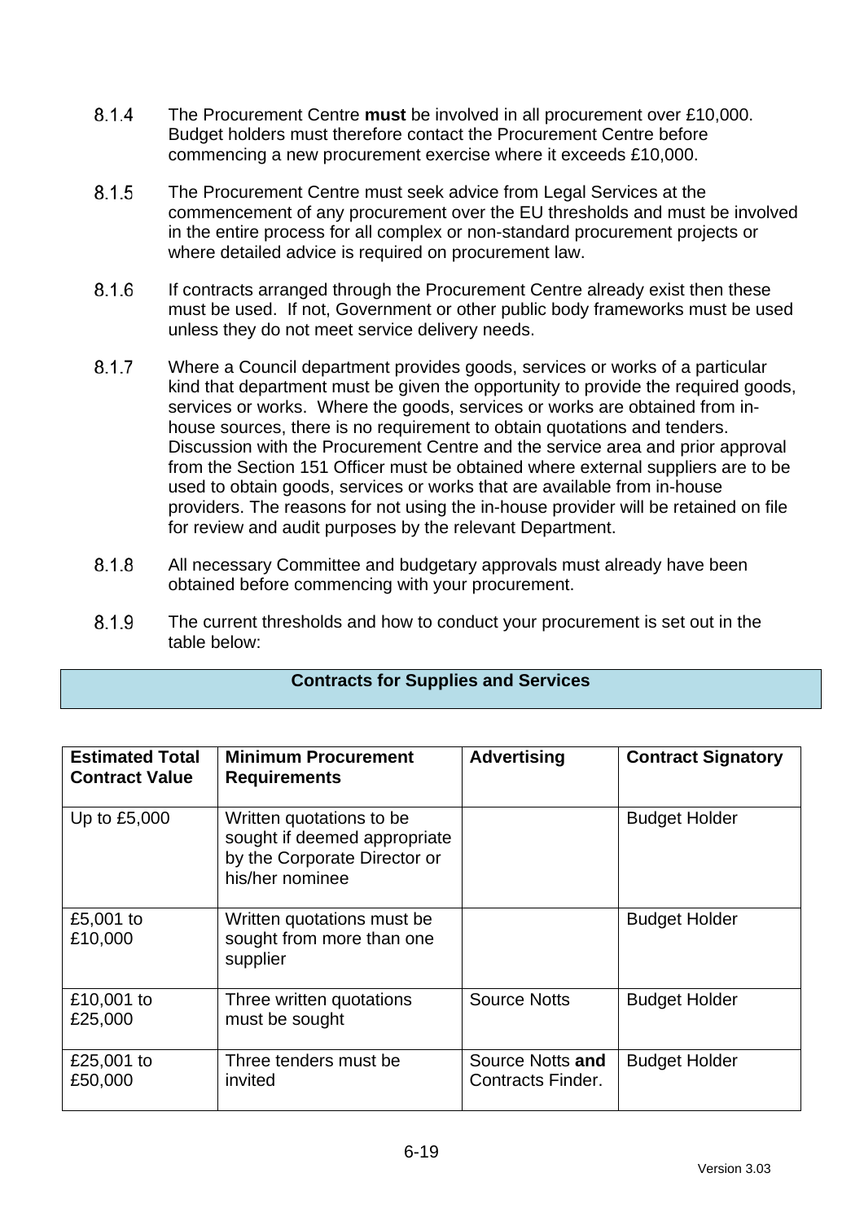8.1.4 The Procurement Centre **must** be involved in all procurement over £10,000. Budget holders must therefore contact the Procurement Centre before commencing a new procurement exercise where it exceeds £10,000.

8.1.5 The Procurement Centre must seek advice from Legal Services at the commencement of any procurement over the EU thresholds and must be involved in the entire process for all complex or non-standard procurement projects or where detailed advice is required on procurement law.

8.1.6 If contracts arranged through the Procurement Centre already exist then these must be used. If not, Government or other public body frameworks must be used unless they do not meet service delivery needs.

8.1.7 Where a Council department provides goods, services or works of a particular kind that department must be given the opportunity to provide the required goods, services or works. Where the goods, services or works are obtained from in-house sources, there is no requirement to obtain quotations and tenders. Discussion with the Procurement Centre and the service area and prior approval from the Section 151 Officer must be obtained where external suppliers are to be used to obtain goods, services or works that are available from in-house providers. The reasons for not using the in-house provider will be retained on file for review and audit purposes by the relevant Department.

8.1.8 All necessary Committee and budgetary approvals must already have been obtained before commencing with your procurement.

8.1.9 The current thresholds and how to conduct your procurement is set out in the table below:

**Contracts for Supplies and Services**

| **Estimated Total Contract Value** | **Minimum Procurement Requirements** | **Advertising** | **Contract Signatory** |
|---|---|---|---|
| Up to £5,000 | Written quotations to be sought if deemed appropriate by the Corporate Director or his/her nominee | | Budget Holder |
| £5,001 to £10,000 | Written quotations must be sought from more than one supplier | | Budget Holder |
| £10,001 to £25,000 | Three written quotations must be sought | Source Notts | Budget Holder |
| £25,001 to £50,000 | Three tenders must be invited | Source Notts **and** Contracts Finder. | Budget Holder |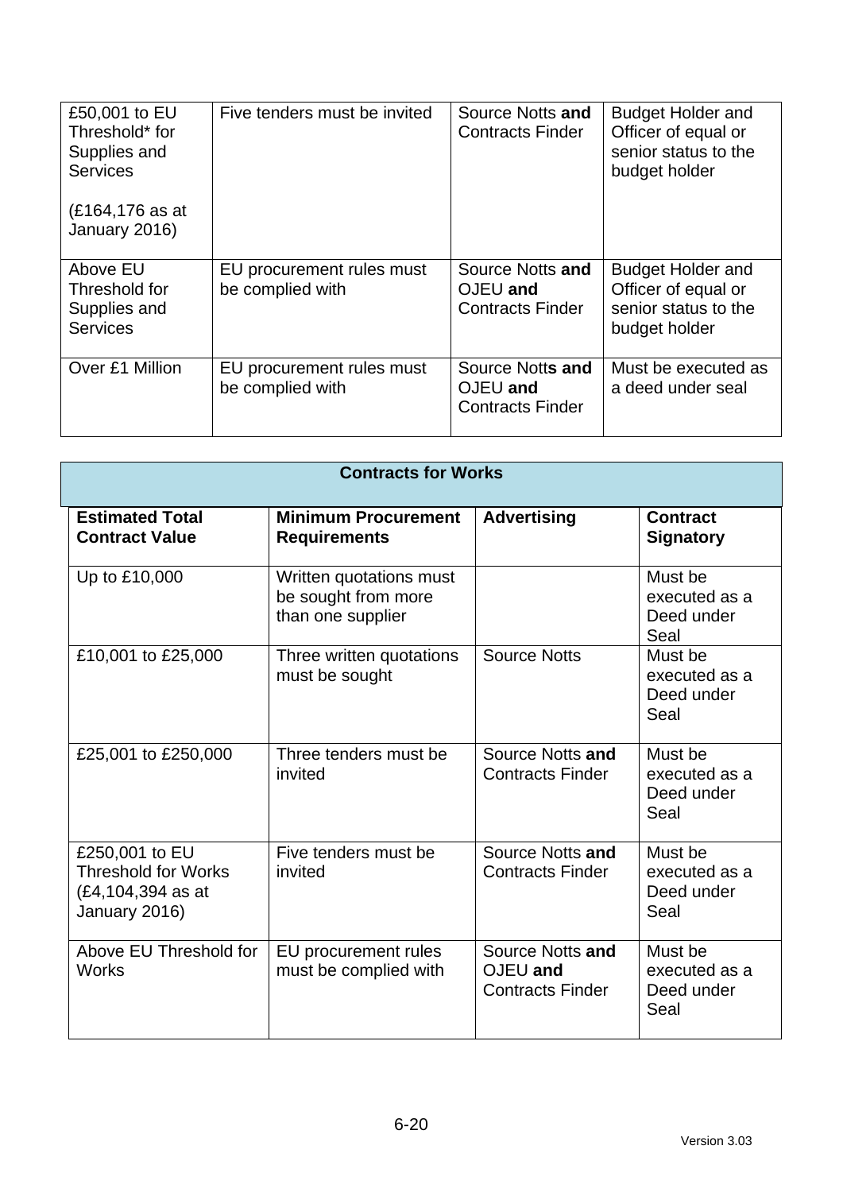| | | | |
|---|---|---|---|
| £50,001 to EU Threshold* for Supplies and Services<br><br>(£164,176 as at January 2016) | Five tenders must be invited | Source Notts **and** Contracts Finder | Budget Holder and Officer of equal or senior status to the budget holder |
| Above EU Threshold for Supplies and Services | EU procurement rules must be complied with | Source Notts **and** OJEU **and** Contracts Finder | Budget Holder and Officer of equal or senior status to the budget holder |
| Over £1 Million | EU procurement rules must be complied with | Source Notts **and** OJEU **and** Contracts Finder | Must be executed as a deed under seal |

| **Contracts for Works** | | | |
|---|---|---|---|
| **Estimated Total Contract Value** | **Minimum Procurement Requirements** | **Advertising** | **Contract Signatory** |
| Up to £10,000 | Written quotations must be sought from more than one supplier | | Must be executed as a Deed under Seal |
| £10,001 to £25,000 | Three written quotations must be sought | Source Notts | Must be executed as a Deed under Seal |
| £25,001 to £250,000 | Three tenders must be invited | Source Notts **and** Contracts Finder | Must be executed as a Deed under Seal |
| £250,001 to EU Threshold for Works (£4,104,394 as at January 2016) | Five tenders must be invited | Source Notts **and** Contracts Finder | Must be executed as a Deed under Seal |
| Above EU Threshold for Works | EU procurement rules must be complied with | Source Notts **and** OJEU **and** Contracts Finder | Must be executed as a Deed under Seal |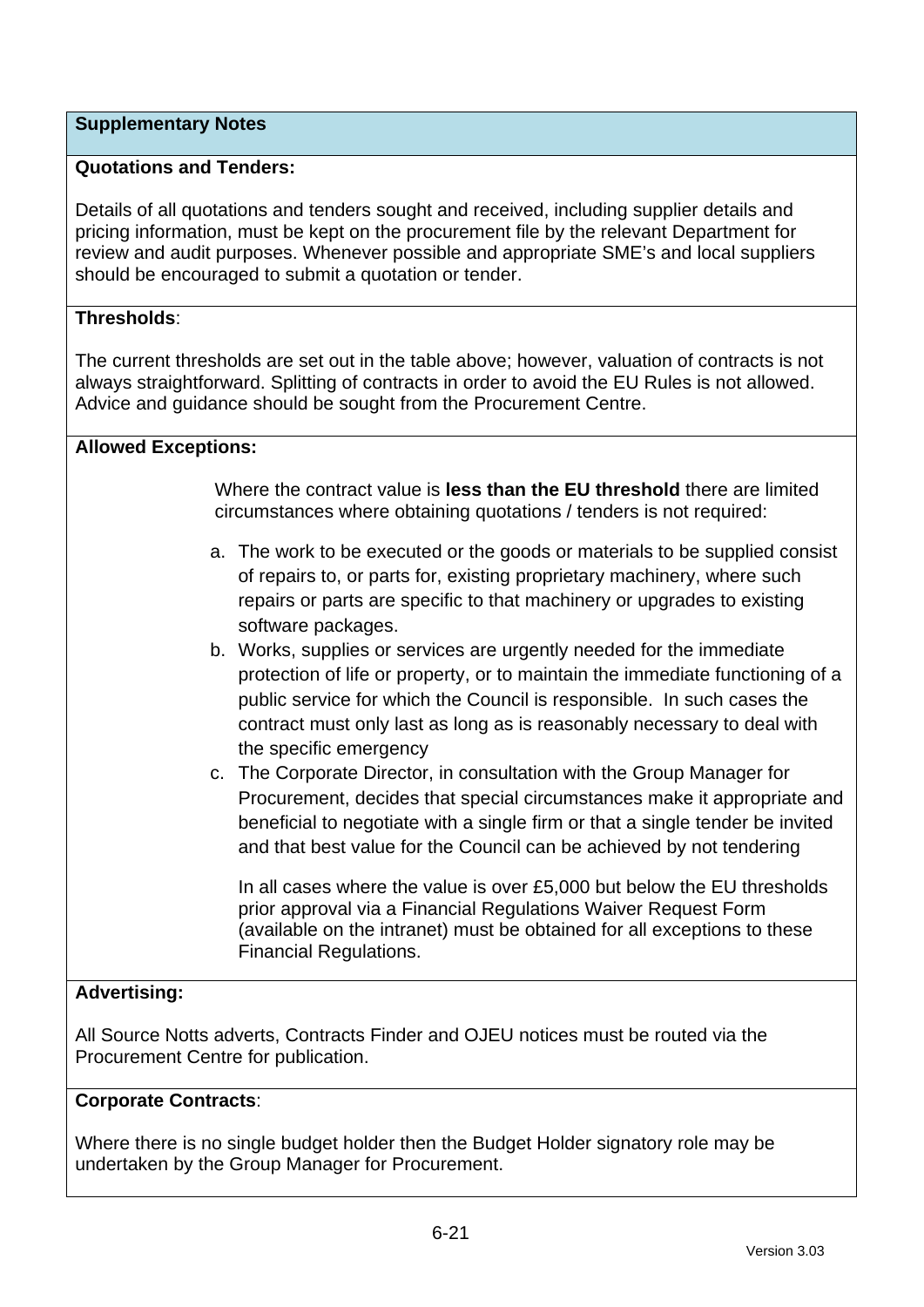## Supplementary Notes

**Quotations and Tenders:**

Details of all quotations and tenders sought and received, including supplier details and pricing information, must be kept on the procurement file by the relevant Department for review and audit purposes. Whenever possible and appropriate SME's and local suppliers should be encouraged to submit a quotation or tender.

**Thresholds**:

The current thresholds are set out in the table above; however, valuation of contracts is not always straightforward. Splitting of contracts in order to avoid the EU Rules is not allowed. Advice and guidance should be sought from the Procurement Centre.

**Allowed Exceptions:**

Where the contract value is **less than the EU threshold** there are limited circumstances where obtaining quotations / tenders is not required:

a. The work to be executed or the goods or materials to be supplied consist of repairs to, or parts for, existing proprietary machinery, where such repairs or parts are specific to that machinery or upgrades to existing software packages.
b. Works, supplies or services are urgently needed for the immediate protection of life or property, or to maintain the immediate functioning of a public service for which the Council is responsible. In such cases the contract must only last as long as is reasonably necessary to deal with the specific emergency
c. The Corporate Director, in consultation with the Group Manager for Procurement, decides that special circumstances make it appropriate and beneficial to negotiate with a single firm or that a single tender be invited and that best value for the Council can be achieved by not tendering

In all cases where the value is over £5,000 but below the EU thresholds prior approval via a Financial Regulations Waiver Request Form (available on the intranet) must be obtained for all exceptions to these Financial Regulations.

**Advertising:**

All Source Notts adverts, Contracts Finder and OJEU notices must be routed via the Procurement Centre for publication.

**Corporate Contracts**:

Where there is no single budget holder then the Budget Holder signatory role may be undertaken by the Group Manager for Procurement.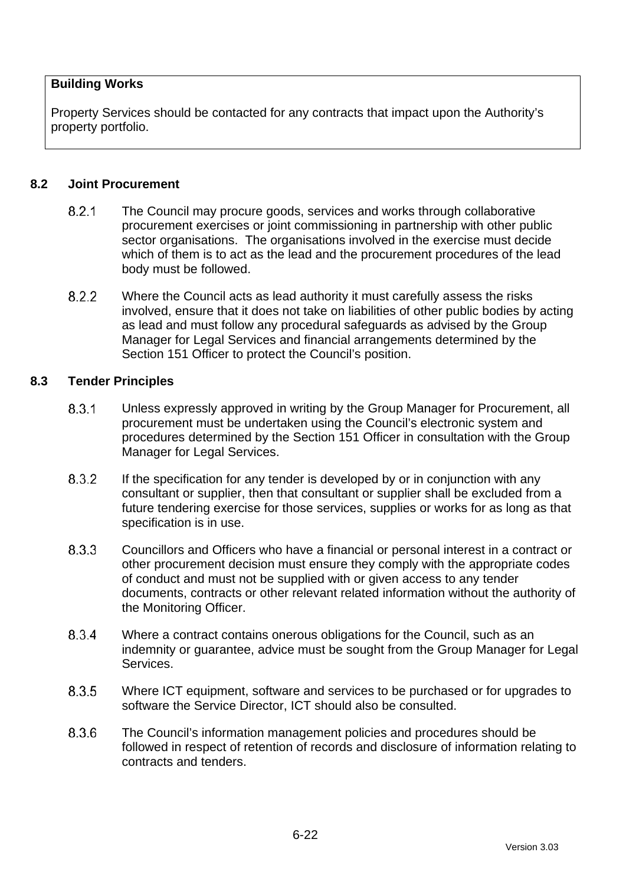**Building Works**

Property Services should be contacted for any contracts that impact upon the Authority's property portfolio.

### 8.2 Joint Procurement

8.2.1 The Council may procure goods, services and works through collaborative procurement exercises or joint commissioning in partnership with other public sector organisations. The organisations involved in the exercise must decide which of them is to act as the lead and the procurement procedures of the lead body must be followed.

8.2.2 Where the Council acts as lead authority it must carefully assess the risks involved, ensure that it does not take on liabilities of other public bodies by acting as lead and must follow any procedural safeguards as advised by the Group Manager for Legal Services and financial arrangements determined by the Section 151 Officer to protect the Council's position.

### 8.3 Tender Principles

8.3.1 Unless expressly approved in writing by the Group Manager for Procurement, all procurement must be undertaken using the Council's electronic system and procedures determined by the Section 151 Officer in consultation with the Group Manager for Legal Services.

8.3.2 If the specification for any tender is developed by or in conjunction with any consultant or supplier, then that consultant or supplier shall be excluded from a future tendering exercise for those services, supplies or works for as long as that specification is in use.

8.3.3 Councillors and Officers who have a financial or personal interest in a contract or other procurement decision must ensure they comply with the appropriate codes of conduct and must not be supplied with or given access to any tender documents, contracts or other relevant related information without the authority of the Monitoring Officer.

8.3.4 Where a contract contains onerous obligations for the Council, such as an indemnity or guarantee, advice must be sought from the Group Manager for Legal Services.

8.3.5 Where ICT equipment, software and services to be purchased or for upgrades to software the Service Director, ICT should also be consulted.

8.3.6 The Council's information management policies and procedures should be followed in respect of retention of records and disclosure of information relating to contracts and tenders.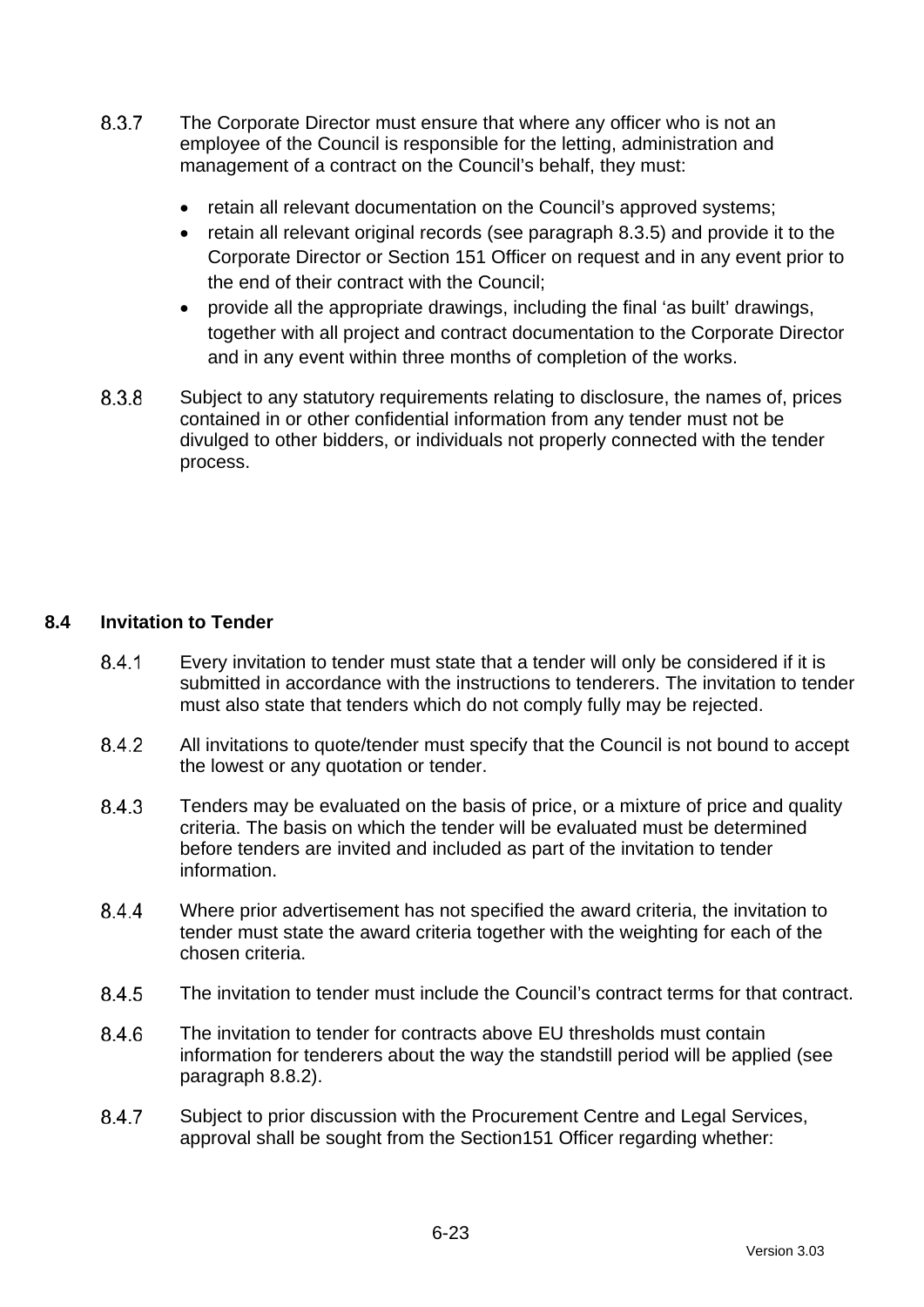8.3.7 The Corporate Director must ensure that where any officer who is not an employee of the Council is responsible for the letting, administration and management of a contract on the Council's behalf, they must:

- retain all relevant documentation on the Council's approved systems;
- retain all relevant original records (see paragraph 8.3.5) and provide it to the Corporate Director or Section 151 Officer on request and in any event prior to the end of their contract with the Council;
- provide all the appropriate drawings, including the final 'as built' drawings, together with all project and contract documentation to the Corporate Director and in any event within three months of completion of the works.

8.3.8 Subject to any statutory requirements relating to disclosure, the names of, prices contained in or other confidential information from any tender must not be divulged to other bidders, or individuals not properly connected with the tender process.

## 8.4 Invitation to Tender

8.4.1 Every invitation to tender must state that a tender will only be considered if it is submitted in accordance with the instructions to tenderers. The invitation to tender must also state that tenders which do not comply fully may be rejected.

8.4.2 All invitations to quote/tender must specify that the Council is not bound to accept the lowest or any quotation or tender.

8.4.3 Tenders may be evaluated on the basis of price, or a mixture of price and quality criteria. The basis on which the tender will be evaluated must be determined before tenders are invited and included as part of the invitation to tender information.

8.4.4 Where prior advertisement has not specified the award criteria, the invitation to tender must state the award criteria together with the weighting for each of the chosen criteria.

8.4.5 The invitation to tender must include the Council's contract terms for that contract.

8.4.6 The invitation to tender for contracts above EU thresholds must contain information for tenderers about the way the standstill period will be applied (see paragraph 8.8.2).

8.4.7 Subject to prior discussion with the Procurement Centre and Legal Services, approval shall be sought from the Section151 Officer regarding whether: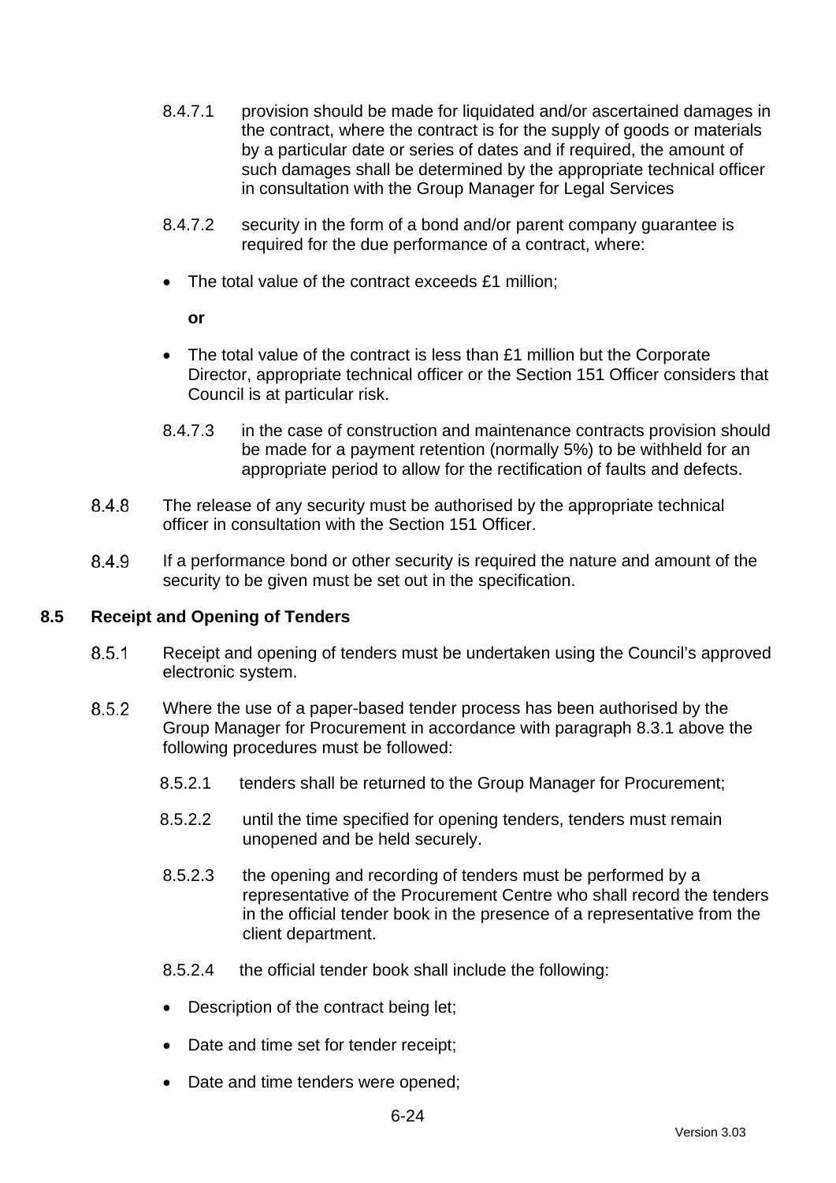8.4.7.1 provision should be made for liquidated and/or ascertained damages in the contract, where the contract is for the supply of goods or materials by a particular date or series of dates and if required, the amount of such damages shall be determined by the appropriate technical officer in consultation with the Group Manager for Legal Services

8.4.7.2 security in the form of a bond and/or parent company guarantee is required for the due performance of a contract, where:

- The total value of the contract exceeds £1 million;

  **or**

- The total value of the contract is less than £1 million but the Corporate Director, appropriate technical officer or the Section 151 Officer considers that Council is at particular risk.

8.4.7.3 in the case of construction and maintenance contracts provision should be made for a payment retention (normally 5%) to be withheld for an appropriate period to allow for the rectification of faults and defects.

8.4.8 The release of any security must be authorised by the appropriate technical officer in consultation with the Section 151 Officer.

8.4.9 If a performance bond or other security is required the nature and amount of the security to be given must be set out in the specification.

**8.5 Receipt and Opening of Tenders**

8.5.1 Receipt and opening of tenders must be undertaken using the Council's approved electronic system.

8.5.2 Where the use of a paper-based tender process has been authorised by the Group Manager for Procurement in accordance with paragraph 8.3.1 above the following procedures must be followed:

8.5.2.1 tenders shall be returned to the Group Manager for Procurement;

8.5.2.2 until the time specified for opening tenders, tenders must remain unopened and be held securely.

8.5.2.3 the opening and recording of tenders must be performed by a representative of the Procurement Centre who shall record the tenders in the official tender book in the presence of a representative from the client department.

8.5.2.4 the official tender book shall include the following:

- Description of the contract being let;
- Date and time set for tender receipt;
- Date and time tenders were opened;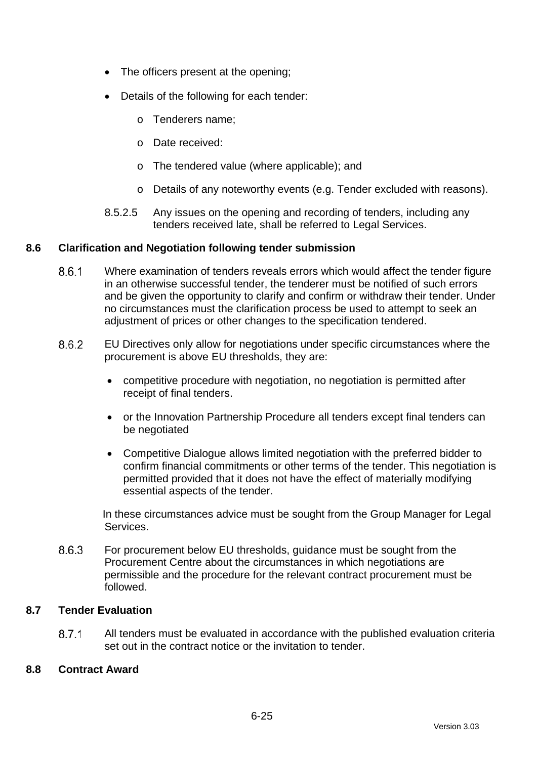- The officers present at the opening;
- Details of the following for each tender:
  - Tenderers name;
  - Date received:
  - The tendered value (where applicable); and
  - Details of any noteworthy events (e.g. Tender excluded with reasons).

8.5.2.5 Any issues on the opening and recording of tenders, including any tenders received late, shall be referred to Legal Services.

## 8.6 Clarification and Negotiation following tender submission

8.6.1 Where examination of tenders reveals errors which would affect the tender figure in an otherwise successful tender, the tenderer must be notified of such errors and be given the opportunity to clarify and confirm or withdraw their tender. Under no circumstances must the clarification process be used to attempt to seek an adjustment of prices or other changes to the specification tendered.

8.6.2 EU Directives only allow for negotiations under specific circumstances where the procurement is above EU thresholds, they are:

- competitive procedure with negotiation, no negotiation is permitted after receipt of final tenders.
- or the Innovation Partnership Procedure all tenders except final tenders can be negotiated
- Competitive Dialogue allows limited negotiation with the preferred bidder to confirm financial commitments or other terms of the tender. This negotiation is permitted provided that it does not have the effect of materially modifying essential aspects of the tender.

In these circumstances advice must be sought from the Group Manager for Legal Services.

8.6.3 For procurement below EU thresholds, guidance must be sought from the Procurement Centre about the circumstances in which negotiations are permissible and the procedure for the relevant contract procurement must be followed.

## 8.7 Tender Evaluation

8.7.1 All tenders must be evaluated in accordance with the published evaluation criteria set out in the contract notice or the invitation to tender.

## 8.8 Contract Award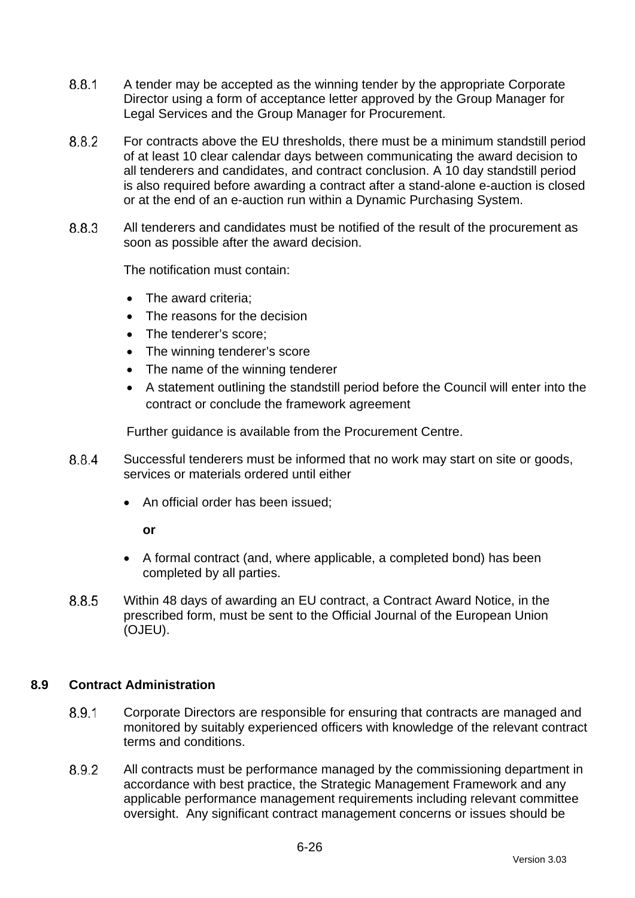8.8.1 A tender may be accepted as the winning tender by the appropriate Corporate Director using a form of acceptance letter approved by the Group Manager for Legal Services and the Group Manager for Procurement.

8.8.2 For contracts above the EU thresholds, there must be a minimum standstill period of at least 10 clear calendar days between communicating the award decision to all tenderers and candidates, and contract conclusion. A 10 day standstill period is also required before awarding a contract after a stand-alone e-auction is closed or at the end of an e-auction run within a Dynamic Purchasing System.

8.8.3 All tenderers and candidates must be notified of the result of the procurement as soon as possible after the award decision.

The notification must contain:

- The award criteria;
- The reasons for the decision
- The tenderer's score;
- The winning tenderer's score
- The name of the winning tenderer
- A statement outlining the standstill period before the Council will enter into the contract or conclude the framework agreement

Further guidance is available from the Procurement Centre.

8.8.4 Successful tenderers must be informed that no work may start on site or goods, services or materials ordered until either

- An official order has been issued;

  **or**

- A formal contract (and, where applicable, a completed bond) has been completed by all parties.

8.8.5 Within 48 days of awarding an EU contract, a Contract Award Notice, in the prescribed form, must be sent to the Official Journal of the European Union (OJEU).

## 8.9 Contract Administration

8.9.1 Corporate Directors are responsible for ensuring that contracts are managed and monitored by suitably experienced officers with knowledge of the relevant contract terms and conditions.

8.9.2 All contracts must be performance managed by the commissioning department in accordance with best practice, the Strategic Management Framework and any applicable performance management requirements including relevant committee oversight. Any significant contract management concerns or issues should be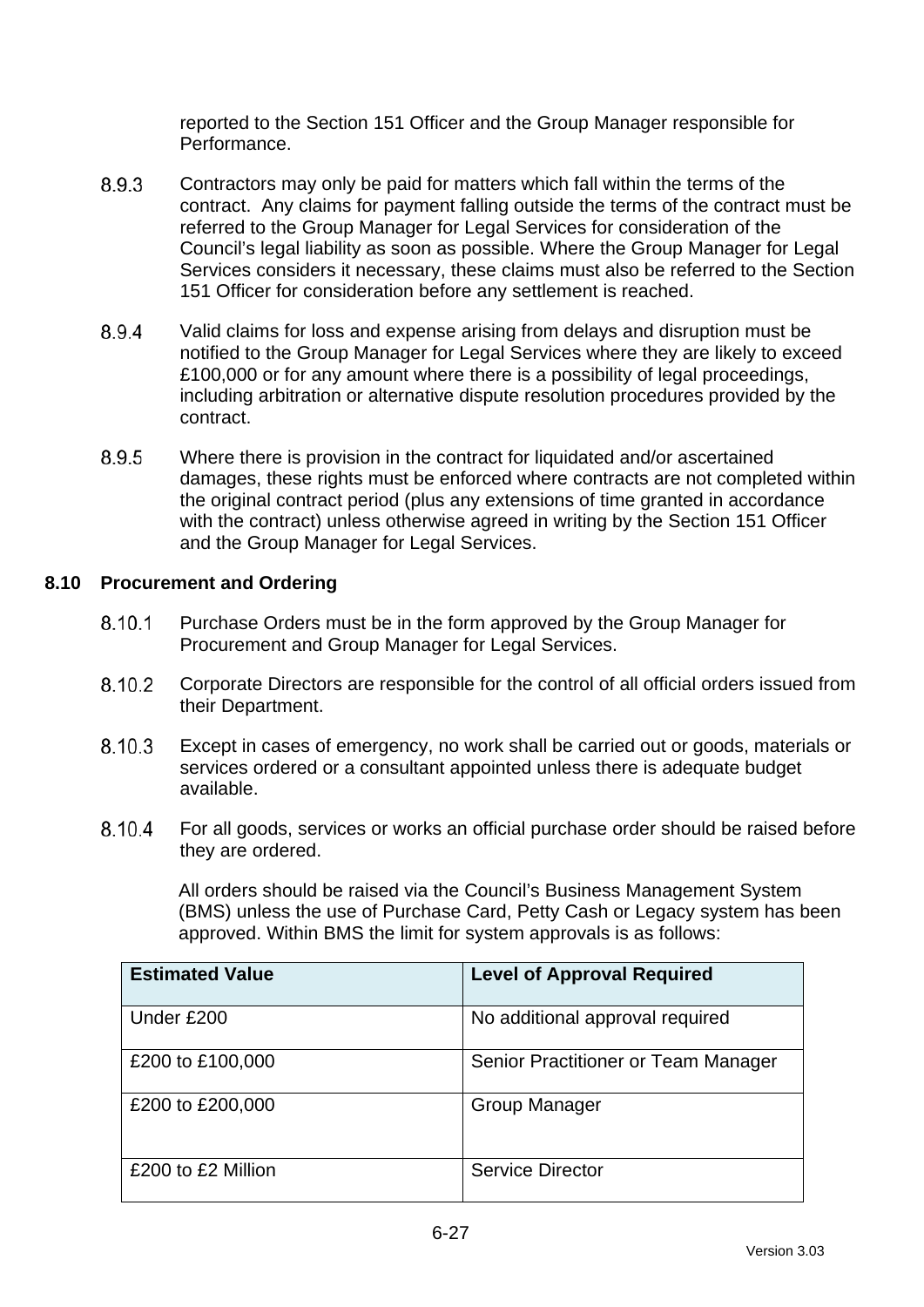reported to the Section 151 Officer and the Group Manager responsible for Performance.

8.9.3 Contractors may only be paid for matters which fall within the terms of the contract. Any claims for payment falling outside the terms of the contract must be referred to the Group Manager for Legal Services for consideration of the Council's legal liability as soon as possible. Where the Group Manager for Legal Services considers it necessary, these claims must also be referred to the Section 151 Officer for consideration before any settlement is reached.

8.9.4 Valid claims for loss and expense arising from delays and disruption must be notified to the Group Manager for Legal Services where they are likely to exceed £100,000 or for any amount where there is a possibility of legal proceedings, including arbitration or alternative dispute resolution procedures provided by the contract.

8.9.5 Where there is provision in the contract for liquidated and/or ascertained damages, these rights must be enforced where contracts are not completed within the original contract period (plus any extensions of time granted in accordance with the contract) unless otherwise agreed in writing by the Section 151 Officer and the Group Manager for Legal Services.

## 8.10 Procurement and Ordering

8.10.1 Purchase Orders must be in the form approved by the Group Manager for Procurement and Group Manager for Legal Services.

8.10.2 Corporate Directors are responsible for the control of all official orders issued from their Department.

8.10.3 Except in cases of emergency, no work shall be carried out or goods, materials or services ordered or a consultant appointed unless there is adequate budget available.

8.10.4 For all goods, services or works an official purchase order should be raised before they are ordered.

All orders should be raised via the Council's Business Management System (BMS) unless the use of Purchase Card, Petty Cash or Legacy system has been approved. Within BMS the limit for system approvals is as follows:

| Estimated Value | Level of Approval Required |
|---|---|
| Under £200 | No additional approval required |
| £200 to £100,000 | Senior Practitioner or Team Manager |
| £200 to £200,000 | Group Manager |
| £200 to £2 Million | Service Director |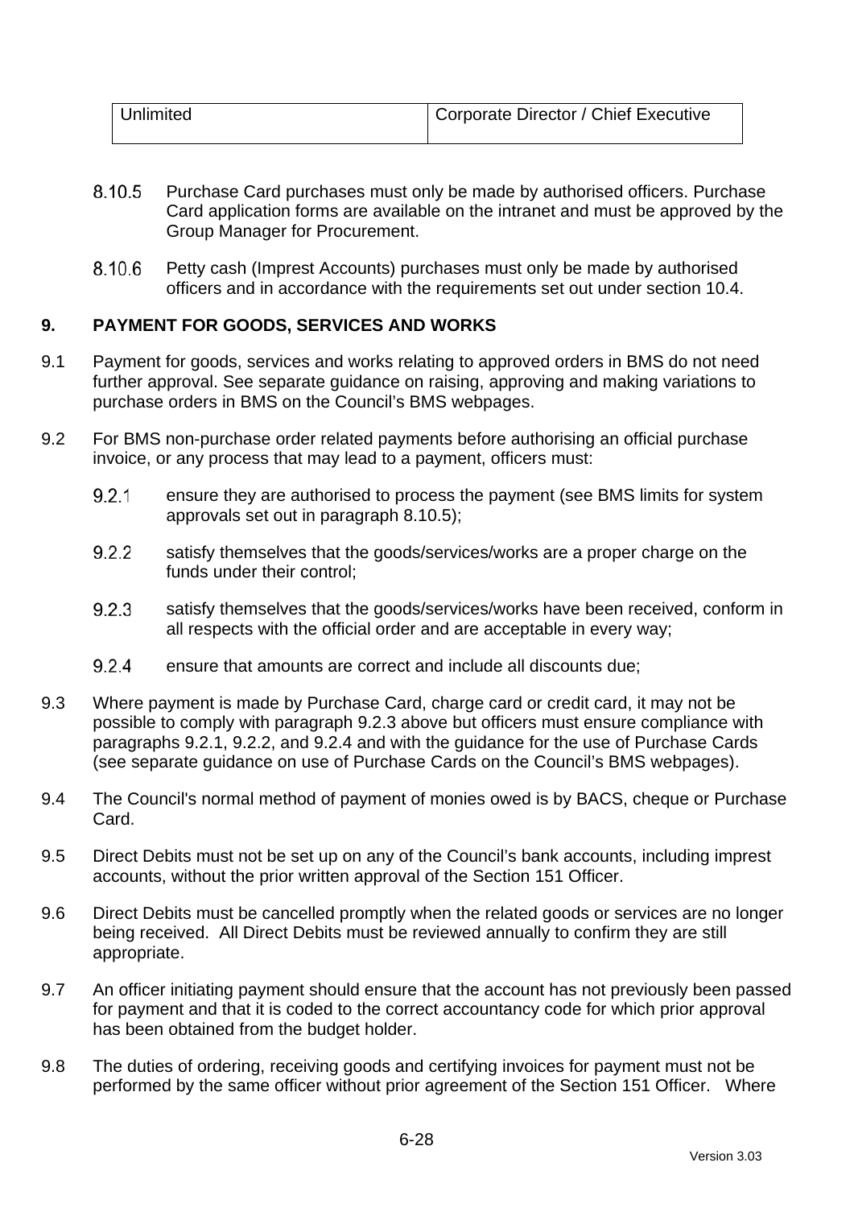| Unlimited | Corporate Director / Chief Executive |
| --- | --- |

8.10.5 Purchase Card purchases must only be made by authorised officers. Purchase Card application forms are available on the intranet and must be approved by the Group Manager for Procurement.

8.10.6 Petty cash (Imprest Accounts) purchases must only be made by authorised officers and in accordance with the requirements set out under section 10.4.

## 9. PAYMENT FOR GOODS, SERVICES AND WORKS

9.1 Payment for goods, services and works relating to approved orders in BMS do not need further approval. See separate guidance on raising, approving and making variations to purchase orders in BMS on the Council's BMS webpages.

9.2 For BMS non-purchase order related payments before authorising an official purchase invoice, or any process that may lead to a payment, officers must:

9.2.1 ensure they are authorised to process the payment (see BMS limits for system approvals set out in paragraph 8.10.5);

9.2.2 satisfy themselves that the goods/services/works are a proper charge on the funds under their control;

9.2.3 satisfy themselves that the goods/services/works have been received, conform in all respects with the official order and are acceptable in every way;

9.2.4 ensure that amounts are correct and include all discounts due;

9.3 Where payment is made by Purchase Card, charge card or credit card, it may not be possible to comply with paragraph 9.2.3 above but officers must ensure compliance with paragraphs 9.2.1, 9.2.2, and 9.2.4 and with the guidance for the use of Purchase Cards (see separate guidance on use of Purchase Cards on the Council's BMS webpages).

9.4 The Council's normal method of payment of monies owed is by BACS, cheque or Purchase Card.

9.5 Direct Debits must not be set up on any of the Council's bank accounts, including imprest accounts, without the prior written approval of the Section 151 Officer.

9.6 Direct Debits must be cancelled promptly when the related goods or services are no longer being received. All Direct Debits must be reviewed annually to confirm they are still appropriate.

9.7 An officer initiating payment should ensure that the account has not previously been passed for payment and that it is coded to the correct accountancy code for which prior approval has been obtained from the budget holder.

9.8 The duties of ordering, receiving goods and certifying invoices for payment must not be performed by the same officer without prior agreement of the Section 151 Officer. Where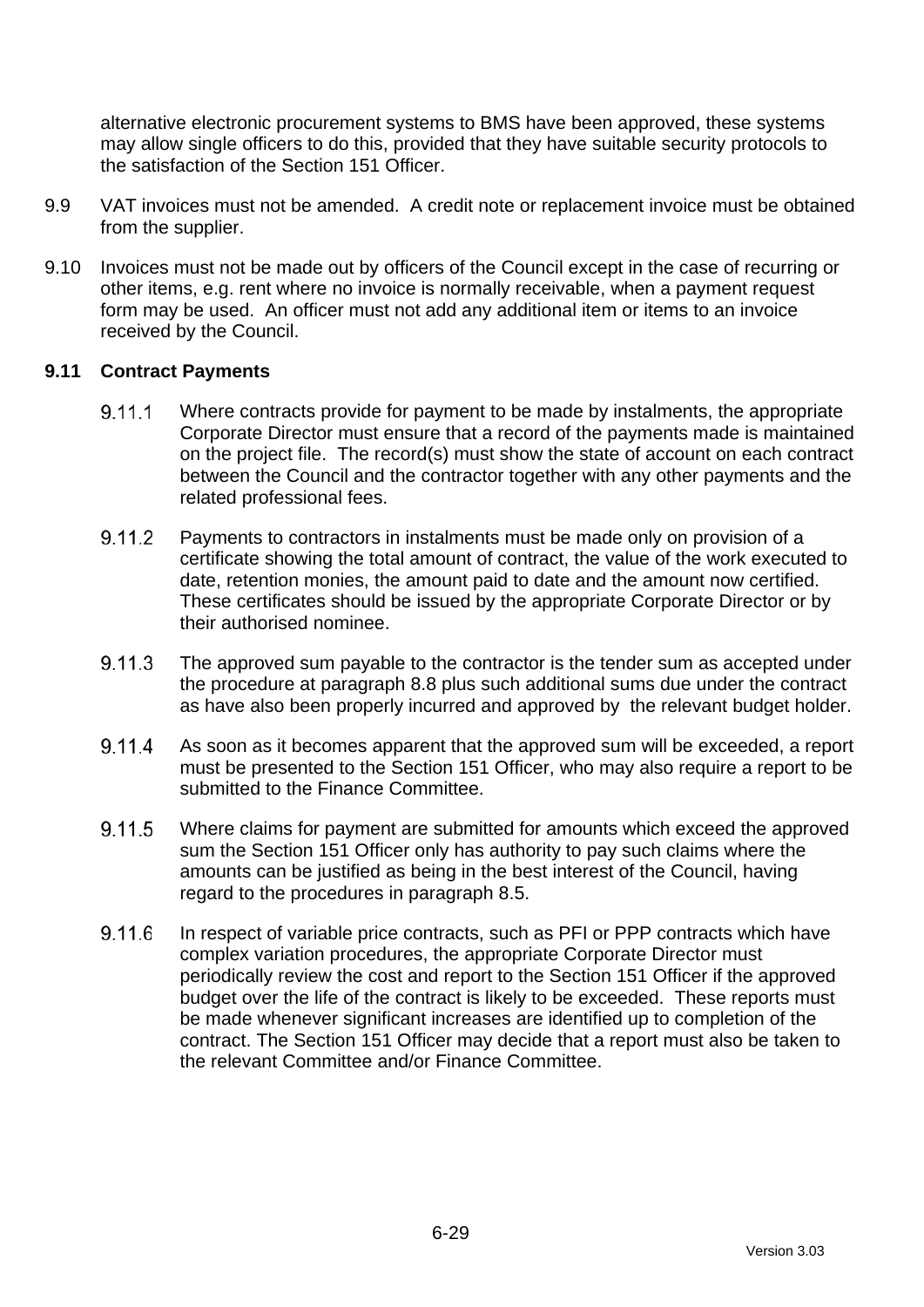alternative electronic procurement systems to BMS have been approved, these systems may allow single officers to do this, provided that they have suitable security protocols to the satisfaction of the Section 151 Officer.

9.9 VAT invoices must not be amended. A credit note or replacement invoice must be obtained from the supplier.

9.10 Invoices must not be made out by officers of the Council except in the case of recurring or other items, e.g. rent where no invoice is normally receivable, when a payment request form may be used. An officer must not add any additional item or items to an invoice received by the Council.

**9.11 Contract Payments**

9.11.1 Where contracts provide for payment to be made by instalments, the appropriate Corporate Director must ensure that a record of the payments made is maintained on the project file. The record(s) must show the state of account on each contract between the Council and the contractor together with any other payments and the related professional fees.

9.11.2 Payments to contractors in instalments must be made only on provision of a certificate showing the total amount of contract, the value of the work executed to date, retention monies, the amount paid to date and the amount now certified. These certificates should be issued by the appropriate Corporate Director or by their authorised nominee.

9.11.3 The approved sum payable to the contractor is the tender sum as accepted under the procedure at paragraph 8.8 plus such additional sums due under the contract as have also been properly incurred and approved by the relevant budget holder.

9.11.4 As soon as it becomes apparent that the approved sum will be exceeded, a report must be presented to the Section 151 Officer, who may also require a report to be submitted to the Finance Committee.

9.11.5 Where claims for payment are submitted for amounts which exceed the approved sum the Section 151 Officer only has authority to pay such claims where the amounts can be justified as being in the best interest of the Council, having regard to the procedures in paragraph 8.5.

9.11.6 In respect of variable price contracts, such as PFI or PPP contracts which have complex variation procedures, the appropriate Corporate Director must periodically review the cost and report to the Section 151 Officer if the approved budget over the life of the contract is likely to be exceeded. These reports must be made whenever significant increases are identified up to completion of the contract. The Section 151 Officer may decide that a report must also be taken to the relevant Committee and/or Finance Committee.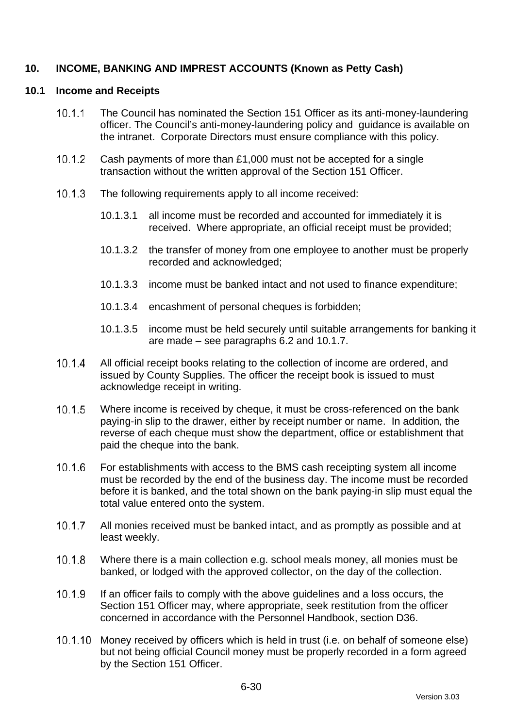## 10. INCOME, BANKING AND IMPREST ACCOUNTS (Known as Petty Cash)

### 10.1 Income and Receipts

10.1.1 The Council has nominated the Section 151 Officer as its anti-money-laundering officer. The Council's anti-money-laundering policy and guidance is available on the intranet. Corporate Directors must ensure compliance with this policy.

10.1.2 Cash payments of more than £1,000 must not be accepted for a single transaction without the written approval of the Section 151 Officer.

10.1.3 The following requirements apply to all income received:

- 10.1.3.1 all income must be recorded and accounted for immediately it is received. Where appropriate, an official receipt must be provided;
- 10.1.3.2 the transfer of money from one employee to another must be properly recorded and acknowledged;
- 10.1.3.3 income must be banked intact and not used to finance expenditure;
- 10.1.3.4 encashment of personal cheques is forbidden;
- 10.1.3.5 income must be held securely until suitable arrangements for banking it are made – see paragraphs 6.2 and 10.1.7.

10.1.4 All official receipt books relating to the collection of income are ordered, and issued by County Supplies. The officer the receipt book is issued to must acknowledge receipt in writing.

10.1.5 Where income is received by cheque, it must be cross-referenced on the bank paying-in slip to the drawer, either by receipt number or name. In addition, the reverse of each cheque must show the department, office or establishment that paid the cheque into the bank.

10.1.6 For establishments with access to the BMS cash receipting system all income must be recorded by the end of the business day. The income must be recorded before it is banked, and the total shown on the bank paying-in slip must equal the total value entered onto the system.

10.1.7 All monies received must be banked intact, and as promptly as possible and at least weekly.

10.1.8 Where there is a main collection e.g. school meals money, all monies must be banked, or lodged with the approved collector, on the day of the collection.

10.1.9 If an officer fails to comply with the above guidelines and a loss occurs, the Section 151 Officer may, where appropriate, seek restitution from the officer concerned in accordance with the Personnel Handbook, section D36.

10.1.10 Money received by officers which is held in trust (i.e. on behalf of someone else) but not being official Council money must be properly recorded in a form agreed by the Section 151 Officer.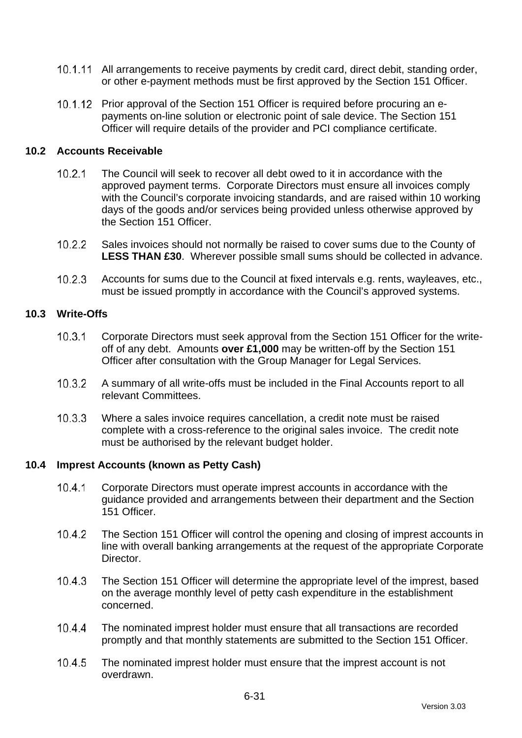10.1.11 All arrangements to receive payments by credit card, direct debit, standing order, or other e-payment methods must be first approved by the Section 151 Officer.

10.1.12 Prior approval of the Section 151 Officer is required before procuring an e-payments on-line solution or electronic point of sale device. The Section 151 Officer will require details of the provider and PCI compliance certificate.

## 10.2 Accounts Receivable

10.2.1 The Council will seek to recover all debt owed to it in accordance with the approved payment terms. Corporate Directors must ensure all invoices comply with the Council's corporate invoicing standards, and are raised within 10 working days of the goods and/or services being provided unless otherwise approved by the Section 151 Officer.

10.2.2 Sales invoices should not normally be raised to cover sums due to the County of **LESS THAN £30**. Wherever possible small sums should be collected in advance.

10.2.3 Accounts for sums due to the Council at fixed intervals e.g. rents, wayleaves, etc., must be issued promptly in accordance with the Council's approved systems.

## 10.3 Write-Offs

10.3.1 Corporate Directors must seek approval from the Section 151 Officer for the write-off of any debt. Amounts **over £1,000** may be written-off by the Section 151 Officer after consultation with the Group Manager for Legal Services.

10.3.2 A summary of all write-offs must be included in the Final Accounts report to all relevant Committees.

10.3.3 Where a sales invoice requires cancellation, a credit note must be raised complete with a cross-reference to the original sales invoice. The credit note must be authorised by the relevant budget holder.

## 10.4 Imprest Accounts (known as Petty Cash)

10.4.1 Corporate Directors must operate imprest accounts in accordance with the guidance provided and arrangements between their department and the Section 151 Officer.

10.4.2 The Section 151 Officer will control the opening and closing of imprest accounts in line with overall banking arrangements at the request of the appropriate Corporate Director.

10.4.3 The Section 151 Officer will determine the appropriate level of the imprest, based on the average monthly level of petty cash expenditure in the establishment concerned.

10.4.4 The nominated imprest holder must ensure that all transactions are recorded promptly and that monthly statements are submitted to the Section 151 Officer.

10.4.5 The nominated imprest holder must ensure that the imprest account is not overdrawn.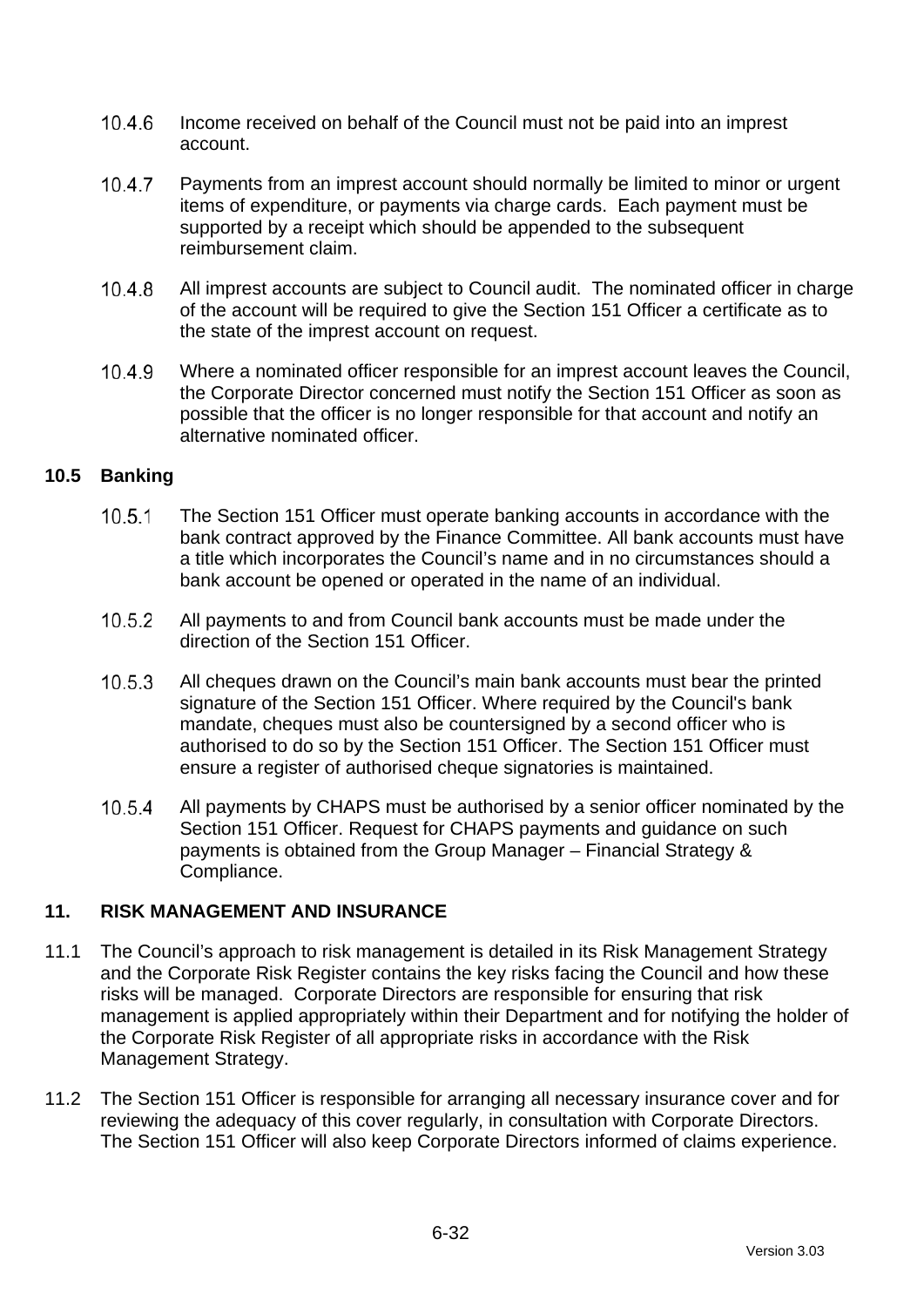10.4.6 Income received on behalf of the Council must not be paid into an imprest account.

10.4.7 Payments from an imprest account should normally be limited to minor or urgent items of expenditure, or payments via charge cards. Each payment must be supported by a receipt which should be appended to the subsequent reimbursement claim.

10.4.8 All imprest accounts are subject to Council audit. The nominated officer in charge of the account will be required to give the Section 151 Officer a certificate as to the state of the imprest account on request.

10.4.9 Where a nominated officer responsible for an imprest account leaves the Council, the Corporate Director concerned must notify the Section 151 Officer as soon as possible that the officer is no longer responsible for that account and notify an alternative nominated officer.

### 10.5 Banking

10.5.1 The Section 151 Officer must operate banking accounts in accordance with the bank contract approved by the Finance Committee. All bank accounts must have a title which incorporates the Council's name and in no circumstances should a bank account be opened or operated in the name of an individual.

10.5.2 All payments to and from Council bank accounts must be made under the direction of the Section 151 Officer.

10.5.3 All cheques drawn on the Council's main bank accounts must bear the printed signature of the Section 151 Officer. Where required by the Council's bank mandate, cheques must also be countersigned by a second officer who is authorised to do so by the Section 151 Officer. The Section 151 Officer must ensure a register of authorised cheque signatories is maintained.

10.5.4 All payments by CHAPS must be authorised by a senior officer nominated by the Section 151 Officer. Request for CHAPS payments and guidance on such payments is obtained from the Group Manager – Financial Strategy & Compliance.

## 11. RISK MANAGEMENT AND INSURANCE

11.1 The Council's approach to risk management is detailed in its Risk Management Strategy and the Corporate Risk Register contains the key risks facing the Council and how these risks will be managed. Corporate Directors are responsible for ensuring that risk management is applied appropriately within their Department and for notifying the holder of the Corporate Risk Register of all appropriate risks in accordance with the Risk Management Strategy.

11.2 The Section 151 Officer is responsible for arranging all necessary insurance cover and for reviewing the adequacy of this cover regularly, in consultation with Corporate Directors. The Section 151 Officer will also keep Corporate Directors informed of claims experience.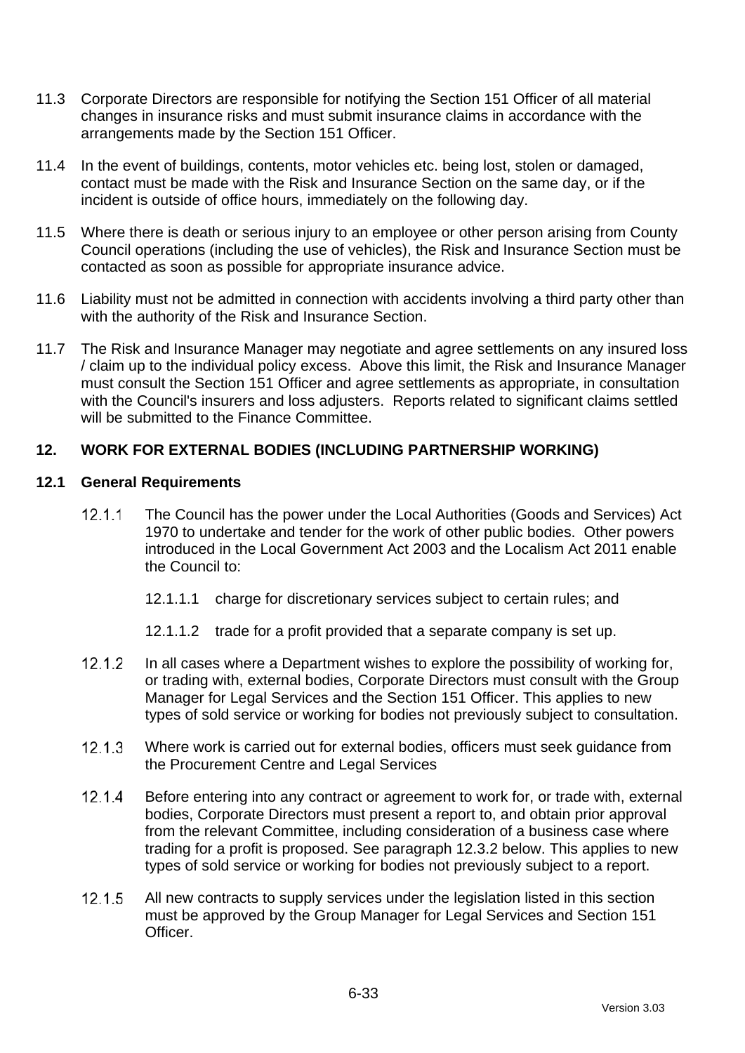11.3 Corporate Directors are responsible for notifying the Section 151 Officer of all material changes in insurance risks and must submit insurance claims in accordance with the arrangements made by the Section 151 Officer.

11.4 In the event of buildings, contents, motor vehicles etc. being lost, stolen or damaged, contact must be made with the Risk and Insurance Section on the same day, or if the incident is outside of office hours, immediately on the following day.

11.5 Where there is death or serious injury to an employee or other person arising from County Council operations (including the use of vehicles), the Risk and Insurance Section must be contacted as soon as possible for appropriate insurance advice.

11.6 Liability must not be admitted in connection with accidents involving a third party other than with the authority of the Risk and Insurance Section.

11.7 The Risk and Insurance Manager may negotiate and agree settlements on any insured loss / claim up to the individual policy excess. Above this limit, the Risk and Insurance Manager must consult the Section 151 Officer and agree settlements as appropriate, in consultation with the Council's insurers and loss adjusters. Reports related to significant claims settled will be submitted to the Finance Committee.

## 12. WORK FOR EXTERNAL BODIES (INCLUDING PARTNERSHIP WORKING)

### 12.1 General Requirements

12.1.1 The Council has the power under the Local Authorities (Goods and Services) Act 1970 to undertake and tender for the work of other public bodies. Other powers introduced in the Local Government Act 2003 and the Localism Act 2011 enable the Council to:

12.1.1.1 charge for discretionary services subject to certain rules; and

12.1.1.2 trade for a profit provided that a separate company is set up.

12.1.2 In all cases where a Department wishes to explore the possibility of working for, or trading with, external bodies, Corporate Directors must consult with the Group Manager for Legal Services and the Section 151 Officer. This applies to new types of sold service or working for bodies not previously subject to consultation.

12.1.3 Where work is carried out for external bodies, officers must seek guidance from the Procurement Centre and Legal Services

12.1.4 Before entering into any contract or agreement to work for, or trade with, external bodies, Corporate Directors must present a report to, and obtain prior approval from the relevant Committee, including consideration of a business case where trading for a profit is proposed. See paragraph 12.3.2 below. This applies to new types of sold service or working for bodies not previously subject to a report.

12.1.5 All new contracts to supply services under the legislation listed in this section must be approved by the Group Manager for Legal Services and Section 151 Officer.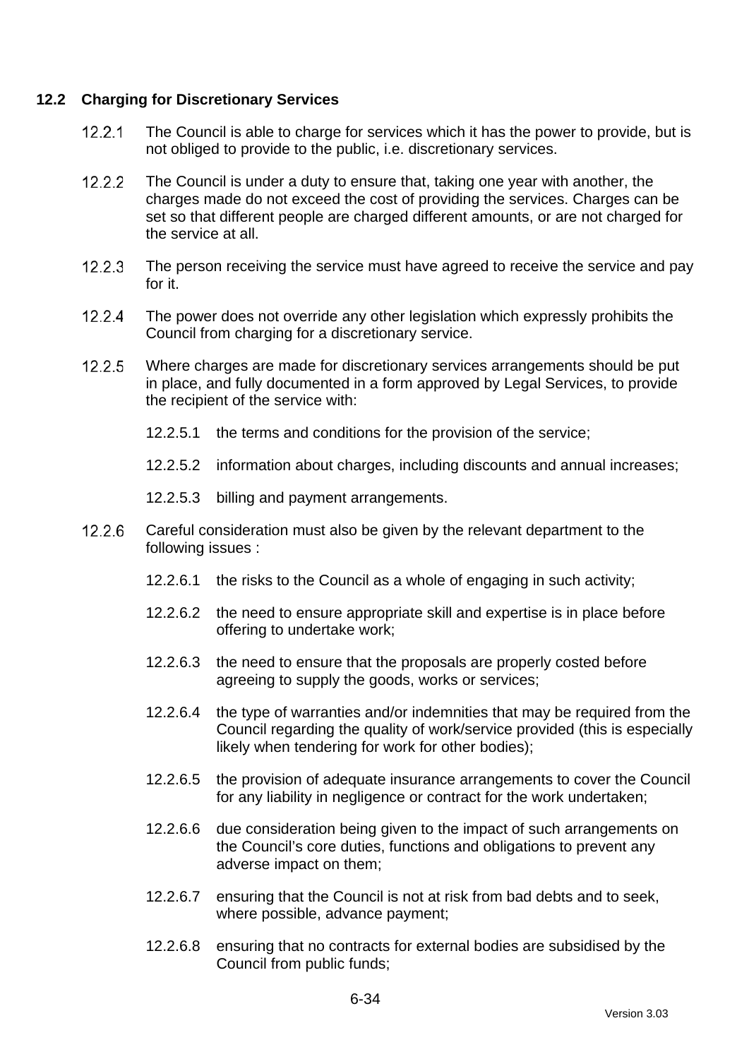## 12.2 Charging for Discretionary Services

12.2.1 The Council is able to charge for services which it has the power to provide, but is not obliged to provide to the public, i.e. discretionary services.

12.2.2 The Council is under a duty to ensure that, taking one year with another, the charges made do not exceed the cost of providing the services. Charges can be set so that different people are charged different amounts, or are not charged for the service at all.

12.2.3 The person receiving the service must have agreed to receive the service and pay for it.

12.2.4 The power does not override any other legislation which expressly prohibits the Council from charging for a discretionary service.

12.2.5 Where charges are made for discretionary services arrangements should be put in place, and fully documented in a form approved by Legal Services, to provide the recipient of the service with:

- 12.2.5.1 the terms and conditions for the provision of the service;
- 12.2.5.2 information about charges, including discounts and annual increases;
- 12.2.5.3 billing and payment arrangements.

12.2.6 Careful consideration must also be given by the relevant department to the following issues :

- 12.2.6.1 the risks to the Council as a whole of engaging in such activity;
- 12.2.6.2 the need to ensure appropriate skill and expertise is in place before offering to undertake work;
- 12.2.6.3 the need to ensure that the proposals are properly costed before agreeing to supply the goods, works or services;
- 12.2.6.4 the type of warranties and/or indemnities that may be required from the Council regarding the quality of work/service provided (this is especially likely when tendering for work for other bodies);
- 12.2.6.5 the provision of adequate insurance arrangements to cover the Council for any liability in negligence or contract for the work undertaken;
- 12.2.6.6 due consideration being given to the impact of such arrangements on the Council's core duties, functions and obligations to prevent any adverse impact on them;
- 12.2.6.7 ensuring that the Council is not at risk from bad debts and to seek, where possible, advance payment;
- 12.2.6.8 ensuring that no contracts for external bodies are subsidised by the Council from public funds;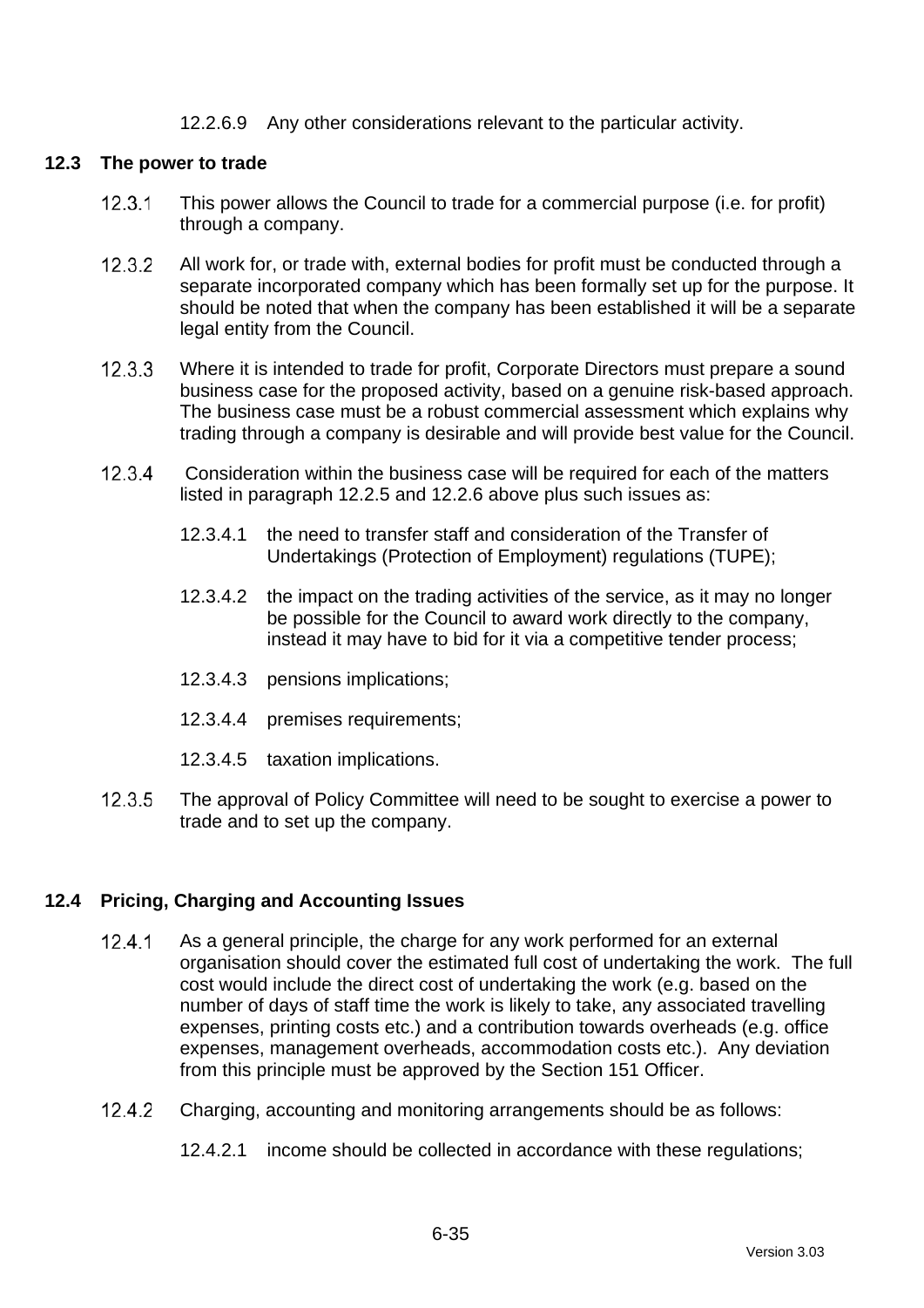12.2.6.9 Any other considerations relevant to the particular activity.

## 12.3 The power to trade

12.3.1 This power allows the Council to trade for a commercial purpose (i.e. for profit) through a company.

12.3.2 All work for, or trade with, external bodies for profit must be conducted through a separate incorporated company which has been formally set up for the purpose. It should be noted that when the company has been established it will be a separate legal entity from the Council.

12.3.3 Where it is intended to trade for profit, Corporate Directors must prepare a sound business case for the proposed activity, based on a genuine risk-based approach. The business case must be a robust commercial assessment which explains why trading through a company is desirable and will provide best value for the Council.

12.3.4 Consideration within the business case will be required for each of the matters listed in paragraph 12.2.5 and 12.2.6 above plus such issues as:

12.3.4.1 the need to transfer staff and consideration of the Transfer of Undertakings (Protection of Employment) regulations (TUPE);

12.3.4.2 the impact on the trading activities of the service, as it may no longer be possible for the Council to award work directly to the company, instead it may have to bid for it via a competitive tender process;

12.3.4.3 pensions implications;

12.3.4.4 premises requirements;

12.3.4.5 taxation implications.

12.3.5 The approval of Policy Committee will need to be sought to exercise a power to trade and to set up the company.

## 12.4 Pricing, Charging and Accounting Issues

12.4.1 As a general principle, the charge for any work performed for an external organisation should cover the estimated full cost of undertaking the work. The full cost would include the direct cost of undertaking the work (e.g. based on the number of days of staff time the work is likely to take, any associated travelling expenses, printing costs etc.) and a contribution towards overheads (e.g. office expenses, management overheads, accommodation costs etc.). Any deviation from this principle must be approved by the Section 151 Officer.

12.4.2 Charging, accounting and monitoring arrangements should be as follows:

12.4.2.1 income should be collected in accordance with these regulations;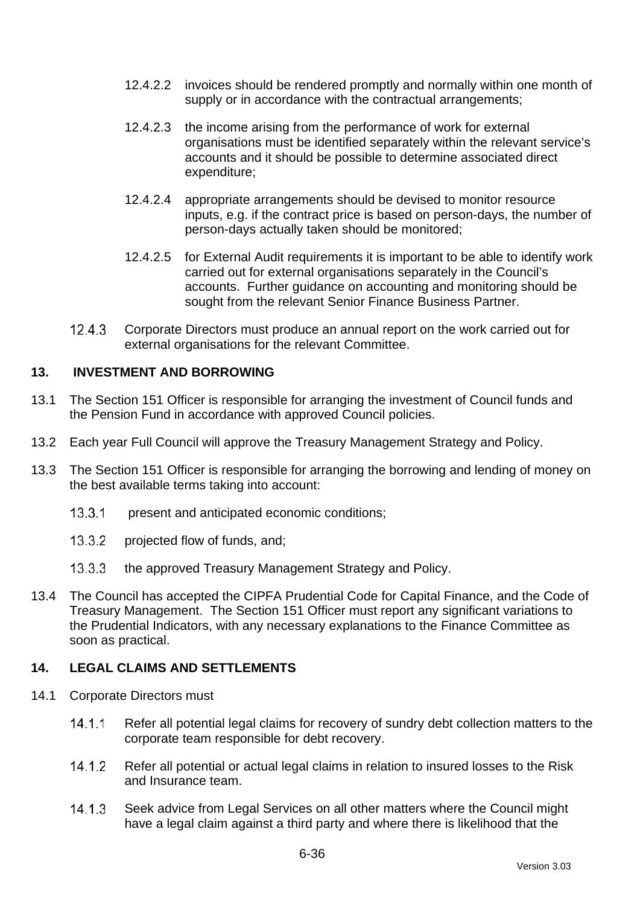12.4.2.2 invoices should be rendered promptly and normally within one month of supply or in accordance with the contractual arrangements;

12.4.2.3 the income arising from the performance of work for external organisations must be identified separately within the relevant service's accounts and it should be possible to determine associated direct expenditure;

12.4.2.4 appropriate arrangements should be devised to monitor resource inputs, e.g. if the contract price is based on person-days, the number of person-days actually taken should be monitored;

12.4.2.5 for External Audit requirements it is important to be able to identify work carried out for external organisations separately in the Council's accounts. Further guidance on accounting and monitoring should be sought from the relevant Senior Finance Business Partner.

12.4.3 Corporate Directors must produce an annual report on the work carried out for external organisations for the relevant Committee.

## 13. INVESTMENT AND BORROWING

13.1 The Section 151 Officer is responsible for arranging the investment of Council funds and the Pension Fund in accordance with approved Council policies.

13.2 Each year Full Council will approve the Treasury Management Strategy and Policy.

13.3 The Section 151 Officer is responsible for arranging the borrowing and lending of money on the best available terms taking into account:

13.3.1 present and anticipated economic conditions;

13.3.2 projected flow of funds, and;

13.3.3 the approved Treasury Management Strategy and Policy.

13.4 The Council has accepted the CIPFA Prudential Code for Capital Finance, and the Code of Treasury Management. The Section 151 Officer must report any significant variations to the Prudential Indicators, with any necessary explanations to the Finance Committee as soon as practical.

## 14. LEGAL CLAIMS AND SETTLEMENTS

14.1 Corporate Directors must

14.1.1 Refer all potential legal claims for recovery of sundry debt collection matters to the corporate team responsible for debt recovery.

14.1.2 Refer all potential or actual legal claims in relation to insured losses to the Risk and Insurance team.

14.1.3 Seek advice from Legal Services on all other matters where the Council might have a legal claim against a third party and where there is likelihood that the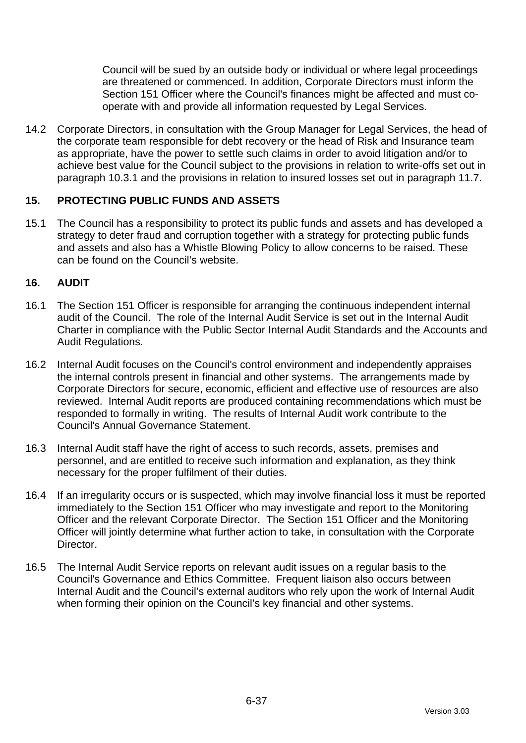Council will be sued by an outside body or individual or where legal proceedings are threatened or commenced. In addition, Corporate Directors must inform the Section 151 Officer where the Council's finances might be affected and must co-operate with and provide all information requested by Legal Services.

14.2 Corporate Directors, in consultation with the Group Manager for Legal Services, the head of the corporate team responsible for debt recovery or the head of Risk and Insurance team as appropriate, have the power to settle such claims in order to avoid litigation and/or to achieve best value for the Council subject to the provisions in relation to write-offs set out in paragraph 10.3.1 and the provisions in relation to insured losses set out in paragraph 11.7.

## 15. PROTECTING PUBLIC FUNDS AND ASSETS

15.1 The Council has a responsibility to protect its public funds and assets and has developed a strategy to deter fraud and corruption together with a strategy for protecting public funds and assets and also has a Whistle Blowing Policy to allow concerns to be raised. These can be found on the Council's website.

## 16. AUDIT

16.1 The Section 151 Officer is responsible for arranging the continuous independent internal audit of the Council. The role of the Internal Audit Service is set out in the Internal Audit Charter in compliance with the Public Sector Internal Audit Standards and the Accounts and Audit Regulations.

16.2 Internal Audit focuses on the Council's control environment and independently appraises the internal controls present in financial and other systems. The arrangements made by Corporate Directors for secure, economic, efficient and effective use of resources are also reviewed. Internal Audit reports are produced containing recommendations which must be responded to formally in writing. The results of Internal Audit work contribute to the Council's Annual Governance Statement.

16.3 Internal Audit staff have the right of access to such records, assets, premises and personnel, and are entitled to receive such information and explanation, as they think necessary for the proper fulfilment of their duties.

16.4 If an irregularity occurs or is suspected, which may involve financial loss it must be reported immediately to the Section 151 Officer who may investigate and report to the Monitoring Officer and the relevant Corporate Director. The Section 151 Officer and the Monitoring Officer will jointly determine what further action to take, in consultation with the Corporate Director.

16.5 The Internal Audit Service reports on relevant audit issues on a regular basis to the Council's Governance and Ethics Committee. Frequent liaison also occurs between Internal Audit and the Council's external auditors who rely upon the work of Internal Audit when forming their opinion on the Council's key financial and other systems.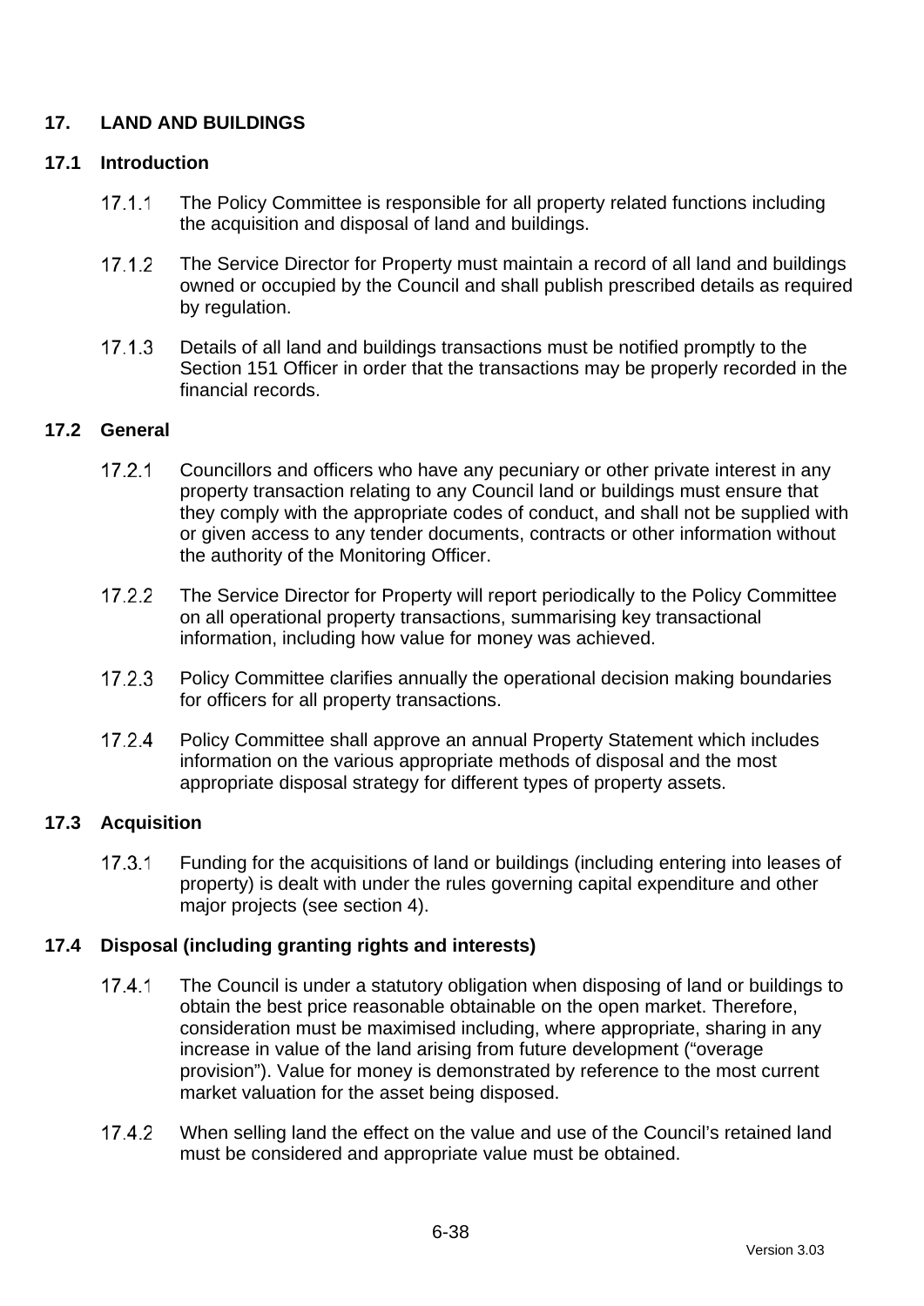## 17. LAND AND BUILDINGS

### 17.1 Introduction

17.1.1 The Policy Committee is responsible for all property related functions including the acquisition and disposal of land and buildings.

17.1.2 The Service Director for Property must maintain a record of all land and buildings owned or occupied by the Council and shall publish prescribed details as required by regulation.

17.1.3 Details of all land and buildings transactions must be notified promptly to the Section 151 Officer in order that the transactions may be properly recorded in the financial records.

### 17.2 General

17.2.1 Councillors and officers who have any pecuniary or other private interest in any property transaction relating to any Council land or buildings must ensure that they comply with the appropriate codes of conduct, and shall not be supplied with or given access to any tender documents, contracts or other information without the authority of the Monitoring Officer.

17.2.2 The Service Director for Property will report periodically to the Policy Committee on all operational property transactions, summarising key transactional information, including how value for money was achieved.

17.2.3 Policy Committee clarifies annually the operational decision making boundaries for officers for all property transactions.

17.2.4 Policy Committee shall approve an annual Property Statement which includes information on the various appropriate methods of disposal and the most appropriate disposal strategy for different types of property assets.

### 17.3 Acquisition

17.3.1 Funding for the acquisitions of land or buildings (including entering into leases of property) is dealt with under the rules governing capital expenditure and other major projects (see section 4).

### 17.4 Disposal (including granting rights and interests)

17.4.1 The Council is under a statutory obligation when disposing of land or buildings to obtain the best price reasonable obtainable on the open market. Therefore, consideration must be maximised including, where appropriate, sharing in any increase in value of the land arising from future development ("overage provision"). Value for money is demonstrated by reference to the most current market valuation for the asset being disposed.

17.4.2 When selling land the effect on the value and use of the Council's retained land must be considered and appropriate value must be obtained.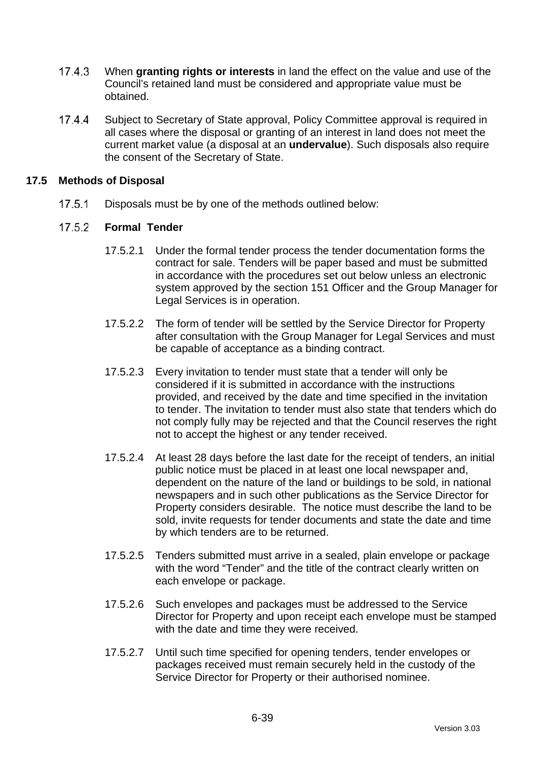17.4.3 When **granting rights or interests** in land the effect on the value and use of the Council's retained land must be considered and appropriate value must be obtained.

17.4.4 Subject to Secretary of State approval, Policy Committee approval is required in all cases where the disposal or granting of an interest in land does not meet the current market value (a disposal at an **undervalue**). Such disposals also require the consent of the Secretary of State.

## 17.5 Methods of Disposal

17.5.1 Disposals must be by one of the methods outlined below:

17.5.2 **Formal Tender**

17.5.2.1 Under the formal tender process the tender documentation forms the contract for sale. Tenders will be paper based and must be submitted in accordance with the procedures set out below unless an electronic system approved by the section 151 Officer and the Group Manager for Legal Services is in operation.

17.5.2.2 The form of tender will be settled by the Service Director for Property after consultation with the Group Manager for Legal Services and must be capable of acceptance as a binding contract.

17.5.2.3 Every invitation to tender must state that a tender will only be considered if it is submitted in accordance with the instructions provided, and received by the date and time specified in the invitation to tender. The invitation to tender must also state that tenders which do not comply fully may be rejected and that the Council reserves the right not to accept the highest or any tender received.

17.5.2.4 At least 28 days before the last date for the receipt of tenders, an initial public notice must be placed in at least one local newspaper and, dependent on the nature of the land or buildings to be sold, in national newspapers and in such other publications as the Service Director for Property considers desirable. The notice must describe the land to be sold, invite requests for tender documents and state the date and time by which tenders are to be returned.

17.5.2.5 Tenders submitted must arrive in a sealed, plain envelope or package with the word "Tender" and the title of the contract clearly written on each envelope or package.

17.5.2.6 Such envelopes and packages must be addressed to the Service Director for Property and upon receipt each envelope must be stamped with the date and time they were received.

17.5.2.7 Until such time specified for opening tenders, tender envelopes or packages received must remain securely held in the custody of the Service Director for Property or their authorised nominee.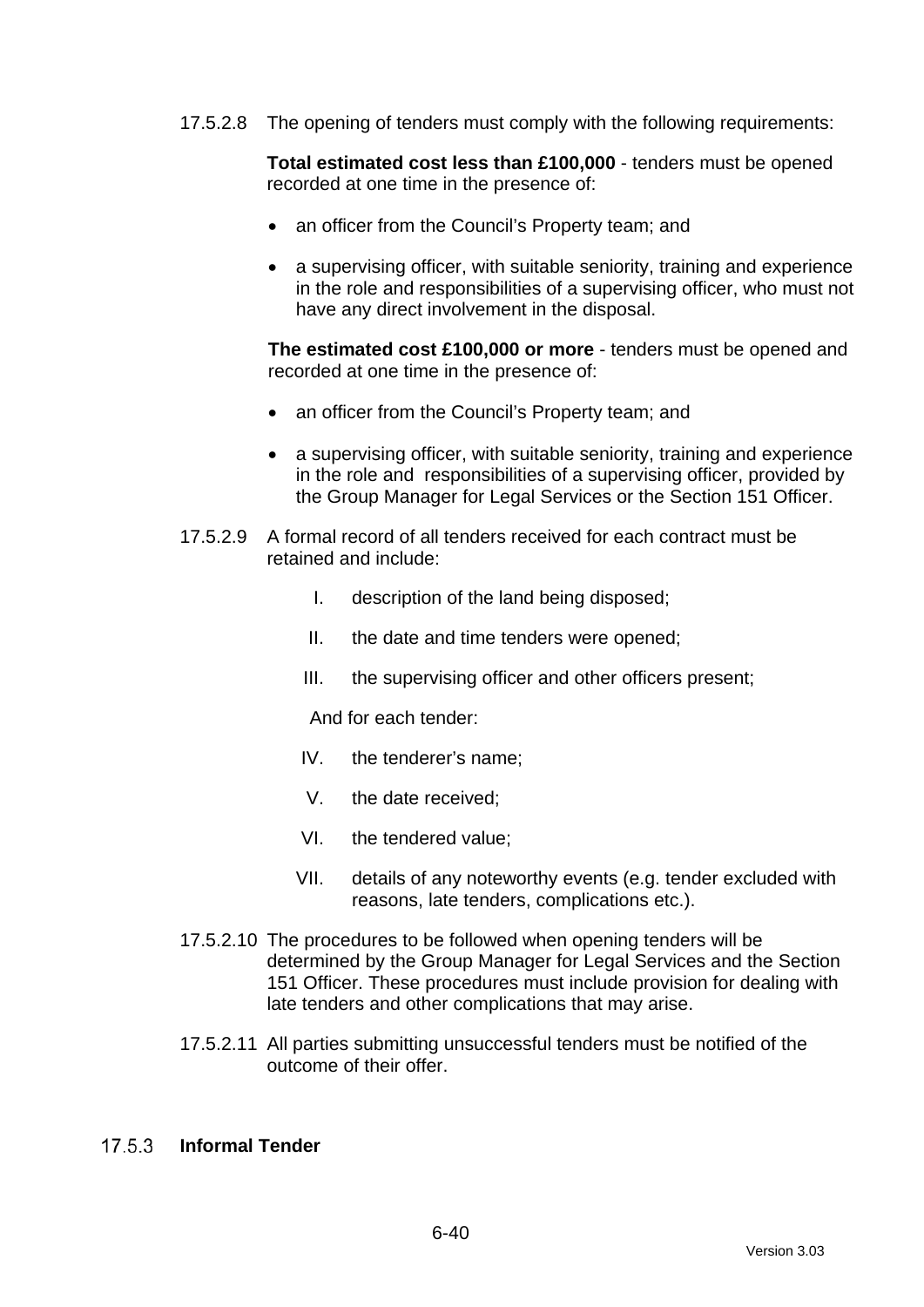17.5.2.8 The opening of tenders must comply with the following requirements:

**Total estimated cost less than £100,000** - tenders must be opened recorded at one time in the presence of:

- an officer from the Council's Property team; and
- a supervising officer, with suitable seniority, training and experience in the role and responsibilities of a supervising officer, who must not have any direct involvement in the disposal.

**The estimated cost £100,000 or more** - tenders must be opened and recorded at one time in the presence of:

- an officer from the Council's Property team; and
- a supervising officer, with suitable seniority, training and experience in the role and responsibilities of a supervising officer, provided by the Group Manager for Legal Services or the Section 151 Officer.

17.5.2.9 A formal record of all tenders received for each contract must be retained and include:

I. description of the land being disposed;

II. the date and time tenders were opened;

III. the supervising officer and other officers present;

And for each tender:

IV. the tenderer's name;

V. the date received;

VI. the tendered value;

VII. details of any noteworthy events (e.g. tender excluded with reasons, late tenders, complications etc.).

17.5.2.10 The procedures to be followed when opening tenders will be determined by the Group Manager for Legal Services and the Section 151 Officer. These procedures must include provision for dealing with late tenders and other complications that may arise.

17.5.2.11 All parties submitting unsuccessful tenders must be notified of the outcome of their offer.

### 17.5.3 Informal Tender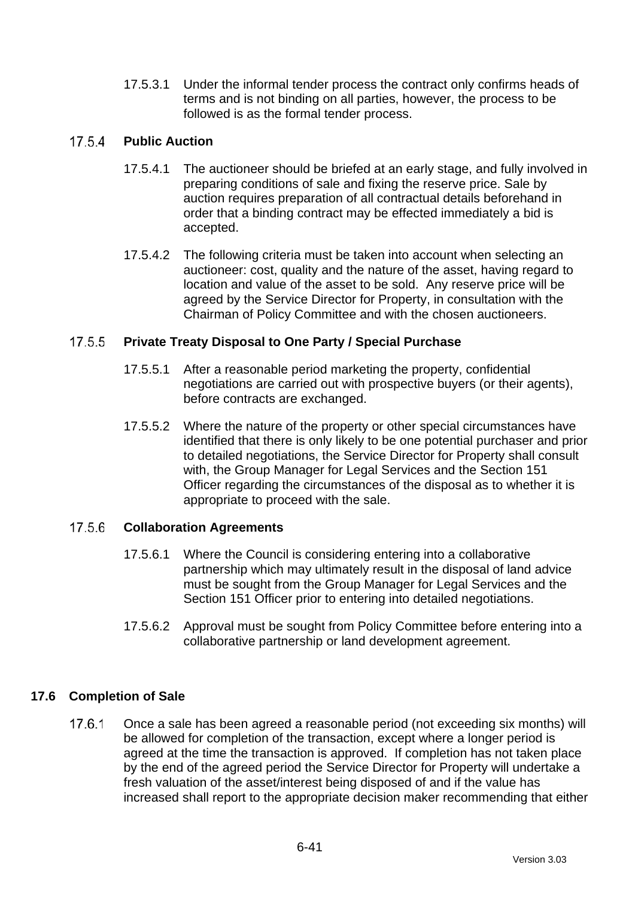17.5.3.1 Under the informal tender process the contract only confirms heads of terms and is not binding on all parties, however, the process to be followed is as the formal tender process.

#### 17.5.4 Public Auction

17.5.4.1 The auctioneer should be briefed at an early stage, and fully involved in preparing conditions of sale and fixing the reserve price. Sale by auction requires preparation of all contractual details beforehand in order that a binding contract may be effected immediately a bid is accepted.

17.5.4.2 The following criteria must be taken into account when selecting an auctioneer: cost, quality and the nature of the asset, having regard to location and value of the asset to be sold. Any reserve price will be agreed by the Service Director for Property, in consultation with the Chairman of Policy Committee and with the chosen auctioneers.

#### 17.5.5 Private Treaty Disposal to One Party / Special Purchase

17.5.5.1 After a reasonable period marketing the property, confidential negotiations are carried out with prospective buyers (or their agents), before contracts are exchanged.

17.5.5.2 Where the nature of the property or other special circumstances have identified that there is only likely to be one potential purchaser and prior to detailed negotiations, the Service Director for Property shall consult with, the Group Manager for Legal Services and the Section 151 Officer regarding the circumstances of the disposal as to whether it is appropriate to proceed with the sale.

#### 17.5.6 Collaboration Agreements

17.5.6.1 Where the Council is considering entering into a collaborative partnership which may ultimately result in the disposal of land advice must be sought from the Group Manager for Legal Services and the Section 151 Officer prior to entering into detailed negotiations.

17.5.6.2 Approval must be sought from Policy Committee before entering into a collaborative partnership or land development agreement.

### 17.6 Completion of Sale

17.6.1 Once a sale has been agreed a reasonable period (not exceeding six months) will be allowed for completion of the transaction, except where a longer period is agreed at the time the transaction is approved. If completion has not taken place by the end of the agreed period the Service Director for Property will undertake a fresh valuation of the asset/interest being disposed of and if the value has increased shall report to the appropriate decision maker recommending that either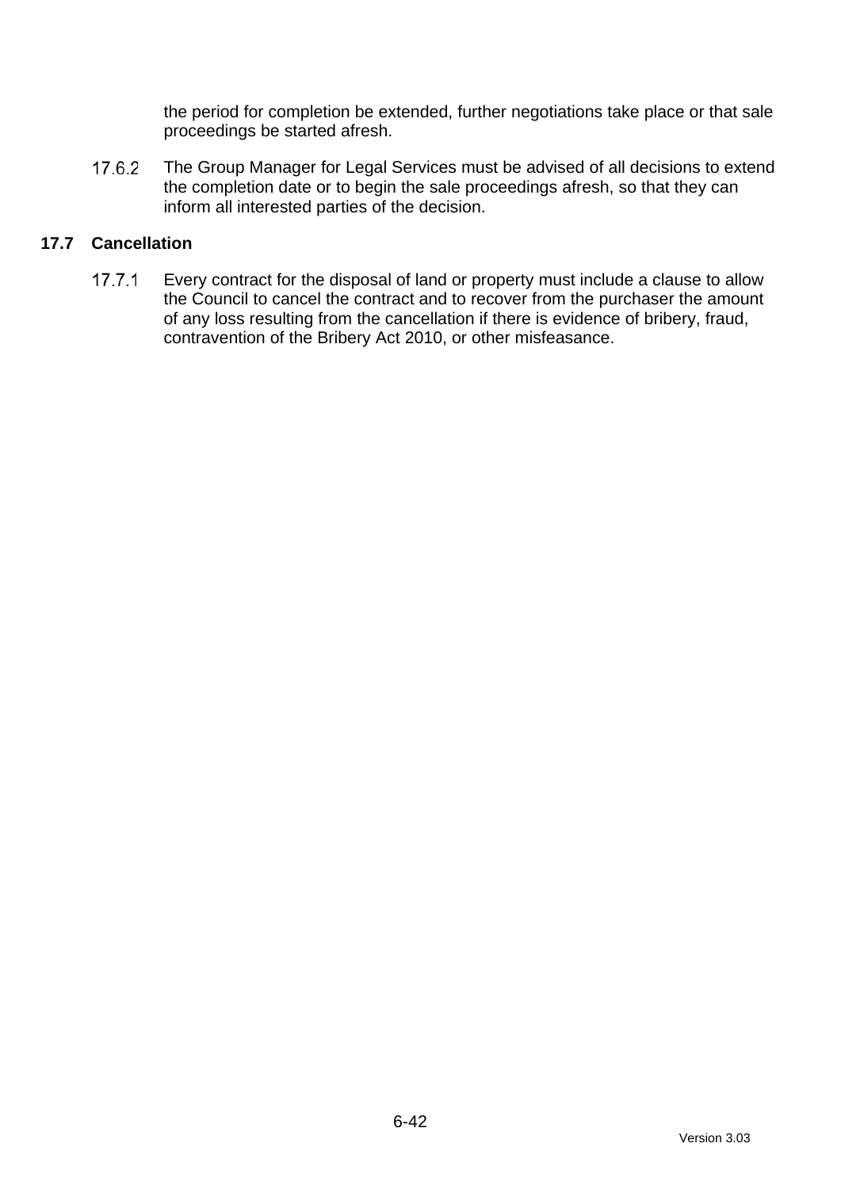the period for completion be extended, further negotiations take place or that sale proceedings be started afresh.

17.6.2 The Group Manager for Legal Services must be advised of all decisions to extend the completion date or to begin the sale proceedings afresh, so that they can inform all interested parties of the decision.

### 17.7 Cancellation

17.7.1 Every contract for the disposal of land or property must include a clause to allow the Council to cancel the contract and to recover from the purchaser the amount of any loss resulting from the cancellation if there is evidence of bribery, fraud, contravention of the Bribery Act 2010, or other misfeasance.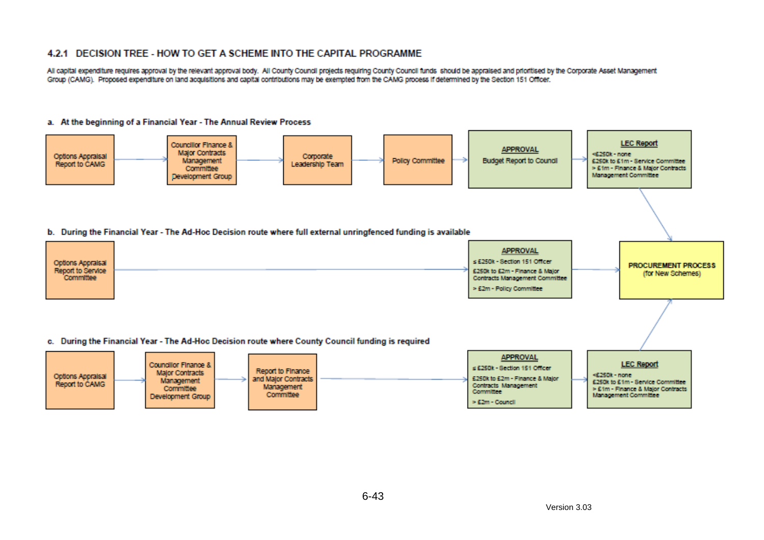### 4.2.1 DECISION TREE - HOW TO GET A SCHEME INTO THE CAPITAL PROGRAMME

All capital expenditure requires approval by the relevant approval body. All County Council projects requiring County Council funds should be appraised and prioritised by the Corporate Asset Management Group (CAMG). Proposed expenditure on land acquisitions and capital contributions may be exempted from the CAMG process if determined by the Section 151 Officer.

**a. At the beginning of a Financial Year - The Annual Review Process**

Options Appraisal Report to CAMG → Councillor Finance & Major Contracts Management Committee Development Group → Corporate Leadership Team → Policy Committee → **APPROVAL** Budget Report to Council → **LEC Report** (<£250k - none; £250k to £1m - Service Committee; > £1m - Finance & Major Contracts Management Committee) → PROCUREMENT PROCESS (for New Schemes)

**b. During the Financial Year - The Ad-Hoc Decision route where full external unringfenced funding is available**

Options Appraisal Report to Service Committee → **APPROVAL** (≤ £250k - Section 151 Officer; £250k to £2m - Finance & Major Contracts Management Committee; > £2m - Policy Committee) → **PROCUREMENT PROCESS** (for New Schemes)

**c. During the Financial Year - The Ad-Hoc Decision route where County Council funding is required**

Options Appraisal Report to CAMG → Councillor Finance & Major Contracts Management Committee Development Group → Report to Finance and Major Contracts Management Committee → **APPROVAL** (≤ £250k - Section 151 Officer; £250k to £2m - Finance & Major Contracts Management Committee; > £2m - Council) → **LEC Report** (<£250k - none; £250k to £1m - Service Committee; > £1m - Finance & Major Contracts Management Committee) → PROCUREMENT PROCESS (for New Schemes)

Version 3.03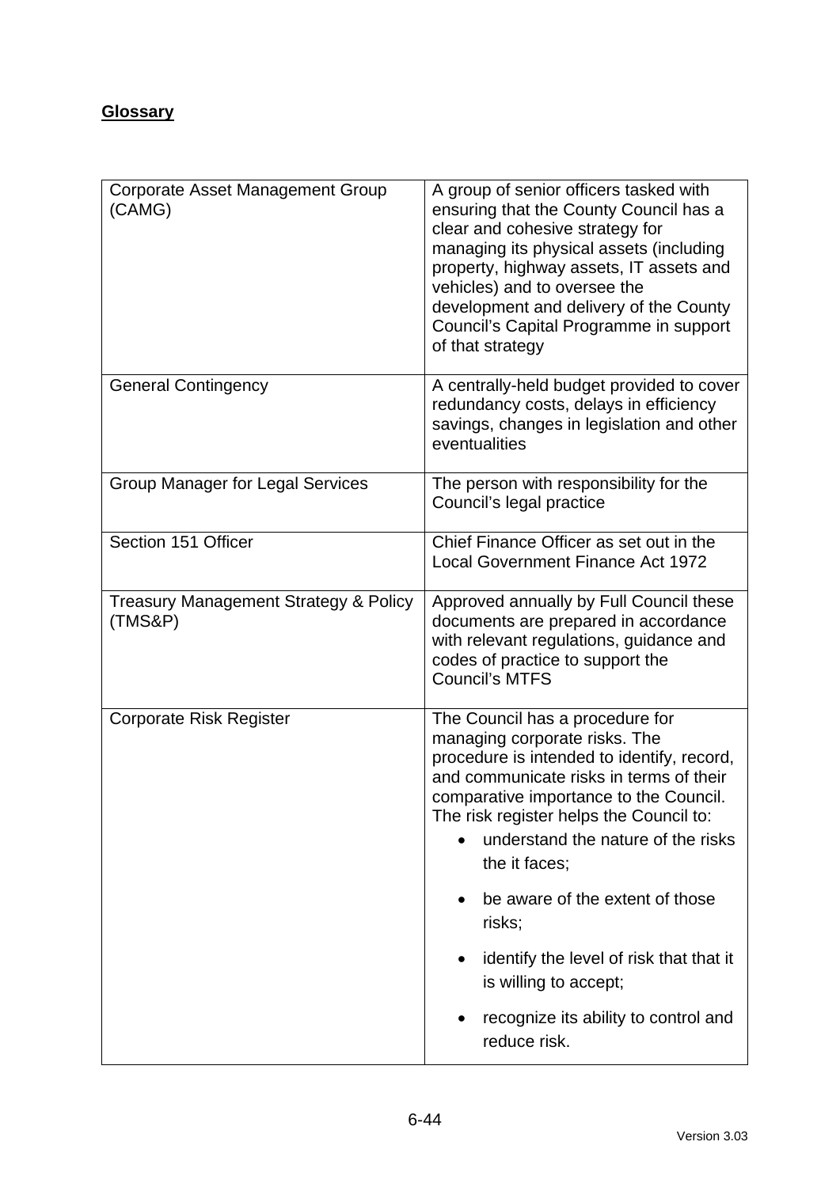**Glossary**

| | |
|---|---|
| Corporate Asset Management Group (CAMG) | A group of senior officers tasked with ensuring that the County Council has a clear and cohesive strategy for managing its physical assets (including property, highway assets, IT assets and vehicles) and to oversee the development and delivery of the County Council's Capital Programme in support of that strategy |
| General Contingency | A centrally-held budget provided to cover redundancy costs, delays in efficiency savings, changes in legislation and other eventualities |
| Group Manager for Legal Services | The person with responsibility for the Council's legal practice |
| Section 151 Officer | Chief Finance Officer as set out in the Local Government Finance Act 1972 |
| Treasury Management Strategy & Policy (TMS&P) | Approved annually by Full Council these documents are prepared in accordance with relevant regulations, guidance and codes of practice to support the Council's MTFS |
| Corporate Risk Register | The Council has a procedure for managing corporate risks. The procedure is intended to identify, record, and communicate risks in terms of their comparative importance to the Council. The risk register helps the Council to:<br>• understand the nature of the risks the it faces;<br>• be aware of the extent of those risks;<br>• identify the level of risk that that it is willing to accept;<br>• recognize its ability to control and reduce risk. |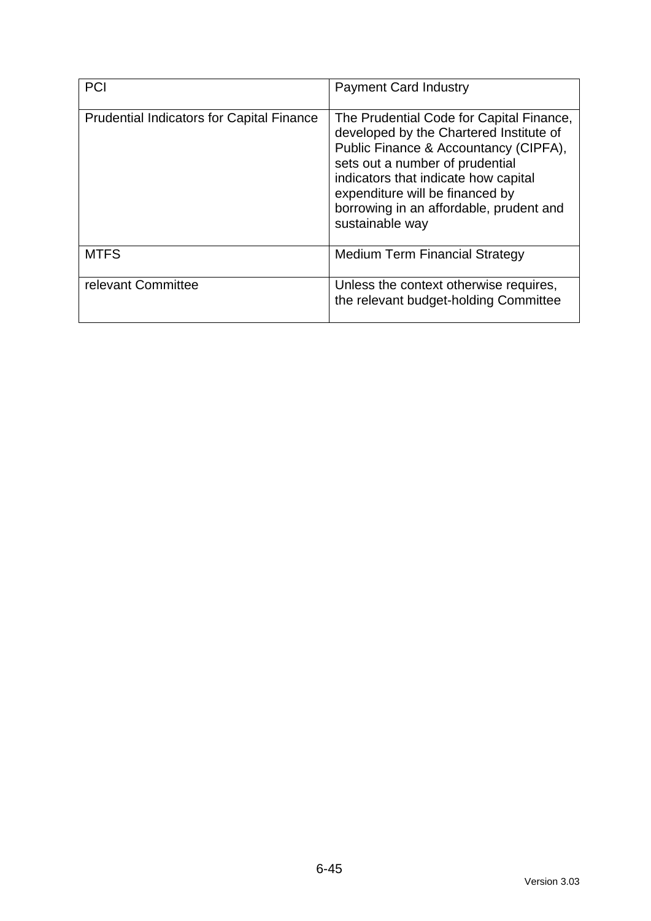| PCI | Payment Card Industry |
| --- | --- |
| Prudential Indicators for Capital Finance | The Prudential Code for Capital Finance, developed by the Chartered Institute of Public Finance & Accountancy (CIPFA), sets out a number of prudential indicators that indicate how capital expenditure will be financed by borrowing in an affordable, prudent and sustainable way |
| MTFS | Medium Term Financial Strategy |
| relevant Committee | Unless the context otherwise requires, the relevant budget-holding Committee |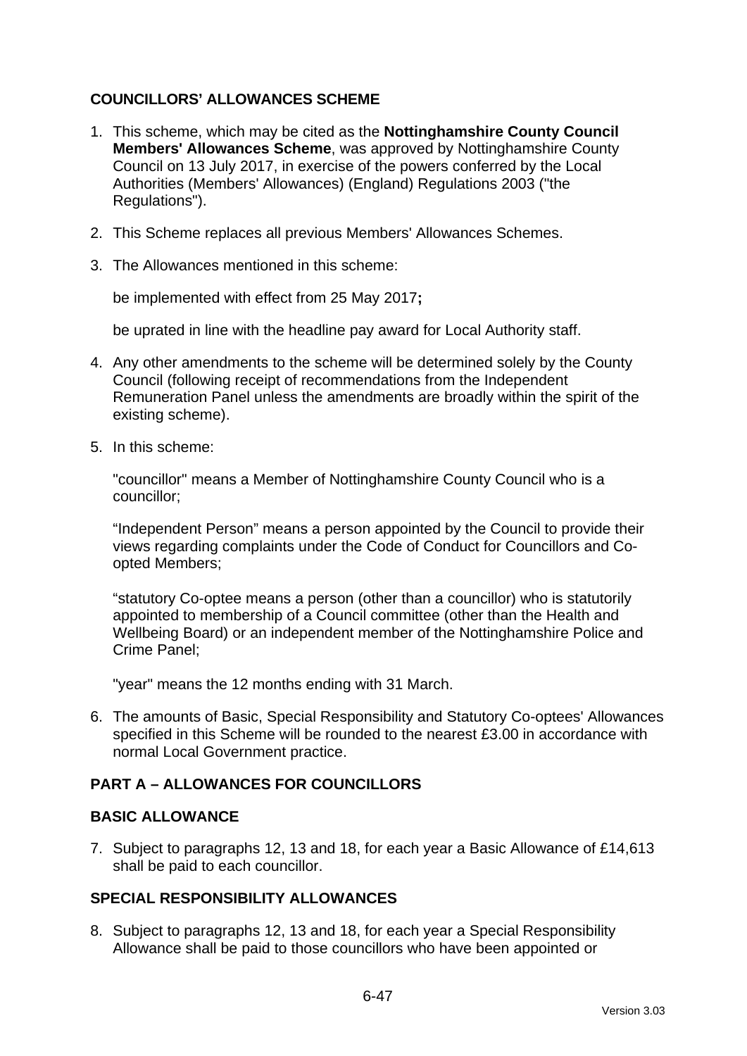## COUNCILLORS' ALLOWANCES SCHEME

1. This scheme, which may be cited as the **Nottinghamshire County Council Members' Allowances Scheme**, was approved by Nottinghamshire County Council on 13 July 2017, in exercise of the powers conferred by the Local Authorities (Members' Allowances) (England) Regulations 2003 ("the Regulations").

2. This Scheme replaces all previous Members' Allowances Schemes.

3. The Allowances mentioned in this scheme:

   be implemented with effect from 25 May 2017**;**

   be uprated in line with the headline pay award for Local Authority staff.

4. Any other amendments to the scheme will be determined solely by the County Council (following receipt of recommendations from the Independent Remuneration Panel unless the amendments are broadly within the spirit of the existing scheme).

5. In this scheme:

   "councillor" means a Member of Nottinghamshire County Council who is a councillor;

   "Independent Person" means a person appointed by the Council to provide their views regarding complaints under the Code of Conduct for Councillors and Co-opted Members;

   "statutory Co-optee means a person (other than a councillor) who is statutorily appointed to membership of a Council committee (other than the Health and Wellbeing Board) or an independent member of the Nottinghamshire Police and Crime Panel;

   "year" means the 12 months ending with 31 March.

6. The amounts of Basic, Special Responsibility and Statutory Co-optees' Allowances specified in this Scheme will be rounded to the nearest £3.00 in accordance with normal Local Government practice.

## PART A – ALLOWANCES FOR COUNCILLORS

### BASIC ALLOWANCE

7. Subject to paragraphs 12, 13 and 18, for each year a Basic Allowance of £14,613 shall be paid to each councillor.

### SPECIAL RESPONSIBILITY ALLOWANCES

8. Subject to paragraphs 12, 13 and 18, for each year a Special Responsibility Allowance shall be paid to those councillors who have been appointed or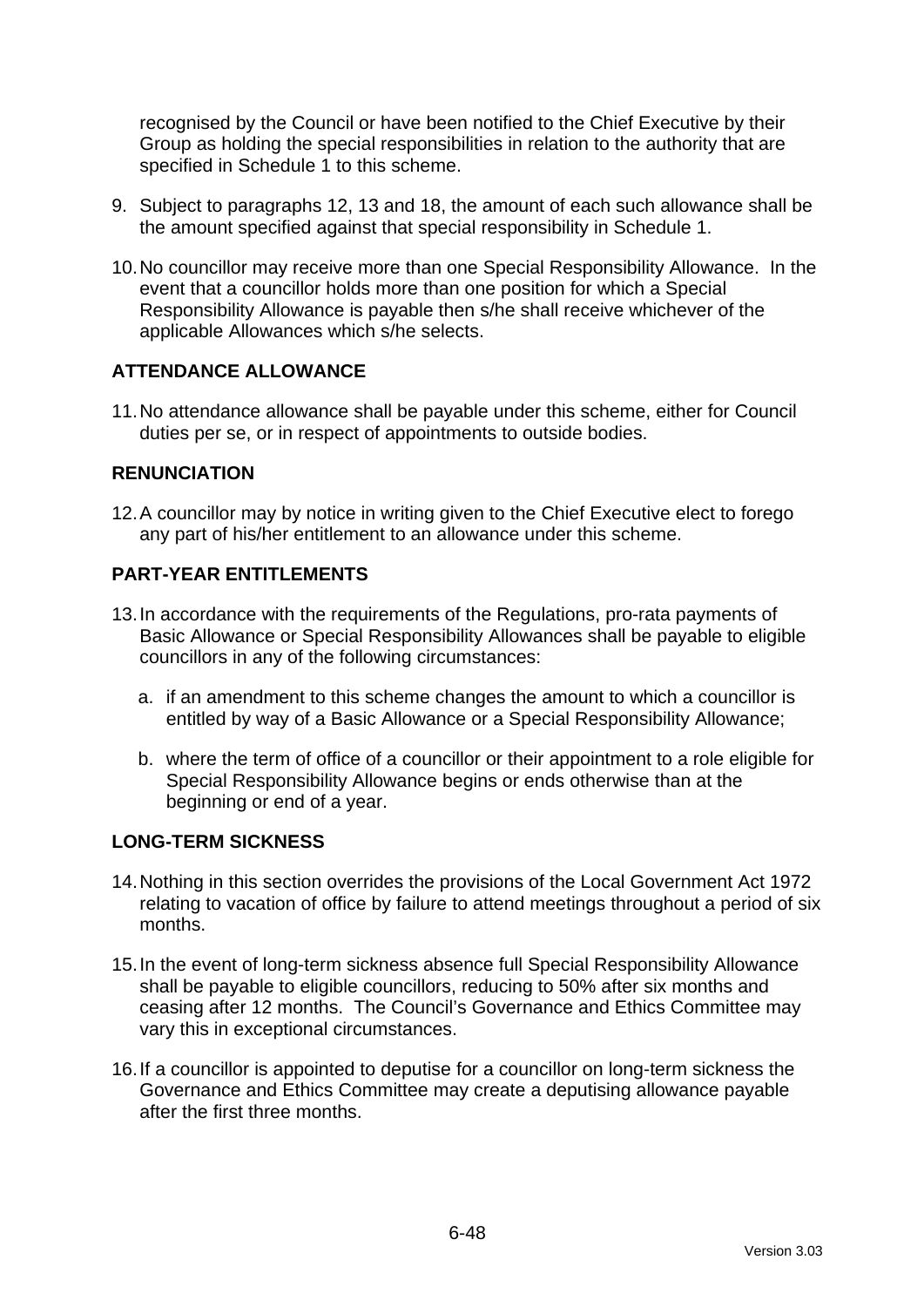recognised by the Council or have been notified to the Chief Executive by their Group as holding the special responsibilities in relation to the authority that are specified in Schedule 1 to this scheme.

9. Subject to paragraphs 12, 13 and 18, the amount of each such allowance shall be the amount specified against that special responsibility in Schedule 1.

10. No councillor may receive more than one Special Responsibility Allowance. In the event that a councillor holds more than one position for which a Special Responsibility Allowance is payable then s/he shall receive whichever of the applicable Allowances which s/he selects.

## ATTENDANCE ALLOWANCE

11. No attendance allowance shall be payable under this scheme, either for Council duties per se, or in respect of appointments to outside bodies.

## RENUNCIATION

12. A councillor may by notice in writing given to the Chief Executive elect to forego any part of his/her entitlement to an allowance under this scheme.

## PART-YEAR ENTITLEMENTS

13. In accordance with the requirements of the Regulations, pro-rata payments of Basic Allowance or Special Responsibility Allowances shall be payable to eligible councillors in any of the following circumstances:

    a. if an amendment to this scheme changes the amount to which a councillor is entitled by way of a Basic Allowance or a Special Responsibility Allowance;

    b. where the term of office of a councillor or their appointment to a role eligible for Special Responsibility Allowance begins or ends otherwise than at the beginning or end of a year.

## LONG-TERM SICKNESS

14. Nothing in this section overrides the provisions of the Local Government Act 1972 relating to vacation of office by failure to attend meetings throughout a period of six months.

15. In the event of long-term sickness absence full Special Responsibility Allowance shall be payable to eligible councillors, reducing to 50% after six months and ceasing after 12 months. The Council's Governance and Ethics Committee may vary this in exceptional circumstances.

16. If a councillor is appointed to deputise for a councillor on long-term sickness the Governance and Ethics Committee may create a deputising allowance payable after the first three months.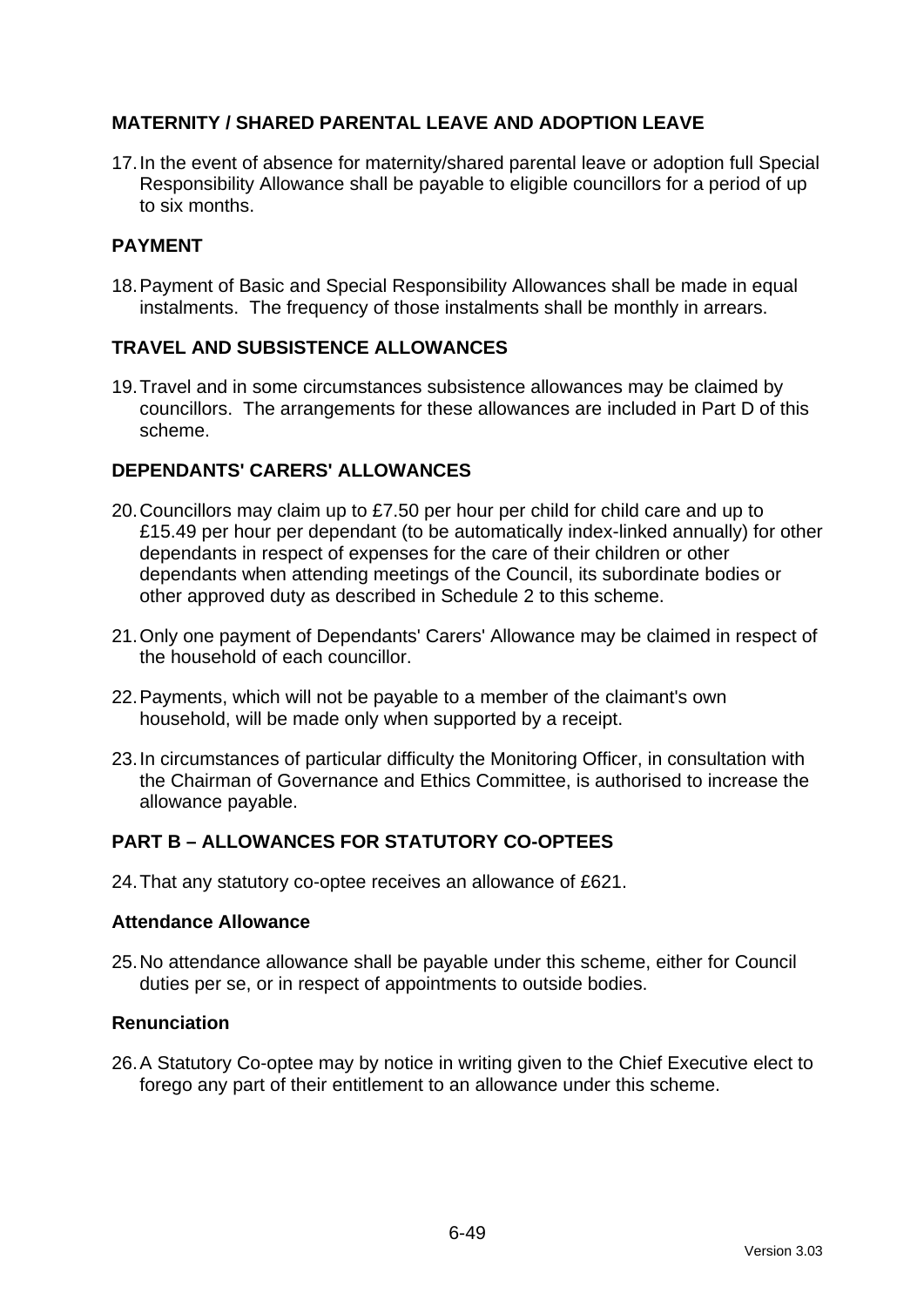## MATERNITY / SHARED PARENTAL LEAVE AND ADOPTION LEAVE

17. In the event of absence for maternity/shared parental leave or adoption full Special Responsibility Allowance shall be payable to eligible councillors for a period of up to six months.

## PAYMENT

18. Payment of Basic and Special Responsibility Allowances shall be made in equal instalments. The frequency of those instalments shall be monthly in arrears.

## TRAVEL AND SUBSISTENCE ALLOWANCES

19. Travel and in some circumstances subsistence allowances may be claimed by councillors. The arrangements for these allowances are included in Part D of this scheme.

## DEPENDANTS' CARERS' ALLOWANCES

20. Councillors may claim up to £7.50 per hour per child for child care and up to £15.49 per hour per dependant (to be automatically index-linked annually) for other dependants in respect of expenses for the care of their children or other dependants when attending meetings of the Council, its subordinate bodies or other approved duty as described in Schedule 2 to this scheme.

21. Only one payment of Dependants' Carers' Allowance may be claimed in respect of the household of each councillor.

22. Payments, which will not be payable to a member of the claimant's own household, will be made only when supported by a receipt.

23. In circumstances of particular difficulty the Monitoring Officer, in consultation with the Chairman of Governance and Ethics Committee, is authorised to increase the allowance payable.

## PART B – ALLOWANCES FOR STATUTORY CO-OPTEES

24. That any statutory co-optee receives an allowance of £621.

### Attendance Allowance

25. No attendance allowance shall be payable under this scheme, either for Council duties per se, or in respect of appointments to outside bodies.

### Renunciation

26. A Statutory Co-optee may by notice in writing given to the Chief Executive elect to forego any part of their entitlement to an allowance under this scheme.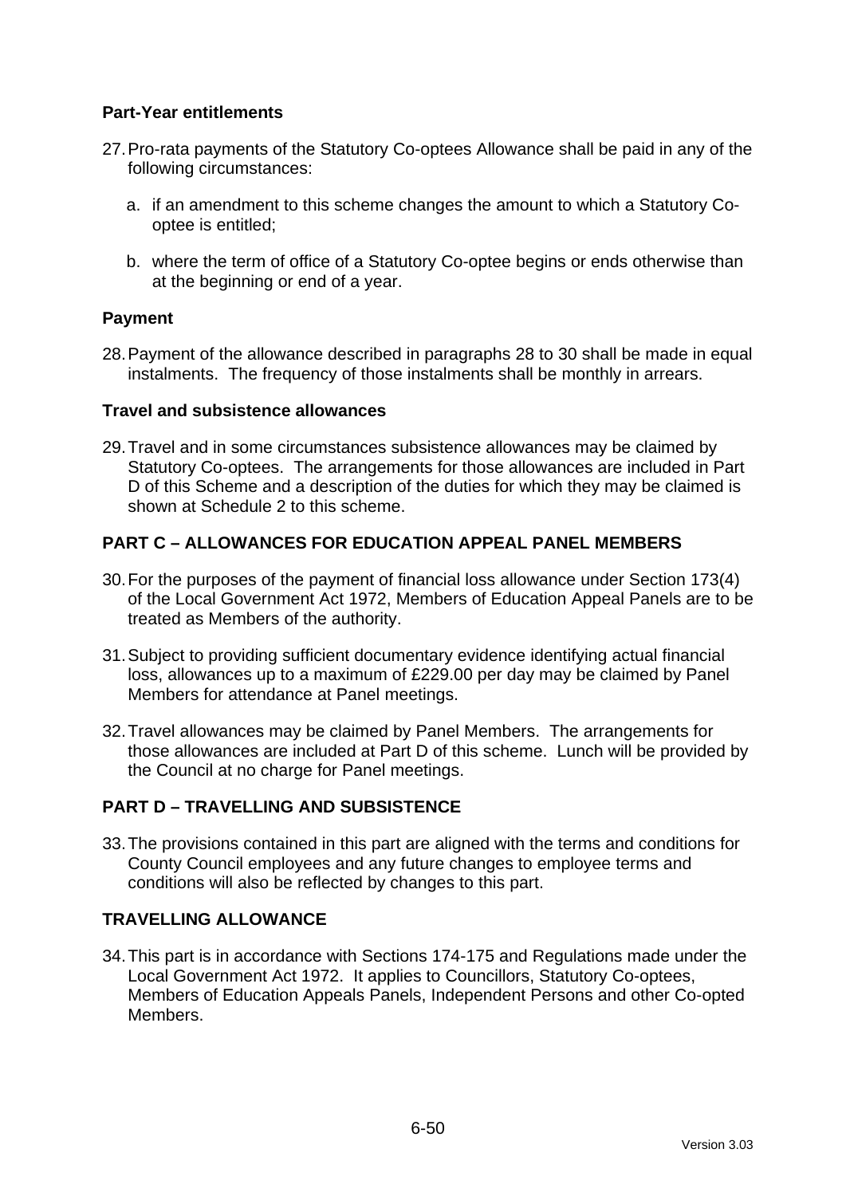**Part-Year entitlements**

27. Pro-rata payments of the Statutory Co-optees Allowance shall be paid in any of the following circumstances:

    a. if an amendment to this scheme changes the amount to which a Statutory Co-optee is entitled;

    b. where the term of office of a Statutory Co-optee begins or ends otherwise than at the beginning or end of a year.

**Payment**

28. Payment of the allowance described in paragraphs 28 to 30 shall be made in equal instalments. The frequency of those instalments shall be monthly in arrears.

**Travel and subsistence allowances**

29. Travel and in some circumstances subsistence allowances may be claimed by Statutory Co-optees. The arrangements for those allowances are included in Part D of this Scheme and a description of the duties for which they may be claimed is shown at Schedule 2 to this scheme.

## PART C – ALLOWANCES FOR EDUCATION APPEAL PANEL MEMBERS

30. For the purposes of the payment of financial loss allowance under Section 173(4) of the Local Government Act 1972, Members of Education Appeal Panels are to be treated as Members of the authority.

31. Subject to providing sufficient documentary evidence identifying actual financial loss, allowances up to a maximum of £229.00 per day may be claimed by Panel Members for attendance at Panel meetings.

32. Travel allowances may be claimed by Panel Members. The arrangements for those allowances are included at Part D of this scheme. Lunch will be provided by the Council at no charge for Panel meetings.

## PART D – TRAVELLING AND SUBSISTENCE

33. The provisions contained in this part are aligned with the terms and conditions for County Council employees and any future changes to employee terms and conditions will also be reflected by changes to this part.

## TRAVELLING ALLOWANCE

34. This part is in accordance with Sections 174-175 and Regulations made under the Local Government Act 1972. It applies to Councillors, Statutory Co-optees, Members of Education Appeals Panels, Independent Persons and other Co-opted Members.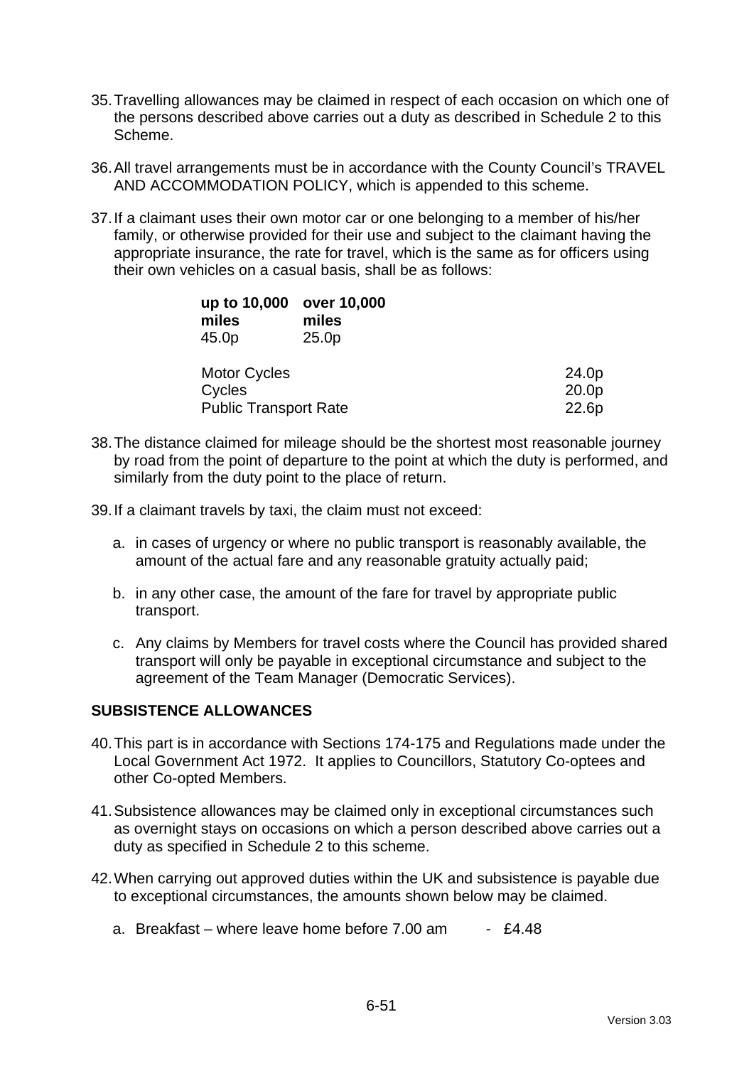35. Travelling allowances may be claimed in respect of each occasion on which one of the persons described above carries out a duty as described in Schedule 2 to this Scheme.

36. All travel arrangements must be in accordance with the County Council's TRAVEL AND ACCOMMODATION POLICY, which is appended to this scheme.

37. If a claimant uses their own motor car or one belonging to a member of his/her family, or otherwise provided for their use and subject to the claimant having the appropriate insurance, the rate for travel, which is the same as for officers using their own vehicles on a casual basis, shall be as follows:

| **up to 10,000 miles** | **over 10,000 miles** |
|---|---|
| 45.0p | 25.0p |

| | |
|---|---|
| Motor Cycles | 24.0p |
| Cycles | 20.0p |
| Public Transport Rate | 22.6p |

38. The distance claimed for mileage should be the shortest most reasonable journey by road from the point of departure to the point at which the duty is performed, and similarly from the duty point to the place of return.

39. If a claimant travels by taxi, the claim must not exceed:

    a. in cases of urgency or where no public transport is reasonably available, the amount of the actual fare and any reasonable gratuity actually paid;

    b. in any other case, the amount of the fare for travel by appropriate public transport.

    c. Any claims by Members for travel costs where the Council has provided shared transport will only be payable in exceptional circumstance and subject to the agreement of the Team Manager (Democratic Services).

## SUBSISTENCE ALLOWANCES

40. This part is in accordance with Sections 174-175 and Regulations made under the Local Government Act 1972. It applies to Councillors, Statutory Co-optees and other Co-opted Members.

41. Subsistence allowances may be claimed only in exceptional circumstances such as overnight stays on occasions on which a person described above carries out a duty as specified in Schedule 2 to this scheme.

42. When carrying out approved duties within the UK and subsistence is payable due to exceptional circumstances, the amounts shown below may be claimed.

    a. Breakfast – where leave home before 7.00 am - £4.48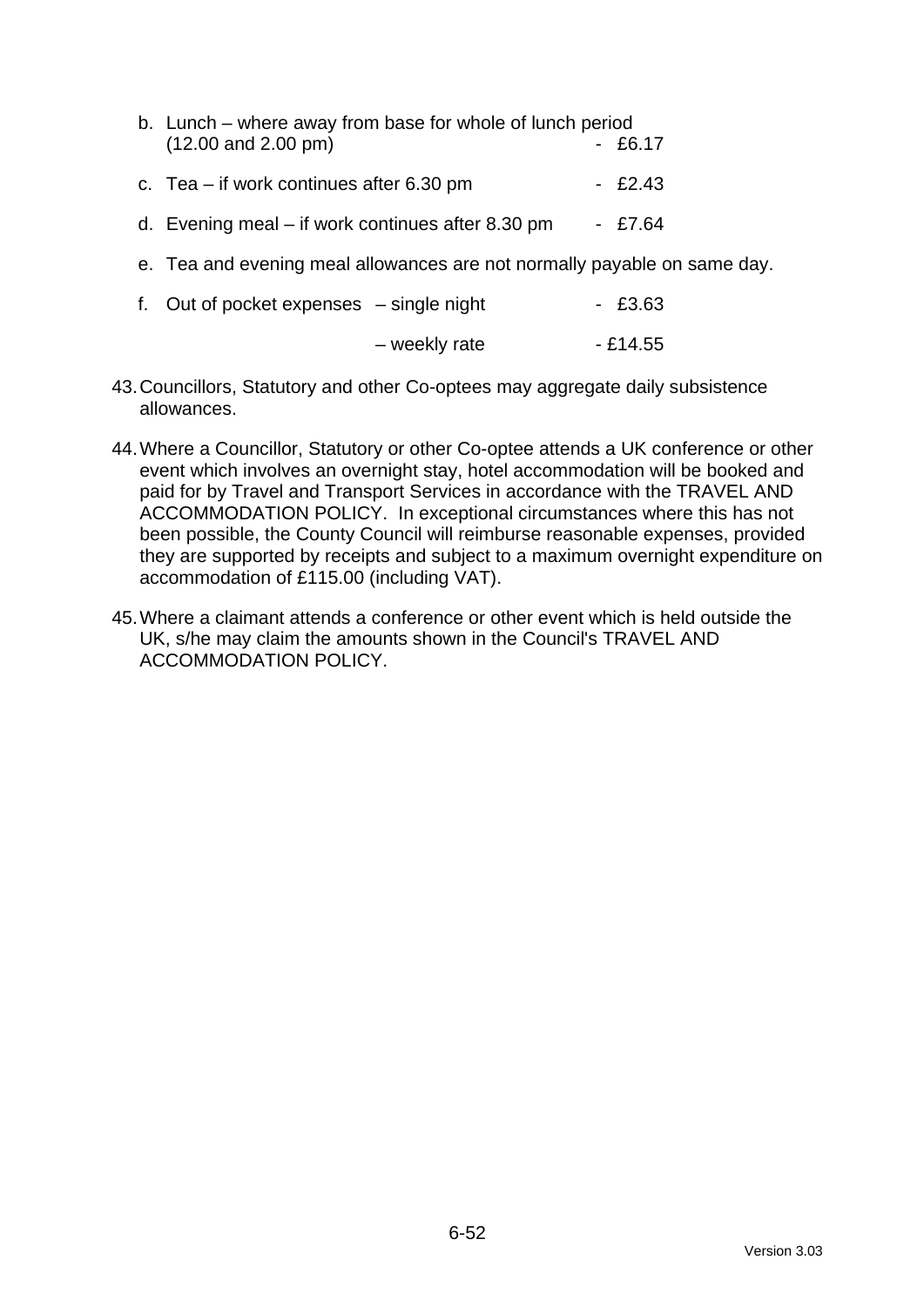b. Lunch – where away from base for whole of lunch period (12.00 and 2.00 pm) - £6.17

c. Tea – if work continues after 6.30 pm - £2.43

d. Evening meal – if work continues after 8.30 pm - £7.64

e. Tea and evening meal allowances are not normally payable on same day.

f. Out of pocket expenses – single night - £3.63

   – weekly rate - £14.55

43. Councillors, Statutory and other Co-optees may aggregate daily subsistence allowances.

44. Where a Councillor, Statutory or other Co-optee attends a UK conference or other event which involves an overnight stay, hotel accommodation will be booked and paid for by Travel and Transport Services in accordance with the TRAVEL AND ACCOMMODATION POLICY. In exceptional circumstances where this has not been possible, the County Council will reimburse reasonable expenses, provided they are supported by receipts and subject to a maximum overnight expenditure on accommodation of £115.00 (including VAT).

45. Where a claimant attends a conference or other event which is held outside the UK, s/he may claim the amounts shown in the Council's TRAVEL AND ACCOMMODATION POLICY.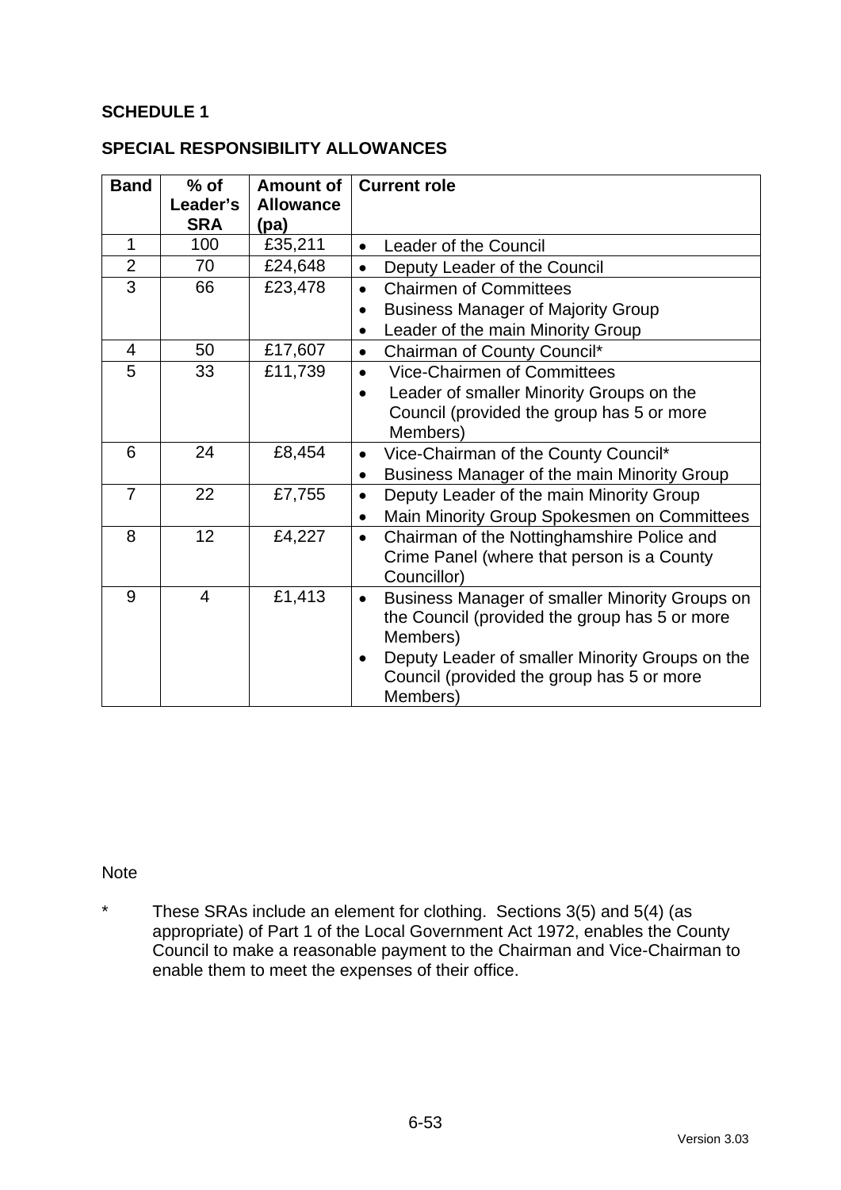**SCHEDULE 1**

**SPECIAL RESPONSIBILITY ALLOWANCES**

| Band | % of Leader's SRA | Amount of Allowance (pa) | Current role |
|---|---|---|---|
| 1 | 100 | £35,211 | • Leader of the Council |
| 2 | 70 | £24,648 | • Deputy Leader of the Council |
| 3 | 66 | £23,478 | • Chairmen of Committees<br>• Business Manager of Majority Group<br>• Leader of the main Minority Group |
| 4 | 50 | £17,607 | • Chairman of County Council* |
| 5 | 33 | £11,739 | • Vice-Chairmen of Committees<br>• Leader of smaller Minority Groups on the Council (provided the group has 5 or more Members) |
| 6 | 24 | £8,454 | • Vice-Chairman of the County Council*<br>• Business Manager of the main Minority Group |
| 7 | 22 | £7,755 | • Deputy Leader of the main Minority Group<br>• Main Minority Group Spokesmen on Committees |
| 8 | 12 | £4,227 | • Chairman of the Nottinghamshire Police and Crime Panel (where that person is a County Councillor) |
| 9 | 4 | £1,413 | • Business Manager of smaller Minority Groups on the Council (provided the group has 5 or more Members)<br>• Deputy Leader of smaller Minority Groups on the Council (provided the group has 5 or more Members) |

Note

\* These SRAs include an element for clothing. Sections 3(5) and 5(4) (as appropriate) of Part 1 of the Local Government Act 1972, enables the County Council to make a reasonable payment to the Chairman and Vice-Chairman to enable them to meet the expenses of their office.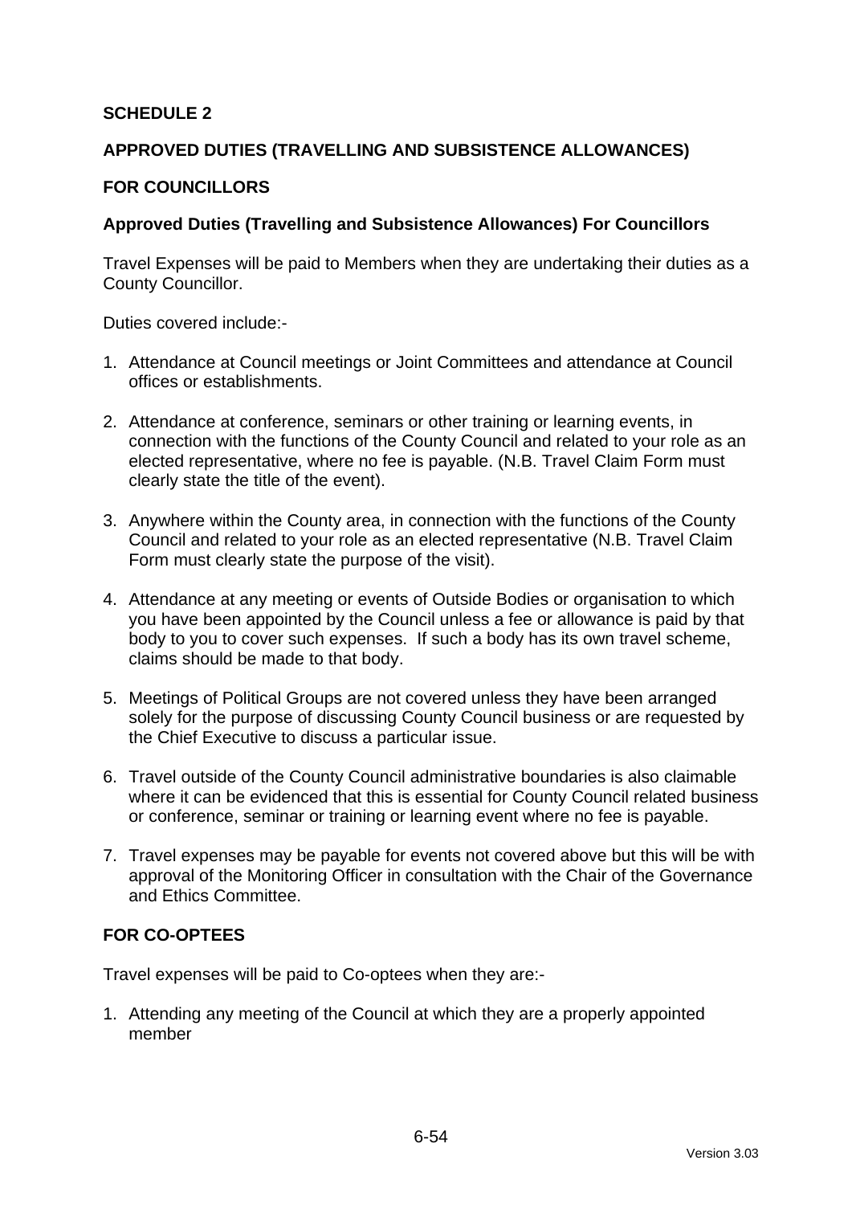**SCHEDULE 2**

**APPROVED DUTIES (TRAVELLING AND SUBSISTENCE ALLOWANCES)**

**FOR COUNCILLORS**

**Approved Duties (Travelling and Subsistence Allowances) For Councillors**

Travel Expenses will be paid to Members when they are undertaking their duties as a County Councillor.

Duties covered include:-

1. Attendance at Council meetings or Joint Committees and attendance at Council offices or establishments.

2. Attendance at conference, seminars or other training or learning events, in connection with the functions of the County Council and related to your role as an elected representative, where no fee is payable. (N.B. Travel Claim Form must clearly state the title of the event).

3. Anywhere within the County area, in connection with the functions of the County Council and related to your role as an elected representative (N.B. Travel Claim Form must clearly state the purpose of the visit).

4. Attendance at any meeting or events of Outside Bodies or organisation to which you have been appointed by the Council unless a fee or allowance is paid by that body to you to cover such expenses. If such a body has its own travel scheme, claims should be made to that body.

5. Meetings of Political Groups are not covered unless they have been arranged solely for the purpose of discussing County Council business or are requested by the Chief Executive to discuss a particular issue.

6. Travel outside of the County Council administrative boundaries is also claimable where it can be evidenced that this is essential for County Council related business or conference, seminar or training or learning event where no fee is payable.

7. Travel expenses may be payable for events not covered above but this will be with approval of the Monitoring Officer in consultation with the Chair of the Governance and Ethics Committee.

**FOR CO-OPTEES**

Travel expenses will be paid to Co-optees when they are:-

1. Attending any meeting of the Council at which they are a properly appointed member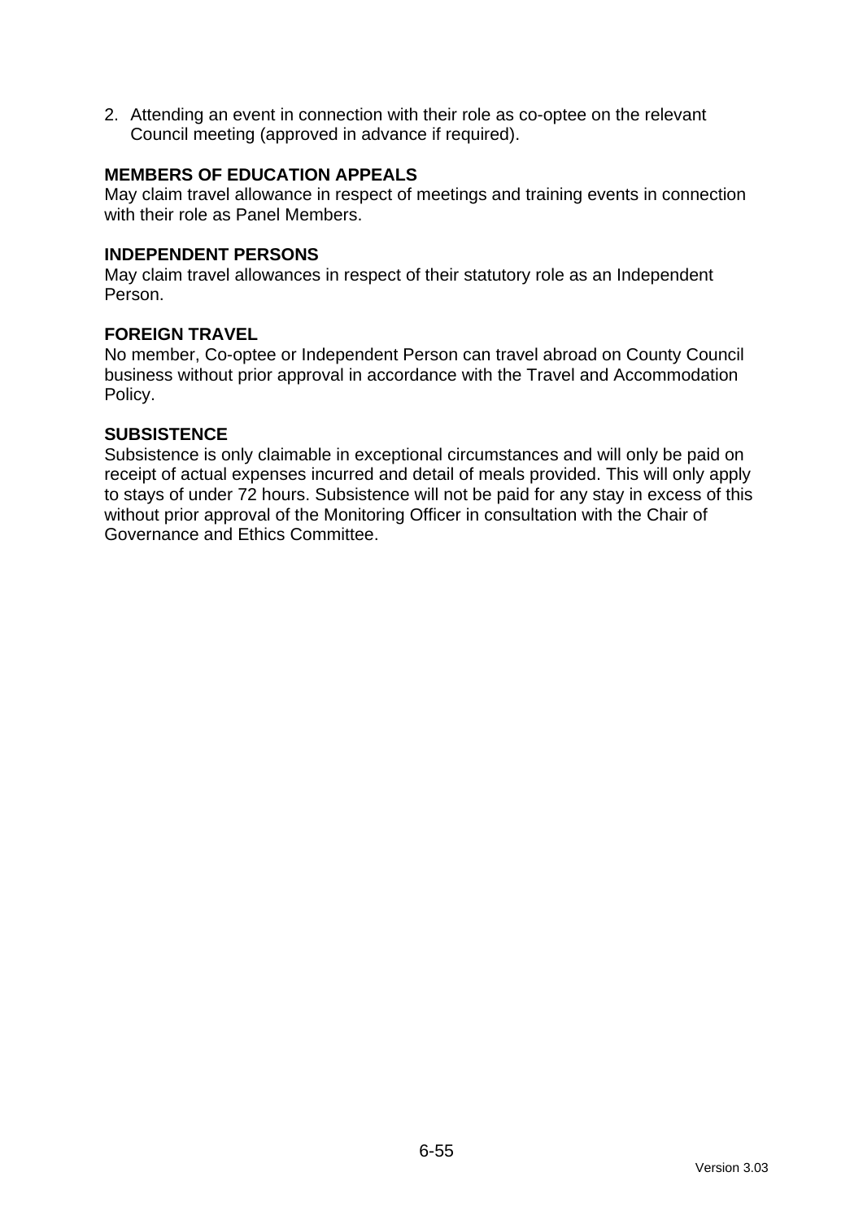2. Attending an event in connection with their role as co-optee on the relevant Council meeting (approved in advance if required).

**MEMBERS OF EDUCATION APPEALS**

May claim travel allowance in respect of meetings and training events in connection with their role as Panel Members.

**INDEPENDENT PERSONS**

May claim travel allowances in respect of their statutory role as an Independent Person.

**FOREIGN TRAVEL**

No member, Co-optee or Independent Person can travel abroad on County Council business without prior approval in accordance with the Travel and Accommodation Policy.

**SUBSISTENCE**

Subsistence is only claimable in exceptional circumstances and will only be paid on receipt of actual expenses incurred and detail of meals provided. This will only apply to stays of under 72 hours. Subsistence will not be paid for any stay in excess of this without prior approval of the Monitoring Officer in consultation with the Chair of Governance and Ethics Committee.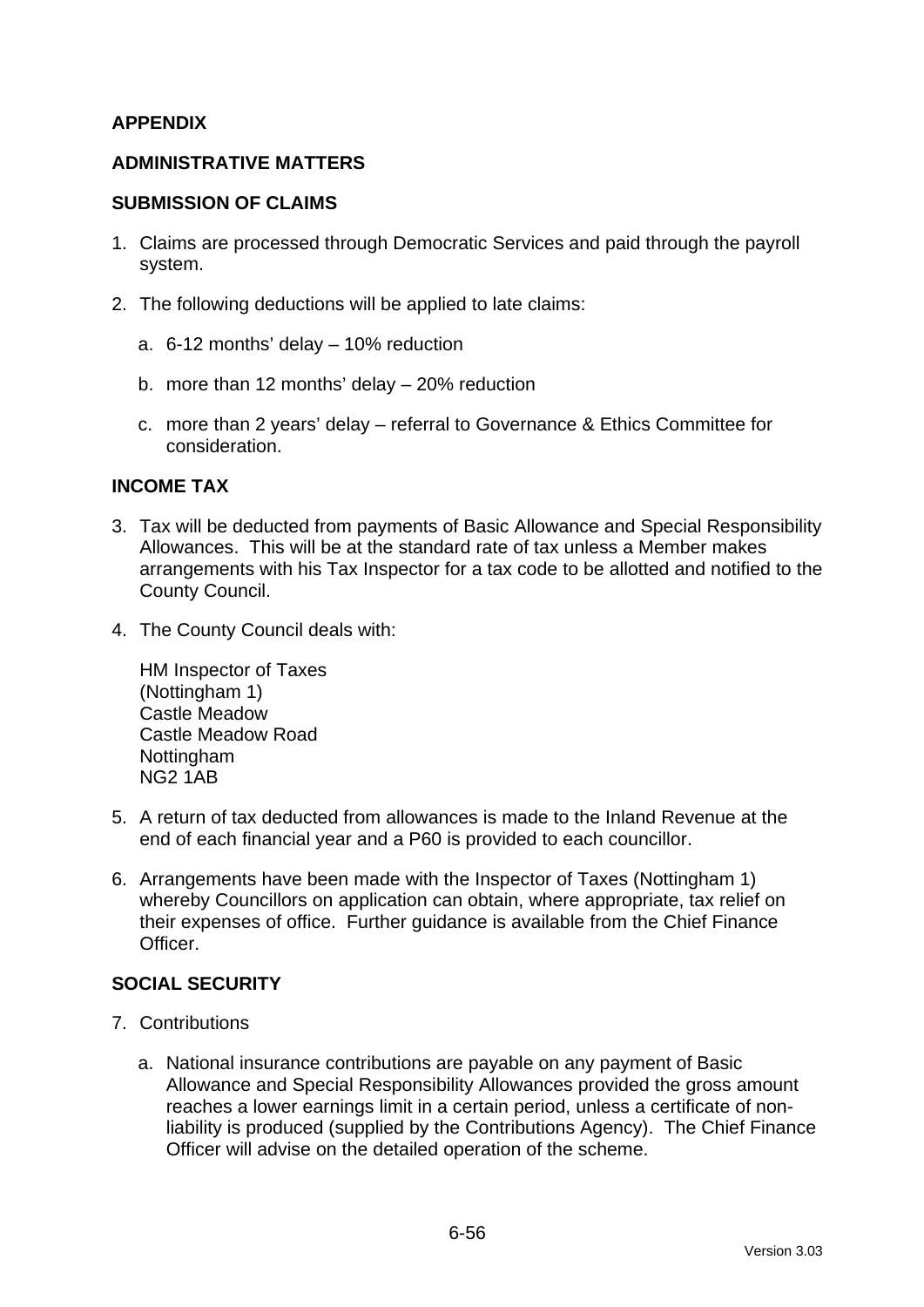## APPENDIX

## ADMINISTRATIVE MATTERS

### SUBMISSION OF CLAIMS

1. Claims are processed through Democratic Services and paid through the payroll system.

2. The following deductions will be applied to late claims:

   a. 6-12 months' delay – 10% reduction

   b. more than 12 months' delay – 20% reduction

   c. more than 2 years' delay – referral to Governance & Ethics Committee for consideration.

### INCOME TAX

3. Tax will be deducted from payments of Basic Allowance and Special Responsibility Allowances. This will be at the standard rate of tax unless a Member makes arrangements with his Tax Inspector for a tax code to be allotted and notified to the County Council.

4. The County Council deals with:

   HM Inspector of Taxes
   (Nottingham 1)
   Castle Meadow
   Castle Meadow Road
   Nottingham
   NG2 1AB

5. A return of tax deducted from allowances is made to the Inland Revenue at the end of each financial year and a P60 is provided to each councillor.

6. Arrangements have been made with the Inspector of Taxes (Nottingham 1) whereby Councillors on application can obtain, where appropriate, tax relief on their expenses of office. Further guidance is available from the Chief Finance Officer.

### SOCIAL SECURITY

7. Contributions

   a. National insurance contributions are payable on any payment of Basic Allowance and Special Responsibility Allowances provided the gross amount reaches a lower earnings limit in a certain period, unless a certificate of non-liability is produced (supplied by the Contributions Agency). The Chief Finance Officer will advise on the detailed operation of the scheme.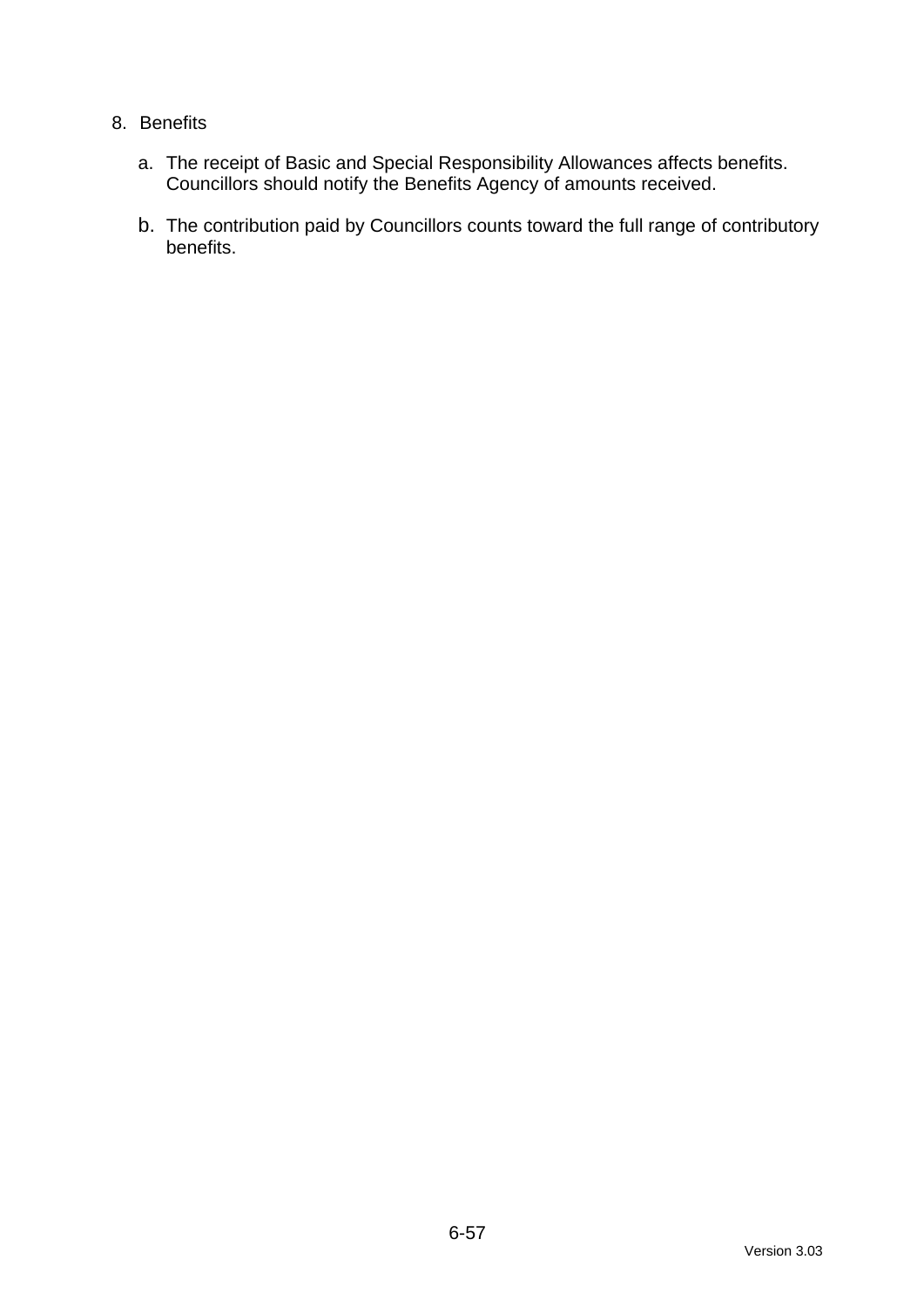8. Benefits

   a. The receipt of Basic and Special Responsibility Allowances affects benefits. Councillors should notify the Benefits Agency of amounts received.

   b. The contribution paid by Councillors counts toward the full range of contributory benefits.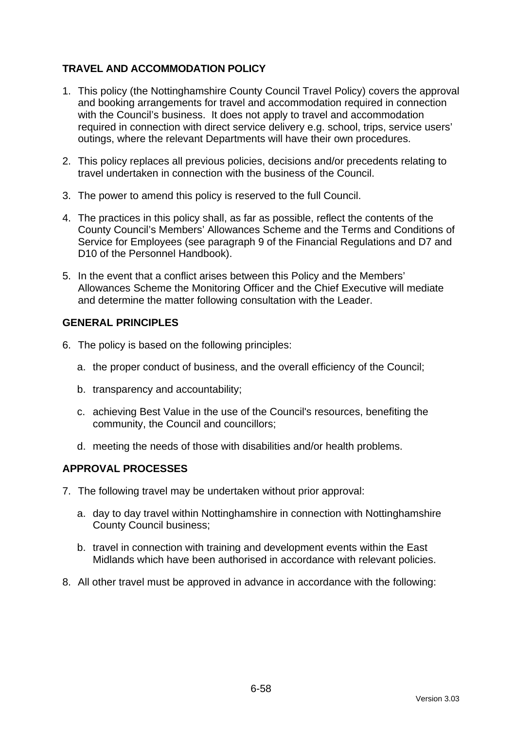## TRAVEL AND ACCOMMODATION POLICY

1. This policy (the Nottinghamshire County Council Travel Policy) covers the approval and booking arrangements for travel and accommodation required in connection with the Council's business. It does not apply to travel and accommodation required in connection with direct service delivery e.g. school, trips, service users' outings, where the relevant Departments will have their own procedures.

2. This policy replaces all previous policies, decisions and/or precedents relating to travel undertaken in connection with the business of the Council.

3. The power to amend this policy is reserved to the full Council.

4. The practices in this policy shall, as far as possible, reflect the contents of the County Council's Members' Allowances Scheme and the Terms and Conditions of Service for Employees (see paragraph 9 of the Financial Regulations and D7 and D10 of the Personnel Handbook).

5. In the event that a conflict arises between this Policy and the Members' Allowances Scheme the Monitoring Officer and the Chief Executive will mediate and determine the matter following consultation with the Leader.

## GENERAL PRINCIPLES

6. The policy is based on the following principles:

   a. the proper conduct of business, and the overall efficiency of the Council;

   b. transparency and accountability;

   c. achieving Best Value in the use of the Council's resources, benefiting the community, the Council and councillors;

   d. meeting the needs of those with disabilities and/or health problems.

## APPROVAL PROCESSES

7. The following travel may be undertaken without prior approval:

   a. day to day travel within Nottinghamshire in connection with Nottinghamshire County Council business;

   b. travel in connection with training and development events within the East Midlands which have been authorised in accordance with relevant policies.

8. All other travel must be approved in advance in accordance with the following: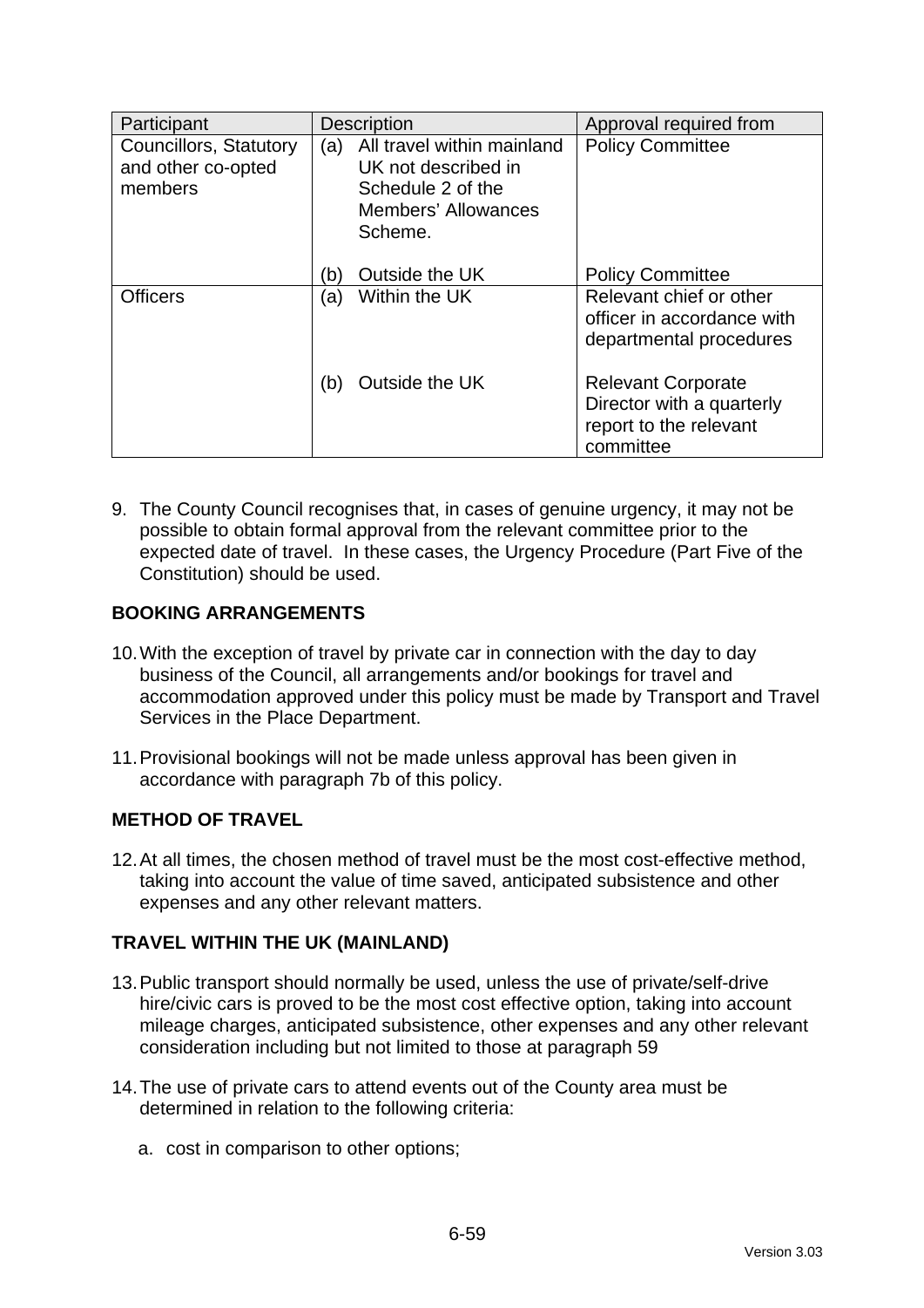| Participant | Description | Approval required from |
|---|---|---|
| Councillors, Statutory and other co-opted members | (a) All travel within mainland UK not described in Schedule 2 of the Members' Allowances Scheme.<br><br>(b) Outside the UK | Policy Committee<br><br><br><br><br>Policy Committee |
| Officers | (a) Within the UK<br><br><br><br>(b) Outside the UK | Relevant chief or other officer in accordance with departmental procedures<br><br>Relevant Corporate Director with a quarterly report to the relevant committee |

9. The County Council recognises that, in cases of genuine urgency, it may not be possible to obtain formal approval from the relevant committee prior to the expected date of travel. In these cases, the Urgency Procedure (Part Five of the Constitution) should be used.

**BOOKING ARRANGEMENTS**

10. With the exception of travel by private car in connection with the day to day business of the Council, all arrangements and/or bookings for travel and accommodation approved under this policy must be made by Transport and Travel Services in the Place Department.

11. Provisional bookings will not be made unless approval has been given in accordance with paragraph 7b of this policy.

**METHOD OF TRAVEL**

12. At all times, the chosen method of travel must be the most cost-effective method, taking into account the value of time saved, anticipated subsistence and other expenses and any other relevant matters.

**TRAVEL WITHIN THE UK (MAINLAND)**

13. Public transport should normally be used, unless the use of private/self-drive hire/civic cars is proved to be the most cost effective option, taking into account mileage charges, anticipated subsistence, other expenses and any other relevant consideration including but not limited to those at paragraph 59

14. The use of private cars to attend events out of the County area must be determined in relation to the following criteria:

    a. cost in comparison to other options;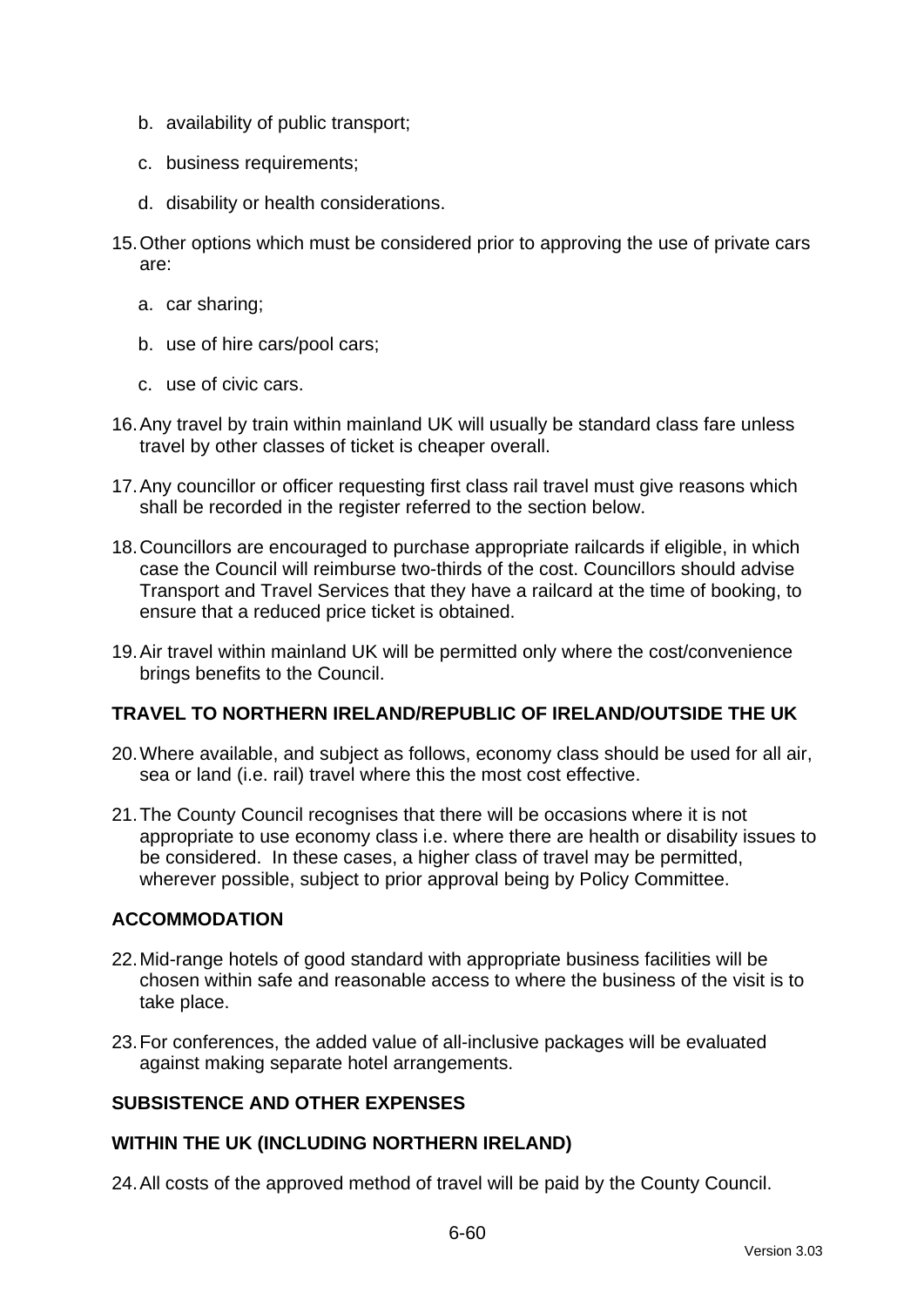b. availability of public transport;

c. business requirements;

d. disability or health considerations.

15. Other options which must be considered prior to approving the use of private cars are:

    a. car sharing;

    b. use of hire cars/pool cars;

    c. use of civic cars.

16. Any travel by train within mainland UK will usually be standard class fare unless travel by other classes of ticket is cheaper overall.

17. Any councillor or officer requesting first class rail travel must give reasons which shall be recorded in the register referred to the section below.

18. Councillors are encouraged to purchase appropriate railcards if eligible, in which case the Council will reimburse two-thirds of the cost. Councillors should advise Transport and Travel Services that they have a railcard at the time of booking, to ensure that a reduced price ticket is obtained.

19. Air travel within mainland UK will be permitted only where the cost/convenience brings benefits to the Council.

**TRAVEL TO NORTHERN IRELAND/REPUBLIC OF IRELAND/OUTSIDE THE UK**

20. Where available, and subject as follows, economy class should be used for all air, sea or land (i.e. rail) travel where this the most cost effective.

21. The County Council recognises that there will be occasions where it is not appropriate to use economy class i.e. where there are health or disability issues to be considered. In these cases, a higher class of travel may be permitted, wherever possible, subject to prior approval being by Policy Committee.

**ACCOMMODATION**

22. Mid-range hotels of good standard with appropriate business facilities will be chosen within safe and reasonable access to where the business of the visit is to take place.

23. For conferences, the added value of all-inclusive packages will be evaluated against making separate hotel arrangements.

**SUBSISTENCE AND OTHER EXPENSES**

**WITHIN THE UK (INCLUDING NORTHERN IRELAND)**

24. All costs of the approved method of travel will be paid by the County Council.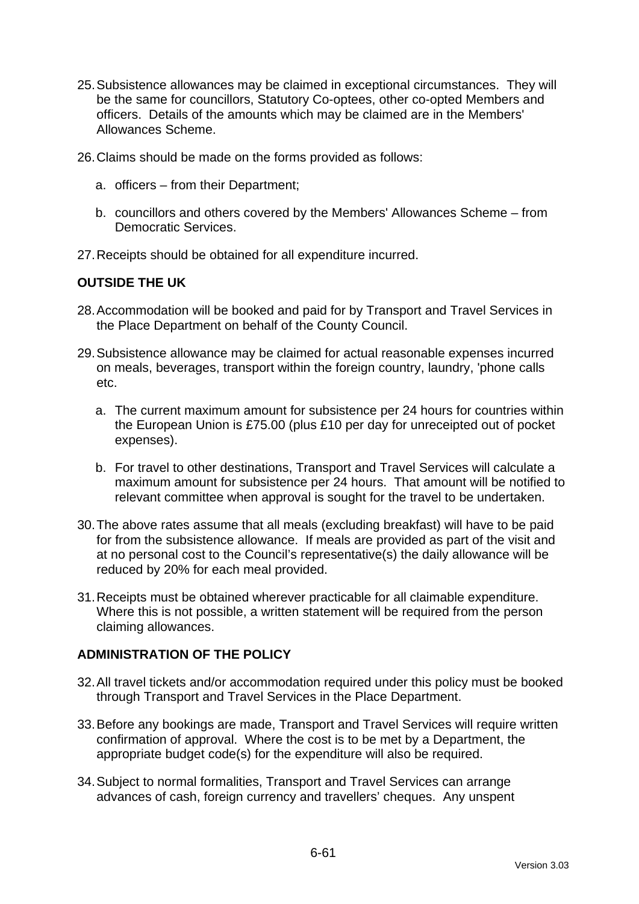25. Subsistence allowances may be claimed in exceptional circumstances. They will be the same for councillors, Statutory Co-optees, other co-opted Members and officers. Details of the amounts which may be claimed are in the Members' Allowances Scheme.

26. Claims should be made on the forms provided as follows:

    a. officers – from their Department;

    b. councillors and others covered by the Members' Allowances Scheme – from Democratic Services.

27. Receipts should be obtained for all expenditure incurred.

**OUTSIDE THE UK**

28. Accommodation will be booked and paid for by Transport and Travel Services in the Place Department on behalf of the County Council.

29. Subsistence allowance may be claimed for actual reasonable expenses incurred on meals, beverages, transport within the foreign country, laundry, 'phone calls etc.

    a. The current maximum amount for subsistence per 24 hours for countries within the European Union is £75.00 (plus £10 per day for unreceipted out of pocket expenses).

    b. For travel to other destinations, Transport and Travel Services will calculate a maximum amount for subsistence per 24 hours. That amount will be notified to relevant committee when approval is sought for the travel to be undertaken.

30. The above rates assume that all meals (excluding breakfast) will have to be paid for from the subsistence allowance. If meals are provided as part of the visit and at no personal cost to the Council's representative(s) the daily allowance will be reduced by 20% for each meal provided.

31. Receipts must be obtained wherever practicable for all claimable expenditure. Where this is not possible, a written statement will be required from the person claiming allowances.

**ADMINISTRATION OF THE POLICY**

32. All travel tickets and/or accommodation required under this policy must be booked through Transport and Travel Services in the Place Department.

33. Before any bookings are made, Transport and Travel Services will require written confirmation of approval. Where the cost is to be met by a Department, the appropriate budget code(s) for the expenditure will also be required.

34. Subject to normal formalities, Transport and Travel Services can arrange advances of cash, foreign currency and travellers' cheques. Any unspent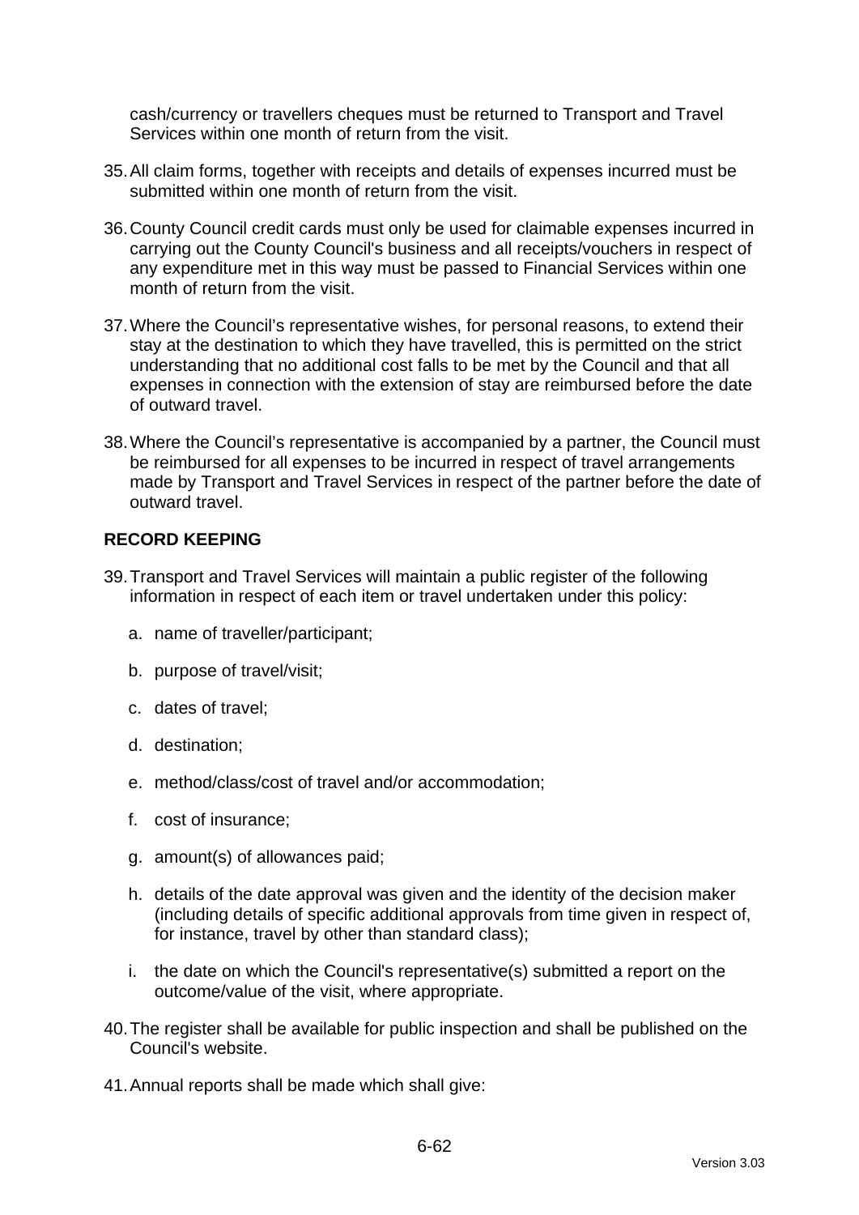cash/currency or travellers cheques must be returned to Transport and Travel Services within one month of return from the visit.

35. All claim forms, together with receipts and details of expenses incurred must be submitted within one month of return from the visit.

36. County Council credit cards must only be used for claimable expenses incurred in carrying out the County Council's business and all receipts/vouchers in respect of any expenditure met in this way must be passed to Financial Services within one month of return from the visit.

37. Where the Council's representative wishes, for personal reasons, to extend their stay at the destination to which they have travelled, this is permitted on the strict understanding that no additional cost falls to be met by the Council and that all expenses in connection with the extension of stay are reimbursed before the date of outward travel.

38. Where the Council's representative is accompanied by a partner, the Council must be reimbursed for all expenses to be incurred in respect of travel arrangements made by Transport and Travel Services in respect of the partner before the date of outward travel.

**RECORD KEEPING**

39. Transport and Travel Services will maintain a public register of the following information in respect of each item or travel undertaken under this policy:

    a. name of traveller/participant;

    b. purpose of travel/visit;

    c. dates of travel;

    d. destination;

    e. method/class/cost of travel and/or accommodation;

    f. cost of insurance;

    g. amount(s) of allowances paid;

    h. details of the date approval was given and the identity of the decision maker (including details of specific additional approvals from time given in respect of, for instance, travel by other than standard class);

    i. the date on which the Council's representative(s) submitted a report on the outcome/value of the visit, where appropriate.

40. The register shall be available for public inspection and shall be published on the Council's website.

41. Annual reports shall be made which shall give: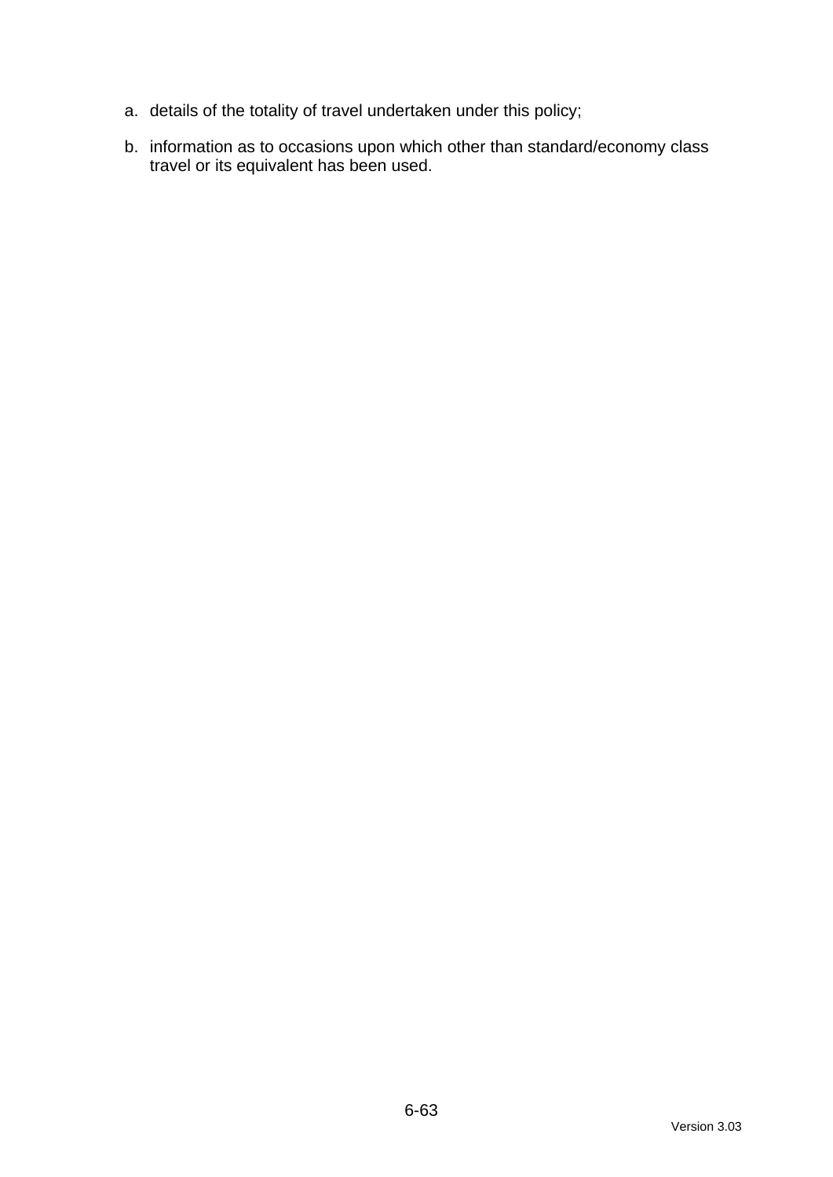a. details of the totality of travel undertaken under this policy;

b. information as to occasions upon which other than standard/economy class travel or its equivalent has been used.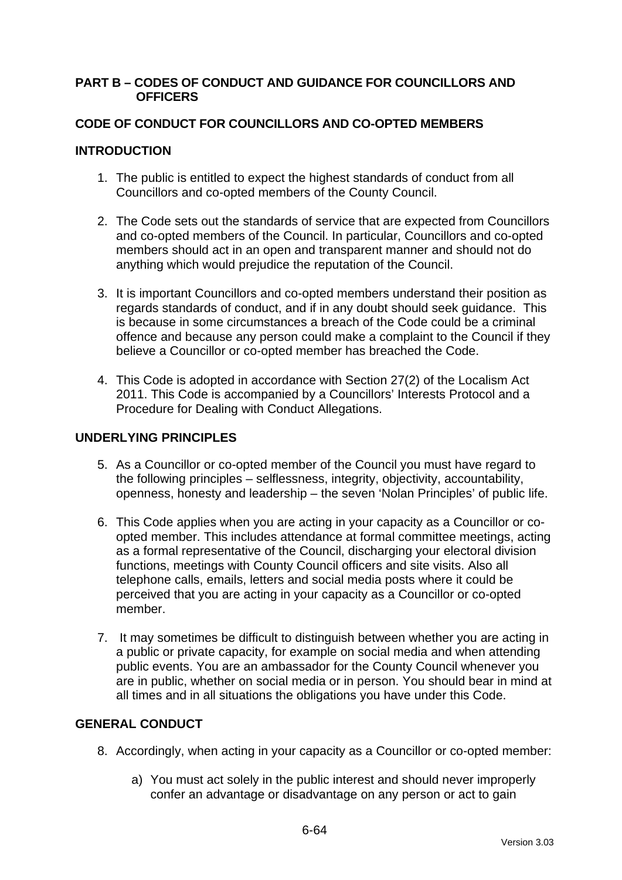**PART B – CODES OF CONDUCT AND GUIDANCE FOR COUNCILLORS AND OFFICERS**

**CODE OF CONDUCT FOR COUNCILLORS AND CO-OPTED MEMBERS**

**INTRODUCTION**

1. The public is entitled to expect the highest standards of conduct from all Councillors and co-opted members of the County Council.

2. The Code sets out the standards of service that are expected from Councillors and co-opted members of the Council. In particular, Councillors and co-opted members should act in an open and transparent manner and should not do anything which would prejudice the reputation of the Council.

3. It is important Councillors and co-opted members understand their position as regards standards of conduct, and if in any doubt should seek guidance. This is because in some circumstances a breach of the Code could be a criminal offence and because any person could make a complaint to the Council if they believe a Councillor or co-opted member has breached the Code.

4. This Code is adopted in accordance with Section 27(2) of the Localism Act 2011. This Code is accompanied by a Councillors' Interests Protocol and a Procedure for Dealing with Conduct Allegations.

**UNDERLYING PRINCIPLES**

5. As a Councillor or co-opted member of the Council you must have regard to the following principles – selflessness, integrity, objectivity, accountability, openness, honesty and leadership – the seven 'Nolan Principles' of public life.

6. This Code applies when you are acting in your capacity as a Councillor or co-opted member. This includes attendance at formal committee meetings, acting as a formal representative of the Council, discharging your electoral division functions, meetings with County Council officers and site visits. Also all telephone calls, emails, letters and social media posts where it could be perceived that you are acting in your capacity as a Councillor or co-opted member.

7. It may sometimes be difficult to distinguish between whether you are acting in a public or private capacity, for example on social media and when attending public events. You are an ambassador for the County Council whenever you are in public, whether on social media or in person. You should bear in mind at all times and in all situations the obligations you have under this Code.

**GENERAL CONDUCT**

8. Accordingly, when acting in your capacity as a Councillor or co-opted member:

   a) You must act solely in the public interest and should never improperly confer an advantage or disadvantage on any person or act to gain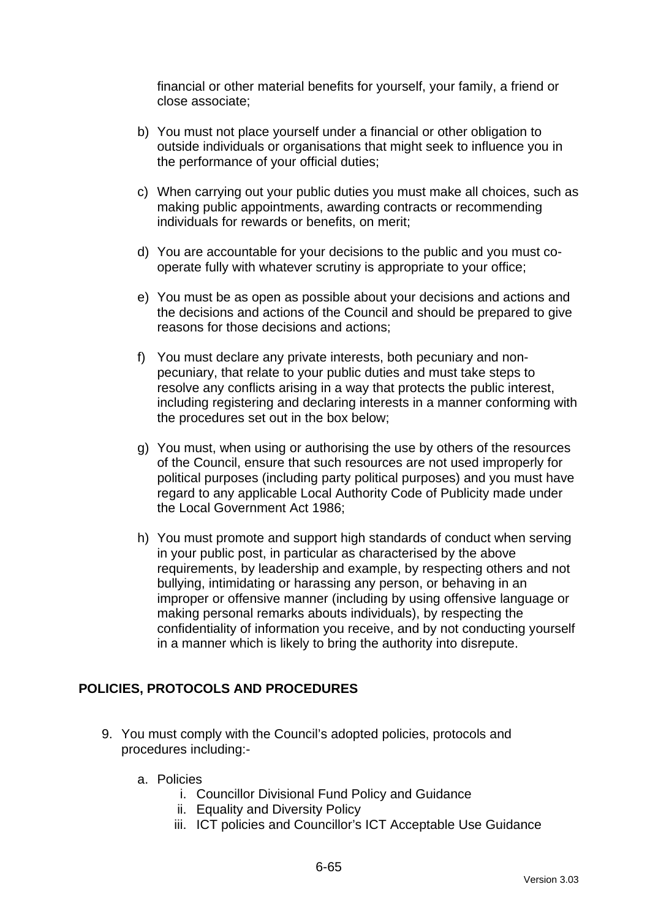financial or other material benefits for yourself, your family, a friend or close associate;

b) You must not place yourself under a financial or other obligation to outside individuals or organisations that might seek to influence you in the performance of your official duties;

c) When carrying out your public duties you must make all choices, such as making public appointments, awarding contracts or recommending individuals for rewards or benefits, on merit;

d) You are accountable for your decisions to the public and you must co-operate fully with whatever scrutiny is appropriate to your office;

e) You must be as open as possible about your decisions and actions and the decisions and actions of the Council and should be prepared to give reasons for those decisions and actions;

f) You must declare any private interests, both pecuniary and non-pecuniary, that relate to your public duties and must take steps to resolve any conflicts arising in a way that protects the public interest, including registering and declaring interests in a manner conforming with the procedures set out in the box below;

g) You must, when using or authorising the use by others of the resources of the Council, ensure that such resources are not used improperly for political purposes (including party political purposes) and you must have regard to any applicable Local Authority Code of Publicity made under the Local Government Act 1986;

h) You must promote and support high standards of conduct when serving in your public post, in particular as characterised by the above requirements, by leadership and example, by respecting others and not bullying, intimidating or harassing any person, or behaving in an improper or offensive manner (including by using offensive language or making personal remarks abouts individuals), by respecting the confidentiality of information you receive, and by not conducting yourself in a manner which is likely to bring the authority into disrepute.

## POLICIES, PROTOCOLS AND PROCEDURES

9. You must comply with the Council's adopted policies, protocols and procedures including:-

   a. Policies
      i. Councillor Divisional Fund Policy and Guidance
      ii. Equality and Diversity Policy
      iii. ICT policies and Councillor's ICT Acceptable Use Guidance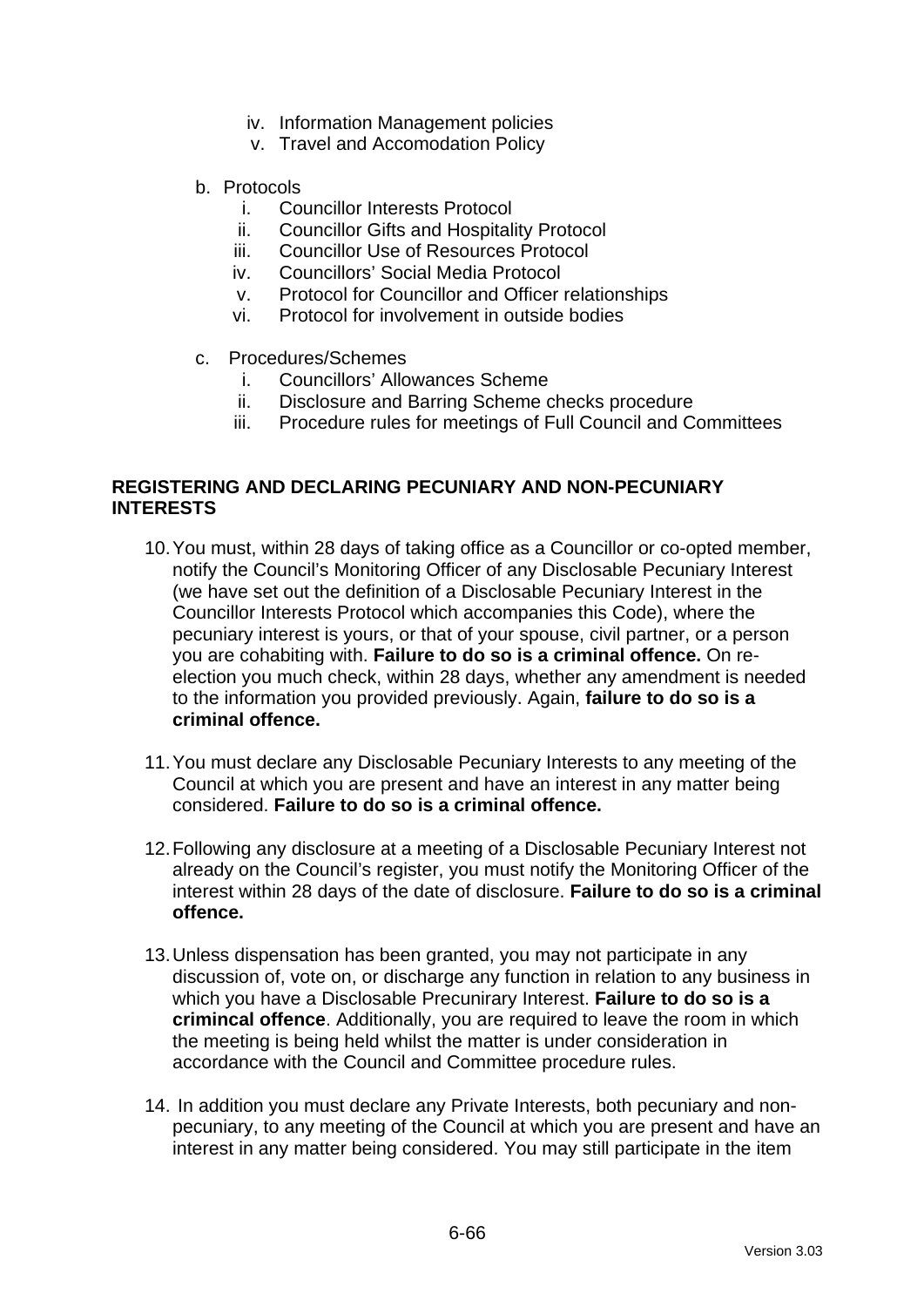iv. Information Management policies
   v. Travel and Accomodation Policy

b. Protocols
   i. Councillor Interests Protocol
   ii. Councillor Gifts and Hospitality Protocol
   iii. Councillor Use of Resources Protocol
   iv. Councillors' Social Media Protocol
   v. Protocol for Councillor and Officer relationships
   vi. Protocol for involvement in outside bodies

c. Procedures/Schemes
   i. Councillors' Allowances Scheme
   ii. Disclosure and Barring Scheme checks procedure
   iii. Procedure rules for meetings of Full Council and Committees

**REGISTERING AND DECLARING PECUNIARY AND NON-PECUNIARY INTERESTS**

10. You must, within 28 days of taking office as a Councillor or co-opted member, notify the Council's Monitoring Officer of any Disclosable Pecuniary Interest (we have set out the definition of a Disclosable Pecuniary Interest in the Councillor Interests Protocol which accompanies this Code), where the pecuniary interest is yours, or that of your spouse, civil partner, or a person you are cohabiting with. **Failure to do so is a criminal offence.** On re-election you much check, within 28 days, whether any amendment is needed to the information you provided previously. Again, **failure to do so is a criminal offence.**

11. You must declare any Disclosable Pecuniary Interests to any meeting of the Council at which you are present and have an interest in any matter being considered. **Failure to do so is a criminal offence.**

12. Following any disclosure at a meeting of a Disclosable Pecuniary Interest not already on the Council's register, you must notify the Monitoring Officer of the interest within 28 days of the date of disclosure. **Failure to do so is a criminal offence.**

13. Unless dispensation has been granted, you may not participate in any discussion of, vote on, or discharge any function in relation to any business in which you have a Disclosable Precunirary Interest. **Failure to do so is a crimincal offence**. Additionally, you are required to leave the room in which the meeting is being held whilst the matter is under consideration in accordance with the Council and Committee procedure rules.

14. In addition you must declare any Private Interests, both pecuniary and non-pecuniary, to any meeting of the Council at which you are present and have an interest in any matter being considered. You may still participate in the item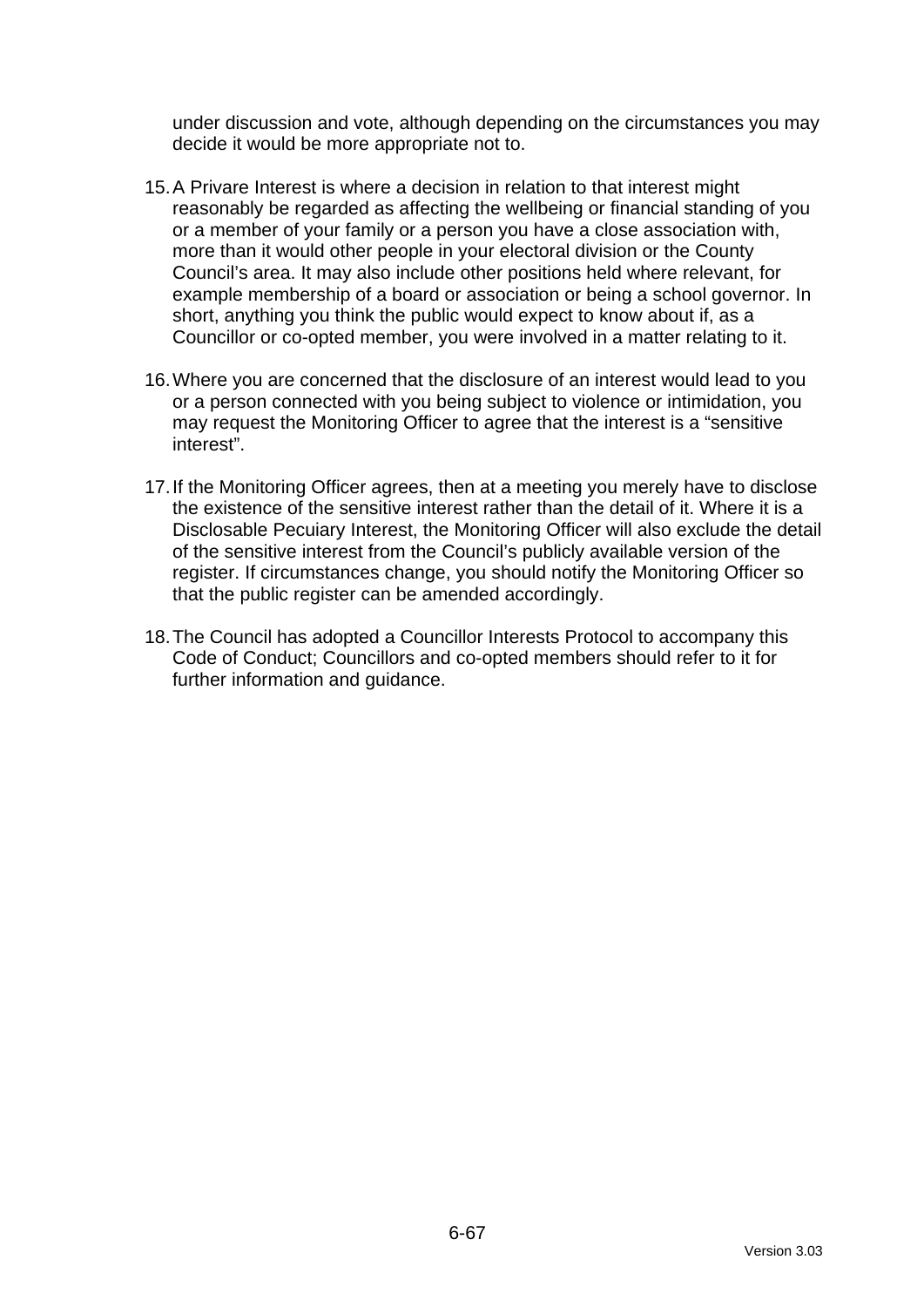under discussion and vote, although depending on the circumstances you may decide it would be more appropriate not to.

15. A Privare Interest is where a decision in relation to that interest might reasonably be regarded as affecting the wellbeing or financial standing of you or a member of your family or a person you have a close association with, more than it would other people in your electoral division or the County Council's area. It may also include other positions held where relevant, for example membership of a board or association or being a school governor. In short, anything you think the public would expect to know about if, as a Councillor or co-opted member, you were involved in a matter relating to it.

16. Where you are concerned that the disclosure of an interest would lead to you or a person connected with you being subject to violence or intimidation, you may request the Monitoring Officer to agree that the interest is a "sensitive interest".

17. If the Monitoring Officer agrees, then at a meeting you merely have to disclose the existence of the sensitive interest rather than the detail of it. Where it is a Disclosable Pecuiary Interest, the Monitoring Officer will also exclude the detail of the sensitive interest from the Council's publicly available version of the register. If circumstances change, you should notify the Monitoring Officer so that the public register can be amended accordingly.

18. The Council has adopted a Councillor Interests Protocol to accompany this Code of Conduct; Councillors and co-opted members should refer to it for further information and guidance.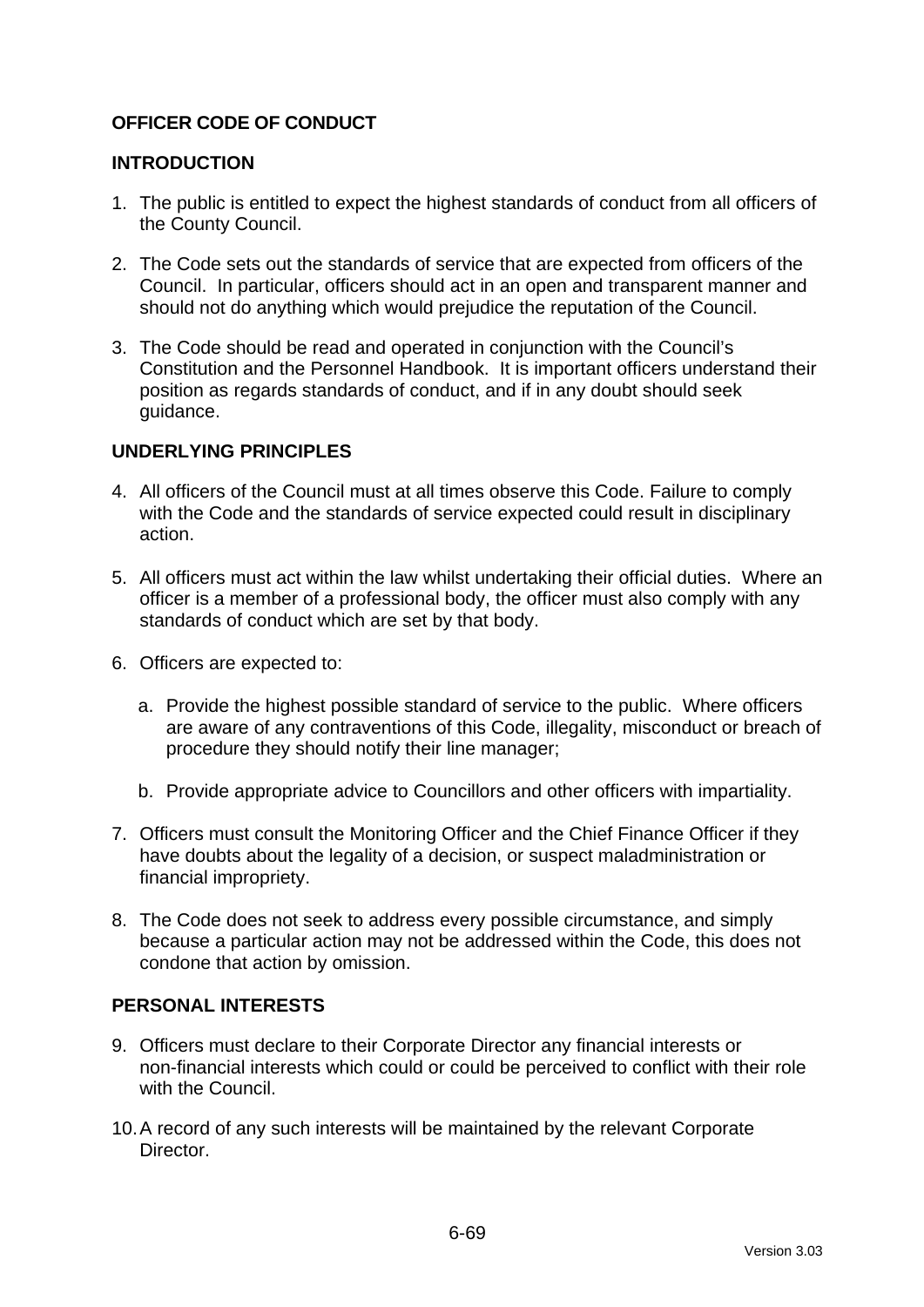## OFFICER CODE OF CONDUCT

### INTRODUCTION

1. The public is entitled to expect the highest standards of conduct from all officers of the County Council.

2. The Code sets out the standards of service that are expected from officers of the Council. In particular, officers should act in an open and transparent manner and should not do anything which would prejudice the reputation of the Council.

3. The Code should be read and operated in conjunction with the Council's Constitution and the Personnel Handbook. It is important officers understand their position as regards standards of conduct, and if in any doubt should seek guidance.

### UNDERLYING PRINCIPLES

4. All officers of the Council must at all times observe this Code. Failure to comply with the Code and the standards of service expected could result in disciplinary action.

5. All officers must act within the law whilst undertaking their official duties. Where an officer is a member of a professional body, the officer must also comply with any standards of conduct which are set by that body.

6. Officers are expected to:

   a. Provide the highest possible standard of service to the public. Where officers are aware of any contraventions of this Code, illegality, misconduct or breach of procedure they should notify their line manager;

   b. Provide appropriate advice to Councillors and other officers with impartiality.

7. Officers must consult the Monitoring Officer and the Chief Finance Officer if they have doubts about the legality of a decision, or suspect maladministration or financial impropriety.

8. The Code does not seek to address every possible circumstance, and simply because a particular action may not be addressed within the Code, this does not condone that action by omission.

### PERSONAL INTERESTS

9. Officers must declare to their Corporate Director any financial interests or non-financial interests which could or could be perceived to conflict with their role with the Council.

10. A record of any such interests will be maintained by the relevant Corporate Director.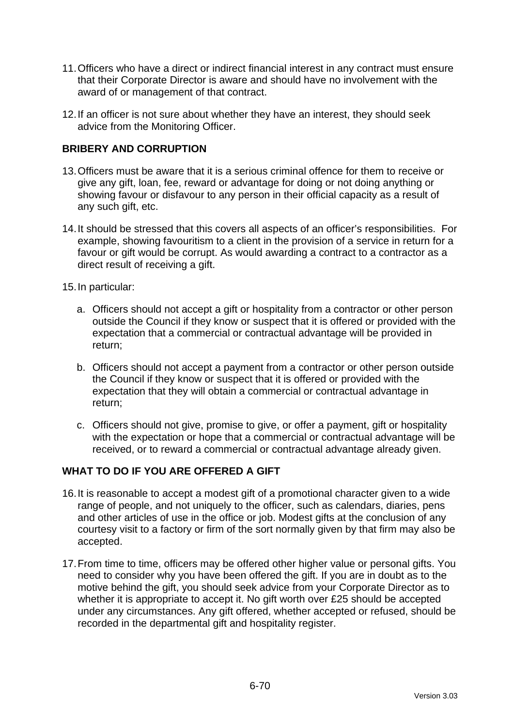11. Officers who have a direct or indirect financial interest in any contract must ensure that their Corporate Director is aware and should have no involvement with the award of or management of that contract.

12. If an officer is not sure about whether they have an interest, they should seek advice from the Monitoring Officer.

**BRIBERY AND CORRUPTION**

13. Officers must be aware that it is a serious criminal offence for them to receive or give any gift, loan, fee, reward or advantage for doing or not doing anything or showing favour or disfavour to any person in their official capacity as a result of any such gift, etc.

14. It should be stressed that this covers all aspects of an officer's responsibilities. For example, showing favouritism to a client in the provision of a service in return for a favour or gift would be corrupt. As would awarding a contract to a contractor as a direct result of receiving a gift.

15. In particular:

    a. Officers should not accept a gift or hospitality from a contractor or other person outside the Council if they know or suspect that it is offered or provided with the expectation that a commercial or contractual advantage will be provided in return;

    b. Officers should not accept a payment from a contractor or other person outside the Council if they know or suspect that it is offered or provided with the expectation that they will obtain a commercial or contractual advantage in return;

    c. Officers should not give, promise to give, or offer a payment, gift or hospitality with the expectation or hope that a commercial or contractual advantage will be received, or to reward a commercial or contractual advantage already given.

**WHAT TO DO IF YOU ARE OFFERED A GIFT**

16. It is reasonable to accept a modest gift of a promotional character given to a wide range of people, and not uniquely to the officer, such as calendars, diaries, pens and other articles of use in the office or job. Modest gifts at the conclusion of any courtesy visit to a factory or firm of the sort normally given by that firm may also be accepted.

17. From time to time, officers may be offered other higher value or personal gifts. You need to consider why you have been offered the gift. If you are in doubt as to the motive behind the gift, you should seek advice from your Corporate Director as to whether it is appropriate to accept it. No gift worth over £25 should be accepted under any circumstances. Any gift offered, whether accepted or refused, should be recorded in the departmental gift and hospitality register.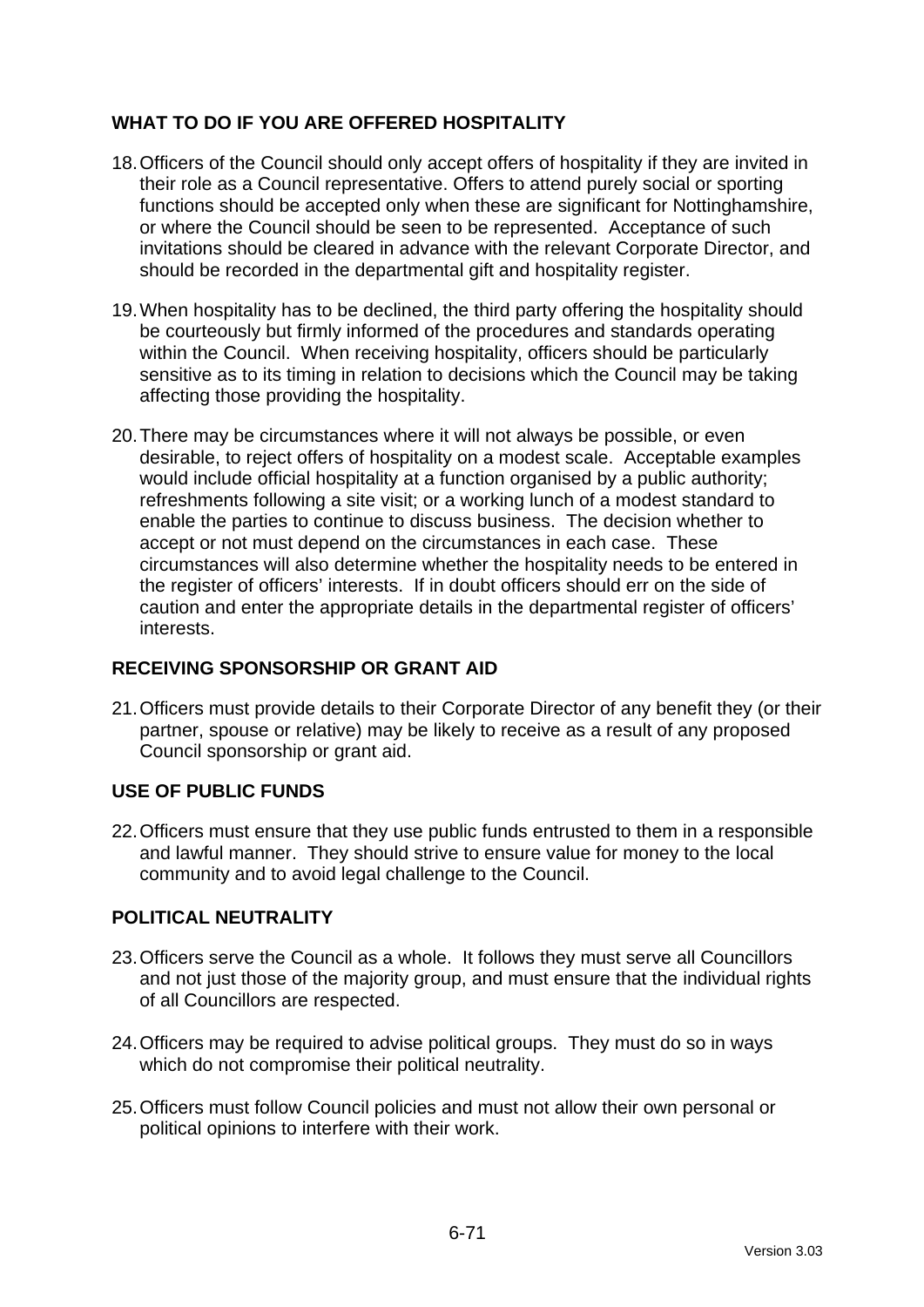## WHAT TO DO IF YOU ARE OFFERED HOSPITALITY

18. Officers of the Council should only accept offers of hospitality if they are invited in their role as a Council representative. Offers to attend purely social or sporting functions should be accepted only when these are significant for Nottinghamshire, or where the Council should be seen to be represented. Acceptance of such invitations should be cleared in advance with the relevant Corporate Director, and should be recorded in the departmental gift and hospitality register.

19. When hospitality has to be declined, the third party offering the hospitality should be courteously but firmly informed of the procedures and standards operating within the Council. When receiving hospitality, officers should be particularly sensitive as to its timing in relation to decisions which the Council may be taking affecting those providing the hospitality.

20. There may be circumstances where it will not always be possible, or even desirable, to reject offers of hospitality on a modest scale. Acceptable examples would include official hospitality at a function organised by a public authority; refreshments following a site visit; or a working lunch of a modest standard to enable the parties to continue to discuss business. The decision whether to accept or not must depend on the circumstances in each case. These circumstances will also determine whether the hospitality needs to be entered in the register of officers' interests. If in doubt officers should err on the side of caution and enter the appropriate details in the departmental register of officers' interests.

## RECEIVING SPONSORSHIP OR GRANT AID

21. Officers must provide details to their Corporate Director of any benefit they (or their partner, spouse or relative) may be likely to receive as a result of any proposed Council sponsorship or grant aid.

## USE OF PUBLIC FUNDS

22. Officers must ensure that they use public funds entrusted to them in a responsible and lawful manner. They should strive to ensure value for money to the local community and to avoid legal challenge to the Council.

## POLITICAL NEUTRALITY

23. Officers serve the Council as a whole. It follows they must serve all Councillors and not just those of the majority group, and must ensure that the individual rights of all Councillors are respected.

24. Officers may be required to advise political groups. They must do so in ways which do not compromise their political neutrality.

25. Officers must follow Council policies and must not allow their own personal or political opinions to interfere with their work.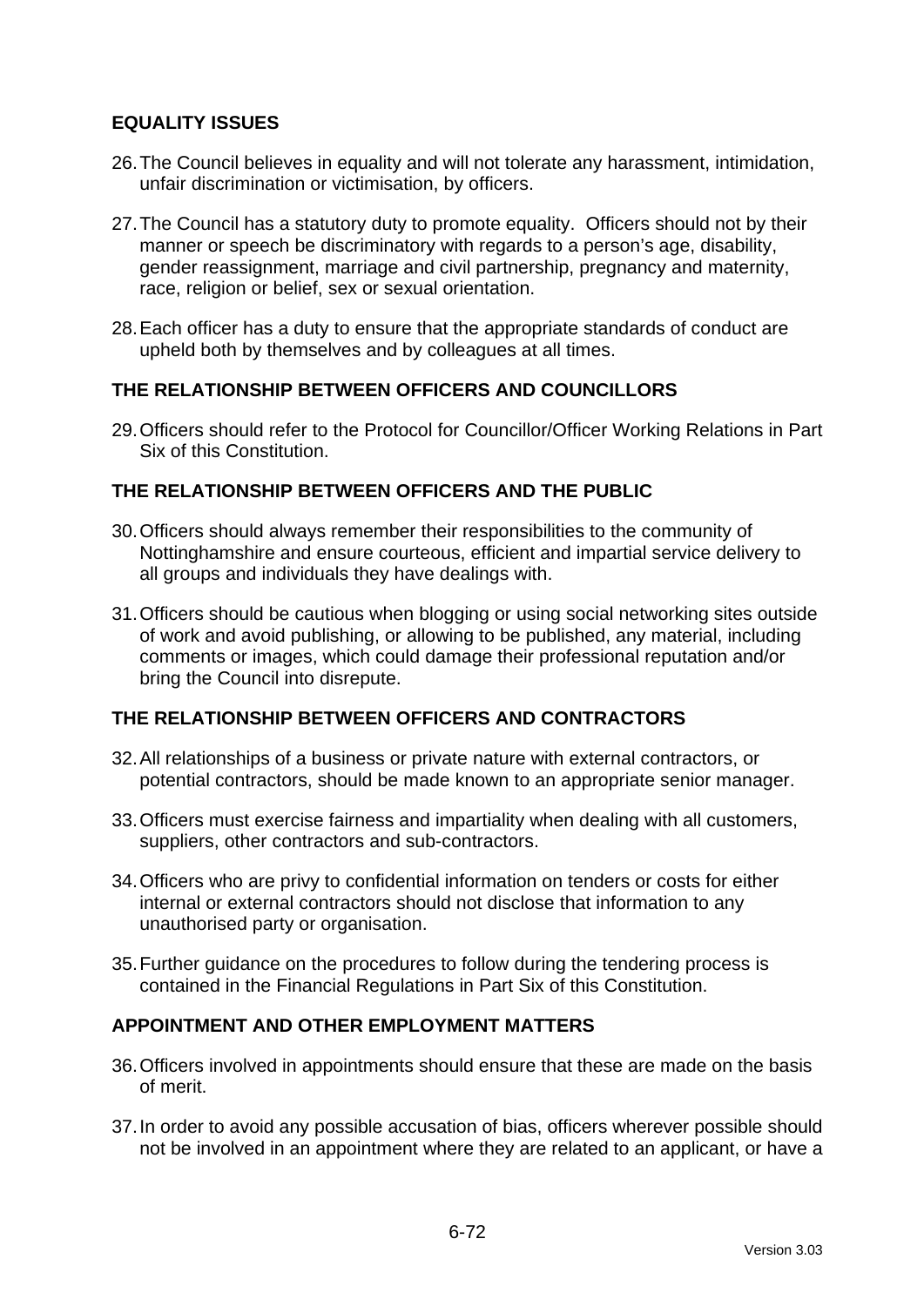## EQUALITY ISSUES

26. The Council believes in equality and will not tolerate any harassment, intimidation, unfair discrimination or victimisation, by officers.

27. The Council has a statutory duty to promote equality. Officers should not by their manner or speech be discriminatory with regards to a person's age, disability, gender reassignment, marriage and civil partnership, pregnancy and maternity, race, religion or belief, sex or sexual orientation.

28. Each officer has a duty to ensure that the appropriate standards of conduct are upheld both by themselves and by colleagues at all times.

## THE RELATIONSHIP BETWEEN OFFICERS AND COUNCILLORS

29. Officers should refer to the Protocol for Councillor/Officer Working Relations in Part Six of this Constitution.

## THE RELATIONSHIP BETWEEN OFFICERS AND THE PUBLIC

30. Officers should always remember their responsibilities to the community of Nottinghamshire and ensure courteous, efficient and impartial service delivery to all groups and individuals they have dealings with.

31. Officers should be cautious when blogging or using social networking sites outside of work and avoid publishing, or allowing to be published, any material, including comments or images, which could damage their professional reputation and/or bring the Council into disrepute.

## THE RELATIONSHIP BETWEEN OFFICERS AND CONTRACTORS

32. All relationships of a business or private nature with external contractors, or potential contractors, should be made known to an appropriate senior manager.

33. Officers must exercise fairness and impartiality when dealing with all customers, suppliers, other contractors and sub-contractors.

34. Officers who are privy to confidential information on tenders or costs for either internal or external contractors should not disclose that information to any unauthorised party or organisation.

35. Further guidance on the procedures to follow during the tendering process is contained in the Financial Regulations in Part Six of this Constitution.

## APPOINTMENT AND OTHER EMPLOYMENT MATTERS

36. Officers involved in appointments should ensure that these are made on the basis of merit.

37. In order to avoid any possible accusation of bias, officers wherever possible should not be involved in an appointment where they are related to an applicant, or have a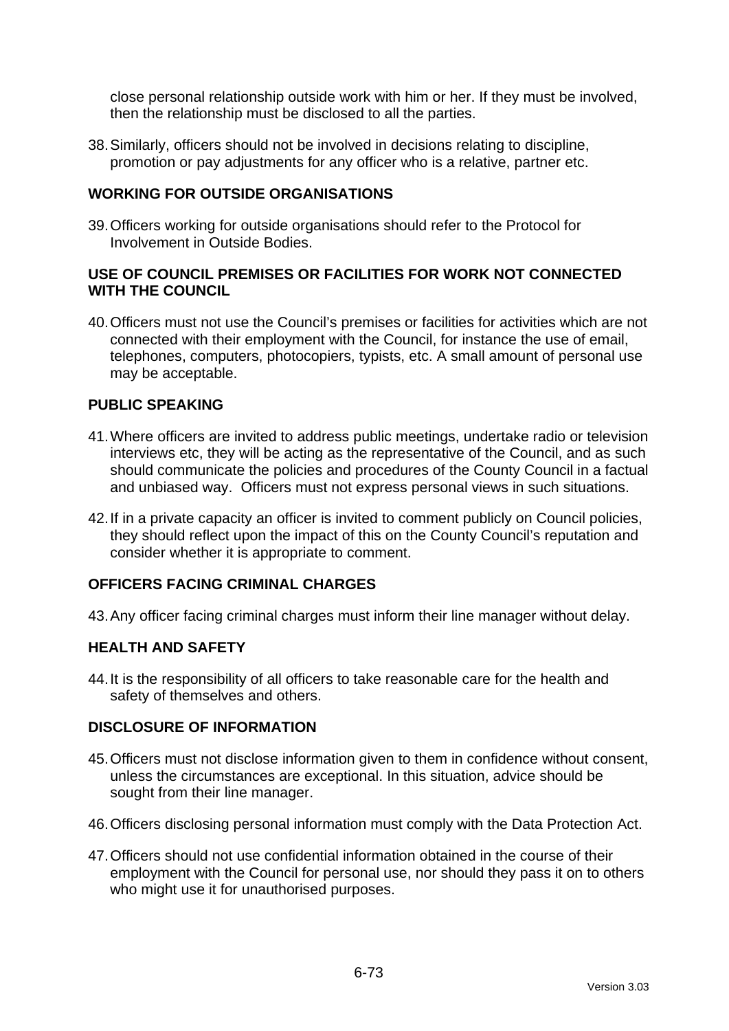close personal relationship outside work with him or her. If they must be involved, then the relationship must be disclosed to all the parties.

38. Similarly, officers should not be involved in decisions relating to discipline, promotion or pay adjustments for any officer who is a relative, partner etc.

## WORKING FOR OUTSIDE ORGANISATIONS

39. Officers working for outside organisations should refer to the Protocol for Involvement in Outside Bodies.

## USE OF COUNCIL PREMISES OR FACILITIES FOR WORK NOT CONNECTED WITH THE COUNCIL

40. Officers must not use the Council's premises or facilities for activities which are not connected with their employment with the Council, for instance the use of email, telephones, computers, photocopiers, typists, etc. A small amount of personal use may be acceptable.

## PUBLIC SPEAKING

41. Where officers are invited to address public meetings, undertake radio or television interviews etc, they will be acting as the representative of the Council, and as such should communicate the policies and procedures of the County Council in a factual and unbiased way. Officers must not express personal views in such situations.

42. If in a private capacity an officer is invited to comment publicly on Council policies, they should reflect upon the impact of this on the County Council's reputation and consider whether it is appropriate to comment.

## OFFICERS FACING CRIMINAL CHARGES

43. Any officer facing criminal charges must inform their line manager without delay.

## HEALTH AND SAFETY

44. It is the responsibility of all officers to take reasonable care for the health and safety of themselves and others.

## DISCLOSURE OF INFORMATION

45. Officers must not disclose information given to them in confidence without consent, unless the circumstances are exceptional. In this situation, advice should be sought from their line manager.

46. Officers disclosing personal information must comply with the Data Protection Act.

47. Officers should not use confidential information obtained in the course of their employment with the Council for personal use, nor should they pass it on to others who might use it for unauthorised purposes.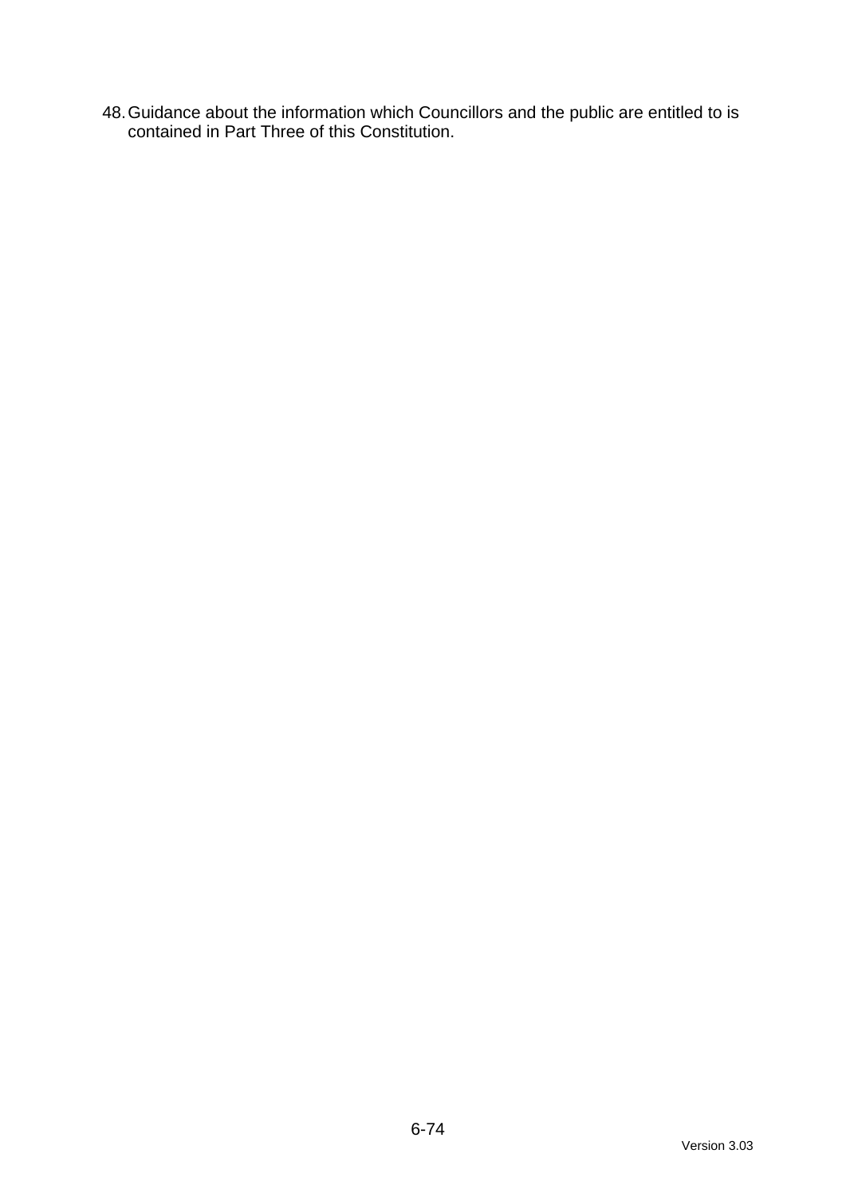48. Guidance about the information which Councillors and the public are entitled to is contained in Part Three of this Constitution.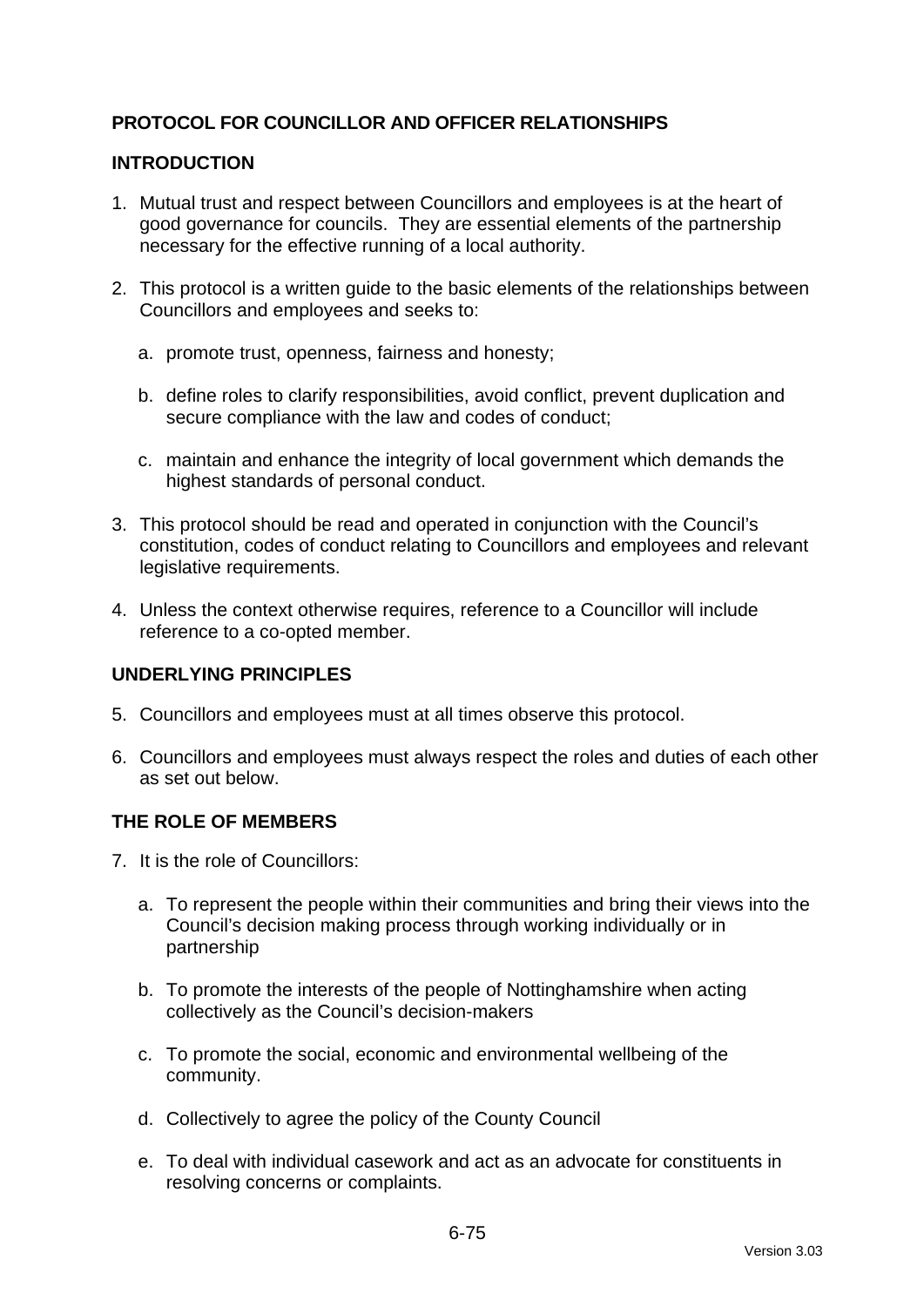## PROTOCOL FOR COUNCILLOR AND OFFICER RELATIONSHIPS

### INTRODUCTION

1. Mutual trust and respect between Councillors and employees is at the heart of good governance for councils. They are essential elements of the partnership necessary for the effective running of a local authority.

2. This protocol is a written guide to the basic elements of the relationships between Councillors and employees and seeks to:

   a. promote trust, openness, fairness and honesty;

   b. define roles to clarify responsibilities, avoid conflict, prevent duplication and secure compliance with the law and codes of conduct;

   c. maintain and enhance the integrity of local government which demands the highest standards of personal conduct.

3. This protocol should be read and operated in conjunction with the Council's constitution, codes of conduct relating to Councillors and employees and relevant legislative requirements.

4. Unless the context otherwise requires, reference to a Councillor will include reference to a co-opted member.

### UNDERLYING PRINCIPLES

5. Councillors and employees must at all times observe this protocol.

6. Councillors and employees must always respect the roles and duties of each other as set out below.

### THE ROLE OF MEMBERS

7. It is the role of Councillors:

   a. To represent the people within their communities and bring their views into the Council's decision making process through working individually or in partnership

   b. To promote the interests of the people of Nottinghamshire when acting collectively as the Council's decision-makers

   c. To promote the social, economic and environmental wellbeing of the community.

   d. Collectively to agree the policy of the County Council

   e. To deal with individual casework and act as an advocate for constituents in resolving concerns or complaints.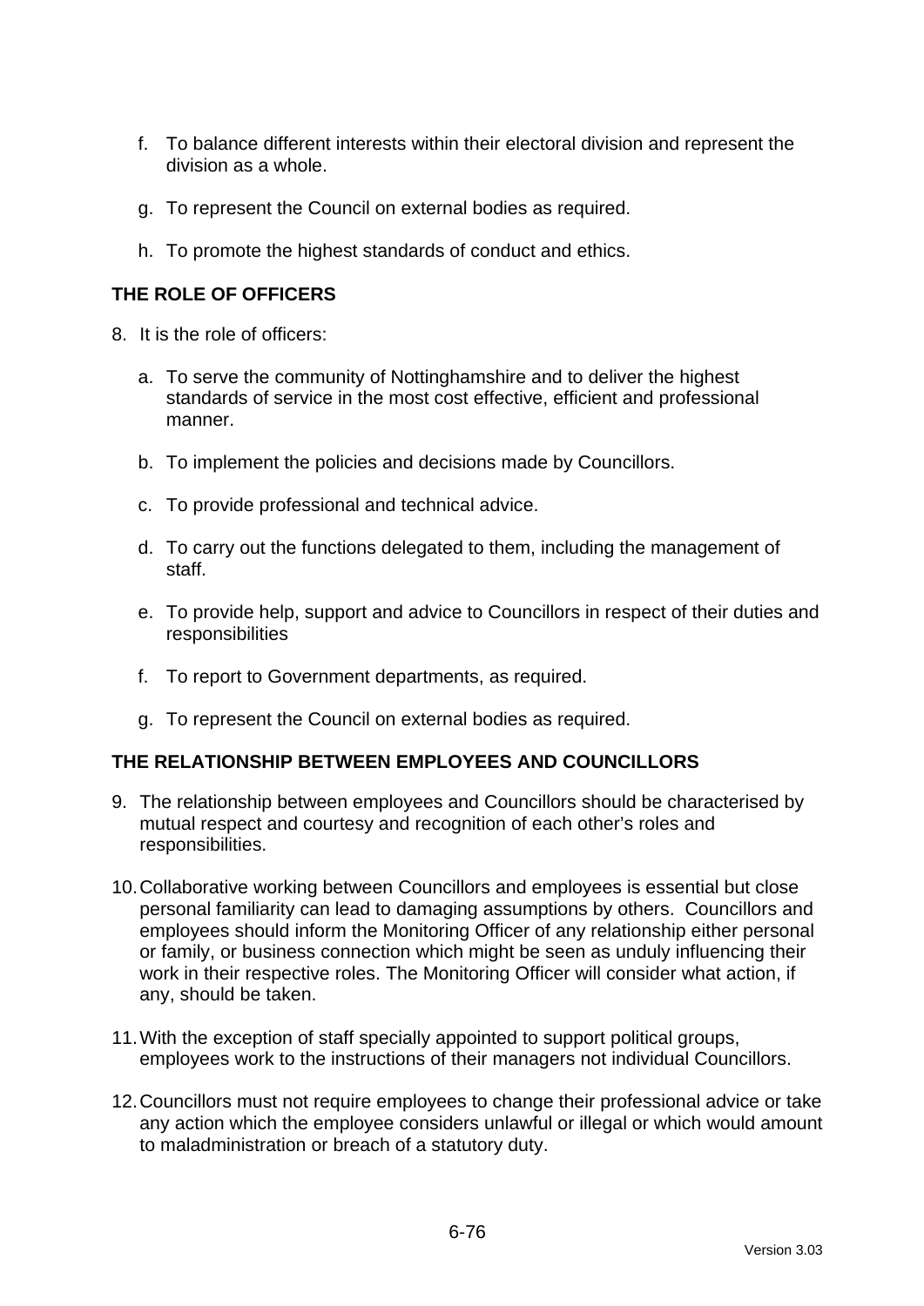f. To balance different interests within their electoral division and represent the division as a whole.

g. To represent the Council on external bodies as required.

h. To promote the highest standards of conduct and ethics.

## THE ROLE OF OFFICERS

8. It is the role of officers:

    a. To serve the community of Nottinghamshire and to deliver the highest standards of service in the most cost effective, efficient and professional manner.

    b. To implement the policies and decisions made by Councillors.

    c. To provide professional and technical advice.

    d. To carry out the functions delegated to them, including the management of staff.

    e. To provide help, support and advice to Councillors in respect of their duties and responsibilities

    f. To report to Government departments, as required.

    g. To represent the Council on external bodies as required.

## THE RELATIONSHIP BETWEEN EMPLOYEES AND COUNCILLORS

9. The relationship between employees and Councillors should be characterised by mutual respect and courtesy and recognition of each other's roles and responsibilities.

10. Collaborative working between Councillors and employees is essential but close personal familiarity can lead to damaging assumptions by others. Councillors and employees should inform the Monitoring Officer of any relationship either personal or family, or business connection which might be seen as unduly influencing their work in their respective roles. The Monitoring Officer will consider what action, if any, should be taken.

11. With the exception of staff specially appointed to support political groups, employees work to the instructions of their managers not individual Councillors.

12. Councillors must not require employees to change their professional advice or take any action which the employee considers unlawful or illegal or which would amount to maladministration or breach of a statutory duty.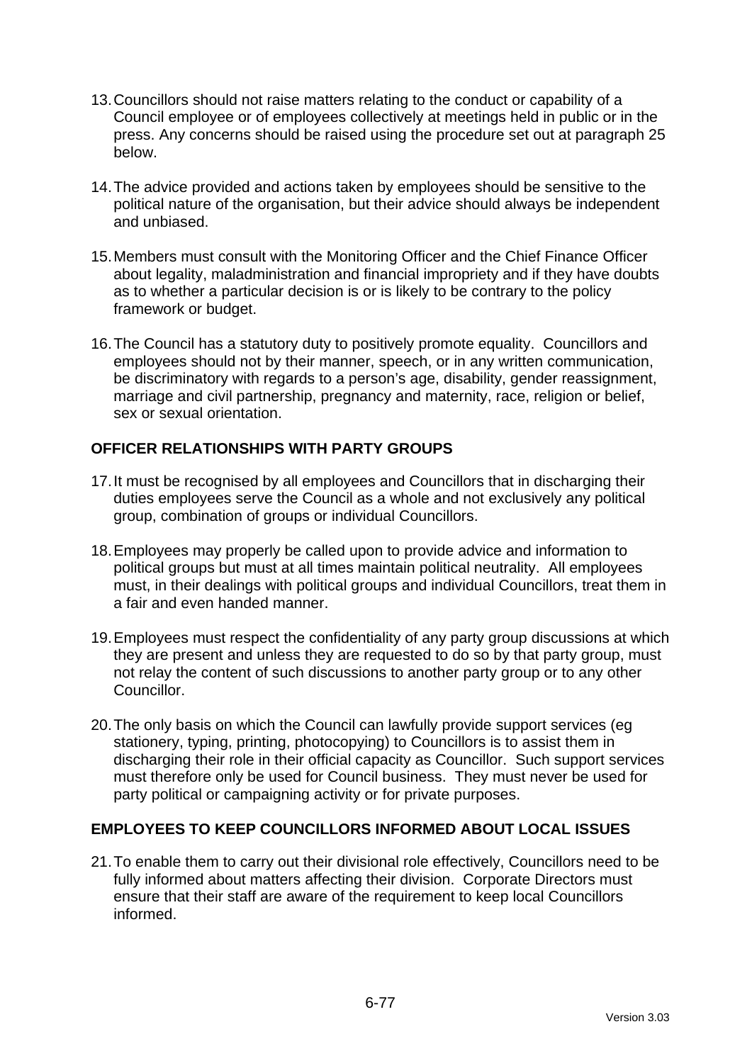13. Councillors should not raise matters relating to the conduct or capability of a Council employee or of employees collectively at meetings held in public or in the press. Any concerns should be raised using the procedure set out at paragraph 25 below.

14. The advice provided and actions taken by employees should be sensitive to the political nature of the organisation, but their advice should always be independent and unbiased.

15. Members must consult with the Monitoring Officer and the Chief Finance Officer about legality, maladministration and financial impropriety and if they have doubts as to whether a particular decision is or is likely to be contrary to the policy framework or budget.

16. The Council has a statutory duty to positively promote equality. Councillors and employees should not by their manner, speech, or in any written communication, be discriminatory with regards to a person's age, disability, gender reassignment, marriage and civil partnership, pregnancy and maternity, race, religion or belief, sex or sexual orientation.

## OFFICER RELATIONSHIPS WITH PARTY GROUPS

17. It must be recognised by all employees and Councillors that in discharging their duties employees serve the Council as a whole and not exclusively any political group, combination of groups or individual Councillors.

18. Employees may properly be called upon to provide advice and information to political groups but must at all times maintain political neutrality. All employees must, in their dealings with political groups and individual Councillors, treat them in a fair and even handed manner.

19. Employees must respect the confidentiality of any party group discussions at which they are present and unless they are requested to do so by that party group, must not relay the content of such discussions to another party group or to any other Councillor.

20. The only basis on which the Council can lawfully provide support services (eg stationery, typing, printing, photocopying) to Councillors is to assist them in discharging their role in their official capacity as Councillor. Such support services must therefore only be used for Council business. They must never be used for party political or campaigning activity or for private purposes.

## EMPLOYEES TO KEEP COUNCILLORS INFORMED ABOUT LOCAL ISSUES

21. To enable them to carry out their divisional role effectively, Councillors need to be fully informed about matters affecting their division. Corporate Directors must ensure that their staff are aware of the requirement to keep local Councillors informed.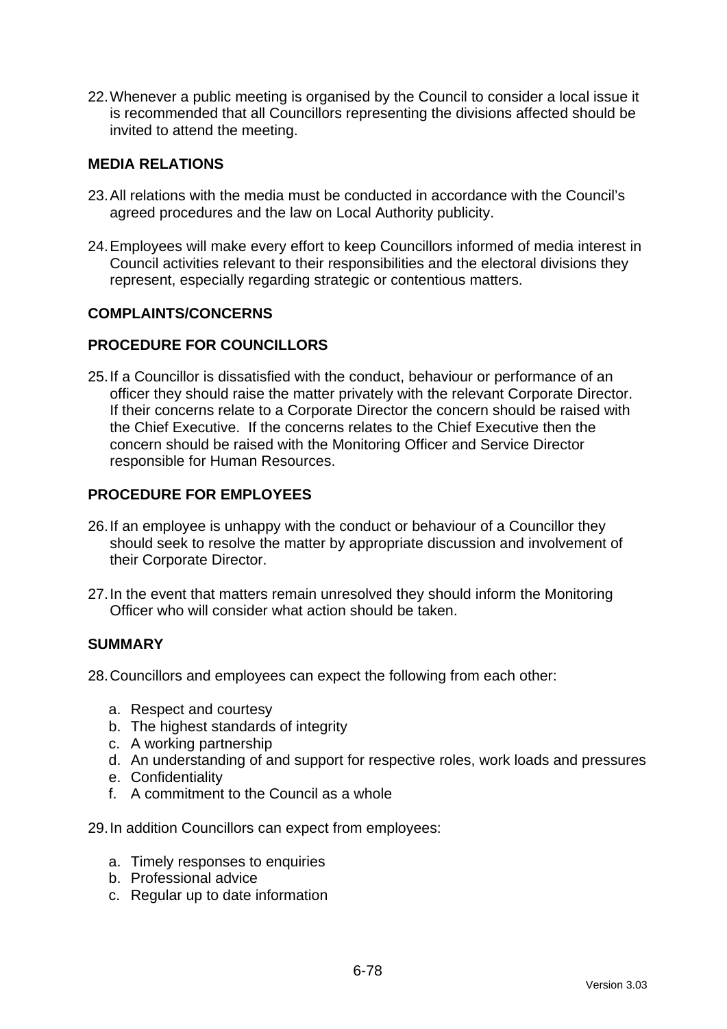22. Whenever a public meeting is organised by the Council to consider a local issue it is recommended that all Councillors representing the divisions affected should be invited to attend the meeting.

## MEDIA RELATIONS

23. All relations with the media must be conducted in accordance with the Council's agreed procedures and the law on Local Authority publicity.

24. Employees will make every effort to keep Councillors informed of media interest in Council activities relevant to their responsibilities and the electoral divisions they represent, especially regarding strategic or contentious matters.

## COMPLAINTS/CONCERNS

## PROCEDURE FOR COUNCILLORS

25. If a Councillor is dissatisfied with the conduct, behaviour or performance of an officer they should raise the matter privately with the relevant Corporate Director. If their concerns relate to a Corporate Director the concern should be raised with the Chief Executive. If the concerns relates to the Chief Executive then the concern should be raised with the Monitoring Officer and Service Director responsible for Human Resources.

## PROCEDURE FOR EMPLOYEES

26. If an employee is unhappy with the conduct or behaviour of a Councillor they should seek to resolve the matter by appropriate discussion and involvement of their Corporate Director.

27. In the event that matters remain unresolved they should inform the Monitoring Officer who will consider what action should be taken.

## SUMMARY

28. Councillors and employees can expect the following from each other:

    a. Respect and courtesy
    b. The highest standards of integrity
    c. A working partnership
    d. An understanding of and support for respective roles, work loads and pressures
    e. Confidentiality
    f. A commitment to the Council as a whole

29. In addition Councillors can expect from employees:

    a. Timely responses to enquiries
    b. Professional advice
    c. Regular up to date information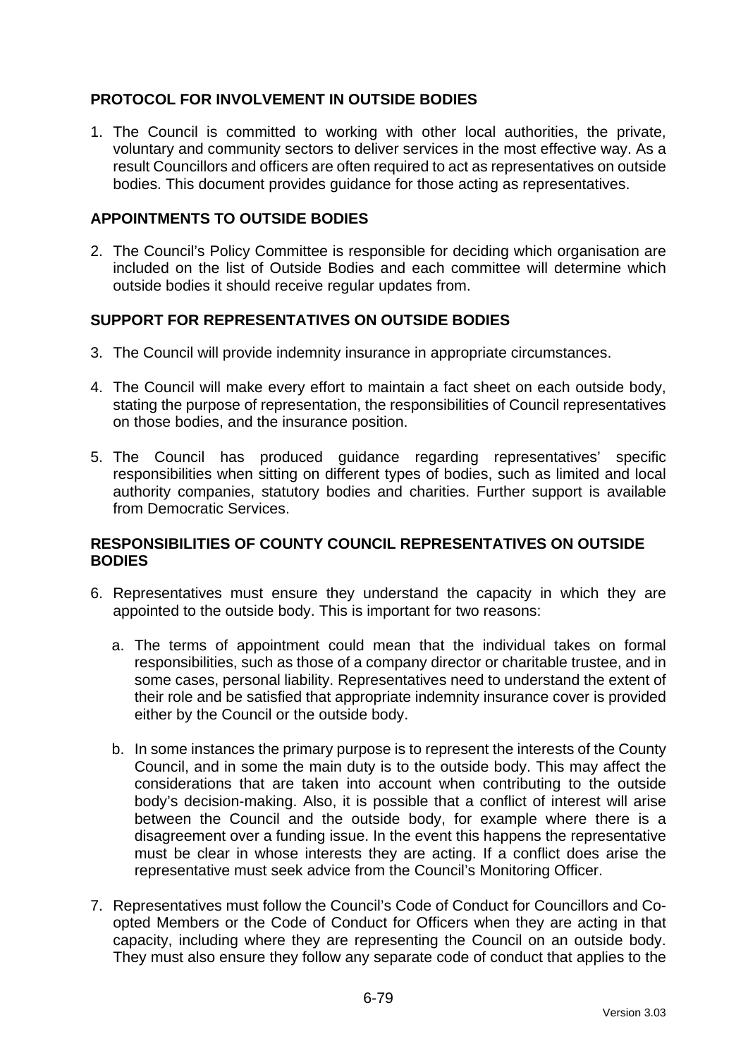## PROTOCOL FOR INVOLVEMENT IN OUTSIDE BODIES

1. The Council is committed to working with other local authorities, the private, voluntary and community sectors to deliver services in the most effective way. As a result Councillors and officers are often required to act as representatives on outside bodies. This document provides guidance for those acting as representatives.

## APPOINTMENTS TO OUTSIDE BODIES

2. The Council's Policy Committee is responsible for deciding which organisation are included on the list of Outside Bodies and each committee will determine which outside bodies it should receive regular updates from.

## SUPPORT FOR REPRESENTATIVES ON OUTSIDE BODIES

3. The Council will provide indemnity insurance in appropriate circumstances.

4. The Council will make every effort to maintain a fact sheet on each outside body, stating the purpose of representation, the responsibilities of Council representatives on those bodies, and the insurance position.

5. The Council has produced guidance regarding representatives' specific responsibilities when sitting on different types of bodies, such as limited and local authority companies, statutory bodies and charities. Further support is available from Democratic Services.

## RESPONSIBILITIES OF COUNTY COUNCIL REPRESENTATIVES ON OUTSIDE BODIES

6. Representatives must ensure they understand the capacity in which they are appointed to the outside body. This is important for two reasons:

   a. The terms of appointment could mean that the individual takes on formal responsibilities, such as those of a company director or charitable trustee, and in some cases, personal liability. Representatives need to understand the extent of their role and be satisfied that appropriate indemnity insurance cover is provided either by the Council or the outside body.

   b. In some instances the primary purpose is to represent the interests of the County Council, and in some the main duty is to the outside body. This may affect the considerations that are taken into account when contributing to the outside body's decision-making. Also, it is possible that a conflict of interest will arise between the Council and the outside body, for example where there is a disagreement over a funding issue. In the event this happens the representative must be clear in whose interests they are acting. If a conflict does arise the representative must seek advice from the Council's Monitoring Officer.

7. Representatives must follow the Council's Code of Conduct for Councillors and Co-opted Members or the Code of Conduct for Officers when they are acting in that capacity, including where they are representing the Council on an outside body. They must also ensure they follow any separate code of conduct that applies to the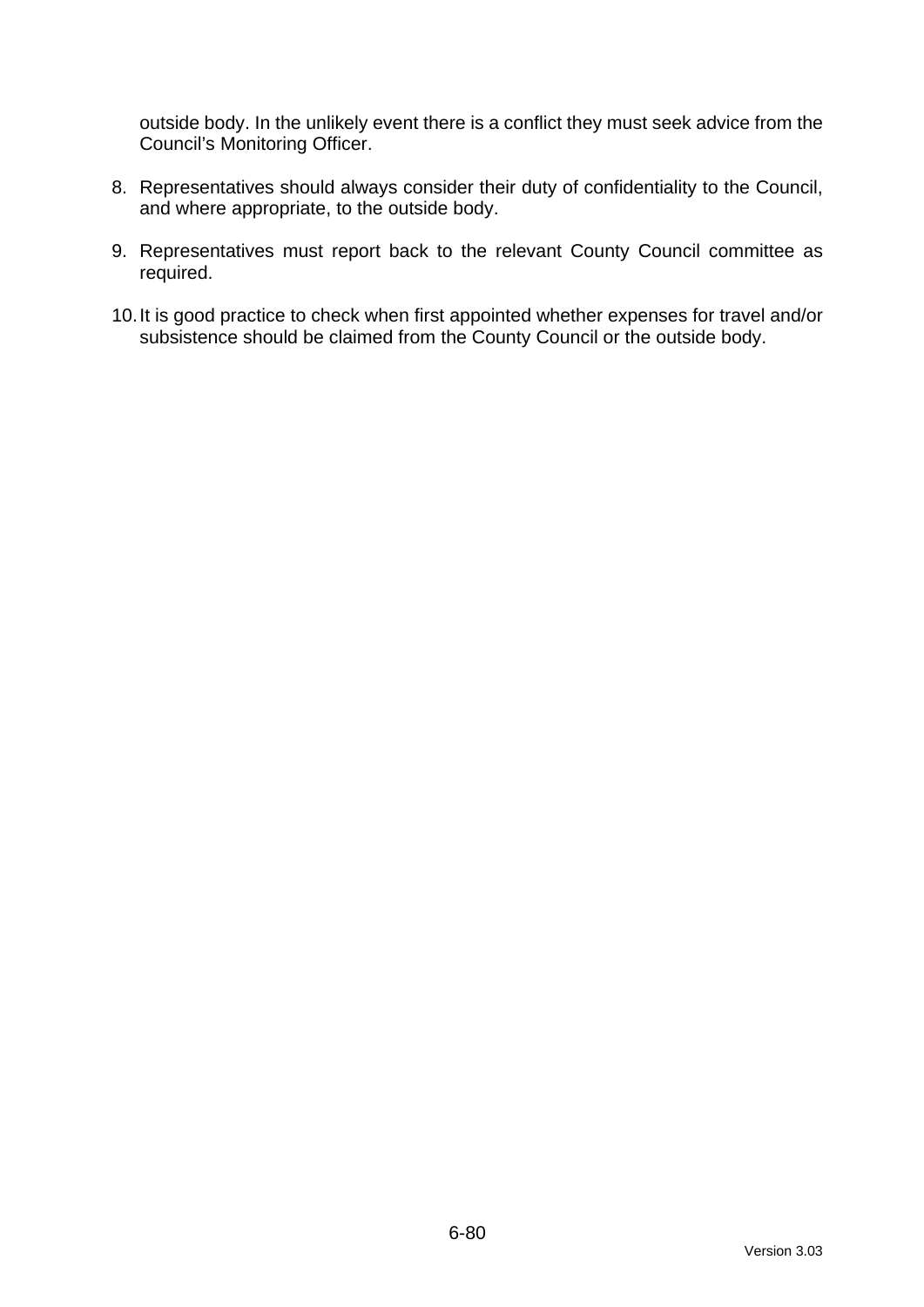outside body. In the unlikely event there is a conflict they must seek advice from the Council's Monitoring Officer.

8. Representatives should always consider their duty of confidentiality to the Council, and where appropriate, to the outside body.

9. Representatives must report back to the relevant County Council committee as required.

10. It is good practice to check when first appointed whether expenses for travel and/or subsistence should be claimed from the County Council or the outside body.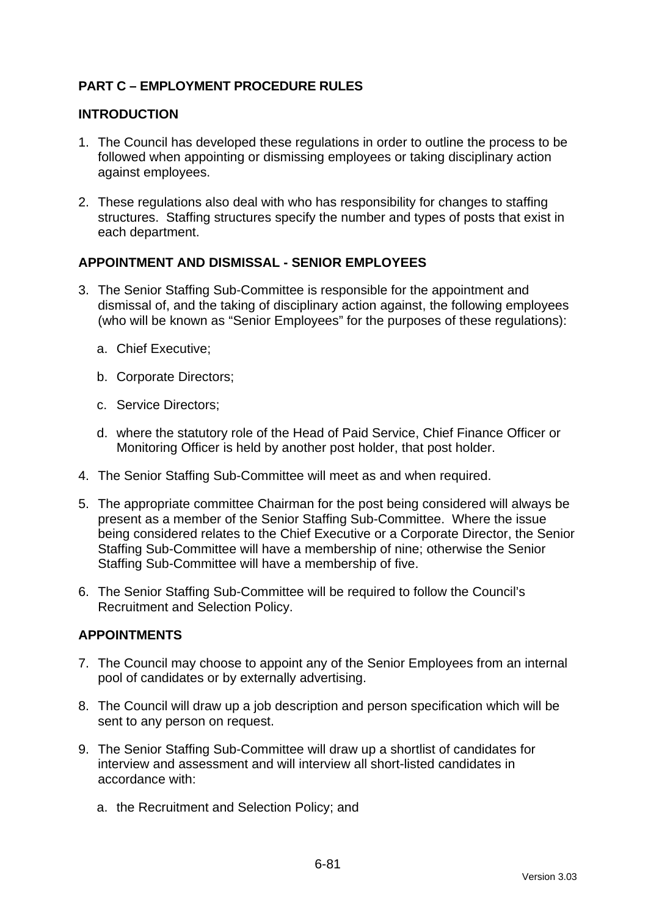## PART C – EMPLOYMENT PROCEDURE RULES

### INTRODUCTION

1. The Council has developed these regulations in order to outline the process to be followed when appointing or dismissing employees or taking disciplinary action against employees.

2. These regulations also deal with who has responsibility for changes to staffing structures. Staffing structures specify the number and types of posts that exist in each department.

### APPOINTMENT AND DISMISSAL - SENIOR EMPLOYEES

3. The Senior Staffing Sub-Committee is responsible for the appointment and dismissal of, and the taking of disciplinary action against, the following employees (who will be known as "Senior Employees" for the purposes of these regulations):

   a. Chief Executive;

   b. Corporate Directors;

   c. Service Directors;

   d. where the statutory role of the Head of Paid Service, Chief Finance Officer or Monitoring Officer is held by another post holder, that post holder.

4. The Senior Staffing Sub-Committee will meet as and when required.

5. The appropriate committee Chairman for the post being considered will always be present as a member of the Senior Staffing Sub-Committee. Where the issue being considered relates to the Chief Executive or a Corporate Director, the Senior Staffing Sub-Committee will have a membership of nine; otherwise the Senior Staffing Sub-Committee will have a membership of five.

6. The Senior Staffing Sub-Committee will be required to follow the Council's Recruitment and Selection Policy.

### APPOINTMENTS

7. The Council may choose to appoint any of the Senior Employees from an internal pool of candidates or by externally advertising.

8. The Council will draw up a job description and person specification which will be sent to any person on request.

9. The Senior Staffing Sub-Committee will draw up a shortlist of candidates for interview and assessment and will interview all short-listed candidates in accordance with:

   a. the Recruitment and Selection Policy; and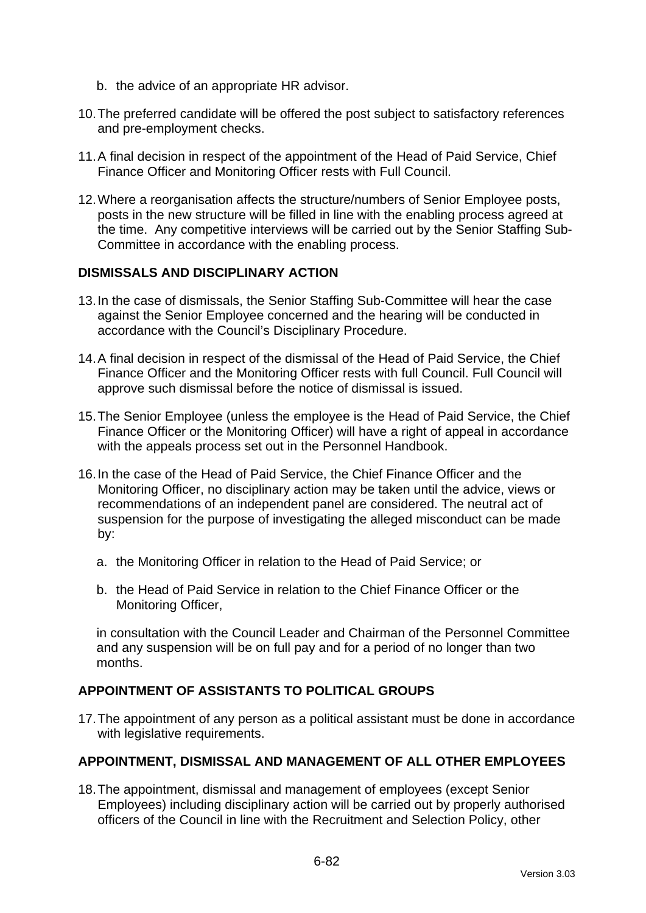b. the advice of an appropriate HR advisor.

10. The preferred candidate will be offered the post subject to satisfactory references and pre-employment checks.

11. A final decision in respect of the appointment of the Head of Paid Service, Chief Finance Officer and Monitoring Officer rests with Full Council.

12. Where a reorganisation affects the structure/numbers of Senior Employee posts, posts in the new structure will be filled in line with the enabling process agreed at the time. Any competitive interviews will be carried out by the Senior Staffing Sub-Committee in accordance with the enabling process.

**DISMISSALS AND DISCIPLINARY ACTION**

13. In the case of dismissals, the Senior Staffing Sub-Committee will hear the case against the Senior Employee concerned and the hearing will be conducted in accordance with the Council's Disciplinary Procedure.

14. A final decision in respect of the dismissal of the Head of Paid Service, the Chief Finance Officer and the Monitoring Officer rests with full Council. Full Council will approve such dismissal before the notice of dismissal is issued.

15. The Senior Employee (unless the employee is the Head of Paid Service, the Chief Finance Officer or the Monitoring Officer) will have a right of appeal in accordance with the appeals process set out in the Personnel Handbook.

16. In the case of the Head of Paid Service, the Chief Finance Officer and the Monitoring Officer, no disciplinary action may be taken until the advice, views or recommendations of an independent panel are considered. The neutral act of suspension for the purpose of investigating the alleged misconduct can be made by:

    a. the Monitoring Officer in relation to the Head of Paid Service; or

    b. the Head of Paid Service in relation to the Chief Finance Officer or the Monitoring Officer,

    in consultation with the Council Leader and Chairman of the Personnel Committee and any suspension will be on full pay and for a period of no longer than two months.

**APPOINTMENT OF ASSISTANTS TO POLITICAL GROUPS**

17. The appointment of any person as a political assistant must be done in accordance with legislative requirements.

**APPOINTMENT, DISMISSAL AND MANAGEMENT OF ALL OTHER EMPLOYEES**

18. The appointment, dismissal and management of employees (except Senior Employees) including disciplinary action will be carried out by properly authorised officers of the Council in line with the Recruitment and Selection Policy, other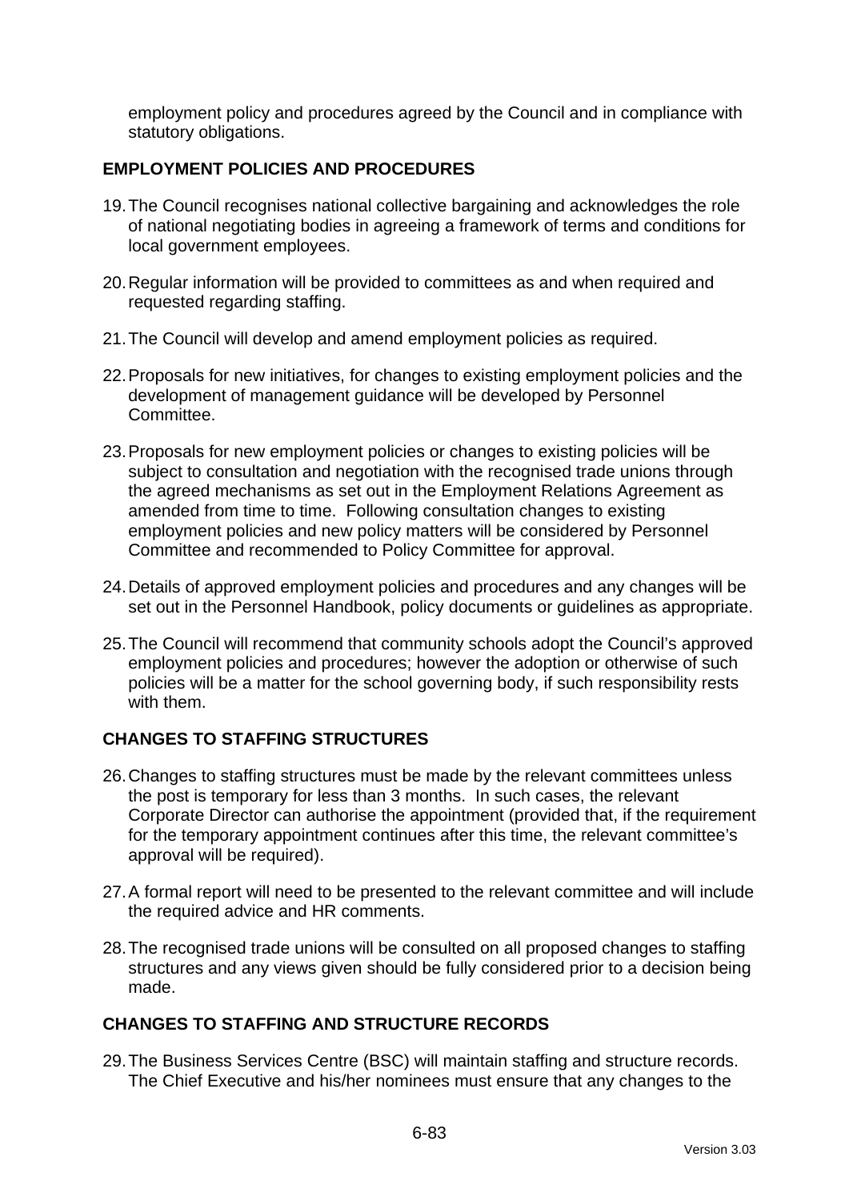employment policy and procedures agreed by the Council and in compliance with statutory obligations.

## EMPLOYMENT POLICIES AND PROCEDURES

19. The Council recognises national collective bargaining and acknowledges the role of national negotiating bodies in agreeing a framework of terms and conditions for local government employees.

20. Regular information will be provided to committees as and when required and requested regarding staffing.

21. The Council will develop and amend employment policies as required.

22. Proposals for new initiatives, for changes to existing employment policies and the development of management guidance will be developed by Personnel Committee.

23. Proposals for new employment policies or changes to existing policies will be subject to consultation and negotiation with the recognised trade unions through the agreed mechanisms as set out in the Employment Relations Agreement as amended from time to time. Following consultation changes to existing employment policies and new policy matters will be considered by Personnel Committee and recommended to Policy Committee for approval.

24. Details of approved employment policies and procedures and any changes will be set out in the Personnel Handbook, policy documents or guidelines as appropriate.

25. The Council will recommend that community schools adopt the Council's approved employment policies and procedures; however the adoption or otherwise of such policies will be a matter for the school governing body, if such responsibility rests with them.

## CHANGES TO STAFFING STRUCTURES

26. Changes to staffing structures must be made by the relevant committees unless the post is temporary for less than 3 months. In such cases, the relevant Corporate Director can authorise the appointment (provided that, if the requirement for the temporary appointment continues after this time, the relevant committee's approval will be required).

27. A formal report will need to be presented to the relevant committee and will include the required advice and HR comments.

28. The recognised trade unions will be consulted on all proposed changes to staffing structures and any views given should be fully considered prior to a decision being made.

## CHANGES TO STAFFING AND STRUCTURE RECORDS

29. The Business Services Centre (BSC) will maintain staffing and structure records. The Chief Executive and his/her nominees must ensure that any changes to the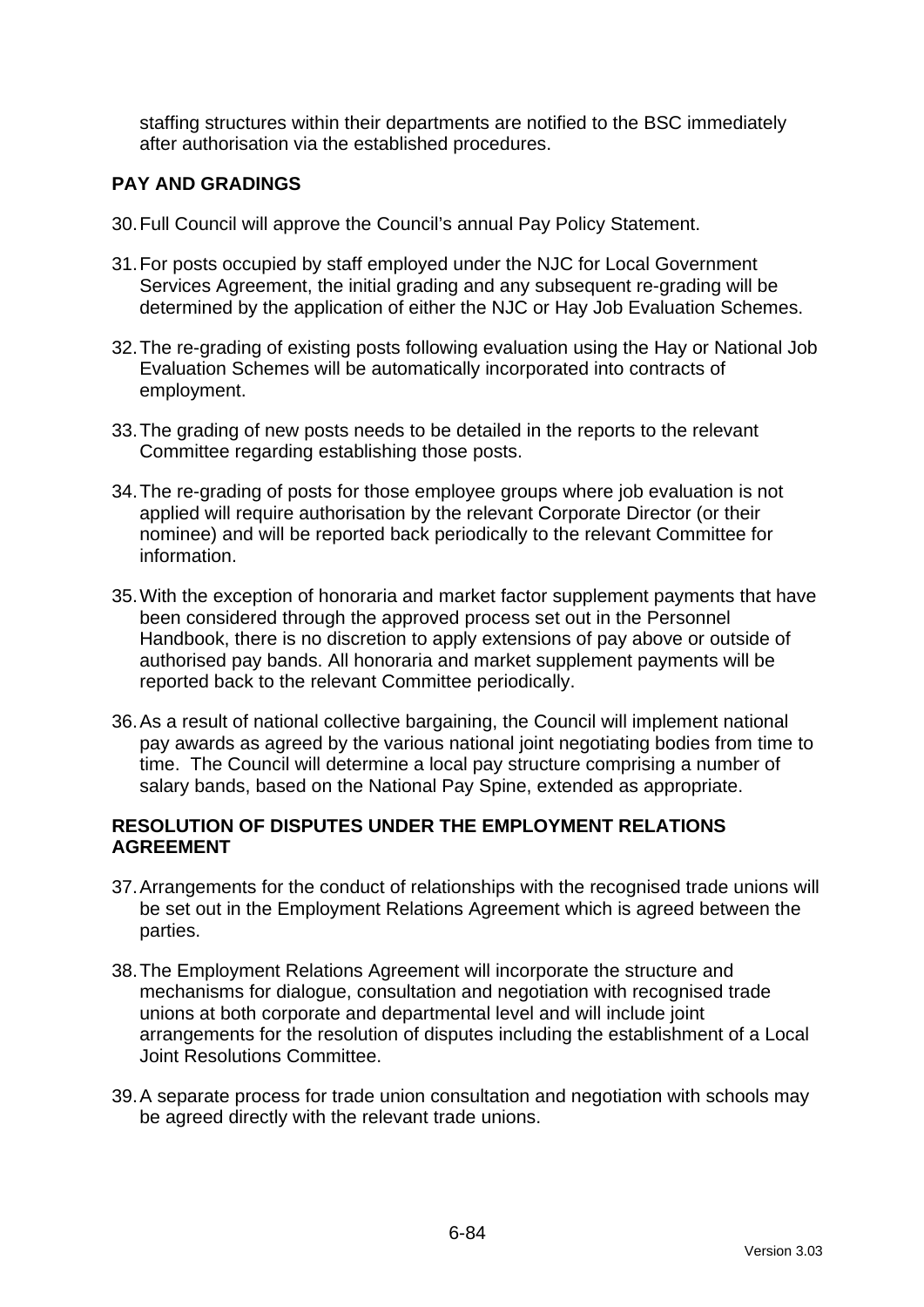staffing structures within their departments are notified to the BSC immediately after authorisation via the established procedures.

## PAY AND GRADINGS

30. Full Council will approve the Council's annual Pay Policy Statement.

31. For posts occupied by staff employed under the NJC for Local Government Services Agreement, the initial grading and any subsequent re-grading will be determined by the application of either the NJC or Hay Job Evaluation Schemes.

32. The re-grading of existing posts following evaluation using the Hay or National Job Evaluation Schemes will be automatically incorporated into contracts of employment.

33. The grading of new posts needs to be detailed in the reports to the relevant Committee regarding establishing those posts.

34. The re-grading of posts for those employee groups where job evaluation is not applied will require authorisation by the relevant Corporate Director (or their nominee) and will be reported back periodically to the relevant Committee for information.

35. With the exception of honoraria and market factor supplement payments that have been considered through the approved process set out in the Personnel Handbook, there is no discretion to apply extensions of pay above or outside of authorised pay bands. All honoraria and market supplement payments will be reported back to the relevant Committee periodically.

36. As a result of national collective bargaining, the Council will implement national pay awards as agreed by the various national joint negotiating bodies from time to time. The Council will determine a local pay structure comprising a number of salary bands, based on the National Pay Spine, extended as appropriate.

## RESOLUTION OF DISPUTES UNDER THE EMPLOYMENT RELATIONS AGREEMENT

37. Arrangements for the conduct of relationships with the recognised trade unions will be set out in the Employment Relations Agreement which is agreed between the parties.

38. The Employment Relations Agreement will incorporate the structure and mechanisms for dialogue, consultation and negotiation with recognised trade unions at both corporate and departmental level and will include joint arrangements for the resolution of disputes including the establishment of a Local Joint Resolutions Committee.

39. A separate process for trade union consultation and negotiation with schools may be agreed directly with the relevant trade unions.